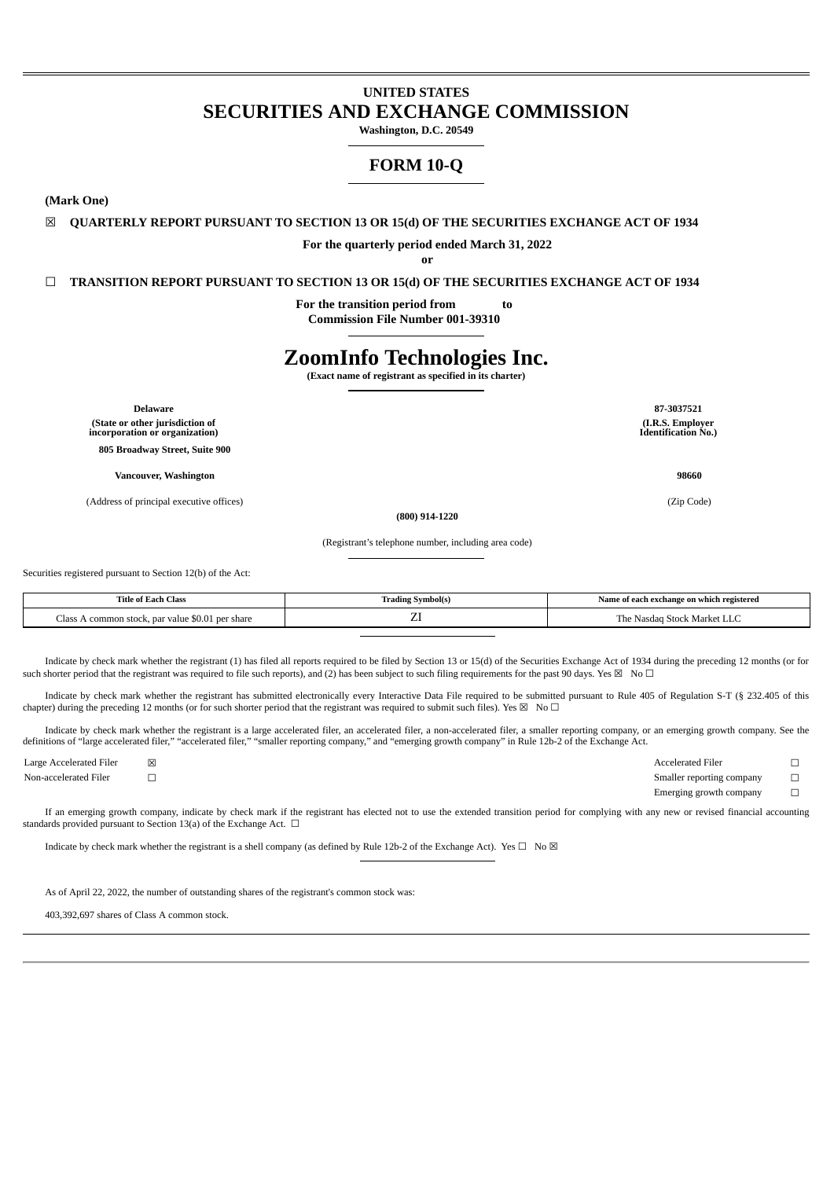# UNITED STATES
# SECURITIES AND EXCHANGE COMMISSION

**Washington, D.C. 20549**

## FORM 10-Q

**(Mark One)**

☒ **QUARTERLY REPORT PURSUANT TO SECTION 13 OR 15(d) OF THE SECURITIES EXCHANGE ACT OF 1934**

**For the quarterly period ended March 31, 2022**

**or**

☐ **TRANSITION REPORT PURSUANT TO SECTION 13 OR 15(d) OF THE SECURITIES EXCHANGE ACT OF 1934**

**For the transition period from to**

**Commission File Number 001-39310**

# ZoomInfo Technologies Inc.

**(Exact name of registrant as specified in its charter)**

| | |
|---|---|
| **Delaware** | **87-3037521** |
| **(State or other jurisdiction of incorporation or organization)** | **(I.R.S. Employer Identification No.)** |
| **805 Broadway Street, Suite 900** | |
| **Vancouver, Washington** | **98660** |
| (Address of principal executive offices) | (Zip Code) |

**(800) 914-1220**

(Registrant's telephone number, including area code)

Securities registered pursuant to Section 12(b) of the Act:

| Title of Each Class | Trading Symbol(s) | Name of each exchange on which registered |
|---|---|---|
| Class A common stock, par value $0.01 per share | ZI | The Nasdaq Stock Market LLC |

Indicate by check mark whether the registrant (1) has filed all reports required to be filed by Section 13 or 15(d) of the Securities Exchange Act of 1934 during the preceding 12 months (or for such shorter period that the registrant was required to file such reports), and (2) has been subject to such filing requirements for the past 90 days. Yes ☒ No ☐

Indicate by check mark whether the registrant has submitted electronically every Interactive Data File required to be submitted pursuant to Rule 405 of Regulation S-T (§ 232.405 of this chapter) during the preceding 12 months (or for such shorter period that the registrant was required to submit such files). Yes ☒ No ☐

Indicate by check mark whether the registrant is a large accelerated filer, an accelerated filer, a non-accelerated filer, a smaller reporting company, or an emerging growth company. See the definitions of "large accelerated filer," "accelerated filer," "smaller reporting company," and "emerging growth company" in Rule 12b-2 of the Exchange Act.

| | | | |
|---|---|---|---|
| Large Accelerated Filer | ☒ | Accelerated Filer | ☐ |
| Non-accelerated Filer | ☐ | Smaller reporting company | ☐ |
| | | Emerging growth company | ☐ |

If an emerging growth company, indicate by check mark if the registrant has elected not to use the extended transition period for complying with any new or revised financial accounting standards provided pursuant to Section 13(a) of the Exchange Act. ☐

Indicate by check mark whether the registrant is a shell company (as defined by Rule 12b-2 of the Exchange Act). Yes ☐ No ☒

As of April 22, 2022, the number of outstanding shares of the registrant's common stock was:

403,392,697 shares of Class A common stock.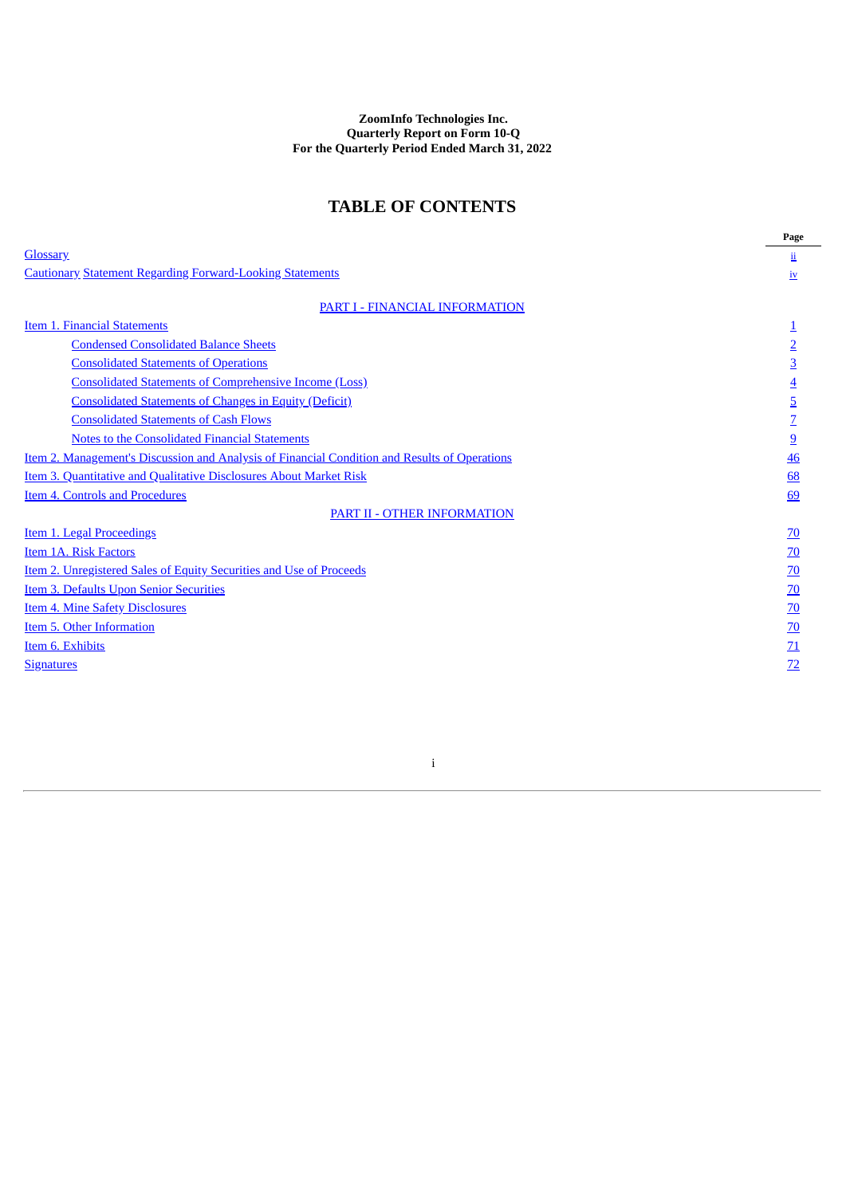**ZoomInfo Technologies Inc.**
**Quarterly Report on Form 10-Q**
**For the Quarterly Period Ended March 31, 2022**

# TABLE OF CONTENTS

| | Page |
|---|---|
| Glossary | ii |
| Cautionary Statement Regarding Forward-Looking Statements | iv |
| **PART I - FINANCIAL INFORMATION** | |
| Item 1. Financial Statements | 1 |
| Condensed Consolidated Balance Sheets | 2 |
| Consolidated Statements of Operations | 3 |
| Consolidated Statements of Comprehensive Income (Loss) | 4 |
| Consolidated Statements of Changes in Equity (Deficit) | 5 |
| Consolidated Statements of Cash Flows | 7 |
| Notes to the Consolidated Financial Statements | 9 |
| Item 2. Management's Discussion and Analysis of Financial Condition and Results of Operations | 46 |
| Item 3. Quantitative and Qualitative Disclosures About Market Risk | 68 |
| Item 4. Controls and Procedures | 69 |
| **PART II - OTHER INFORMATION** | |
| Item 1. Legal Proceedings | 70 |
| Item 1A. Risk Factors | 70 |
| Item 2. Unregistered Sales of Equity Securities and Use of Proceeds | 70 |
| Item 3. Defaults Upon Senior Securities | 70 |
| Item 4. Mine Safety Disclosures | 70 |
| Item 5. Other Information | 70 |
| Item 6. Exhibits | 71 |
| Signatures | 72 |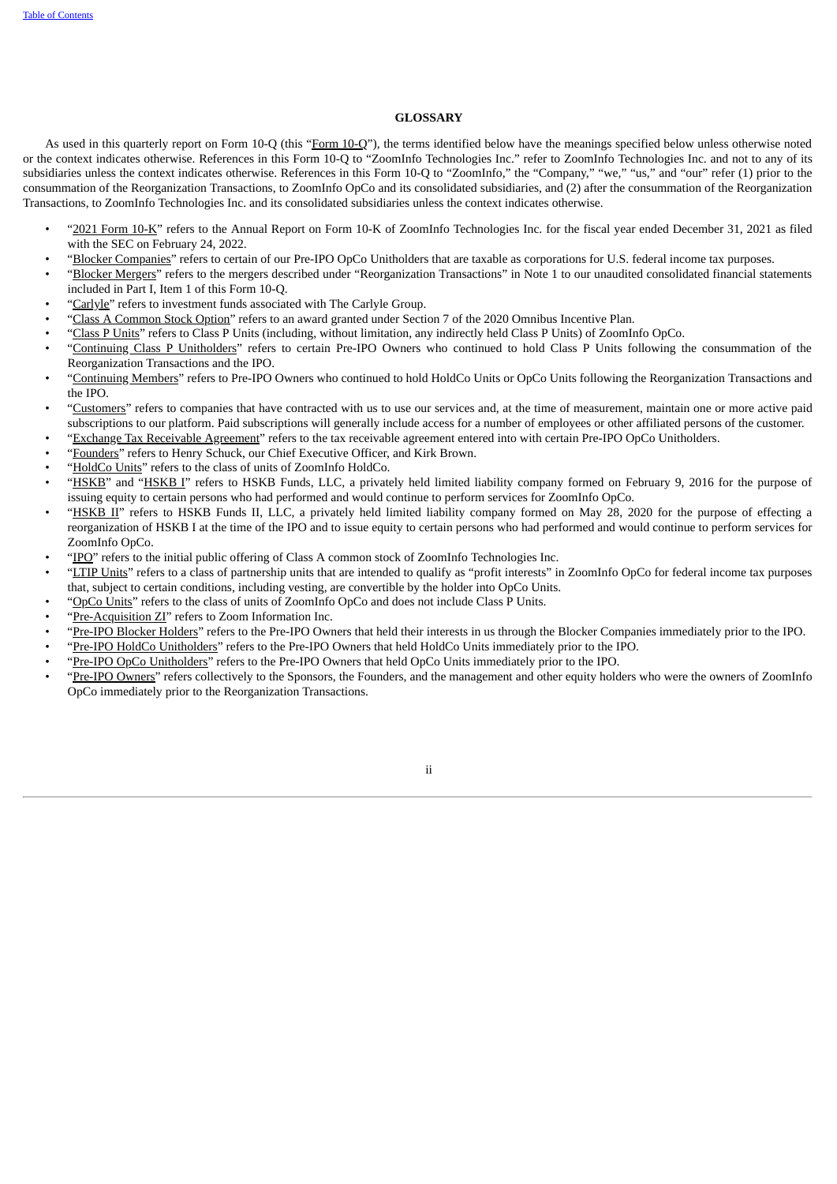## GLOSSARY

As used in this quarterly report on Form 10-Q (this "Form 10-Q"), the terms identified below have the meanings specified below unless otherwise noted or the context indicates otherwise. References in this Form 10-Q to "ZoomInfo Technologies Inc." refer to ZoomInfo Technologies Inc. and not to any of its subsidiaries unless the context indicates otherwise. References in this Form 10-Q to "ZoomInfo," the "Company," "we," "us," and "our" refer (1) prior to the consummation of the Reorganization Transactions, to ZoomInfo OpCo and its consolidated subsidiaries, and (2) after the consummation of the Reorganization Transactions, to ZoomInfo Technologies Inc. and its consolidated subsidiaries unless the context indicates otherwise.

- "2021 Form 10-K" refers to the Annual Report on Form 10-K of ZoomInfo Technologies Inc. for the fiscal year ended December 31, 2021 as filed with the SEC on February 24, 2022.
- "Blocker Companies" refers to certain of our Pre-IPO OpCo Unitholders that are taxable as corporations for U.S. federal income tax purposes.
- "Blocker Mergers" refers to the mergers described under "Reorganization Transactions" in Note 1 to our unaudited consolidated financial statements included in Part I, Item 1 of this Form 10-Q.
- "Carlyle" refers to investment funds associated with The Carlyle Group.
- "Class A Common Stock Option" refers to an award granted under Section 7 of the 2020 Omnibus Incentive Plan.
- "Class P Units" refers to Class P Units (including, without limitation, any indirectly held Class P Units) of ZoomInfo OpCo.
- "Continuing Class P Unitholders" refers to certain Pre-IPO Owners who continued to hold Class P Units following the consummation of the Reorganization Transactions and the IPO.
- "Continuing Members" refers to Pre-IPO Owners who continued to hold HoldCo Units or OpCo Units following the Reorganization Transactions and the IPO.
- "Customers" refers to companies that have contracted with us to use our services and, at the time of measurement, maintain one or more active paid subscriptions to our platform. Paid subscriptions will generally include access for a number of employees or other affiliated persons of the customer.
- "Exchange Tax Receivable Agreement" refers to the tax receivable agreement entered into with certain Pre-IPO OpCo Unitholders.
- "Founders" refers to Henry Schuck, our Chief Executive Officer, and Kirk Brown.
- "HoldCo Units" refers to the class of units of ZoomInfo HoldCo.
- "HSKB" and "HSKB I" refers to HSKB Funds, LLC, a privately held limited liability company formed on February 9, 2016 for the purpose of issuing equity to certain persons who had performed and would continue to perform services for ZoomInfo OpCo.
- "HSKB II" refers to HSKB Funds II, LLC, a privately held limited liability company formed on May 28, 2020 for the purpose of effecting a reorganization of HSKB I at the time of the IPO and to issue equity to certain persons who had performed and would continue to perform services for ZoomInfo OpCo.
- "IPO" refers to the initial public offering of Class A common stock of ZoomInfo Technologies Inc.
- "LTIP Units" refers to a class of partnership units that are intended to qualify as "profit interests" in ZoomInfo OpCo for federal income tax purposes that, subject to certain conditions, including vesting, are convertible by the holder into OpCo Units.
- "OpCo Units" refers to the class of units of ZoomInfo OpCo and does not include Class P Units.
- "Pre-Acquisition ZI" refers to Zoom Information Inc.
- "Pre-IPO Blocker Holders" refers to the Pre-IPO Owners that held their interests in us through the Blocker Companies immediately prior to the IPO.
- "Pre-IPO HoldCo Unitholders" refers to the Pre-IPO Owners that held HoldCo Units immediately prior to the IPO.
- "Pre-IPO OpCo Unitholders" refers to the Pre-IPO Owners that held OpCo Units immediately prior to the IPO.
- "Pre-IPO Owners" refers collectively to the Sponsors, the Founders, and the management and other equity holders who were the owners of ZoomInfo OpCo immediately prior to the Reorganization Transactions.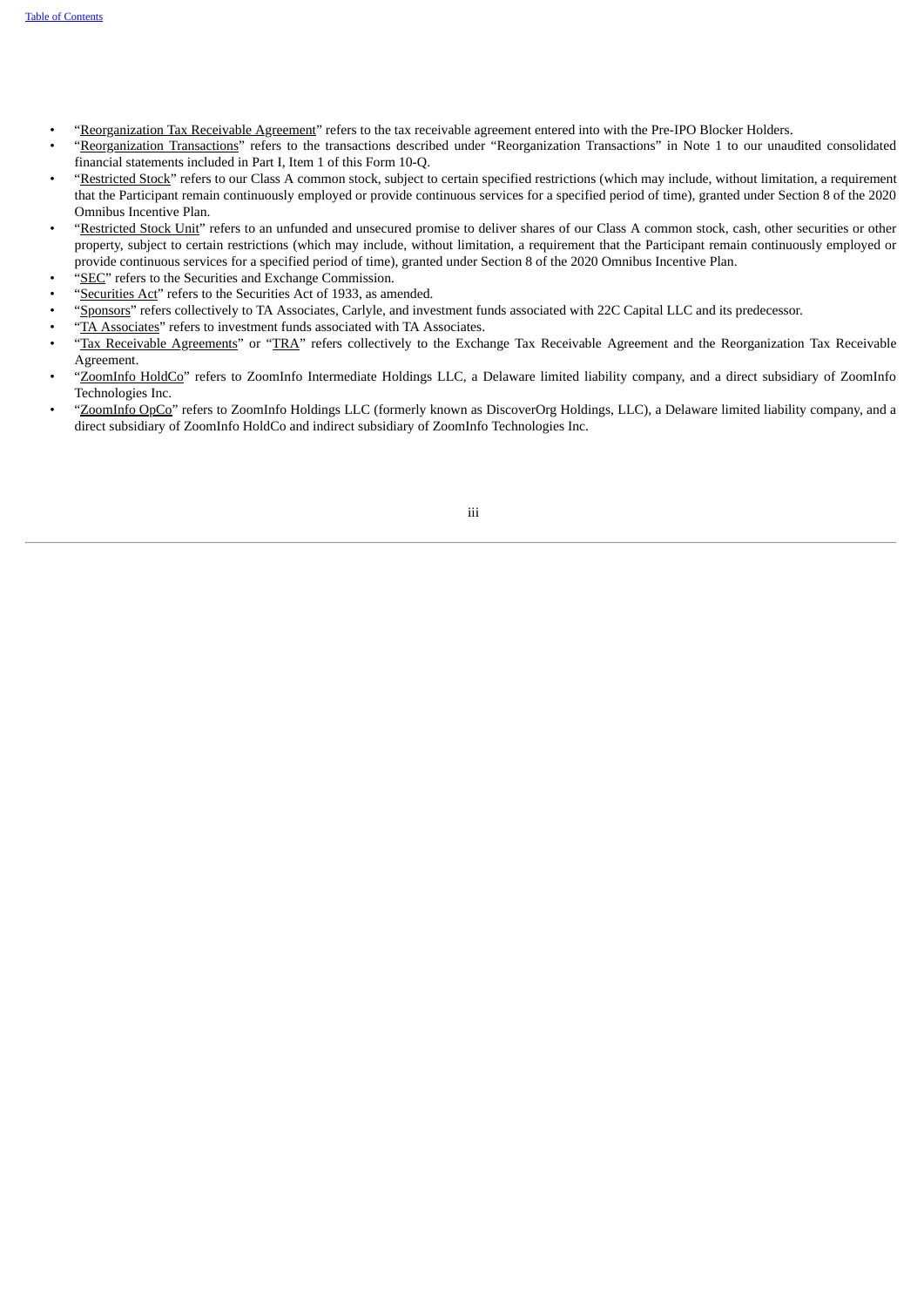- "Reorganization Tax Receivable Agreement" refers to the tax receivable agreement entered into with the Pre-IPO Blocker Holders.
- "Reorganization Transactions" refers to the transactions described under "Reorganization Transactions" in Note 1 to our unaudited consolidated financial statements included in Part I, Item 1 of this Form 10-Q.
- "Restricted Stock" refers to our Class A common stock, subject to certain specified restrictions (which may include, without limitation, a requirement that the Participant remain continuously employed or provide continuous services for a specified period of time), granted under Section 8 of the 2020 Omnibus Incentive Plan.
- "Restricted Stock Unit" refers to an unfunded and unsecured promise to deliver shares of our Class A common stock, cash, other securities or other property, subject to certain restrictions (which may include, without limitation, a requirement that the Participant remain continuously employed or provide continuous services for a specified period of time), granted under Section 8 of the 2020 Omnibus Incentive Plan.
- "SEC" refers to the Securities and Exchange Commission.
- "Securities Act" refers to the Securities Act of 1933, as amended.
- "Sponsors" refers collectively to TA Associates, Carlyle, and investment funds associated with 22C Capital LLC and its predecessor.
- "TA Associates" refers to investment funds associated with TA Associates.
- "Tax Receivable Agreements" or "TRA" refers collectively to the Exchange Tax Receivable Agreement and the Reorganization Tax Receivable Agreement.
- "ZoomInfo HoldCo" refers to ZoomInfo Intermediate Holdings LLC, a Delaware limited liability company, and a direct subsidiary of ZoomInfo Technologies Inc.
- "ZoomInfo OpCo" refers to ZoomInfo Holdings LLC (formerly known as DiscoverOrg Holdings, LLC), a Delaware limited liability company, and a direct subsidiary of ZoomInfo HoldCo and indirect subsidiary of ZoomInfo Technologies Inc.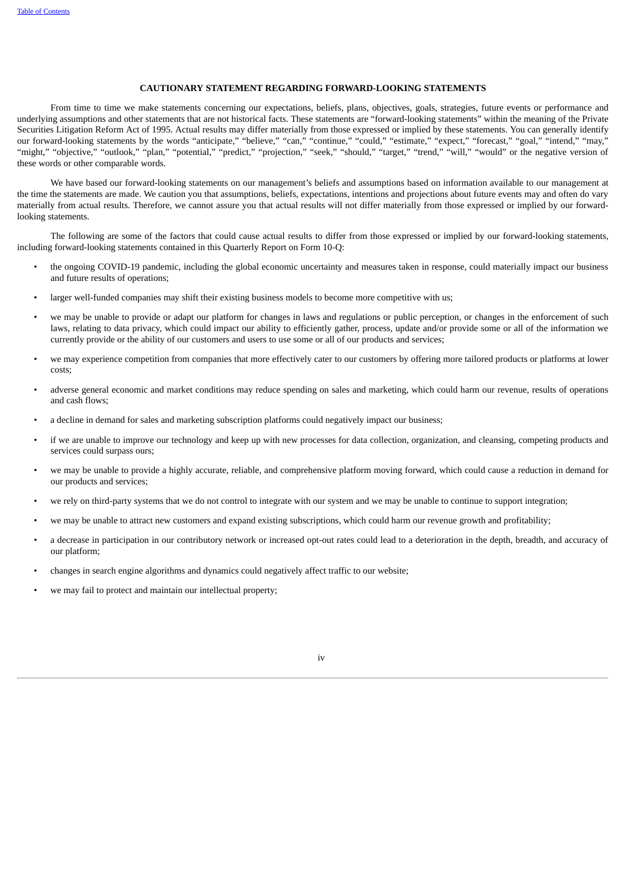## CAUTIONARY STATEMENT REGARDING FORWARD-LOOKING STATEMENTS

From time to time we make statements concerning our expectations, beliefs, plans, objectives, goals, strategies, future events or performance and underlying assumptions and other statements that are not historical facts. These statements are "forward-looking statements" within the meaning of the Private Securities Litigation Reform Act of 1995. Actual results may differ materially from those expressed or implied by these statements. You can generally identify our forward-looking statements by the words "anticipate," "believe," "can," "continue," "could," "estimate," "expect," "forecast," "goal," "intend," "may," "might," "objective," "outlook," "plan," "potential," "predict," "projection," "seek," "should," "target," "trend," "will," "would" or the negative version of these words or other comparable words.

We have based our forward-looking statements on our management's beliefs and assumptions based on information available to our management at the time the statements are made. We caution you that assumptions, beliefs, expectations, intentions and projections about future events may and often do vary materially from actual results. Therefore, we cannot assure you that actual results will not differ materially from those expressed or implied by our forward-looking statements.

The following are some of the factors that could cause actual results to differ from those expressed or implied by our forward-looking statements, including forward-looking statements contained in this Quarterly Report on Form 10-Q:

- the ongoing COVID-19 pandemic, including the global economic uncertainty and measures taken in response, could materially impact our business and future results of operations;
- larger well-funded companies may shift their existing business models to become more competitive with us;
- we may be unable to provide or adapt our platform for changes in laws and regulations or public perception, or changes in the enforcement of such laws, relating to data privacy, which could impact our ability to efficiently gather, process, update and/or provide some or all of the information we currently provide or the ability of our customers and users to use some or all of our products and services;
- we may experience competition from companies that more effectively cater to our customers by offering more tailored products or platforms at lower costs;
- adverse general economic and market conditions may reduce spending on sales and marketing, which could harm our revenue, results of operations and cash flows;
- a decline in demand for sales and marketing subscription platforms could negatively impact our business;
- if we are unable to improve our technology and keep up with new processes for data collection, organization, and cleansing, competing products and services could surpass ours;
- we may be unable to provide a highly accurate, reliable, and comprehensive platform moving forward, which could cause a reduction in demand for our products and services;
- we rely on third-party systems that we do not control to integrate with our system and we may be unable to continue to support integration;
- we may be unable to attract new customers and expand existing subscriptions, which could harm our revenue growth and profitability;
- a decrease in participation in our contributory network or increased opt-out rates could lead to a deterioration in the depth, breadth, and accuracy of our platform;
- changes in search engine algorithms and dynamics could negatively affect traffic to our website;
- we may fail to protect and maintain our intellectual property;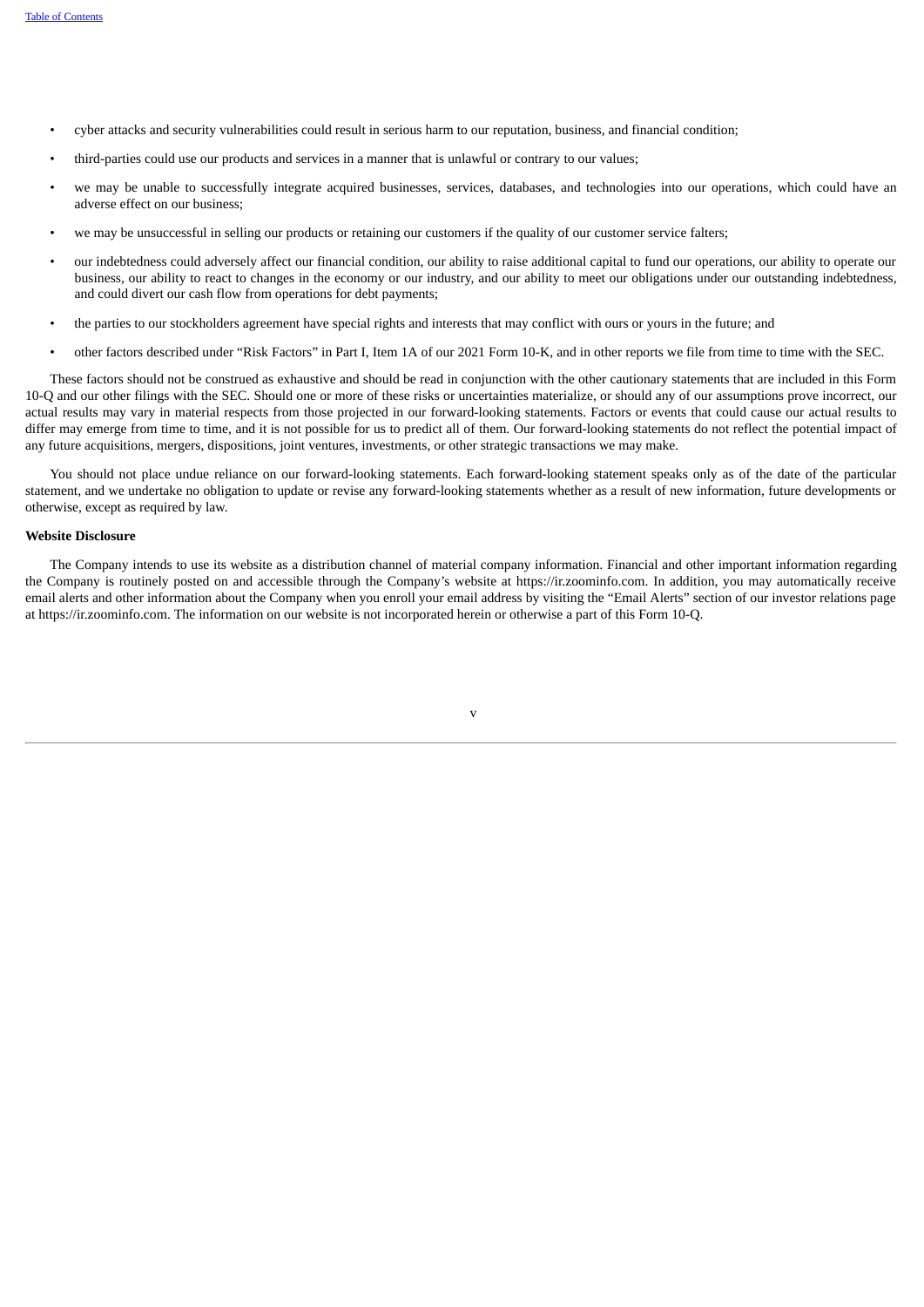- cyber attacks and security vulnerabilities could result in serious harm to our reputation, business, and financial condition;
- third-parties could use our products and services in a manner that is unlawful or contrary to our values;
- we may be unable to successfully integrate acquired businesses, services, databases, and technologies into our operations, which could have an adverse effect on our business;
- we may be unsuccessful in selling our products or retaining our customers if the quality of our customer service falters;
- our indebtedness could adversely affect our financial condition, our ability to raise additional capital to fund our operations, our ability to operate our business, our ability to react to changes in the economy or our industry, and our ability to meet our obligations under our outstanding indebtedness, and could divert our cash flow from operations for debt payments;
- the parties to our stockholders agreement have special rights and interests that may conflict with ours or yours in the future; and
- other factors described under "Risk Factors" in Part I, Item 1A of our 2021 Form 10-K, and in other reports we file from time to time with the SEC.

These factors should not be construed as exhaustive and should be read in conjunction with the other cautionary statements that are included in this Form 10-Q and our other filings with the SEC. Should one or more of these risks or uncertainties materialize, or should any of our assumptions prove incorrect, our actual results may vary in material respects from those projected in our forward-looking statements. Factors or events that could cause our actual results to differ may emerge from time to time, and it is not possible for us to predict all of them. Our forward-looking statements do not reflect the potential impact of any future acquisitions, mergers, dispositions, joint ventures, investments, or other strategic transactions we may make.

You should not place undue reliance on our forward-looking statements. Each forward-looking statement speaks only as of the date of the particular statement, and we undertake no obligation to update or revise any forward-looking statements whether as a result of new information, future developments or otherwise, except as required by law.

**Website Disclosure**

The Company intends to use its website as a distribution channel of material company information. Financial and other important information regarding the Company is routinely posted on and accessible through the Company's website at https://ir.zoominfo.com. In addition, you may automatically receive email alerts and other information about the Company when you enroll your email address by visiting the "Email Alerts" section of our investor relations page at https://ir.zoominfo.com. The information on our website is not incorporated herein or otherwise a part of this Form 10-Q.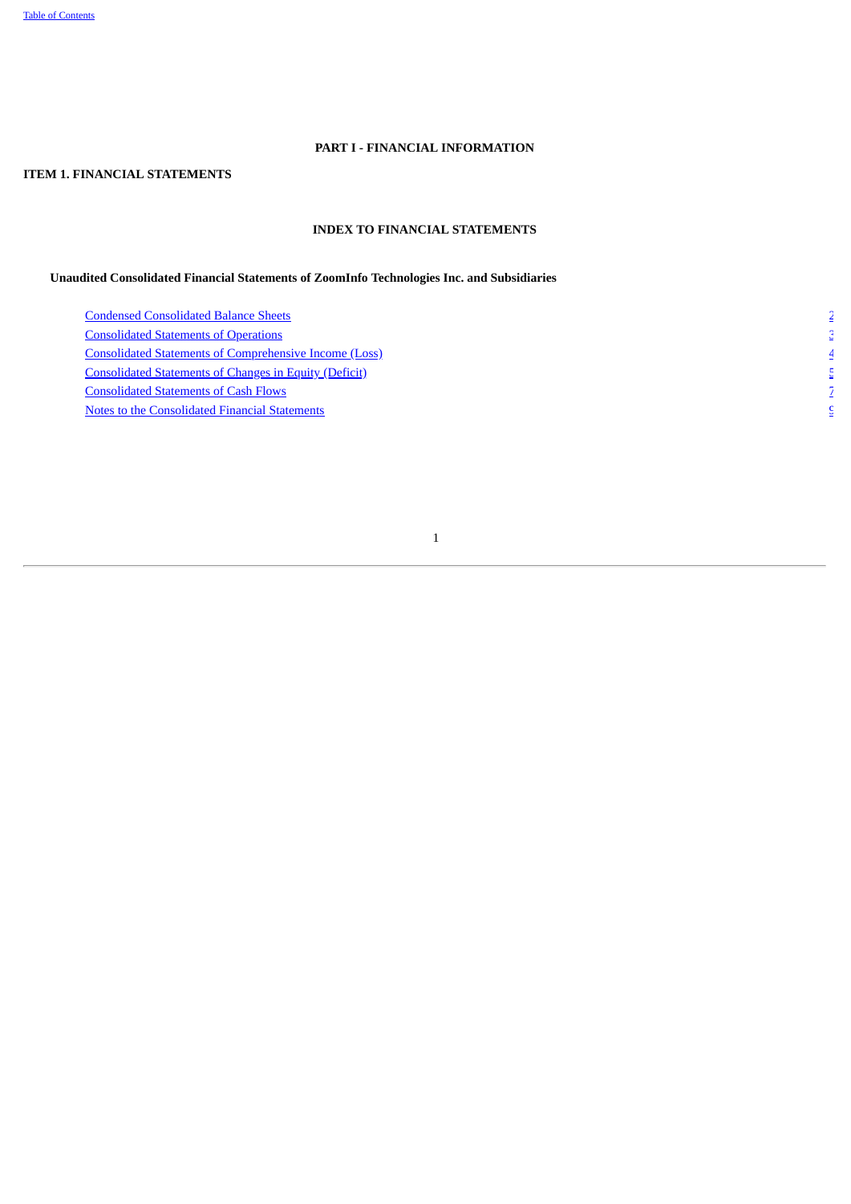# PART I - FINANCIAL INFORMATION

## ITEM 1. FINANCIAL STATEMENTS

### INDEX TO FINANCIAL STATEMENTS

**Unaudited Consolidated Financial Statements of ZoomInfo Technologies Inc. and Subsidiaries**

| | |
|---|---|
| Condensed Consolidated Balance Sheets | 2 |
| Consolidated Statements of Operations | 3 |
| Consolidated Statements of Comprehensive Income (Loss) | 4 |
| Consolidated Statements of Changes in Equity (Deficit) | 5 |
| Consolidated Statements of Cash Flows | 7 |
| Notes to the Consolidated Financial Statements | 9 |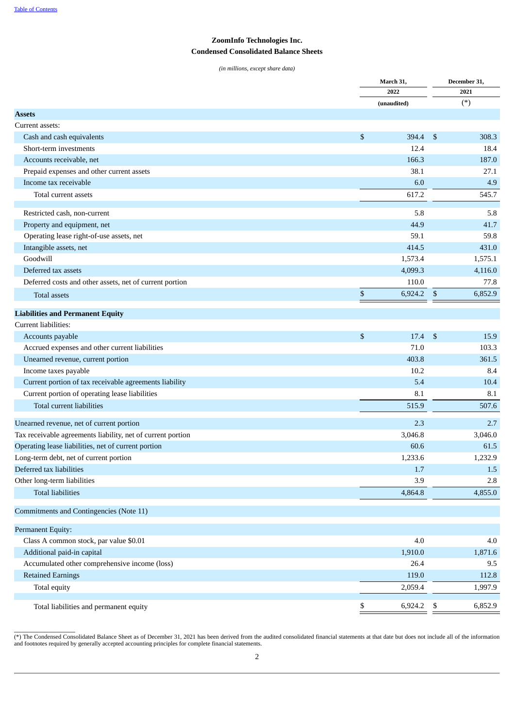# ZoomInfo Technologies Inc.

## Condensed Consolidated Balance Sheets

*(in millions, except share data)*

| | March 31, 2022 (unaudited) | December 31, 2021 (*) |
|---|---|---|
| **Assets** | | |
| Current assets: | | |
| Cash and cash equivalents | $ 394.4 | $ 308.3 |
| Short-term investments | 12.4 | 18.4 |
| Accounts receivable, net | 166.3 | 187.0 |
| Prepaid expenses and other current assets | 38.1 | 27.1 |
| Income tax receivable | 6.0 | 4.9 |
| Total current assets | 617.2 | 545.7 |
| | | |
| Restricted cash, non-current | 5.8 | 5.8 |
| Property and equipment, net | 44.9 | 41.7 |
| Operating lease right-of-use assets, net | 59.1 | 59.8 |
| Intangible assets, net | 414.5 | 431.0 |
| Goodwill | 1,573.4 | 1,575.1 |
| Deferred tax assets | 4,099.3 | 4,116.0 |
| Deferred costs and other assets, net of current portion | 110.0 | 77.8 |
| Total assets | $ 6,924.2 | $ 6,852.9 |
| **Liabilities and Permanent Equity** | | |
| Current liabilities: | | |
| Accounts payable | $ 17.4 | $ 15.9 |
| Accrued expenses and other current liabilities | 71.0 | 103.3 |
| Unearned revenue, current portion | 403.8 | 361.5 |
| Income taxes payable | 10.2 | 8.4 |
| Current portion of tax receivable agreements liability | 5.4 | 10.4 |
| Current portion of operating lease liabilities | 8.1 | 8.1 |
| Total current liabilities | 515.9 | 507.6 |
| | | |
| Unearned revenue, net of current portion | 2.3 | 2.7 |
| Tax receivable agreements liability, net of current portion | 3,046.8 | 3,046.0 |
| Operating lease liabilities, net of current portion | 60.6 | 61.5 |
| Long-term debt, net of current portion | 1,233.6 | 1,232.9 |
| Deferred tax liabilities | 1.7 | 1.5 |
| Other long-term liabilities | 3.9 | 2.8 |
| Total liabilities | 4,864.8 | 4,855.0 |
| | | |
| Commitments and Contingencies (Note 11) | | |
| | | |
| Permanent Equity: | | |
| Class A common stock, par value $0.01 | 4.0 | 4.0 |
| Additional paid-in capital | 1,910.0 | 1,871.6 |
| Accumulated other comprehensive income (loss) | 26.4 | 9.5 |
| Retained Earnings | 119.0 | 112.8 |
| Total equity | 2,059.4 | 1,997.9 |
| | | |
| Total liabilities and permanent equity | $ 6,924.2 | $ 6,852.9 |

(*) The Condensed Consolidated Balance Sheet as of December 31, 2021 has been derived from the audited consolidated financial statements at that date but does not include all of the information and footnotes required by generally accepted accounting principles for complete financial statements.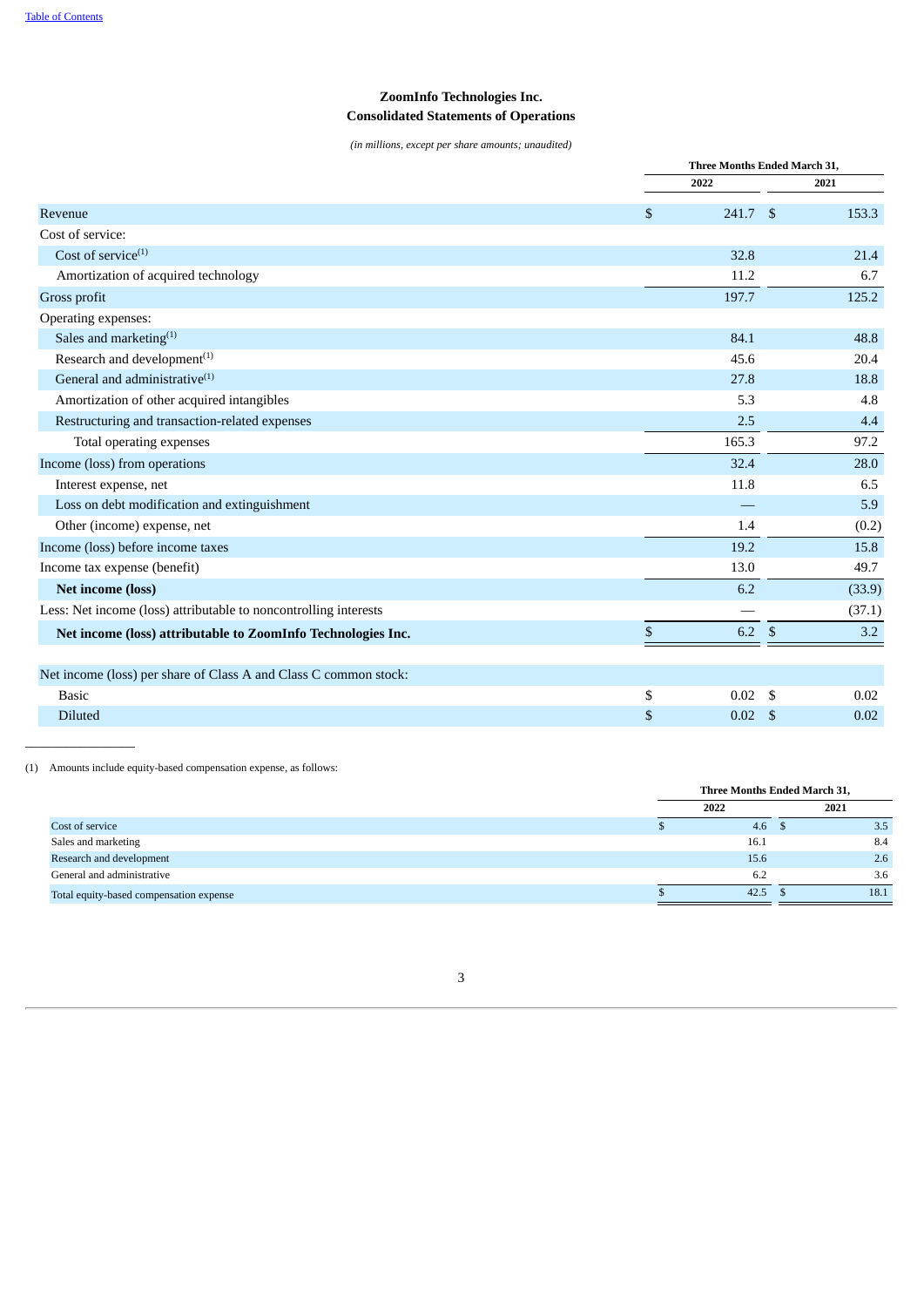**ZoomInfo Technologies Inc.**
**Consolidated Statements of Operations**

*(in millions, except per share amounts; unaudited)*

| | Three Months Ended March 31, | |
|---|---|---|
| | 2022 | 2021 |
| Revenue | $ 241.7 | $ 153.3 |
| Cost of service: | | |
| Cost of service[(1)] | 32.8 | 21.4 |
| Amortization of acquired technology | 11.2 | 6.7 |
| Gross profit | 197.7 | 125.2 |
| Operating expenses: | | |
| Sales and marketing[(1)] | 84.1 | 48.8 |
| Research and development[(1)] | 45.6 | 20.4 |
| General and administrative[(1)] | 27.8 | 18.8 |
| Amortization of other acquired intangibles | 5.3 | 4.8 |
| Restructuring and transaction-related expenses | 2.5 | 4.4 |
| Total operating expenses | 165.3 | 97.2 |
| Income (loss) from operations | 32.4 | 28.0 |
| Interest expense, net | 11.8 | 6.5 |
| Loss on debt modification and extinguishment | — | 5.9 |
| Other (income) expense, net | 1.4 | (0.2) |
| Income (loss) before income taxes | 19.2 | 15.8 |
| Income tax expense (benefit) | 13.0 | 49.7 |
| **Net income (loss)** | 6.2 | (33.9) |
| Less: Net income (loss) attributable to noncontrolling interests | — | (37.1) |
| **Net income (loss) attributable to ZoomInfo Technologies Inc.** | $ 6.2 | $ 3.2 |
| | | |
| Net income (loss) per share of Class A and Class C common stock: | | |
| Basic | $ 0.02 | $ 0.02 |
| Diluted | $ 0.02 | $ 0.02 |

(1) Amounts include equity-based compensation expense, as follows:

| | Three Months Ended March 31, | |
|---|---|---|
| | 2022 | 2021 |
| Cost of service | $ 4.6 | $ 3.5 |
| Sales and marketing | 16.1 | 8.4 |
| Research and development | 15.6 | 2.6 |
| General and administrative | 6.2 | 3.6 |
| Total equity-based compensation expense | $ 42.5 | $ 18.1 |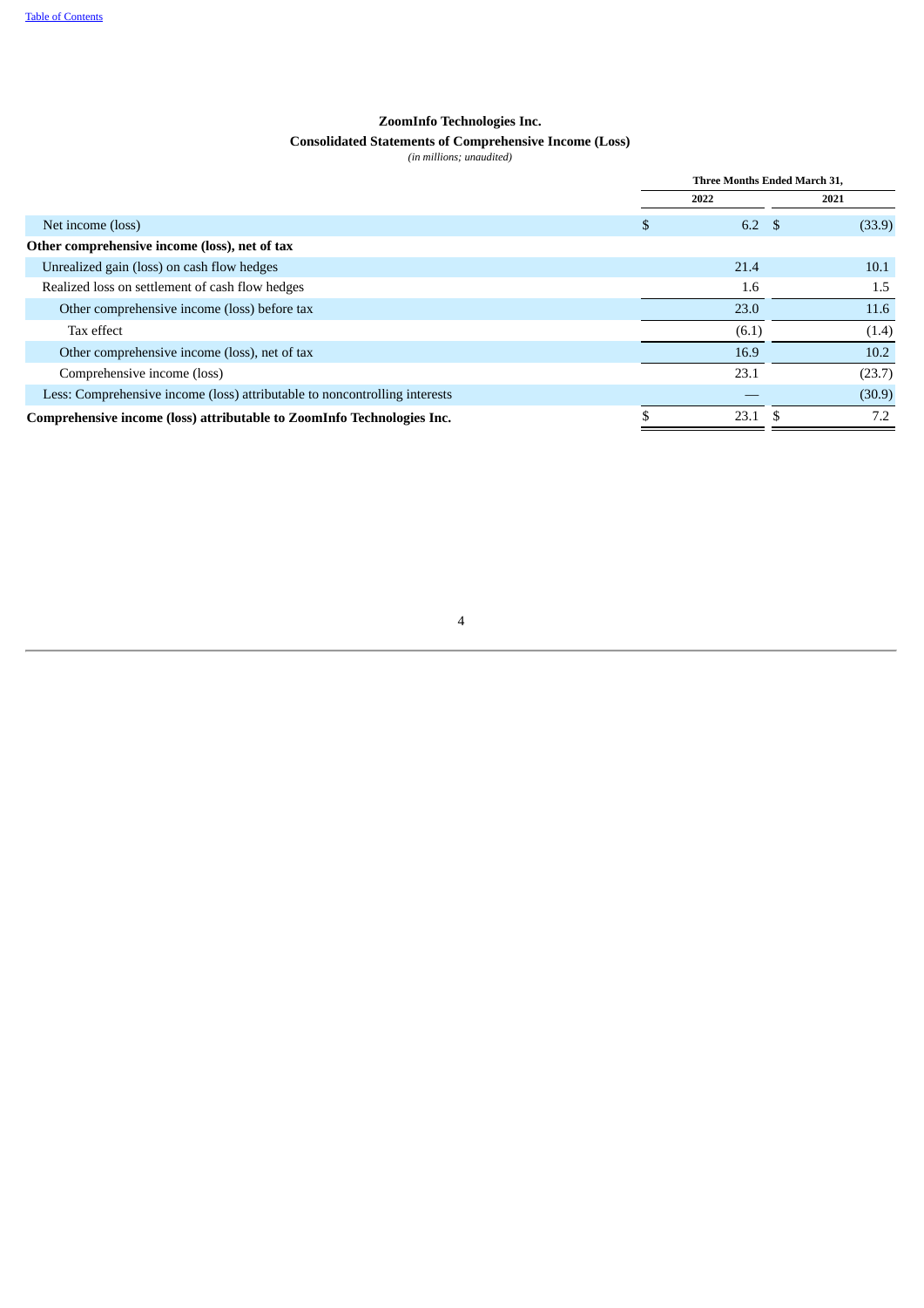**ZoomInfo Technologies Inc.**

**Consolidated Statements of Comprehensive Income (Loss)**

*(in millions; unaudited)*

| | Three Months Ended March 31, | |
|---|---|---|
| | 2022 | 2021 |
| Net income (loss) | $ 6.2 | $ (33.9) |
| **Other comprehensive income (loss), net of tax** | | |
| Unrealized gain (loss) on cash flow hedges | 21.4 | 10.1 |
| Realized loss on settlement of cash flow hedges | 1.6 | 1.5 |
| Other comprehensive income (loss) before tax | 23.0 | 11.6 |
| Tax effect | (6.1) | (1.4) |
| Other comprehensive income (loss), net of tax | 16.9 | 10.2 |
| Comprehensive income (loss) | 23.1 | (23.7) |
| Less: Comprehensive income (loss) attributable to noncontrolling interests | — | (30.9) |
| **Comprehensive income (loss) attributable to ZoomInfo Technologies Inc.** | $ 23.1 | $ 7.2 |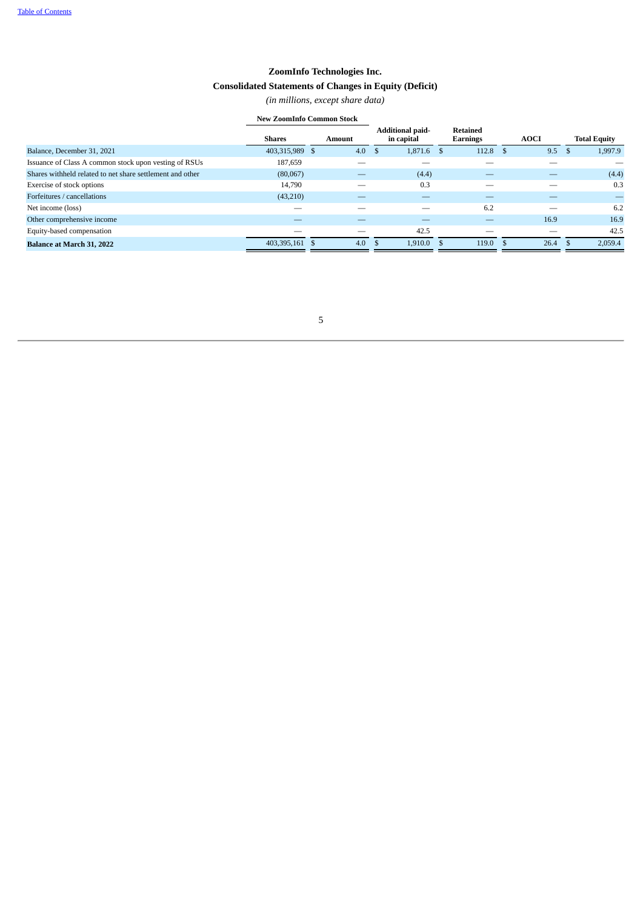# ZoomInfo Technologies Inc.

## Consolidated Statements of Changes in Equity (Deficit)

*(in millions, except share data)*

| | New ZoomInfo Common Stock | | | | | |
|---|---|---|---|---|---|---|
| | Shares | Amount | Additional paid-in capital | Retained Earnings | AOCI | Total Equity |
| Balance, December 31, 2021 | 403,315,989 | $ 4.0 | $ 1,871.6 | $ 112.8 | $ 9.5 | $ 1,997.9 |
| Issuance of Class A common stock upon vesting of RSUs | 187,659 | — | — | — | — | — |
| Shares withheld related to net share settlement and other | (80,067) | — | (4.4) | — | — | (4.4) |
| Exercise of stock options | 14,790 | — | 0.3 | — | — | 0.3 |
| Forfeitures / cancellations | (43,210) | — | — | — | — | — |
| Net income (loss) | — | — | — | 6.2 | — | 6.2 |
| Other comprehensive income | — | — | — | — | 16.9 | 16.9 |
| Equity-based compensation | — | — | 42.5 | — | — | 42.5 |
| **Balance at March 31, 2022** | 403,395,161 | $ 4.0 | $ 1,910.0 | $ 119.0 | $ 26.4 | $ 2,059.4 |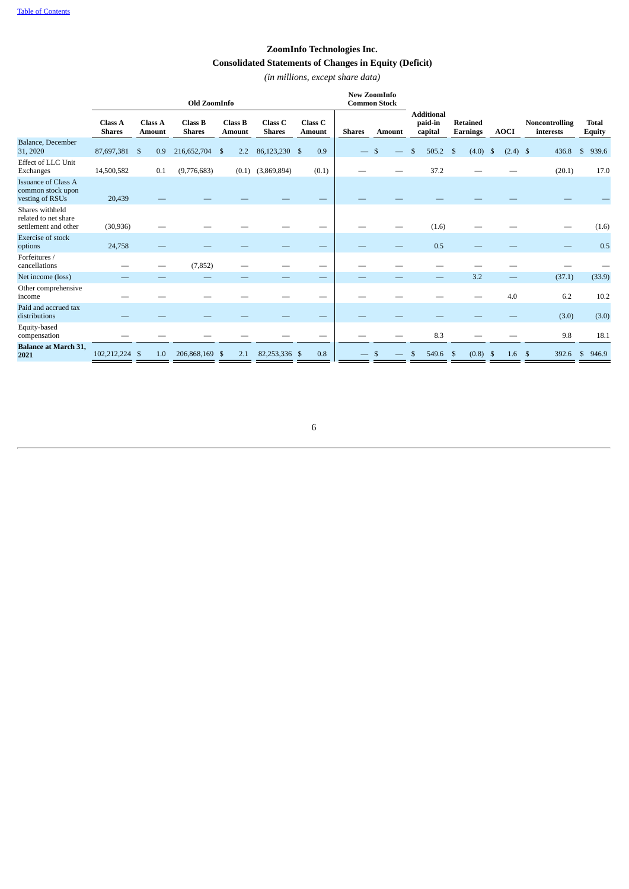[Table of Contents]

# ZoomInfo Technologies Inc.
## Consolidated Statements of Changes in Equity (Deficit)
*(in millions, except share data)*

| | Old ZoomInfo | | | | | | New ZoomInfo Common Stock | | | | | | |
|---|---|---|---|---|---|---|---|---|---|---|---|---|---|
| | Class A Shares | Class A Amount | Class B Shares | Class B Amount | Class C Shares | Class C Amount | Shares | Amount | Additional paid-in capital | Retained Earnings | AOCI | Noncontrolling interests | Total Equity |
| Balance, December 31, 2020 | 87,697,381 | $ 0.9 | 216,652,704 | $ 2.2 | 86,123,230 | $ 0.9 | — | $ — | $ 505.2 | $ (4.0) | $ (2.4) | $ 436.8 | $ 939.6 |
| Effect of LLC Unit Exchanges | 14,500,582 | 0.1 | (9,776,683) | (0.1) | (3,869,894) | (0.1) | — | — | 37.2 | — | — | (20.1) | 17.0 |
| Issuance of Class A common stock upon vesting of RSUs | 20,439 | — | — | — | — | — | — | — | — | — | — | — | — |
| Shares withheld related to net share settlement and other | (30,936) | — | — | — | — | — | — | — | (1.6) | — | — | — | (1.6) |
| Exercise of stock options | 24,758 | — | — | — | — | — | — | — | 0.5 | — | — | — | 0.5 |
| Forfeitures / cancellations | — | — | (7,852) | — | — | — | — | — | — | — | — | — | — |
| Net income (loss) | — | — | — | — | — | — | — | — | — | 3.2 | — | (37.1) | (33.9) |
| Other comprehensive income | — | — | — | — | — | — | — | — | — | — | 4.0 | 6.2 | 10.2 |
| Paid and accrued tax distributions | — | — | — | — | — | — | — | — | — | — | — | (3.0) | (3.0) |
| Equity-based compensation | — | — | — | — | — | — | — | — | 8.3 | — | — | 9.8 | 18.1 |
| **Balance at March 31, 2021** | 102,212,224 | $ 1.0 | 206,868,169 | $ 2.1 | 82,253,336 | $ 0.8 | — | $ — | $ 549.6 | $ (0.8) | $ 1.6 | $ 392.6 | $ 946.9 |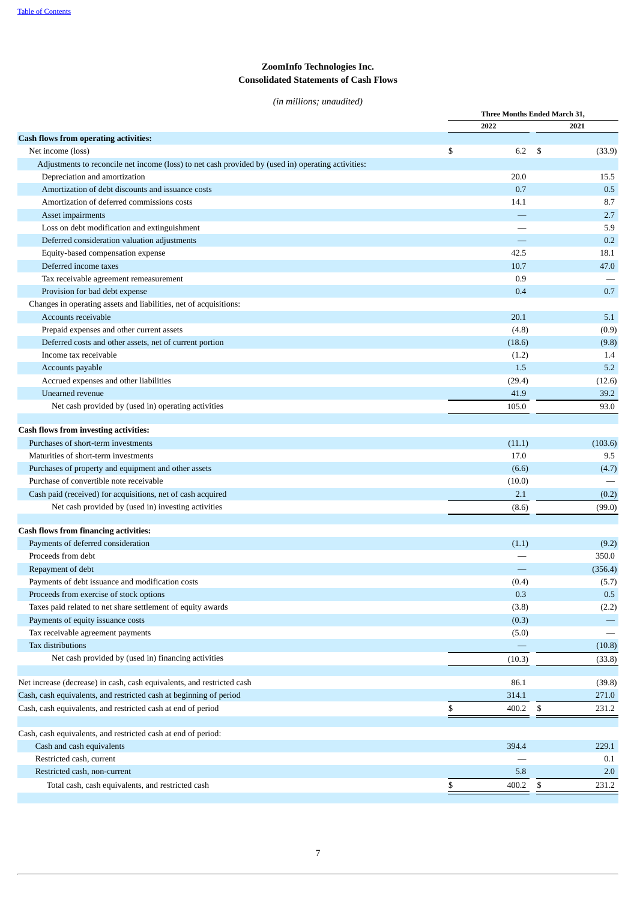# ZoomInfo Technologies Inc.
## Consolidated Statements of Cash Flows

*(in millions; unaudited)*

| | Three Months Ended March 31, | |
|---|---|---|
| | 2022 | 2021 |
| **Cash flows from operating activities:** | | |
| Net income (loss) | $ 6.2 | $ (33.9) |
| Adjustments to reconcile net income (loss) to net cash provided by (used in) operating activities: | | |
| Depreciation and amortization | 20.0 | 15.5 |
| Amortization of debt discounts and issuance costs | 0.7 | 0.5 |
| Amortization of deferred commissions costs | 14.1 | 8.7 |
| Asset impairments | — | 2.7 |
| Loss on debt modification and extinguishment | — | 5.9 |
| Deferred consideration valuation adjustments | — | 0.2 |
| Equity-based compensation expense | 42.5 | 18.1 |
| Deferred income taxes | 10.7 | 47.0 |
| Tax receivable agreement remeasurement | 0.9 | — |
| Provision for bad debt expense | 0.4 | 0.7 |
| Changes in operating assets and liabilities, net of acquisitions: | | |
| Accounts receivable | 20.1 | 5.1 |
| Prepaid expenses and other current assets | (4.8) | (0.9) |
| Deferred costs and other assets, net of current portion | (18.6) | (9.8) |
| Income tax receivable | (1.2) | 1.4 |
| Accounts payable | 1.5 | 5.2 |
| Accrued expenses and other liabilities | (29.4) | (12.6) |
| Unearned revenue | 41.9 | 39.2 |
| Net cash provided by (used in) operating activities | 105.0 | 93.0 |
| **Cash flows from investing activities:** | | |
| Purchases of short-term investments | (11.1) | (103.6) |
| Maturities of short-term investments | 17.0 | 9.5 |
| Purchases of property and equipment and other assets | (6.6) | (4.7) |
| Purchase of convertible note receivable | (10.0) | — |
| Cash paid (received) for acquisitions, net of cash acquired | 2.1 | (0.2) |
| Net cash provided by (used in) investing activities | (8.6) | (99.0) |
| **Cash flows from financing activities:** | | |
| Payments of deferred consideration | (1.1) | (9.2) |
| Proceeds from debt | — | 350.0 |
| Repayment of debt | — | (356.4) |
| Payments of debt issuance and modification costs | (0.4) | (5.7) |
| Proceeds from exercise of stock options | 0.3 | 0.5 |
| Taxes paid related to net share settlement of equity awards | (3.8) | (2.2) |
| Payments of equity issuance costs | (0.3) | — |
| Tax receivable agreement payments | (5.0) | — |
| Tax distributions | — | (10.8) |
| Net cash provided by (used in) financing activities | (10.3) | (33.8) |
| Net increase (decrease) in cash, cash equivalents, and restricted cash | 86.1 | (39.8) |
| Cash, cash equivalents, and restricted cash at beginning of period | 314.1 | 271.0 |
| Cash, cash equivalents, and restricted cash at end of period | $ 400.2 | $ 231.2 |
| Cash, cash equivalents, and restricted cash at end of period: | | |
| Cash and cash equivalents | 394.4 | 229.1 |
| Restricted cash, current | — | 0.1 |
| Restricted cash, non-current | 5.8 | 2.0 |
| Total cash, cash equivalents, and restricted cash | $ 400.2 | $ 231.2 |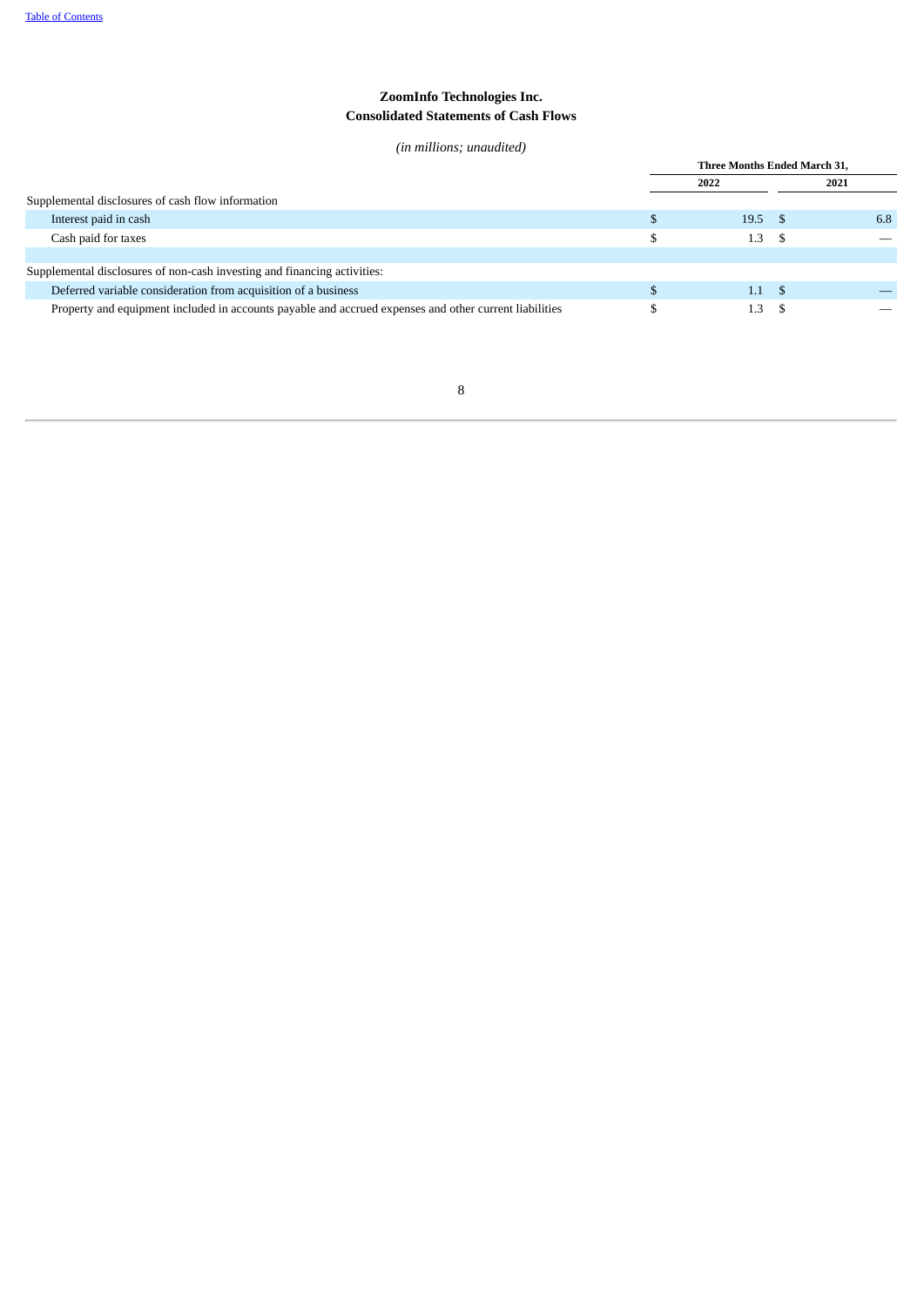# ZoomInfo Technologies Inc.
## Consolidated Statements of Cash Flows

*(in millions; unaudited)*

| | Three Months Ended March 31, | |
|---|---|---|
| | 2022 | 2021 |
| Supplemental disclosures of cash flow information | | |
| Interest paid in cash | $ 19.5 | $ 6.8 |
| Cash paid for taxes | $ 1.3 | $ — |
| | | |
| Supplemental disclosures of non-cash investing and financing activities: | | |
| Deferred variable consideration from acquisition of a business | $ 1.1 | $ — |
| Property and equipment included in accounts payable and accrued expenses and other current liabilities | $ 1.3 | $ — |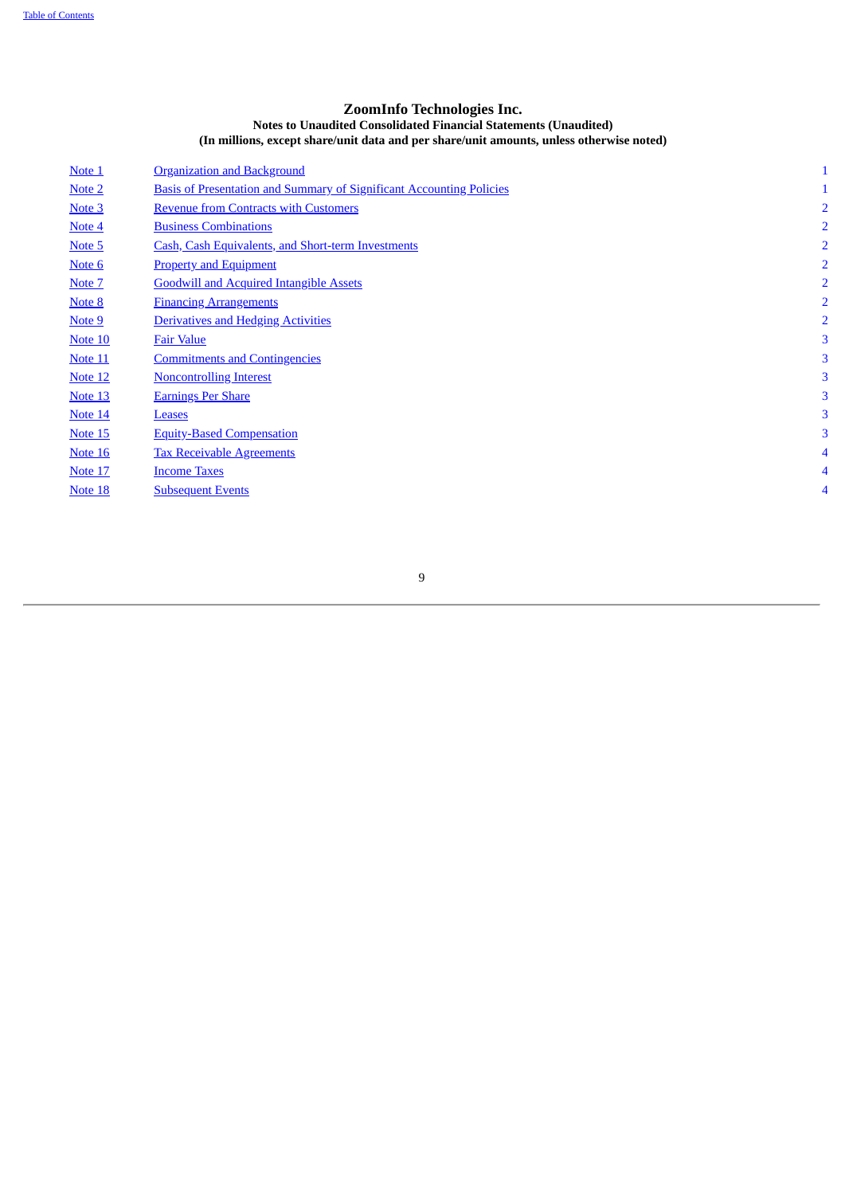# ZoomInfo Technologies Inc.

**Notes to Unaudited Consolidated Financial Statements (Unaudited)**
**(In millions, except share/unit data and per share/unit amounts, unless otherwise noted)**

| | | |
|---|---|---|
| Note 1 | Organization and Background | 1 |
| Note 2 | Basis of Presentation and Summary of Significant Accounting Policies | 1 |
| Note 3 | Revenue from Contracts with Customers | 2 |
| Note 4 | Business Combinations | 2 |
| Note 5 | Cash, Cash Equivalents, and Short-term Investments | 2 |
| Note 6 | Property and Equipment | 2 |
| Note 7 | Goodwill and Acquired Intangible Assets | 2 |
| Note 8 | Financing Arrangements | 2 |
| Note 9 | Derivatives and Hedging Activities | 2 |
| Note 10 | Fair Value | 3 |
| Note 11 | Commitments and Contingencies | 3 |
| Note 12 | Noncontrolling Interest | 3 |
| Note 13 | Earnings Per Share | 3 |
| Note 14 | Leases | 3 |
| Note 15 | Equity-Based Compensation | 3 |
| Note 16 | Tax Receivable Agreements | 4 |
| Note 17 | Income Taxes | 4 |
| Note 18 | Subsequent Events | 4 |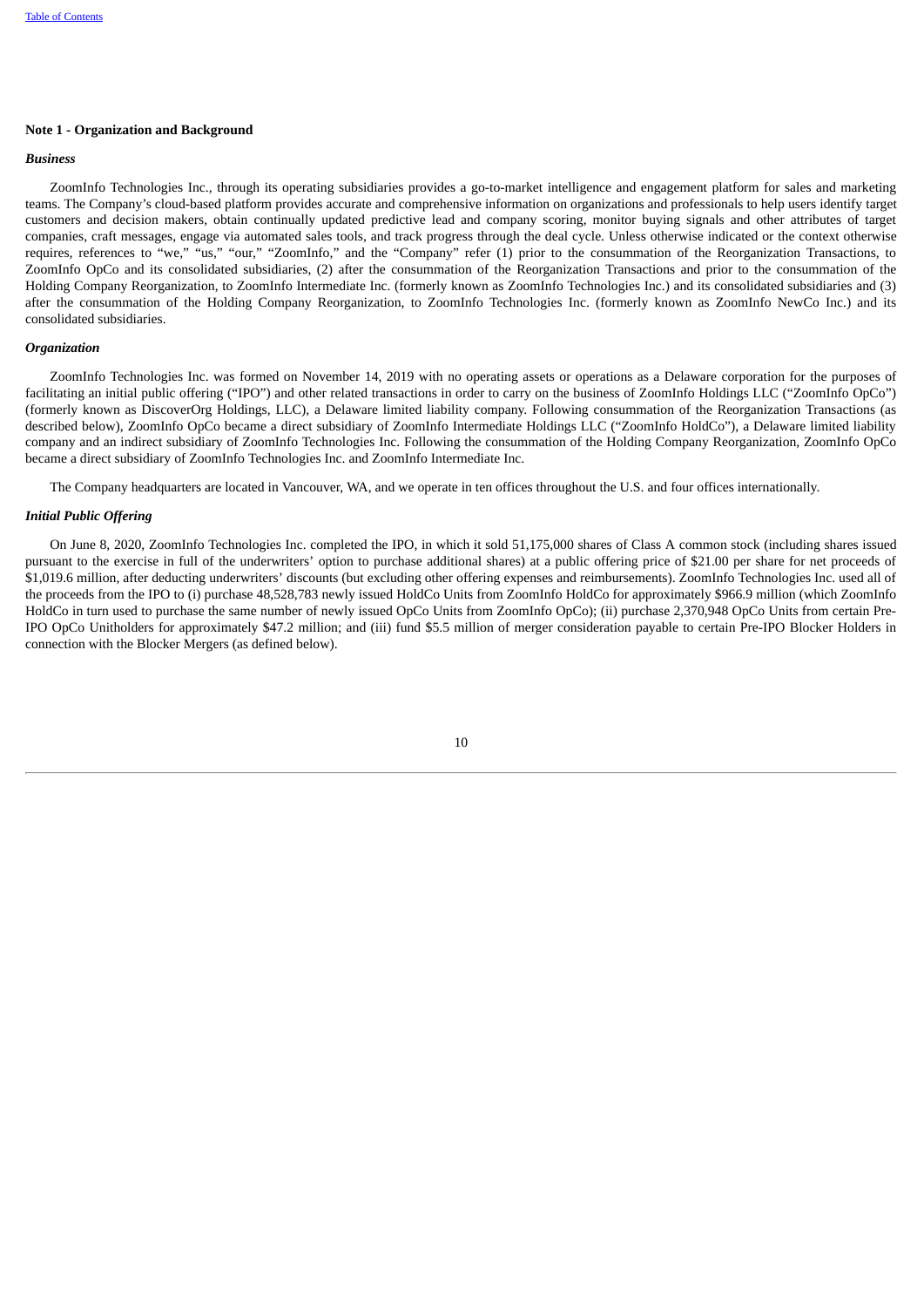**Note 1 - Organization and Background**

***Business***

ZoomInfo Technologies Inc., through its operating subsidiaries provides a go-to-market intelligence and engagement platform for sales and marketing teams. The Company's cloud-based platform provides accurate and comprehensive information on organizations and professionals to help users identify target customers and decision makers, obtain continually updated predictive lead and company scoring, monitor buying signals and other attributes of target companies, craft messages, engage via automated sales tools, and track progress through the deal cycle. Unless otherwise indicated or the context otherwise requires, references to "we," "us," "our," "ZoomInfo," and the "Company" refer (1) prior to the consummation of the Reorganization Transactions, to ZoomInfo OpCo and its consolidated subsidiaries, (2) after the consummation of the Reorganization Transactions and prior to the consummation of the Holding Company Reorganization, to ZoomInfo Intermediate Inc. (formerly known as ZoomInfo Technologies Inc.) and its consolidated subsidiaries and (3) after the consummation of the Holding Company Reorganization, to ZoomInfo Technologies Inc. (formerly known as ZoomInfo NewCo Inc.) and its consolidated subsidiaries.

***Organization***

ZoomInfo Technologies Inc. was formed on November 14, 2019 with no operating assets or operations as a Delaware corporation for the purposes of facilitating an initial public offering ("IPO") and other related transactions in order to carry on the business of ZoomInfo Holdings LLC ("ZoomInfo OpCo") (formerly known as DiscoverOrg Holdings, LLC), a Delaware limited liability company. Following consummation of the Reorganization Transactions (as described below), ZoomInfo OpCo became a direct subsidiary of ZoomInfo Intermediate Holdings LLC ("ZoomInfo HoldCo"), a Delaware limited liability company and an indirect subsidiary of ZoomInfo Technologies Inc. Following the consummation of the Holding Company Reorganization, ZoomInfo OpCo became a direct subsidiary of ZoomInfo Technologies Inc. and ZoomInfo Intermediate Inc.

The Company headquarters are located in Vancouver, WA, and we operate in ten offices throughout the U.S. and four offices internationally.

***Initial Public Offering***

On June 8, 2020, ZoomInfo Technologies Inc. completed the IPO, in which it sold 51,175,000 shares of Class A common stock (including shares issued pursuant to the exercise in full of the underwriters' option to purchase additional shares) at a public offering price of $21.00 per share for net proceeds of $1,019.6 million, after deducting underwriters' discounts (but excluding other offering expenses and reimbursements). ZoomInfo Technologies Inc. used all of the proceeds from the IPO to (i) purchase 48,528,783 newly issued HoldCo Units from ZoomInfo HoldCo for approximately $966.9 million (which ZoomInfo HoldCo in turn used to purchase the same number of newly issued OpCo Units from ZoomInfo OpCo); (ii) purchase 2,370,948 OpCo Units from certain Pre-IPO OpCo Unitholders for approximately $47.2 million; and (iii) fund $5.5 million of merger consideration payable to certain Pre-IPO Blocker Holders in connection with the Blocker Mergers (as defined below).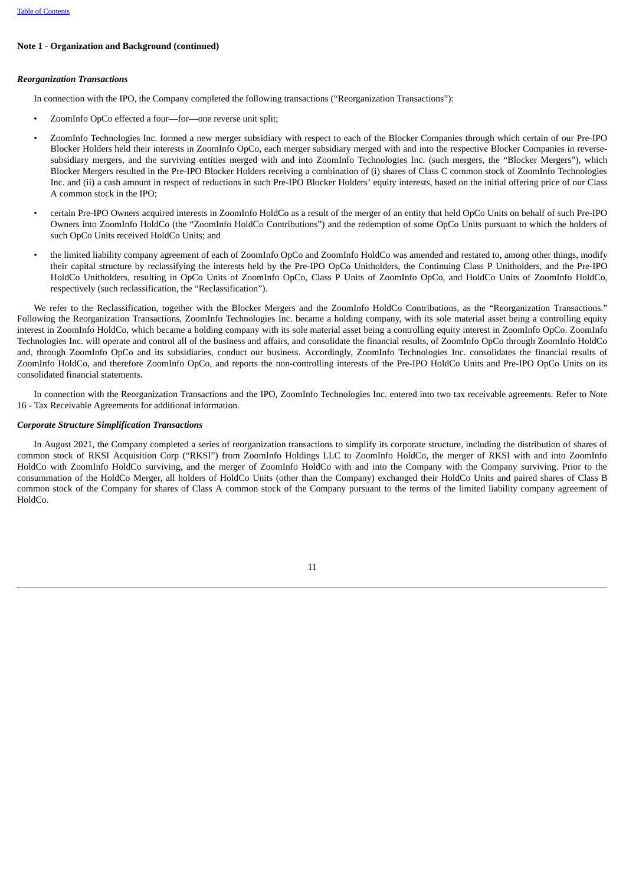**Note 1 - Organization and Background (continued)**

***Reorganization Transactions***

In connection with the IPO, the Company completed the following transactions ("Reorganization Transactions"):

- ZoomInfo OpCo effected a four—for—one reverse unit split;
- ZoomInfo Technologies Inc. formed a new merger subsidiary with respect to each of the Blocker Companies through which certain of our Pre-IPO Blocker Holders held their interests in ZoomInfo OpCo, each merger subsidiary merged with and into the respective Blocker Companies in reverse-subsidiary mergers, and the surviving entities merged with and into ZoomInfo Technologies Inc. (such mergers, the "Blocker Mergers"), which Blocker Mergers resulted in the Pre-IPO Blocker Holders receiving a combination of (i) shares of Class C common stock of ZoomInfo Technologies Inc. and (ii) a cash amount in respect of reductions in such Pre-IPO Blocker Holders' equity interests, based on the initial offering price of our Class A common stock in the IPO;
- certain Pre-IPO Owners acquired interests in ZoomInfo HoldCo as a result of the merger of an entity that held OpCo Units on behalf of such Pre-IPO Owners into ZoomInfo HoldCo (the "ZoomInfo HoldCo Contributions") and the redemption of some OpCo Units pursuant to which the holders of such OpCo Units received HoldCo Units; and
- the limited liability company agreement of each of ZoomInfo OpCo and ZoomInfo HoldCo was amended and restated to, among other things, modify their capital structure by reclassifying the interests held by the Pre-IPO OpCo Unitholders, the Continuing Class P Unitholders, and the Pre-IPO HoldCo Unitholders, resulting in OpCo Units of ZoomInfo OpCo, Class P Units of ZoomInfo OpCo, and HoldCo Units of ZoomInfo HoldCo, respectively (such reclassification, the "Reclassification").

We refer to the Reclassification, together with the Blocker Mergers and the ZoomInfo HoldCo Contributions, as the "Reorganization Transactions." Following the Reorganization Transactions, ZoomInfo Technologies Inc. became a holding company, with its sole material asset being a controlling equity interest in ZoomInfo HoldCo, which became a holding company with its sole material asset being a controlling equity interest in ZoomInfo OpCo. ZoomInfo Technologies Inc. will operate and control all of the business and affairs, and consolidate the financial results, of ZoomInfo OpCo through ZoomInfo HoldCo and, through ZoomInfo OpCo and its subsidiaries, conduct our business. Accordingly, ZoomInfo Technologies Inc. consolidates the financial results of ZoomInfo HoldCo, and therefore ZoomInfo OpCo, and reports the non-controlling interests of the Pre-IPO HoldCo Units and Pre-IPO OpCo Units on its consolidated financial statements.

In connection with the Reorganization Transactions and the IPO, ZoomInfo Technologies Inc. entered into two tax receivable agreements. Refer to Note 16 - Tax Receivable Agreements for additional information.

***Corporate Structure Simplification Transactions***

In August 2021, the Company completed a series of reorganization transactions to simplify its corporate structure, including the distribution of shares of common stock of RKSI Acquisition Corp ("RKSI") from ZoomInfo Holdings LLC to ZoomInfo HoldCo, the merger of RKSI with and into ZoomInfo HoldCo with ZoomInfo HoldCo surviving, and the merger of ZoomInfo HoldCo with and into the Company with the Company surviving. Prior to the consummation of the HoldCo Merger, all holders of HoldCo Units (other than the Company) exchanged their HoldCo Units and paired shares of Class B common stock of the Company for shares of Class A common stock of the Company pursuant to the terms of the limited liability company agreement of HoldCo.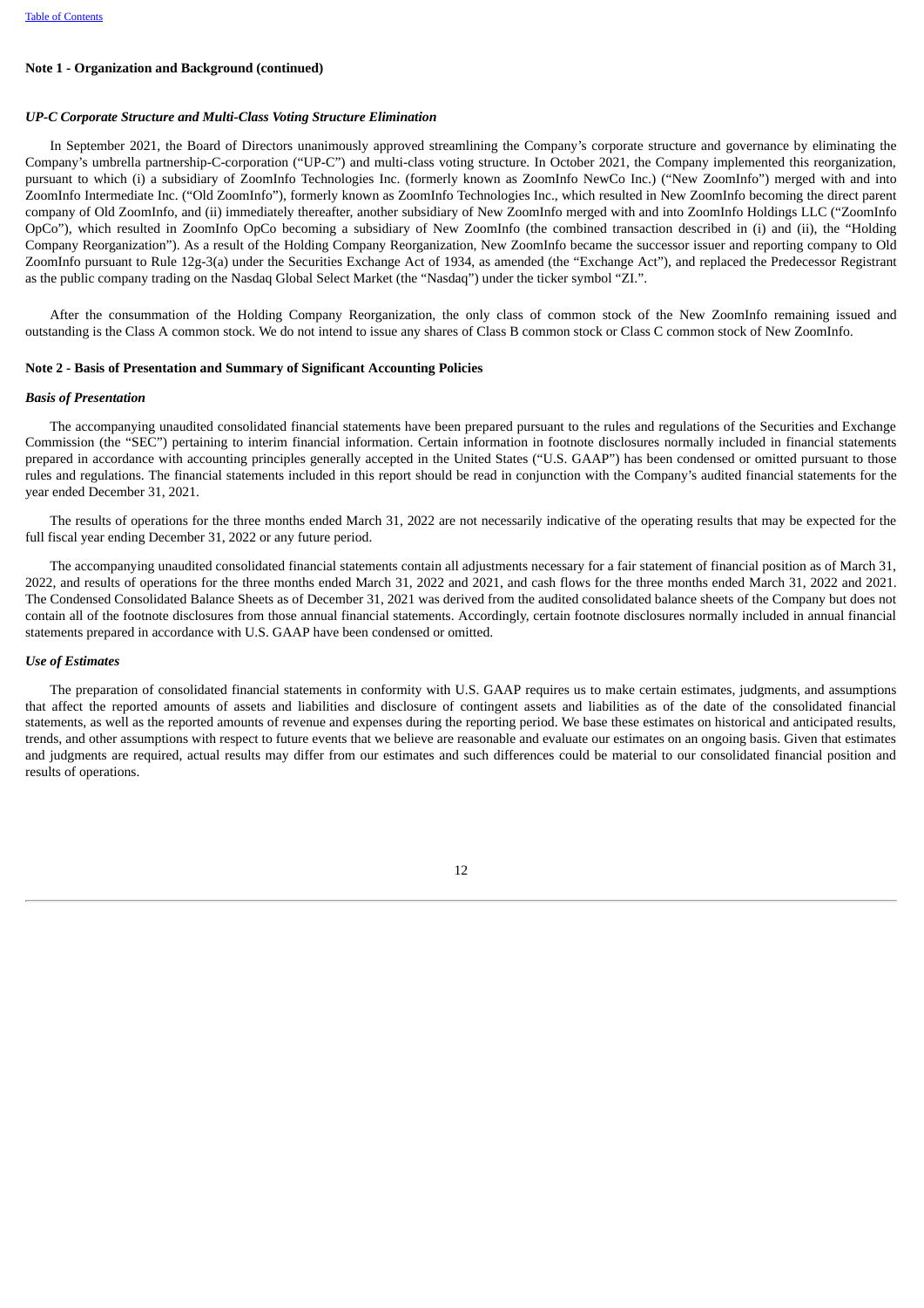**Note 1 - Organization and Background (continued)**

***UP-C Corporate Structure and Multi-Class Voting Structure Elimination***

In September 2021, the Board of Directors unanimously approved streamlining the Company's corporate structure and governance by eliminating the Company's umbrella partnership-C-corporation ("UP-C") and multi-class voting structure. In October 2021, the Company implemented this reorganization, pursuant to which (i) a subsidiary of ZoomInfo Technologies Inc. (formerly known as ZoomInfo NewCo Inc.) ("New ZoomInfo") merged with and into ZoomInfo Intermediate Inc. ("Old ZoomInfo"), formerly known as ZoomInfo Technologies Inc., which resulted in New ZoomInfo becoming the direct parent company of Old ZoomInfo, and (ii) immediately thereafter, another subsidiary of New ZoomInfo merged with and into ZoomInfo Holdings LLC ("ZoomInfo OpCo"), which resulted in ZoomInfo OpCo becoming a subsidiary of New ZoomInfo (the combined transaction described in (i) and (ii), the "Holding Company Reorganization"). As a result of the Holding Company Reorganization, New ZoomInfo became the successor issuer and reporting company to Old ZoomInfo pursuant to Rule 12g-3(a) under the Securities Exchange Act of 1934, as amended (the "Exchange Act"), and replaced the Predecessor Registrant as the public company trading on the Nasdaq Global Select Market (the "Nasdaq") under the ticker symbol "ZI.".

After the consummation of the Holding Company Reorganization, the only class of common stock of the New ZoomInfo remaining issued and outstanding is the Class A common stock. We do not intend to issue any shares of Class B common stock or Class C common stock of New ZoomInfo.

**Note 2 - Basis of Presentation and Summary of Significant Accounting Policies**

***Basis of Presentation***

The accompanying unaudited consolidated financial statements have been prepared pursuant to the rules and regulations of the Securities and Exchange Commission (the "SEC") pertaining to interim financial information. Certain information in footnote disclosures normally included in financial statements prepared in accordance with accounting principles generally accepted in the United States ("U.S. GAAP") has been condensed or omitted pursuant to those rules and regulations. The financial statements included in this report should be read in conjunction with the Company's audited financial statements for the year ended December 31, 2021.

The results of operations for the three months ended March 31, 2022 are not necessarily indicative of the operating results that may be expected for the full fiscal year ending December 31, 2022 or any future period.

The accompanying unaudited consolidated financial statements contain all adjustments necessary for a fair statement of financial position as of March 31, 2022, and results of operations for the three months ended March 31, 2022 and 2021, and cash flows for the three months ended March 31, 2022 and 2021. The Condensed Consolidated Balance Sheets as of December 31, 2021 was derived from the audited consolidated balance sheets of the Company but does not contain all of the footnote disclosures from those annual financial statements. Accordingly, certain footnote disclosures normally included in annual financial statements prepared in accordance with U.S. GAAP have been condensed or omitted.

***Use of Estimates***

The preparation of consolidated financial statements in conformity with U.S. GAAP requires us to make certain estimates, judgments, and assumptions that affect the reported amounts of assets and liabilities and disclosure of contingent assets and liabilities as of the date of the consolidated financial statements, as well as the reported amounts of revenue and expenses during the reporting period. We base these estimates on historical and anticipated results, trends, and other assumptions with respect to future events that we believe are reasonable and evaluate our estimates on an ongoing basis. Given that estimates and judgments are required, actual results may differ from our estimates and such differences could be material to our consolidated financial position and results of operations.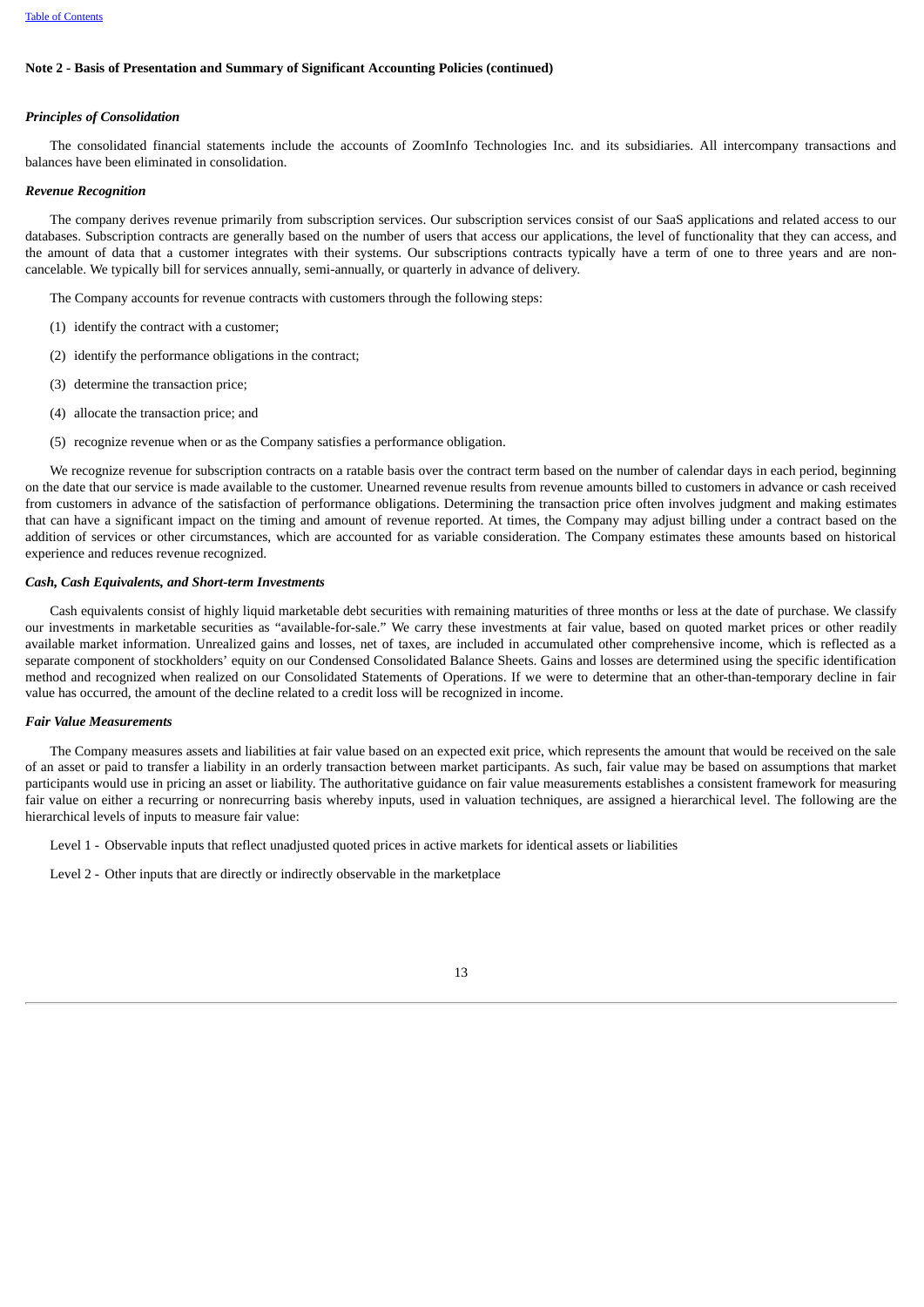### Note 2 - Basis of Presentation and Summary of Significant Accounting Policies (continued)

***Principles of Consolidation***

The consolidated financial statements include the accounts of ZoomInfo Technologies Inc. and its subsidiaries. All intercompany transactions and balances have been eliminated in consolidation.

***Revenue Recognition***

The company derives revenue primarily from subscription services. Our subscription services consist of our SaaS applications and related access to our databases. Subscription contracts are generally based on the number of users that access our applications, the level of functionality that they can access, and the amount of data that a customer integrates with their systems. Our subscriptions contracts typically have a term of one to three years and are non-cancelable. We typically bill for services annually, semi-annually, or quarterly in advance of delivery.

The Company accounts for revenue contracts with customers through the following steps:

(1) identify the contract with a customer;

(2) identify the performance obligations in the contract;

(3) determine the transaction price;

(4) allocate the transaction price; and

(5) recognize revenue when or as the Company satisfies a performance obligation.

We recognize revenue for subscription contracts on a ratable basis over the contract term based on the number of calendar days in each period, beginning on the date that our service is made available to the customer. Unearned revenue results from revenue amounts billed to customers in advance or cash received from customers in advance of the satisfaction of performance obligations. Determining the transaction price often involves judgment and making estimates that can have a significant impact on the timing and amount of revenue reported. At times, the Company may adjust billing under a contract based on the addition of services or other circumstances, which are accounted for as variable consideration. The Company estimates these amounts based on historical experience and reduces revenue recognized.

***Cash, Cash Equivalents, and Short-term Investments***

Cash equivalents consist of highly liquid marketable debt securities with remaining maturities of three months or less at the date of purchase. We classify our investments in marketable securities as "available-for-sale." We carry these investments at fair value, based on quoted market prices or other readily available market information. Unrealized gains and losses, net of taxes, are included in accumulated other comprehensive income, which is reflected as a separate component of stockholders' equity on our Condensed Consolidated Balance Sheets. Gains and losses are determined using the specific identification method and recognized when realized on our Consolidated Statements of Operations. If we were to determine that an other-than-temporary decline in fair value has occurred, the amount of the decline related to a credit loss will be recognized in income.

***Fair Value Measurements***

The Company measures assets and liabilities at fair value based on an expected exit price, which represents the amount that would be received on the sale of an asset or paid to transfer a liability in an orderly transaction between market participants. As such, fair value may be based on assumptions that market participants would use in pricing an asset or liability. The authoritative guidance on fair value measurements establishes a consistent framework for measuring fair value on either a recurring or nonrecurring basis whereby inputs, used in valuation techniques, are assigned a hierarchical level. The following are the hierarchical levels of inputs to measure fair value:

Level 1 - Observable inputs that reflect unadjusted quoted prices in active markets for identical assets or liabilities

Level 2 - Other inputs that are directly or indirectly observable in the marketplace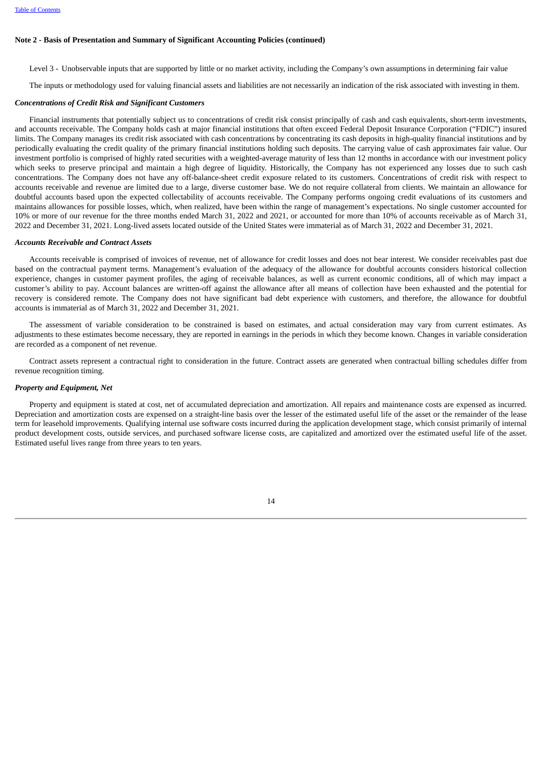**Note 2 - Basis of Presentation and Summary of Significant Accounting Policies (continued)**

Level 3 - Unobservable inputs that are supported by little or no market activity, including the Company's own assumptions in determining fair value

The inputs or methodology used for valuing financial assets and liabilities are not necessarily an indication of the risk associated with investing in them.

***Concentrations of Credit Risk and Significant Customers***

Financial instruments that potentially subject us to concentrations of credit risk consist principally of cash and cash equivalents, short-term investments, and accounts receivable. The Company holds cash at major financial institutions that often exceed Federal Deposit Insurance Corporation ("FDIC") insured limits. The Company manages its credit risk associated with cash concentrations by concentrating its cash deposits in high-quality financial institutions and by periodically evaluating the credit quality of the primary financial institutions holding such deposits. The carrying value of cash approximates fair value. Our investment portfolio is comprised of highly rated securities with a weighted-average maturity of less than 12 months in accordance with our investment policy which seeks to preserve principal and maintain a high degree of liquidity. Historically, the Company has not experienced any losses due to such cash concentrations. The Company does not have any off-balance-sheet credit exposure related to its customers. Concentrations of credit risk with respect to accounts receivable and revenue are limited due to a large, diverse customer base. We do not require collateral from clients. We maintain an allowance for doubtful accounts based upon the expected collectability of accounts receivable. The Company performs ongoing credit evaluations of its customers and maintains allowances for possible losses, which, when realized, have been within the range of management's expectations. No single customer accounted for 10% or more of our revenue for the three months ended March 31, 2022 and 2021, or accounted for more than 10% of accounts receivable as of March 31, 2022 and December 31, 2021. Long-lived assets located outside of the United States were immaterial as of March 31, 2022 and December 31, 2021.

***Accounts Receivable and Contract Assets***

Accounts receivable is comprised of invoices of revenue, net of allowance for credit losses and does not bear interest. We consider receivables past due based on the contractual payment terms. Management's evaluation of the adequacy of the allowance for doubtful accounts considers historical collection experience, changes in customer payment profiles, the aging of receivable balances, as well as current economic conditions, all of which may impact a customer's ability to pay. Account balances are written-off against the allowance after all means of collection have been exhausted and the potential for recovery is considered remote. The Company does not have significant bad debt experience with customers, and therefore, the allowance for doubtful accounts is immaterial as of March 31, 2022 and December 31, 2021.

The assessment of variable consideration to be constrained is based on estimates, and actual consideration may vary from current estimates. As adjustments to these estimates become necessary, they are reported in earnings in the periods in which they become known. Changes in variable consideration are recorded as a component of net revenue.

Contract assets represent a contractual right to consideration in the future. Contract assets are generated when contractual billing schedules differ from revenue recognition timing.

***Property and Equipment, Net***

Property and equipment is stated at cost, net of accumulated depreciation and amortization. All repairs and maintenance costs are expensed as incurred. Depreciation and amortization costs are expensed on a straight-line basis over the lesser of the estimated useful life of the asset or the remainder of the lease term for leasehold improvements. Qualifying internal use software costs incurred during the application development stage, which consist primarily of internal product development costs, outside services, and purchased software license costs, are capitalized and amortized over the estimated useful life of the asset. Estimated useful lives range from three years to ten years.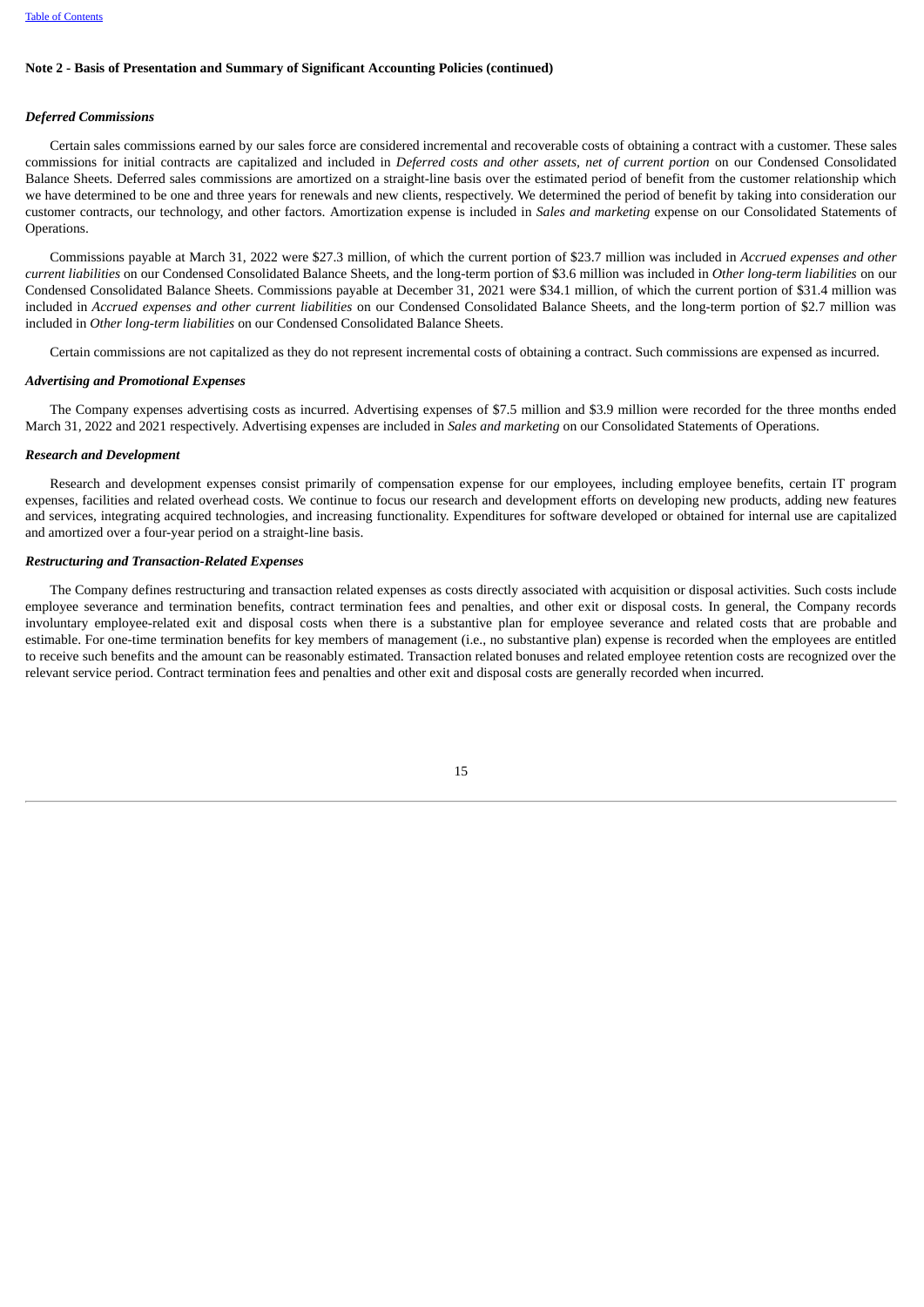**Note 2 - Basis of Presentation and Summary of Significant Accounting Policies (continued)**

***Deferred Commissions***

Certain sales commissions earned by our sales force are considered incremental and recoverable costs of obtaining a contract with a customer. These sales commissions for initial contracts are capitalized and included in *Deferred costs and other assets, net of current portion* on our Condensed Consolidated Balance Sheets. Deferred sales commissions are amortized on a straight-line basis over the estimated period of benefit from the customer relationship which we have determined to be one and three years for renewals and new clients, respectively. We determined the period of benefit by taking into consideration our customer contracts, our technology, and other factors. Amortization expense is included in *Sales and marketing* expense on our Consolidated Statements of Operations.

Commissions payable at March 31, 2022 were $27.3 million, of which the current portion of $23.7 million was included in *Accrued expenses and other current liabilities* on our Condensed Consolidated Balance Sheets, and the long-term portion of $3.6 million was included in *Other long-term liabilities* on our Condensed Consolidated Balance Sheets. Commissions payable at December 31, 2021 were $34.1 million, of which the current portion of $31.4 million was included in *Accrued expenses and other current liabilities* on our Condensed Consolidated Balance Sheets, and the long-term portion of $2.7 million was included in *Other long-term liabilities* on our Condensed Consolidated Balance Sheets.

Certain commissions are not capitalized as they do not represent incremental costs of obtaining a contract. Such commissions are expensed as incurred.

***Advertising and Promotional Expenses***

The Company expenses advertising costs as incurred. Advertising expenses of $7.5 million and $3.9 million were recorded for the three months ended March 31, 2022 and 2021 respectively. Advertising expenses are included in *Sales and marketing* on our Consolidated Statements of Operations.

***Research and Development***

Research and development expenses consist primarily of compensation expense for our employees, including employee benefits, certain IT program expenses, facilities and related overhead costs. We continue to focus our research and development efforts on developing new products, adding new features and services, integrating acquired technologies, and increasing functionality. Expenditures for software developed or obtained for internal use are capitalized and amortized over a four-year period on a straight-line basis.

***Restructuring and Transaction-Related Expenses***

The Company defines restructuring and transaction related expenses as costs directly associated with acquisition or disposal activities. Such costs include employee severance and termination benefits, contract termination fees and penalties, and other exit or disposal costs. In general, the Company records involuntary employee-related exit and disposal costs when there is a substantive plan for employee severance and related costs that are probable and estimable. For one-time termination benefits for key members of management (i.e., no substantive plan) expense is recorded when the employees are entitled to receive such benefits and the amount can be reasonably estimated. Transaction related bonuses and related employee retention costs are recognized over the relevant service period. Contract termination fees and penalties and other exit and disposal costs are generally recorded when incurred.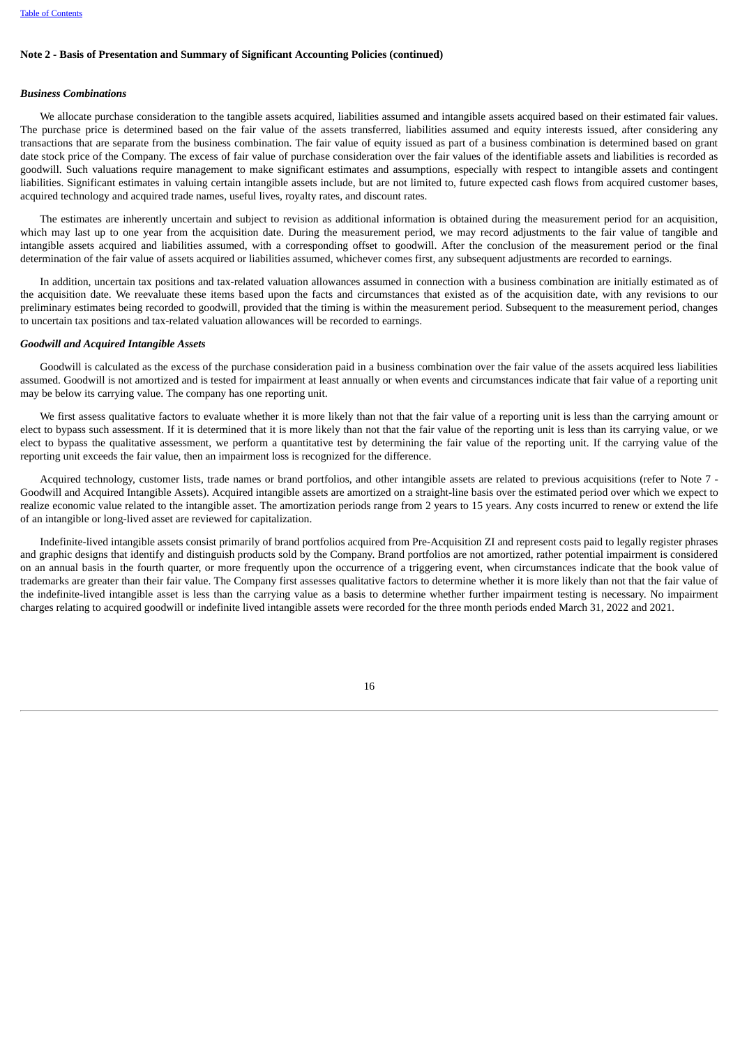**Note 2 - Basis of Presentation and Summary of Significant Accounting Policies (continued)**

***Business Combinations***

We allocate purchase consideration to the tangible assets acquired, liabilities assumed and intangible assets acquired based on their estimated fair values. The purchase price is determined based on the fair value of the assets transferred, liabilities assumed and equity interests issued, after considering any transactions that are separate from the business combination. The fair value of equity issued as part of a business combination is determined based on grant date stock price of the Company. The excess of fair value of purchase consideration over the fair values of the identifiable assets and liabilities is recorded as goodwill. Such valuations require management to make significant estimates and assumptions, especially with respect to intangible assets and contingent liabilities. Significant estimates in valuing certain intangible assets include, but are not limited to, future expected cash flows from acquired customer bases, acquired technology and acquired trade names, useful lives, royalty rates, and discount rates.

The estimates are inherently uncertain and subject to revision as additional information is obtained during the measurement period for an acquisition, which may last up to one year from the acquisition date. During the measurement period, we may record adjustments to the fair value of tangible and intangible assets acquired and liabilities assumed, with a corresponding offset to goodwill. After the conclusion of the measurement period or the final determination of the fair value of assets acquired or liabilities assumed, whichever comes first, any subsequent adjustments are recorded to earnings.

In addition, uncertain tax positions and tax-related valuation allowances assumed in connection with a business combination are initially estimated as of the acquisition date. We reevaluate these items based upon the facts and circumstances that existed as of the acquisition date, with any revisions to our preliminary estimates being recorded to goodwill, provided that the timing is within the measurement period. Subsequent to the measurement period, changes to uncertain tax positions and tax-related valuation allowances will be recorded to earnings.

***Goodwill and Acquired Intangible Assets***

Goodwill is calculated as the excess of the purchase consideration paid in a business combination over the fair value of the assets acquired less liabilities assumed. Goodwill is not amortized and is tested for impairment at least annually or when events and circumstances indicate that fair value of a reporting unit may be below its carrying value. The company has one reporting unit.

We first assess qualitative factors to evaluate whether it is more likely than not that the fair value of a reporting unit is less than the carrying amount or elect to bypass such assessment. If it is determined that it is more likely than not that the fair value of the reporting unit is less than its carrying value, or we elect to bypass the qualitative assessment, we perform a quantitative test by determining the fair value of the reporting unit. If the carrying value of the reporting unit exceeds the fair value, then an impairment loss is recognized for the difference.

Acquired technology, customer lists, trade names or brand portfolios, and other intangible assets are related to previous acquisitions (refer to Note 7 - Goodwill and Acquired Intangible Assets). Acquired intangible assets are amortized on a straight-line basis over the estimated period over which we expect to realize economic value related to the intangible asset. The amortization periods range from 2 years to 15 years. Any costs incurred to renew or extend the life of an intangible or long-lived asset are reviewed for capitalization.

Indefinite-lived intangible assets consist primarily of brand portfolios acquired from Pre-Acquisition ZI and represent costs paid to legally register phrases and graphic designs that identify and distinguish products sold by the Company. Brand portfolios are not amortized, rather potential impairment is considered on an annual basis in the fourth quarter, or more frequently upon the occurrence of a triggering event, when circumstances indicate that the book value of trademarks are greater than their fair value. The Company first assesses qualitative factors to determine whether it is more likely than not that the fair value of the indefinite-lived intangible asset is less than the carrying value as a basis to determine whether further impairment testing is necessary. No impairment charges relating to acquired goodwill or indefinite lived intangible assets were recorded for the three month periods ended March 31, 2022 and 2021.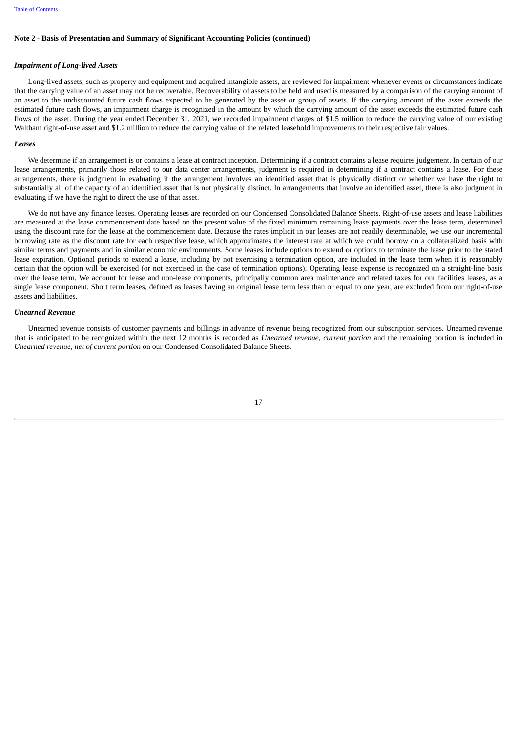**Note 2 - Basis of Presentation and Summary of Significant Accounting Policies (continued)**

***Impairment of Long-lived Assets***

Long-lived assets, such as property and equipment and acquired intangible assets, are reviewed for impairment whenever events or circumstances indicate that the carrying value of an asset may not be recoverable. Recoverability of assets to be held and used is measured by a comparison of the carrying amount of an asset to the undiscounted future cash flows expected to be generated by the asset or group of assets. If the carrying amount of the asset exceeds the estimated future cash flows, an impairment charge is recognized in the amount by which the carrying amount of the asset exceeds the estimated future cash flows of the asset. During the year ended December 31, 2021, we recorded impairment charges of $1.5 million to reduce the carrying value of our existing Waltham right-of-use asset and $1.2 million to reduce the carrying value of the related leasehold improvements to their respective fair values.

***Leases***

We determine if an arrangement is or contains a lease at contract inception. Determining if a contract contains a lease requires judgement. In certain of our lease arrangements, primarily those related to our data center arrangements, judgment is required in determining if a contract contains a lease. For these arrangements, there is judgment in evaluating if the arrangement involves an identified asset that is physically distinct or whether we have the right to substantially all of the capacity of an identified asset that is not physically distinct. In arrangements that involve an identified asset, there is also judgment in evaluating if we have the right to direct the use of that asset.

We do not have any finance leases. Operating leases are recorded on our Condensed Consolidated Balance Sheets. Right-of-use assets and lease liabilities are measured at the lease commencement date based on the present value of the fixed minimum remaining lease payments over the lease term, determined using the discount rate for the lease at the commencement date. Because the rates implicit in our leases are not readily determinable, we use our incremental borrowing rate as the discount rate for each respective lease, which approximates the interest rate at which we could borrow on a collateralized basis with similar terms and payments and in similar economic environments. Some leases include options to extend or options to terminate the lease prior to the stated lease expiration. Optional periods to extend a lease, including by not exercising a termination option, are included in the lease term when it is reasonably certain that the option will be exercised (or not exercised in the case of termination options). Operating lease expense is recognized on a straight-line basis over the lease term. We account for lease and non-lease components, principally common area maintenance and related taxes for our facilities leases, as a single lease component. Short term leases, defined as leases having an original lease term less than or equal to one year, are excluded from our right-of-use assets and liabilities.

***Unearned Revenue***

Unearned revenue consists of customer payments and billings in advance of revenue being recognized from our subscription services. Unearned revenue that is anticipated to be recognized within the next 12 months is recorded as *Unearned revenue, current portion* and the remaining portion is included in *Unearned revenue, net of current portion* on our Condensed Consolidated Balance Sheets.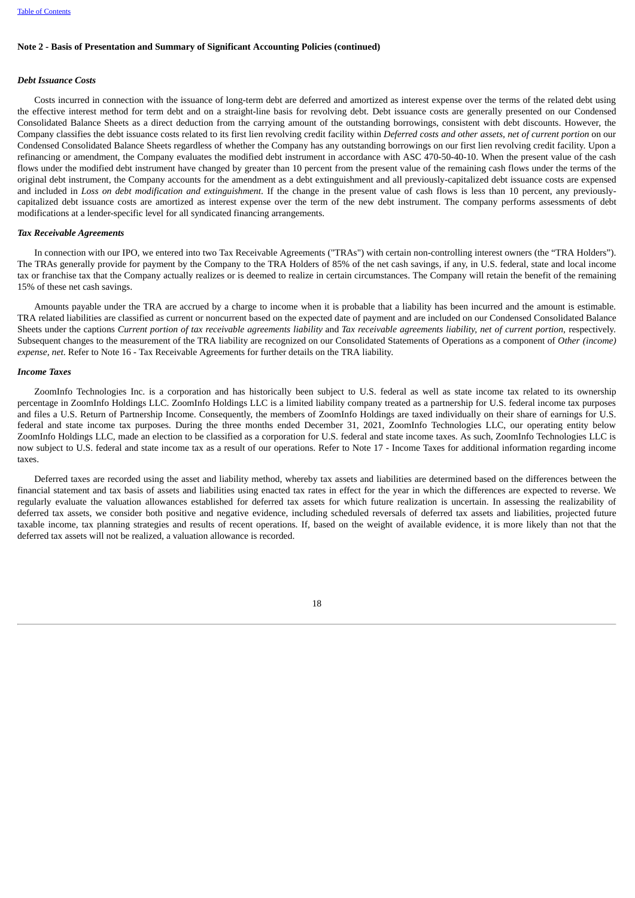### Note 2 - Basis of Presentation and Summary of Significant Accounting Policies (continued)

***Debt Issuance Costs***

Costs incurred in connection with the issuance of long-term debt are deferred and amortized as interest expense over the terms of the related debt using the effective interest method for term debt and on a straight-line basis for revolving debt. Debt issuance costs are generally presented on our Condensed Consolidated Balance Sheets as a direct deduction from the carrying amount of the outstanding borrowings, consistent with debt discounts. However, the Company classifies the debt issuance costs related to its first lien revolving credit facility within *Deferred costs and other assets, net of current portion* on our Condensed Consolidated Balance Sheets regardless of whether the Company has any outstanding borrowings on our first lien revolving credit facility. Upon a refinancing or amendment, the Company evaluates the modified debt instrument in accordance with ASC 470-50-40-10. When the present value of the cash flows under the modified debt instrument have changed by greater than 10 percent from the present value of the remaining cash flows under the terms of the original debt instrument, the Company accounts for the amendment as a debt extinguishment and all previously-capitalized debt issuance costs are expensed and included in *Loss on debt modification and extinguishment*. If the change in the present value of cash flows is less than 10 percent, any previously-capitalized debt issuance costs are amortized as interest expense over the term of the new debt instrument. The company performs assessments of debt modifications at a lender-specific level for all syndicated financing arrangements.

***Tax Receivable Agreements***

In connection with our IPO, we entered into two Tax Receivable Agreements ("TRAs") with certain non-controlling interest owners (the "TRA Holders"). The TRAs generally provide for payment by the Company to the TRA Holders of 85% of the net cash savings, if any, in U.S. federal, state and local income tax or franchise tax that the Company actually realizes or is deemed to realize in certain circumstances. The Company will retain the benefit of the remaining 15% of these net cash savings.

Amounts payable under the TRA are accrued by a charge to income when it is probable that a liability has been incurred and the amount is estimable. TRA related liabilities are classified as current or noncurrent based on the expected date of payment and are included on our Condensed Consolidated Balance Sheets under the captions *Current portion of tax receivable agreements liability* and *Tax receivable agreements liability, net of current portion*, respectively. Subsequent changes to the measurement of the TRA liability are recognized on our Consolidated Statements of Operations as a component of *Other (income) expense, net*. Refer to Note 16 - Tax Receivable Agreements for further details on the TRA liability.

***Income Taxes***

ZoomInfo Technologies Inc. is a corporation and has historically been subject to U.S. federal as well as state income tax related to its ownership percentage in ZoomInfo Holdings LLC. ZoomInfo Holdings LLC is a limited liability company treated as a partnership for U.S. federal income tax purposes and files a U.S. Return of Partnership Income. Consequently, the members of ZoomInfo Holdings are taxed individually on their share of earnings for U.S. federal and state income tax purposes. During the three months ended December 31, 2021, ZoomInfo Technologies LLC, our operating entity below ZoomInfo Holdings LLC, made an election to be classified as a corporation for U.S. federal and state income taxes. As such, ZoomInfo Technologies LLC is now subject to U.S. federal and state income tax as a result of our operations. Refer to Note 17 - Income Taxes for additional information regarding income taxes.

Deferred taxes are recorded using the asset and liability method, whereby tax assets and liabilities are determined based on the differences between the financial statement and tax basis of assets and liabilities using enacted tax rates in effect for the year in which the differences are expected to reverse. We regularly evaluate the valuation allowances established for deferred tax assets for which future realization is uncertain. In assessing the realizability of deferred tax assets, we consider both positive and negative evidence, including scheduled reversals of deferred tax assets and liabilities, projected future taxable income, tax planning strategies and results of recent operations. If, based on the weight of available evidence, it is more likely than not that the deferred tax assets will not be realized, a valuation allowance is recorded.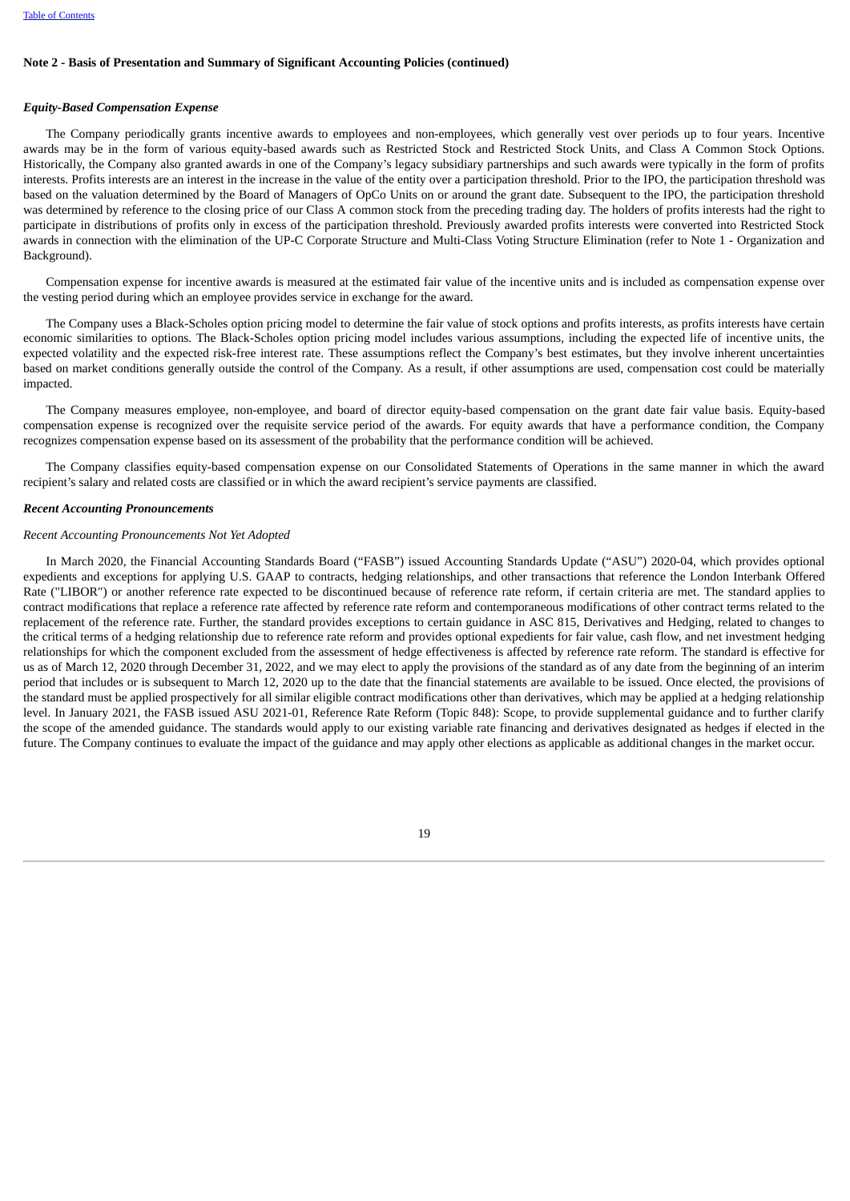## Note 2 - Basis of Presentation and Summary of Significant Accounting Policies (continued)

***Equity-Based Compensation Expense***

The Company periodically grants incentive awards to employees and non-employees, which generally vest over periods up to four years. Incentive awards may be in the form of various equity-based awards such as Restricted Stock and Restricted Stock Units, and Class A Common Stock Options. Historically, the Company also granted awards in one of the Company's legacy subsidiary partnerships and such awards were typically in the form of profits interests. Profits interests are an interest in the increase in the value of the entity over a participation threshold. Prior to the IPO, the participation threshold was based on the valuation determined by the Board of Managers of OpCo Units on or around the grant date. Subsequent to the IPO, the participation threshold was determined by reference to the closing price of our Class A common stock from the preceding trading day. The holders of profits interests had the right to participate in distributions of profits only in excess of the participation threshold. Previously awarded profits interests were converted into Restricted Stock awards in connection with the elimination of the UP-C Corporate Structure and Multi-Class Voting Structure Elimination (refer to Note 1 - Organization and Background).

Compensation expense for incentive awards is measured at the estimated fair value of the incentive units and is included as compensation expense over the vesting period during which an employee provides service in exchange for the award.

The Company uses a Black-Scholes option pricing model to determine the fair value of stock options and profits interests, as profits interests have certain economic similarities to options. The Black-Scholes option pricing model includes various assumptions, including the expected life of incentive units, the expected volatility and the expected risk-free interest rate. These assumptions reflect the Company's best estimates, but they involve inherent uncertainties based on market conditions generally outside the control of the Company. As a result, if other assumptions are used, compensation cost could be materially impacted.

The Company measures employee, non-employee, and board of director equity-based compensation on the grant date fair value basis. Equity-based compensation expense is recognized over the requisite service period of the awards. For equity awards that have a performance condition, the Company recognizes compensation expense based on its assessment of the probability that the performance condition will be achieved.

The Company classifies equity-based compensation expense on our Consolidated Statements of Operations in the same manner in which the award recipient's salary and related costs are classified or in which the award recipient's service payments are classified.

***Recent Accounting Pronouncements***

*Recent Accounting Pronouncements Not Yet Adopted*

In March 2020, the Financial Accounting Standards Board ("FASB") issued Accounting Standards Update ("ASU") 2020-04, which provides optional expedients and exceptions for applying U.S. GAAP to contracts, hedging relationships, and other transactions that reference the London Interbank Offered Rate ("LIBOR") or another reference rate expected to be discontinued because of reference rate reform, if certain criteria are met. The standard applies to contract modifications that replace a reference rate affected by reference rate reform and contemporaneous modifications of other contract terms related to the replacement of the reference rate. Further, the standard provides exceptions to certain guidance in ASC 815, Derivatives and Hedging, related to changes to the critical terms of a hedging relationship due to reference rate reform and provides optional expedients for fair value, cash flow, and net investment hedging relationships for which the component excluded from the assessment of hedge effectiveness is affected by reference rate reform. The standard is effective for us as of March 12, 2020 through December 31, 2022, and we may elect to apply the provisions of the standard as of any date from the beginning of an interim period that includes or is subsequent to March 12, 2020 up to the date that the financial statements are available to be issued. Once elected, the provisions of the standard must be applied prospectively for all similar eligible contract modifications other than derivatives, which may be applied at a hedging relationship level. In January 2021, the FASB issued ASU 2021-01, Reference Rate Reform (Topic 848): Scope, to provide supplemental guidance and to further clarify the scope of the amended guidance. The standards would apply to our existing variable rate financing and derivatives designated as hedges if elected in the future. The Company continues to evaluate the impact of the guidance and may apply other elections as applicable as additional changes in the market occur.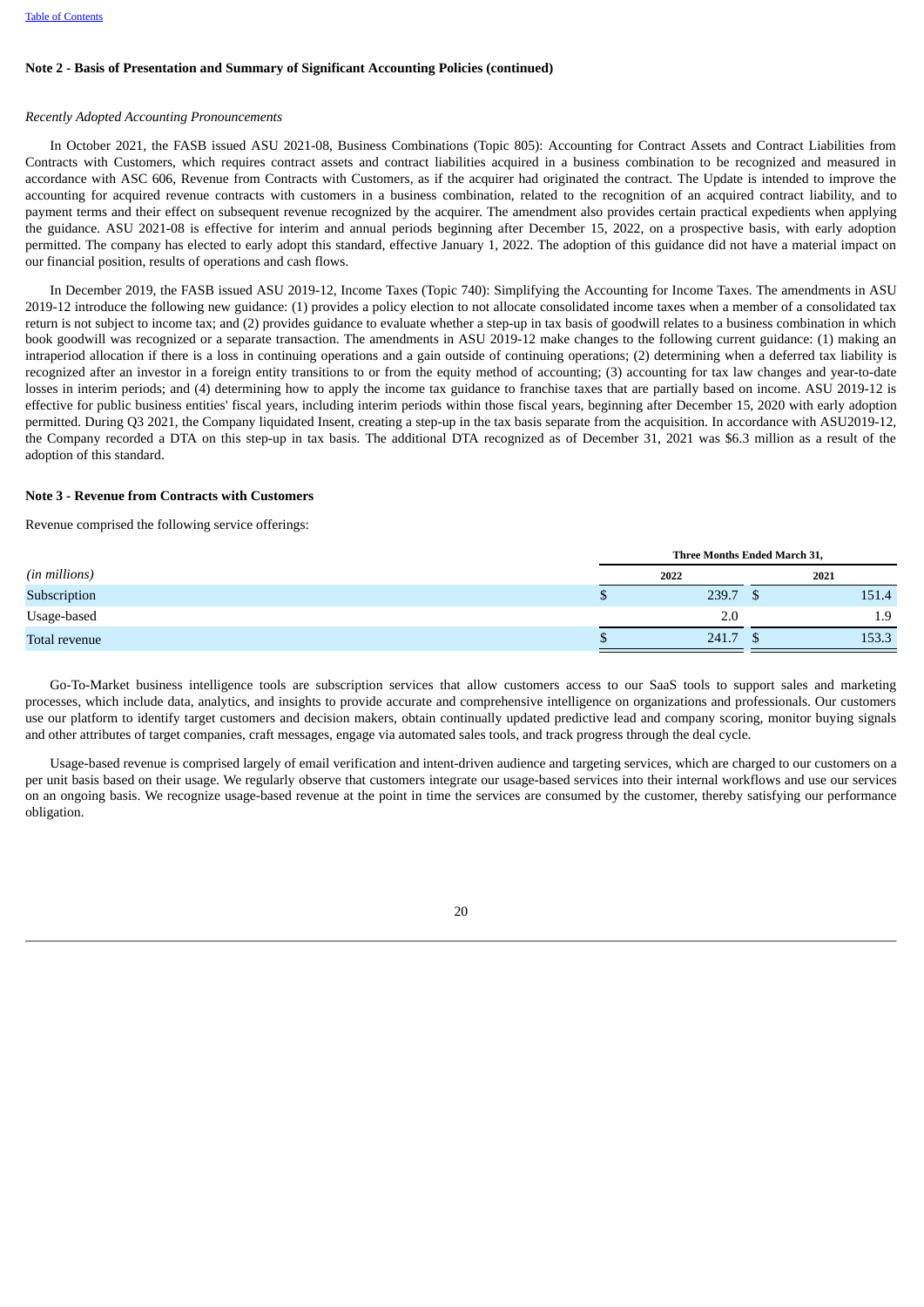## Note 2 - Basis of Presentation and Summary of Significant Accounting Policies (continued)

*Recently Adopted Accounting Pronouncements*

In October 2021, the FASB issued ASU 2021-08, Business Combinations (Topic 805): Accounting for Contract Assets and Contract Liabilities from Contracts with Customers, which requires contract assets and contract liabilities acquired in a business combination to be recognized and measured in accordance with ASC 606, Revenue from Contracts with Customers, as if the acquirer had originated the contract. The Update is intended to improve the accounting for acquired revenue contracts with customers in a business combination, related to the recognition of an acquired contract liability, and to payment terms and their effect on subsequent revenue recognized by the acquirer. The amendment also provides certain practical expedients when applying the guidance. ASU 2021-08 is effective for interim and annual periods beginning after December 15, 2022, on a prospective basis, with early adoption permitted. The company has elected to early adopt this standard, effective January 1, 2022. The adoption of this guidance did not have a material impact on our financial position, results of operations and cash flows.

In December 2019, the FASB issued ASU 2019-12, Income Taxes (Topic 740): Simplifying the Accounting for Income Taxes. The amendments in ASU 2019-12 introduce the following new guidance: (1) provides a policy election to not allocate consolidated income taxes when a member of a consolidated tax return is not subject to income tax; and (2) provides guidance to evaluate whether a step-up in tax basis of goodwill relates to a business combination in which book goodwill was recognized or a separate transaction. The amendments in ASU 2019-12 make changes to the following current guidance: (1) making an intraperiod allocation if there is a loss in continuing operations and a gain outside of continuing operations; (2) determining when a deferred tax liability is recognized after an investor in a foreign entity transitions to or from the equity method of accounting; (3) accounting for tax law changes and year-to-date losses in interim periods; and (4) determining how to apply the income tax guidance to franchise taxes that are partially based on income. ASU 2019-12 is effective for public business entities' fiscal years, including interim periods within those fiscal years, beginning after December 15, 2020 with early adoption permitted. During Q3 2021, the Company liquidated Insent, creating a step-up in the tax basis separate from the acquisition. In accordance with ASU2019-12, the Company recorded a DTA on this step-up in tax basis. The additional DTA recognized as of December 31, 2021 was $6.3 million as a result of the adoption of this standard.

## Note 3 - Revenue from Contracts with Customers

Revenue comprised the following service offerings:

| | Three Months Ended March 31, | |
|---|---|---|
| *(in millions)* | 2022 | 2021 |
| Subscription | $ 239.7 | $ 151.4 |
| Usage-based | 2.0 | 1.9 |
| Total revenue | $ 241.7 | $ 153.3 |

Go-To-Market business intelligence tools are subscription services that allow customers access to our SaaS tools to support sales and marketing processes, which include data, analytics, and insights to provide accurate and comprehensive intelligence on organizations and professionals. Our customers use our platform to identify target customers and decision makers, obtain continually updated predictive lead and company scoring, monitor buying signals and other attributes of target companies, craft messages, engage via automated sales tools, and track progress through the deal cycle.

Usage-based revenue is comprised largely of email verification and intent-driven audience and targeting services, which are charged to our customers on a per unit basis based on their usage. We regularly observe that customers integrate our usage-based services into their internal workflows and use our services on an ongoing basis. We recognize usage-based revenue at the point in time the services are consumed by the customer, thereby satisfying our performance obligation.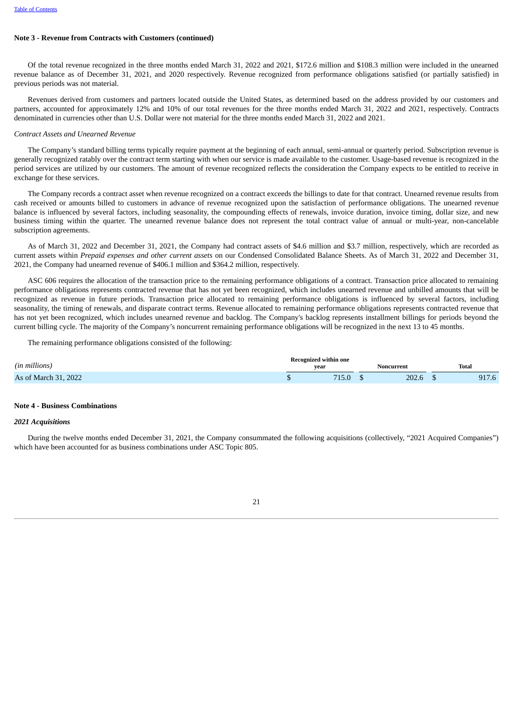**Note 3 - Revenue from Contracts with Customers (continued)**

Of the total revenue recognized in the three months ended March 31, 2022 and 2021, $172.6 million and $108.3 million were included in the unearned revenue balance as of December 31, 2021, and 2020 respectively. Revenue recognized from performance obligations satisfied (or partially satisfied) in previous periods was not material.

Revenues derived from customers and partners located outside the United States, as determined based on the address provided by our customers and partners, accounted for approximately 12% and 10% of our total revenues for the three months ended March 31, 2022 and 2021, respectively. Contracts denominated in currencies other than U.S. Dollar were not material for the three months ended March 31, 2022 and 2021.

*Contract Assets and Unearned Revenue*

The Company's standard billing terms typically require payment at the beginning of each annual, semi-annual or quarterly period. Subscription revenue is generally recognized ratably over the contract term starting with when our service is made available to the customer. Usage-based revenue is recognized in the period services are utilized by our customers. The amount of revenue recognized reflects the consideration the Company expects to be entitled to receive in exchange for these services.

The Company records a contract asset when revenue recognized on a contract exceeds the billings to date for that contract. Unearned revenue results from cash received or amounts billed to customers in advance of revenue recognized upon the satisfaction of performance obligations. The unearned revenue balance is influenced by several factors, including seasonality, the compounding effects of renewals, invoice duration, invoice timing, dollar size, and new business timing within the quarter. The unearned revenue balance does not represent the total contract value of annual or multi-year, non-cancelable subscription agreements.

As of March 31, 2022 and December 31, 2021, the Company had contract assets of $4.6 million and $3.7 million, respectively, which are recorded as current assets within *Prepaid expenses and other current assets* on our Condensed Consolidated Balance Sheets. As of March 31, 2022 and December 31, 2021, the Company had unearned revenue of $406.1 million and $364.2 million, respectively.

ASC 606 requires the allocation of the transaction price to the remaining performance obligations of a contract. Transaction price allocated to remaining performance obligations represents contracted revenue that has not yet been recognized, which includes unearned revenue and unbilled amounts that will be recognized as revenue in future periods. Transaction price allocated to remaining performance obligations is influenced by several factors, including seasonality, the timing of renewals, and disparate contract terms. Revenue allocated to remaining performance obligations represents contracted revenue that has not yet been recognized, which includes unearned revenue and backlog. The Company's backlog represents installment billings for periods beyond the current billing cycle. The majority of the Company's noncurrent remaining performance obligations will be recognized in the next 13 to 45 months.

The remaining performance obligations consisted of the following:

| *(in millions)* | Recognized within one year | Noncurrent | Total |
|---|---|---|---|
| As of March 31, 2022 | $ 715.0 | $ 202.6 | $ 917.6 |

**Note 4 - Business Combinations**

***2021 Acquisitions***

During the twelve months ended December 31, 2021, the Company consummated the following acquisitions (collectively, "2021 Acquired Companies") which have been accounted for as business combinations under ASC Topic 805.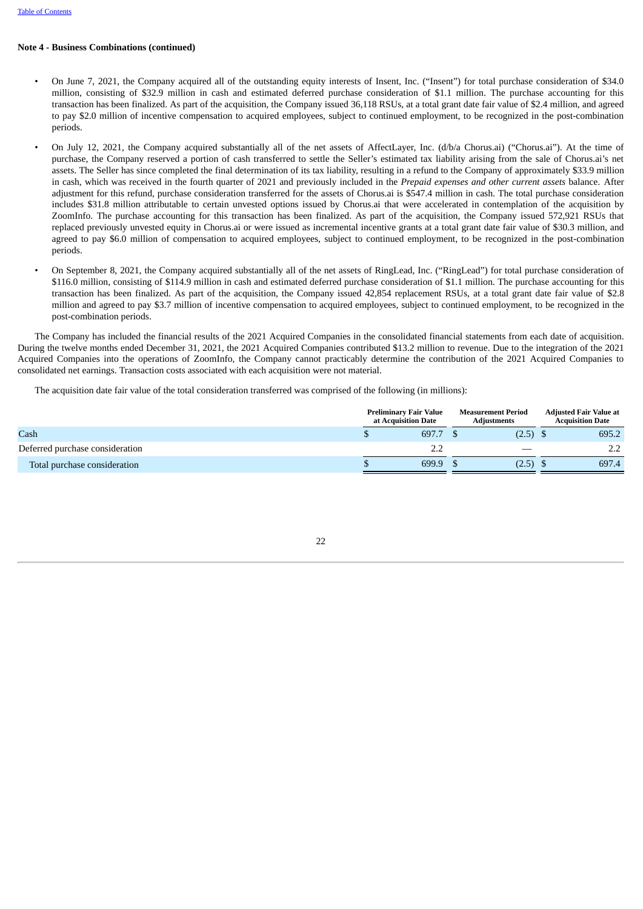**Note 4 - Business Combinations (continued)**

- On June 7, 2021, the Company acquired all of the outstanding equity interests of Insent, Inc. ("Insent") for total purchase consideration of $34.0 million, consisting of $32.9 million in cash and estimated deferred purchase consideration of $1.1 million. The purchase accounting for this transaction has been finalized. As part of the acquisition, the Company issued 36,118 RSUs, at a total grant date fair value of $2.4 million, and agreed to pay $2.0 million of incentive compensation to acquired employees, subject to continued employment, to be recognized in the post-combination periods.
- On July 12, 2021, the Company acquired substantially all of the net assets of AffectLayer, Inc. (d/b/a Chorus.ai) ("Chorus.ai"). At the time of purchase, the Company reserved a portion of cash transferred to settle the Seller's estimated tax liability arising from the sale of Chorus.ai's net assets. The Seller has since completed the final determination of its tax liability, resulting in a refund to the Company of approximately $33.9 million in cash, which was received in the fourth quarter of 2021 and previously included in the *Prepaid expenses and other current assets* balance. After adjustment for this refund, purchase consideration transferred for the assets of Chorus.ai is $547.4 million in cash. The total purchase consideration includes $31.8 million attributable to certain unvested options issued by Chorus.ai that were accelerated in contemplation of the acquisition by ZoomInfo. The purchase accounting for this transaction has been finalized. As part of the acquisition, the Company issued 572,921 RSUs that replaced previously unvested equity in Chorus.ai or were issued as incremental incentive grants at a total grant date fair value of $30.3 million, and agreed to pay $6.0 million of compensation to acquired employees, subject to continued employment, to be recognized in the post-combination periods.
- On September 8, 2021, the Company acquired substantially all of the net assets of RingLead, Inc. ("RingLead") for total purchase consideration of $116.0 million, consisting of $114.9 million in cash and estimated deferred purchase consideration of $1.1 million. The purchase accounting for this transaction has been finalized. As part of the acquisition, the Company issued 42,854 replacement RSUs, at a total grant date fair value of $2.8 million and agreed to pay $3.7 million of incentive compensation to acquired employees, subject to continued employment, to be recognized in the post-combination periods.

The Company has included the financial results of the 2021 Acquired Companies in the consolidated financial statements from each date of acquisition. During the twelve months ended December 31, 2021, the 2021 Acquired Companies contributed $13.2 million to revenue. Due to the integration of the 2021 Acquired Companies into the operations of ZoomInfo, the Company cannot practicably determine the contribution of the 2021 Acquired Companies to consolidated net earnings. Transaction costs associated with each acquisition were not material.

The acquisition date fair value of the total consideration transferred was comprised of the following (in millions):

| | Preliminary Fair Value at Acquisition Date | Measurement Period Adjustments | Adjusted Fair Value at Acquisition Date |
|---|---|---|---|
| Cash | $ 697.7 | $ (2.5) | $ 695.2 |
| Deferred purchase consideration | 2.2 | — | 2.2 |
| Total purchase consideration | $ 699.9 | $ (2.5) | $ 697.4 |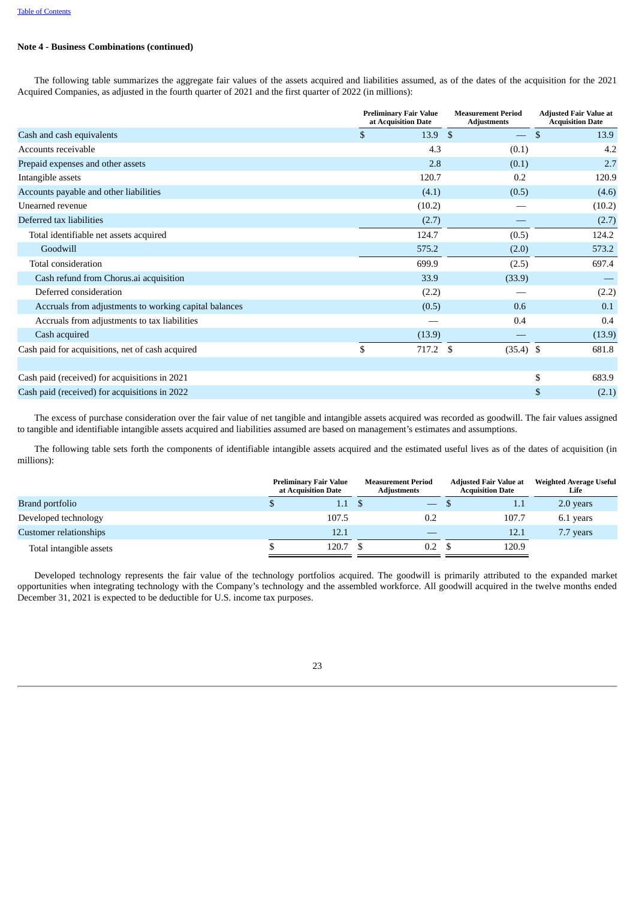**Note 4 - Business Combinations (continued)**

The following table summarizes the aggregate fair values of the assets acquired and liabilities assumed, as of the dates of the acquisition for the 2021 Acquired Companies, as adjusted in the fourth quarter of 2021 and the first quarter of 2022 (in millions):

| | Preliminary Fair Value at Acquisition Date | Measurement Period Adjustments | Adjusted Fair Value at Acquisition Date |
|---|---|---|---|
| Cash and cash equivalents | $ 13.9 | $ — | $ 13.9 |
| Accounts receivable | 4.3 | (0.1) | 4.2 |
| Prepaid expenses and other assets | 2.8 | (0.1) | 2.7 |
| Intangible assets | 120.7 | 0.2 | 120.9 |
| Accounts payable and other liabilities | (4.1) | (0.5) | (4.6) |
| Unearned revenue | (10.2) | — | (10.2) |
| Deferred tax liabilities | (2.7) | — | (2.7) |
| Total identifiable net assets acquired | 124.7 | (0.5) | 124.2 |
| Goodwill | 575.2 | (2.0) | 573.2 |
| Total consideration | 699.9 | (2.5) | 697.4 |
| Cash refund from Chorus.ai acquisition | 33.9 | (33.9) | — |
| Deferred consideration | (2.2) | — | (2.2) |
| Accruals from adjustments to working capital balances | (0.5) | 0.6 | 0.1 |
| Accruals from adjustments to tax liabilities | — | 0.4 | 0.4 |
| Cash acquired | (13.9) | — | (13.9) |
| Cash paid for acquisitions, net of cash acquired | $ 717.2 | $ (35.4) | $ 681.8 |
| | | | |
| Cash paid (received) for acquisitions in 2021 | | | $ 683.9 |
| Cash paid (received) for acquisitions in 2022 | | | $ (2.1) |

The excess of purchase consideration over the fair value of net tangible and intangible assets acquired was recorded as goodwill. The fair values assigned to tangible and identifiable intangible assets acquired and liabilities assumed are based on management's estimates and assumptions.

The following table sets forth the components of identifiable intangible assets acquired and the estimated useful lives as of the dates of acquisition (in millions):

| | Preliminary Fair Value at Acquisition Date | Measurement Period Adjustments | Adjusted Fair Value at Acquisition Date | Weighted Average Useful Life |
|---|---|---|---|---|
| Brand portfolio | $ 1.1 | $ — | $ 1.1 | 2.0 years |
| Developed technology | 107.5 | 0.2 | 107.7 | 6.1 years |
| Customer relationships | 12.1 | — | 12.1 | 7.7 years |
| Total intangible assets | $ 120.7 | $ 0.2 | $ 120.9 | |

Developed technology represents the fair value of the technology portfolios acquired. The goodwill is primarily attributed to the expanded market opportunities when integrating technology with the Company's technology and the assembled workforce. All goodwill acquired in the twelve months ended December 31, 2021 is expected to be deductible for U.S. income tax purposes.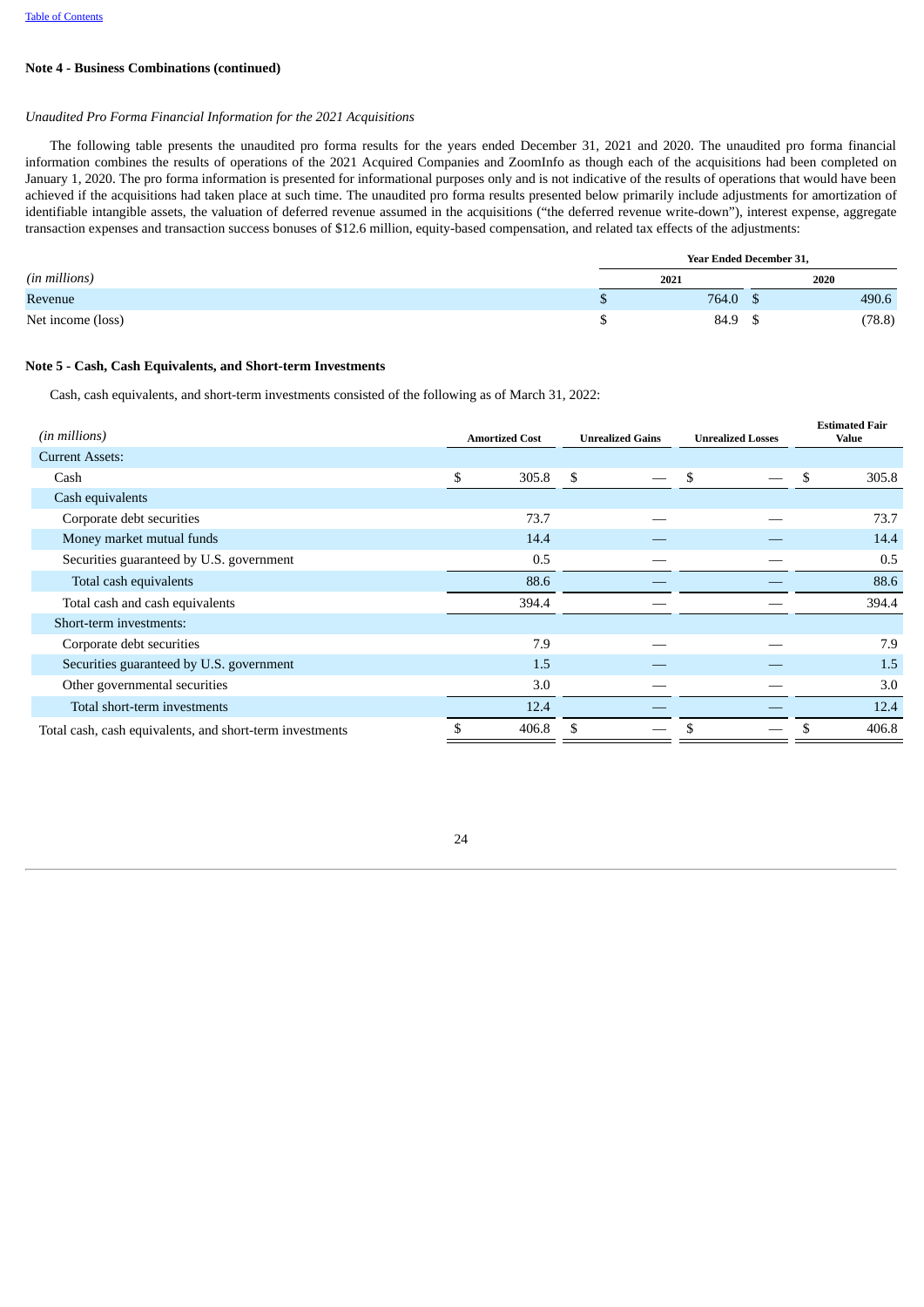## Note 4 - Business Combinations (continued)

*Unaudited Pro Forma Financial Information for the 2021 Acquisitions*

The following table presents the unaudited pro forma results for the years ended December 31, 2021 and 2020. The unaudited pro forma financial information combines the results of operations of the 2021 Acquired Companies and ZoomInfo as though each of the acquisitions had been completed on January 1, 2020. The pro forma information is presented for informational purposes only and is not indicative of the results of operations that would have been achieved if the acquisitions had taken place at such time. The unaudited pro forma results presented below primarily include adjustments for amortization of identifiable intangible assets, the valuation of deferred revenue assumed in the acquisitions ("the deferred revenue write-down"), interest expense, aggregate transaction expenses and transaction success bonuses of $12.6 million, equity-based compensation, and related tax effects of the adjustments:

| *(in millions)* | Year Ended December 31, 2021 | Year Ended December 31, 2020 |
|---|---|---|
| Revenue | $ 764.0 | $ 490.6 |
| Net income (loss) | $ 84.9 | $ (78.8) |

## Note 5 - Cash, Cash Equivalents, and Short-term Investments

Cash, cash equivalents, and short-term investments consisted of the following as of March 31, 2022:

| *(in millions)* | Amortized Cost | Unrealized Gains | Unrealized Losses | Estimated Fair Value |
|---|---|---|---|---|
| Current Assets: | | | | |
| Cash | $ 305.8 | $ — | $ — | $ 305.8 |
| Cash equivalents | | | | |
| Corporate debt securities | 73.7 | — | — | 73.7 |
| Money market mutual funds | 14.4 | — | — | 14.4 |
| Securities guaranteed by U.S. government | 0.5 | — | — | 0.5 |
| Total cash equivalents | 88.6 | — | — | 88.6 |
| Total cash and cash equivalents | 394.4 | — | — | 394.4 |
| Short-term investments: | | | | |
| Corporate debt securities | 7.9 | — | — | 7.9 |
| Securities guaranteed by U.S. government | 1.5 | — | — | 1.5 |
| Other governmental securities | 3.0 | — | — | 3.0 |
| Total short-term investments | 12.4 | — | — | 12.4 |
| Total cash, cash equivalents, and short-term investments | $ 406.8 | $ — | $ — | $ 406.8 |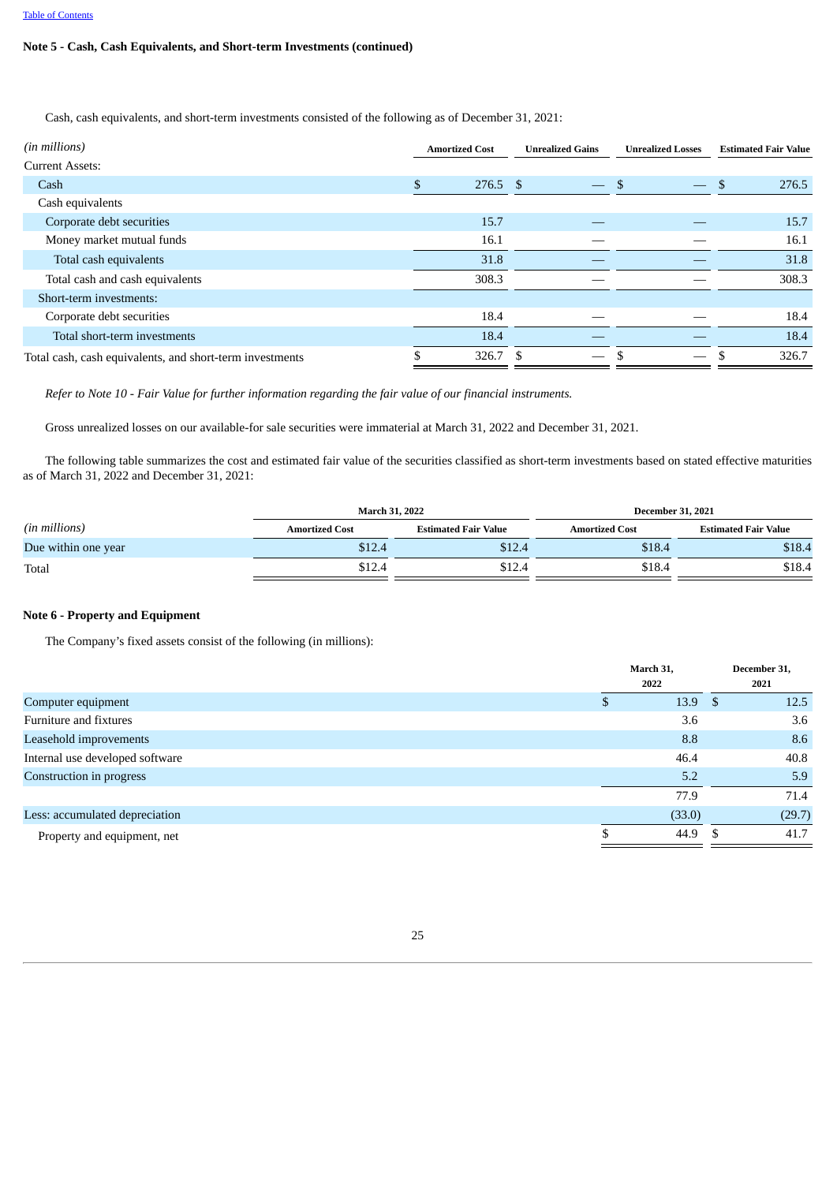**Note 5 - Cash, Cash Equivalents, and Short-term Investments (continued)**

Cash, cash equivalents, and short-term investments consisted of the following as of December 31, 2021:

| *(in millions)* | Amortized Cost | Unrealized Gains | Unrealized Losses | Estimated Fair Value |
|---|---|---|---|---|
| Current Assets: | | | | |
| Cash | $ 276.5 | $ — | $ — | $ 276.5 |
| Cash equivalents | | | | |
| Corporate debt securities | 15.7 | — | — | 15.7 |
| Money market mutual funds | 16.1 | — | — | 16.1 |
| Total cash equivalents | 31.8 | — | — | 31.8 |
| Total cash and cash equivalents | 308.3 | — | — | 308.3 |
| Short-term investments: | | | | |
| Corporate debt securities | 18.4 | — | — | 18.4 |
| Total short-term investments | 18.4 | — | — | 18.4 |
| Total cash, cash equivalents, and short-term investments | $ 326.7 | $ — | $ — | $ 326.7 |

*Refer to Note 10 - Fair Value for further information regarding the fair value of our financial instruments.*

Gross unrealized losses on our available-for sale securities were immaterial at March 31, 2022 and December 31, 2021.

The following table summarizes the cost and estimated fair value of the securities classified as short-term investments based on stated effective maturities as of March 31, 2022 and December 31, 2021:

| | March 31, 2022 | | December 31, 2021 | |
|---|---|---|---|---|
| *(in millions)* | Amortized Cost | Estimated Fair Value | Amortized Cost | Estimated Fair Value |
| Due within one year | $12.4 | $12.4 | $18.4 | $18.4 |
| Total | $12.4 | $12.4 | $18.4 | $18.4 |

**Note 6 - Property and Equipment**

The Company's fixed assets consist of the following (in millions):

| | March 31, 2022 | December 31, 2021 |
|---|---|---|
| Computer equipment | $ 13.9 | $ 12.5 |
| Furniture and fixtures | 3.6 | 3.6 |
| Leasehold improvements | 8.8 | 8.6 |
| Internal use developed software | 46.4 | 40.8 |
| Construction in progress | 5.2 | 5.9 |
| | 77.9 | 71.4 |
| Less: accumulated depreciation | (33.0) | (29.7) |
| Property and equipment, net | $ 44.9 | $ 41.7 |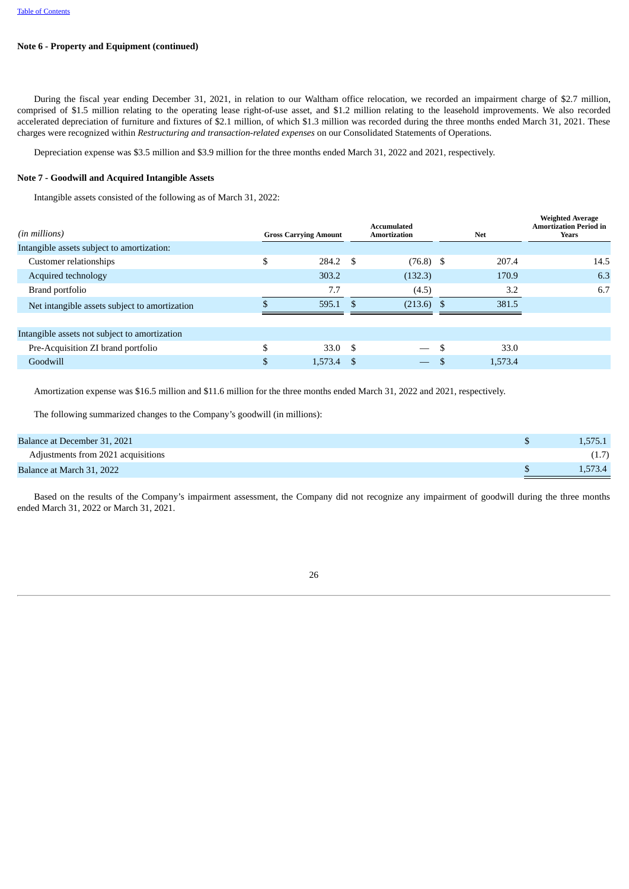**Note 6 - Property and Equipment (continued)**

During the fiscal year ending December 31, 2021, in relation to our Waltham office relocation, we recorded an impairment charge of $2.7 million, comprised of $1.5 million relating to the operating lease right-of-use asset, and $1.2 million relating to the leasehold improvements. We also recorded accelerated depreciation of furniture and fixtures of $2.1 million, of which $1.3 million was recorded during the three months ended March 31, 2021. These charges were recognized within *Restructuring and transaction-related expenses* on our Consolidated Statements of Operations.

Depreciation expense was $3.5 million and $3.9 million for the three months ended March 31, 2022 and 2021, respectively.

**Note 7 - Goodwill and Acquired Intangible Assets**

Intangible assets consisted of the following as of March 31, 2022:

| *(in millions)* | Gross Carrying Amount | Accumulated Amortization | Net | Weighted Average Amortization Period in Years |
|---|---|---|---|---|
| Intangible assets subject to amortization: | | | | |
| Customer relationships | $ 284.2 | $ (76.8) | $ 207.4 | 14.5 |
| Acquired technology | 303.2 | (132.3) | 170.9 | 6.3 |
| Brand portfolio | 7.7 | (4.5) | 3.2 | 6.7 |
| Net intangible assets subject to amortization | $ 595.1 | $ (213.6) | $ 381.5 | |
| | | | | |
| Intangible assets not subject to amortization | | | | |
| Pre-Acquisition ZI brand portfolio | $ 33.0 | $ — | $ 33.0 | |
| Goodwill | $ 1,573.4 | $ — | $ 1,573.4 | |

Amortization expense was $16.5 million and $11.6 million for the three months ended March 31, 2022 and 2021, respectively.

The following summarized changes to the Company's goodwill (in millions):

| | |
|---|---|
| Balance at December 31, 2021 | $ 1,575.1 |
| Adjustments from 2021 acquisitions | (1.7) |
| Balance at March 31, 2022 | $ 1,573.4 |

Based on the results of the Company's impairment assessment, the Company did not recognize any impairment of goodwill during the three months ended March 31, 2022 or March 31, 2021.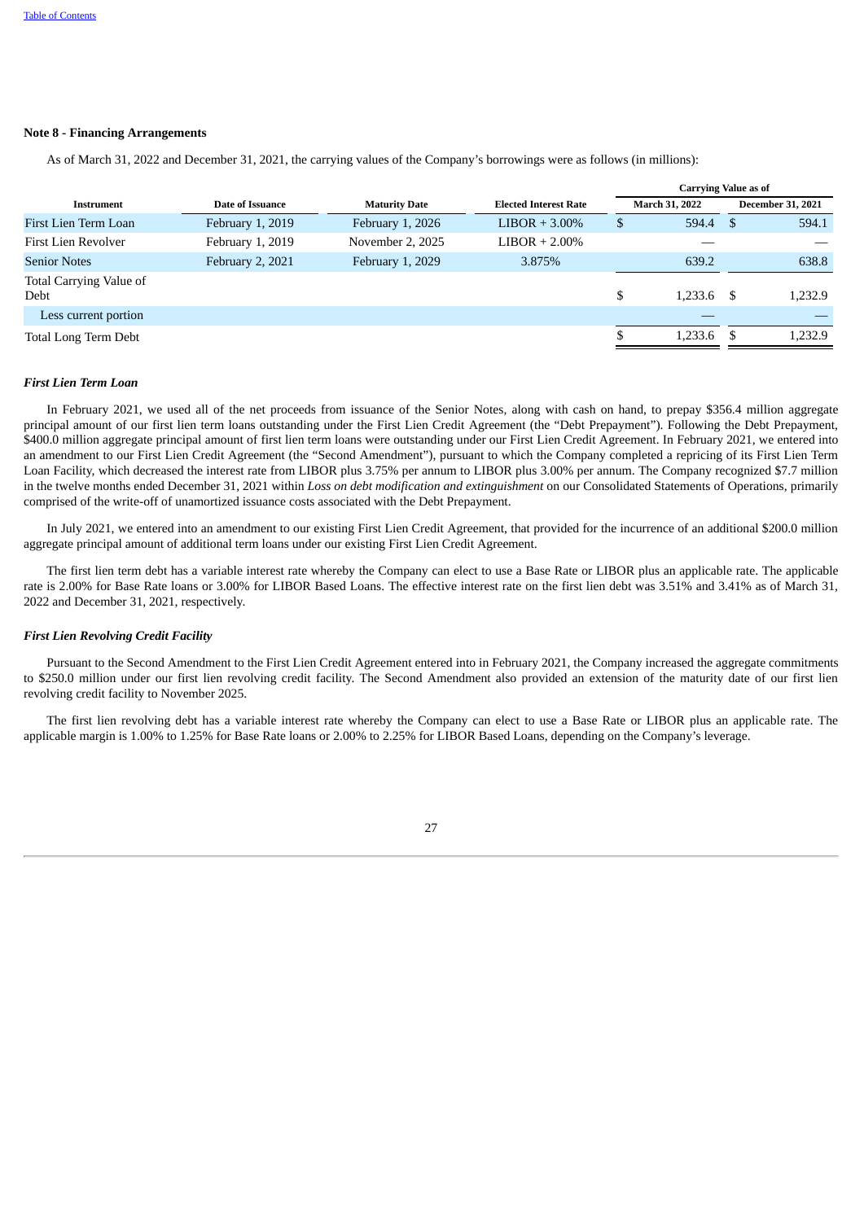**Note 8 - Financing Arrangements**

As of March 31, 2022 and December 31, 2021, the carrying values of the Company's borrowings were as follows (in millions):

| Instrument | Date of Issuance | Maturity Date | Elected Interest Rate | Carrying Value as of March 31, 2022 | Carrying Value as of December 31, 2021 |
|---|---|---|---|---|---|
| First Lien Term Loan | February 1, 2019 | February 1, 2026 | LIBOR + 3.00% | $ 594.4 | $ 594.1 |
| First Lien Revolver | February 1, 2019 | November 2, 2025 | LIBOR + 2.00% | — | — |
| Senior Notes | February 2, 2021 | February 1, 2029 | 3.875% | 639.2 | 638.8 |
| Total Carrying Value of Debt | | | | $ 1,233.6 | $ 1,232.9 |
| Less current portion | | | | — | — |
| Total Long Term Debt | | | | $ 1,233.6 | $ 1,232.9 |

***First Lien Term Loan***

In February 2021, we used all of the net proceeds from issuance of the Senior Notes, along with cash on hand, to prepay $356.4 million aggregate principal amount of our first lien term loans outstanding under the First Lien Credit Agreement (the "Debt Prepayment"). Following the Debt Prepayment, $400.0 million aggregate principal amount of first lien term loans were outstanding under our First Lien Credit Agreement. In February 2021, we entered into an amendment to our First Lien Credit Agreement (the "Second Amendment"), pursuant to which the Company completed a repricing of its First Lien Term Loan Facility, which decreased the interest rate from LIBOR plus 3.75% per annum to LIBOR plus 3.00% per annum. The Company recognized $7.7 million in the twelve months ended December 31, 2021 within *Loss on debt modification and extinguishment* on our Consolidated Statements of Operations, primarily comprised of the write-off of unamortized issuance costs associated with the Debt Prepayment.

In July 2021, we entered into an amendment to our existing First Lien Credit Agreement, that provided for the incurrence of an additional $200.0 million aggregate principal amount of additional term loans under our existing First Lien Credit Agreement.

The first lien term debt has a variable interest rate whereby the Company can elect to use a Base Rate or LIBOR plus an applicable rate. The applicable rate is 2.00% for Base Rate loans or 3.00% for LIBOR Based Loans. The effective interest rate on the first lien debt was 3.51% and 3.41% as of March 31, 2022 and December 31, 2021, respectively.

***First Lien Revolving Credit Facility***

Pursuant to the Second Amendment to the First Lien Credit Agreement entered into in February 2021, the Company increased the aggregate commitments to $250.0 million under our first lien revolving credit facility. The Second Amendment also provided an extension of the maturity date of our first lien revolving credit facility to November 2025.

The first lien revolving debt has a variable interest rate whereby the Company can elect to use a Base Rate or LIBOR plus an applicable rate. The applicable margin is 1.00% to 1.25% for Base Rate loans or 2.00% to 2.25% for LIBOR Based Loans, depending on the Company's leverage.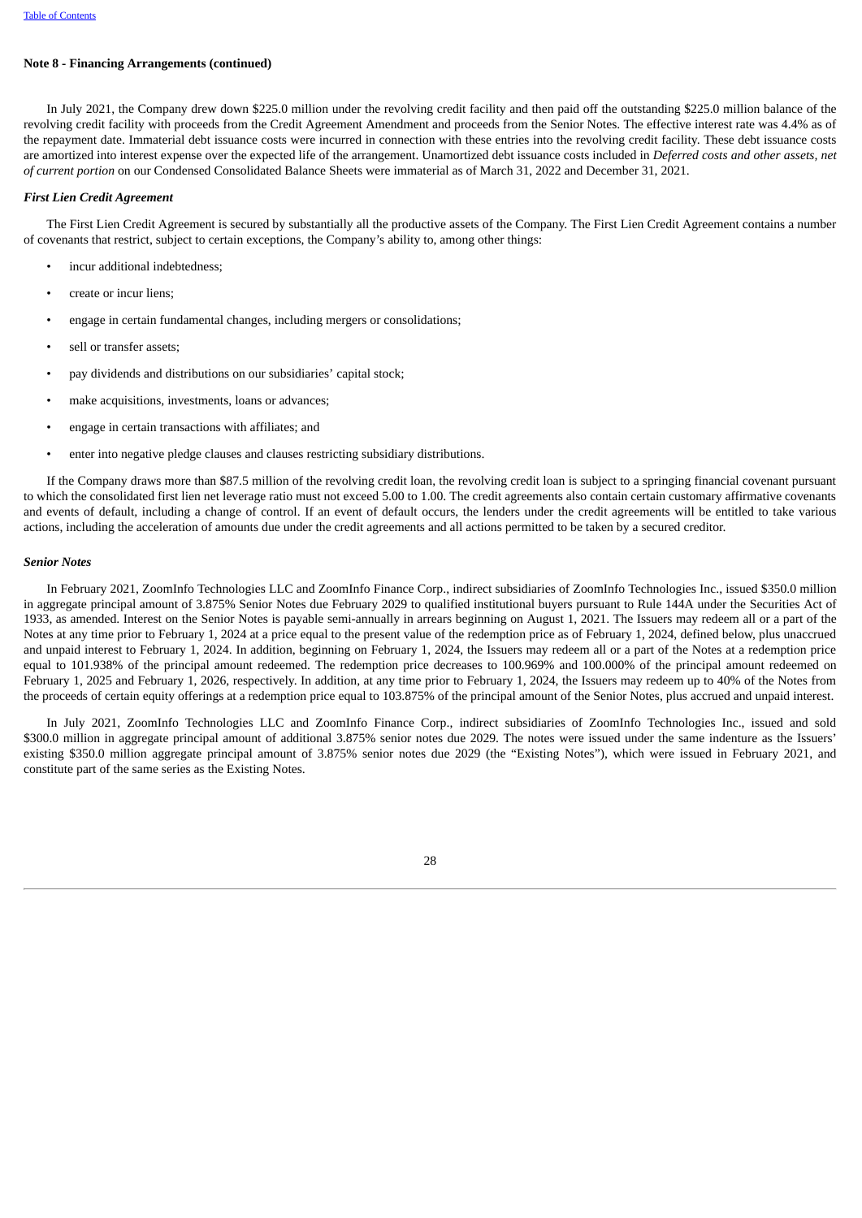**Note 8 - Financing Arrangements (continued)**

In July 2021, the Company drew down $225.0 million under the revolving credit facility and then paid off the outstanding $225.0 million balance of the revolving credit facility with proceeds from the Credit Agreement Amendment and proceeds from the Senior Notes. The effective interest rate was 4.4% as of the repayment date. Immaterial debt issuance costs were incurred in connection with these entries into the revolving credit facility. These debt issuance costs are amortized into interest expense over the expected life of the arrangement. Unamortized debt issuance costs included in *Deferred costs and other assets, net of current portion* on our Condensed Consolidated Balance Sheets were immaterial as of March 31, 2022 and December 31, 2021.

***First Lien Credit Agreement***

The First Lien Credit Agreement is secured by substantially all the productive assets of the Company. The First Lien Credit Agreement contains a number of covenants that restrict, subject to certain exceptions, the Company's ability to, among other things:

- incur additional indebtedness;
- create or incur liens;
- engage in certain fundamental changes, including mergers or consolidations;
- sell or transfer assets;
- pay dividends and distributions on our subsidiaries' capital stock;
- make acquisitions, investments, loans or advances;
- engage in certain transactions with affiliates; and
- enter into negative pledge clauses and clauses restricting subsidiary distributions.

If the Company draws more than $87.5 million of the revolving credit loan, the revolving credit loan is subject to a springing financial covenant pursuant to which the consolidated first lien net leverage ratio must not exceed 5.00 to 1.00. The credit agreements also contain certain customary affirmative covenants and events of default, including a change of control. If an event of default occurs, the lenders under the credit agreements will be entitled to take various actions, including the acceleration of amounts due under the credit agreements and all actions permitted to be taken by a secured creditor.

***Senior Notes***

In February 2021, ZoomInfo Technologies LLC and ZoomInfo Finance Corp., indirect subsidiaries of ZoomInfo Technologies Inc., issued $350.0 million in aggregate principal amount of 3.875% Senior Notes due February 2029 to qualified institutional buyers pursuant to Rule 144A under the Securities Act of 1933, as amended. Interest on the Senior Notes is payable semi-annually in arrears beginning on August 1, 2021. The Issuers may redeem all or a part of the Notes at any time prior to February 1, 2024 at a price equal to the present value of the redemption price as of February 1, 2024, defined below, plus unaccrued and unpaid interest to February 1, 2024. In addition, beginning on February 1, 2024, the Issuers may redeem all or a part of the Notes at a redemption price equal to 101.938% of the principal amount redeemed. The redemption price decreases to 100.969% and 100.000% of the principal amount redeemed on February 1, 2025 and February 1, 2026, respectively. In addition, at any time prior to February 1, 2024, the Issuers may redeem up to 40% of the Notes from the proceeds of certain equity offerings at a redemption price equal to 103.875% of the principal amount of the Senior Notes, plus accrued and unpaid interest.

In July 2021, ZoomInfo Technologies LLC and ZoomInfo Finance Corp., indirect subsidiaries of ZoomInfo Technologies Inc., issued and sold $300.0 million in aggregate principal amount of additional 3.875% senior notes due 2029. The notes were issued under the same indenture as the Issuers' existing $350.0 million aggregate principal amount of 3.875% senior notes due 2029 (the "Existing Notes"), which were issued in February 2021, and constitute part of the same series as the Existing Notes.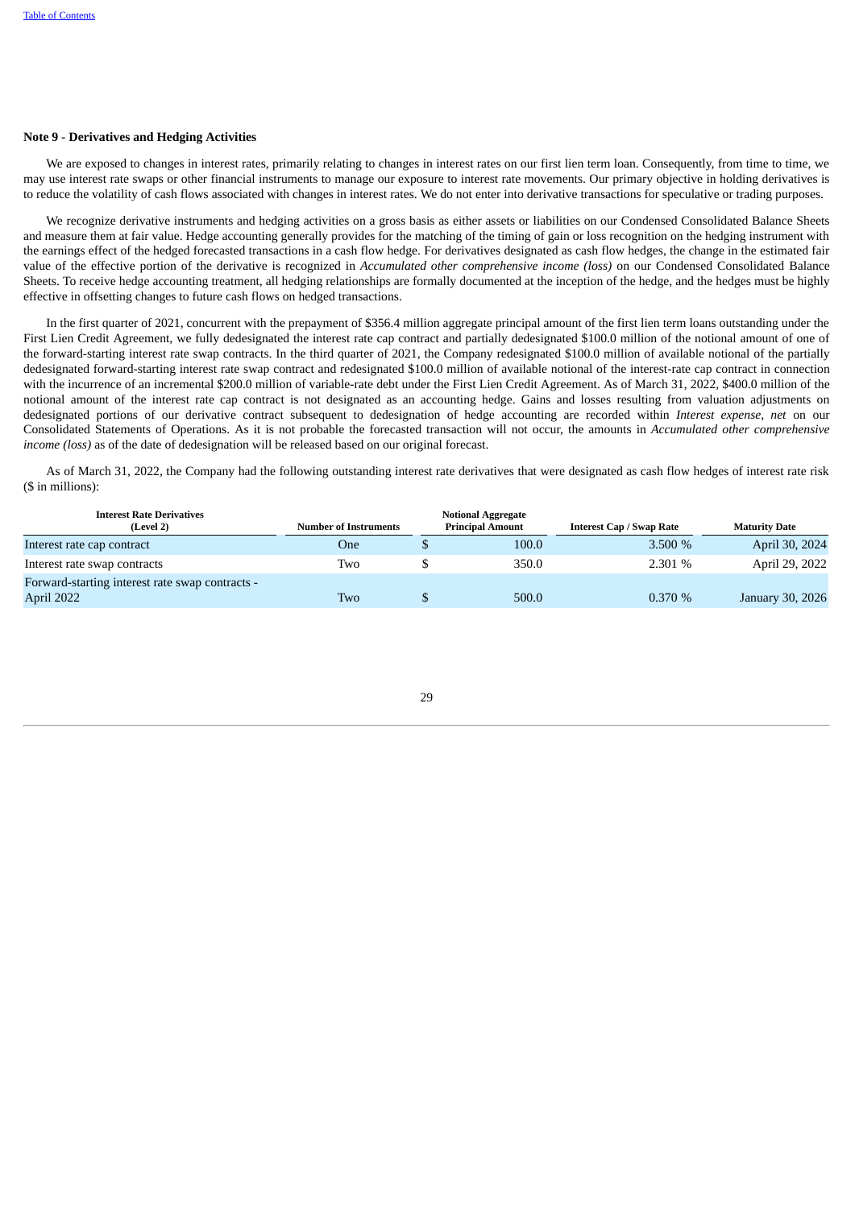### Note 9 - Derivatives and Hedging Activities

We are exposed to changes in interest rates, primarily relating to changes in interest rates on our first lien term loan. Consequently, from time to time, we may use interest rate swaps or other financial instruments to manage our exposure to interest rate movements. Our primary objective in holding derivatives is to reduce the volatility of cash flows associated with changes in interest rates. We do not enter into derivative transactions for speculative or trading purposes.

We recognize derivative instruments and hedging activities on a gross basis as either assets or liabilities on our Condensed Consolidated Balance Sheets and measure them at fair value. Hedge accounting generally provides for the matching of the timing of gain or loss recognition on the hedging instrument with the earnings effect of the hedged forecasted transactions in a cash flow hedge. For derivatives designated as cash flow hedges, the change in the estimated fair value of the effective portion of the derivative is recognized in *Accumulated other comprehensive income (loss)* on our Condensed Consolidated Balance Sheets. To receive hedge accounting treatment, all hedging relationships are formally documented at the inception of the hedge, and the hedges must be highly effective in offsetting changes to future cash flows on hedged transactions.

In the first quarter of 2021, concurrent with the prepayment of $356.4 million aggregate principal amount of the first lien term loans outstanding under the First Lien Credit Agreement, we fully dedesignated the interest rate cap contract and partially dedesignated $100.0 million of the notional amount of one of the forward-starting interest rate swap contracts. In the third quarter of 2021, the Company redesignated $100.0 million of available notional of the partially dedesignated forward-starting interest rate swap contract and redesignated $100.0 million of available notional of the interest-rate cap contract in connection with the incurrence of an incremental $200.0 million of variable-rate debt under the First Lien Credit Agreement. As of March 31, 2022, $400.0 million of the notional amount of the interest rate cap contract is not designated as an accounting hedge. Gains and losses resulting from valuation adjustments on dedesignated portions of our derivative contract subsequent to dedesignation of hedge accounting are recorded within *Interest expense, net* on our Consolidated Statements of Operations. As it is not probable the forecasted transaction will not occur, the amounts in *Accumulated other comprehensive income (loss)* as of the date of dedesignation will be released based on our original forecast.

As of March 31, 2022, the Company had the following outstanding interest rate derivatives that were designated as cash flow hedges of interest rate risk ($ in millions):

| Interest Rate Derivatives (Level 2) | Number of Instruments | Notional Aggregate Principal Amount | Interest Cap / Swap Rate | Maturity Date |
|---|---|---|---|---|
| Interest rate cap contract | One | $ 100.0 | 3.500 % | April 30, 2024 |
| Interest rate swap contracts | Two | $ 350.0 | 2.301 % | April 29, 2022 |
| Forward-starting interest rate swap contracts - April 2022 | Two | $ 500.0 | 0.370 % | January 30, 2026 |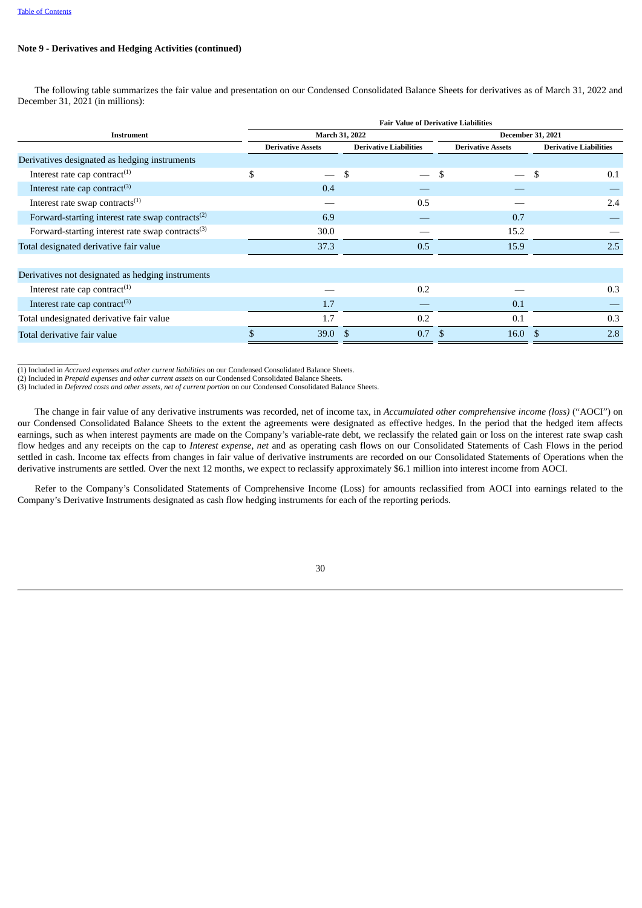**Note 9 - Derivatives and Hedging Activities (continued)**

The following table summarizes the fair value and presentation on our Condensed Consolidated Balance Sheets for derivatives as of March 31, 2022 and December 31, 2021 (in millions):

| Instrument | Fair Value of Derivative Liabilities | | | |
|---|---|---|---|---|
| | March 31, 2022 | | December 31, 2021 | |
| | Derivative Assets | Derivative Liabilities | Derivative Assets | Derivative Liabilities |
| Derivatives designated as hedging instruments | | | | |
| Interest rate cap contract(1) | $ — | $ — | $ — | $ 0.1 |
| Interest rate cap contract(3) | 0.4 | — | — | — |
| Interest rate swap contracts(1) | — | 0.5 | — | 2.4 |
| Forward-starting interest rate swap contracts(2) | 6.9 | — | 0.7 | — |
| Forward-starting interest rate swap contracts(3) | 30.0 | — | 15.2 | — |
| Total designated derivative fair value | 37.3 | 0.5 | 15.9 | 2.5 |
| | | | | |
| Derivatives not designated as hedging instruments | | | | |
| Interest rate cap contract(1) | — | 0.2 | — | 0.3 |
| Interest rate cap contract(3) | 1.7 | — | 0.1 | — |
| Total undesignated derivative fair value | 1.7 | 0.2 | 0.1 | 0.3 |
| Total derivative fair value | $ 39.0 | $ 0.7 | $ 16.0 | $ 2.8 |

(1) Included in *Accrued expenses and other current liabilities* on our Condensed Consolidated Balance Sheets.
(2) Included in *Prepaid expenses and other current assets* on our Condensed Consolidated Balance Sheets.
(3) Included in *Deferred costs and other assets, net of current portion* on our Condensed Consolidated Balance Sheets.

The change in fair value of any derivative instruments was recorded, net of income tax, in *Accumulated other comprehensive income (loss)* ("AOCI") on our Condensed Consolidated Balance Sheets to the extent the agreements were designated as effective hedges. In the period that the hedged item affects earnings, such as when interest payments are made on the Company's variable-rate debt, we reclassify the related gain or loss on the interest rate swap cash flow hedges and any receipts on the cap to *Interest expense, net* and as operating cash flows on our Consolidated Statements of Cash Flows in the period settled in cash. Income tax effects from changes in fair value of derivative instruments are recorded on our Consolidated Statements of Operations when the derivative instruments are settled. Over the next 12 months, we expect to reclassify approximately $6.1 million into interest income from AOCI.

Refer to the Company's Consolidated Statements of Comprehensive Income (Loss) for amounts reclassified from AOCI into earnings related to the Company's Derivative Instruments designated as cash flow hedging instruments for each of the reporting periods.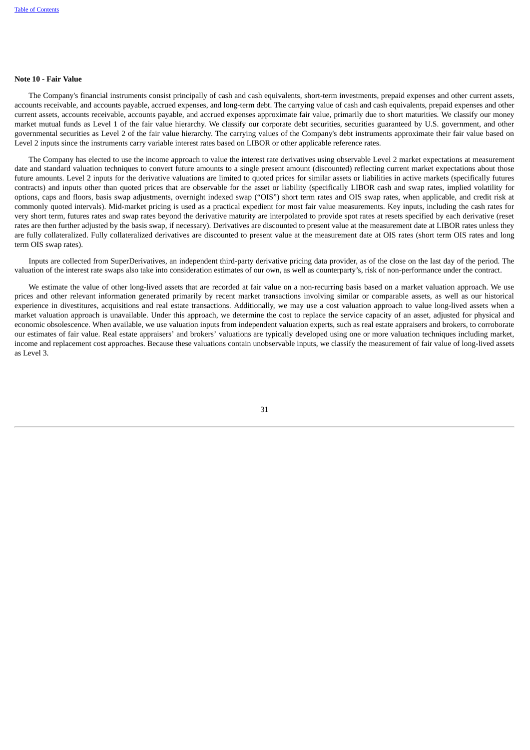**Note 10 - Fair Value**

The Company's financial instruments consist principally of cash and cash equivalents, short-term investments, prepaid expenses and other current assets, accounts receivable, and accounts payable, accrued expenses, and long-term debt. The carrying value of cash and cash equivalents, prepaid expenses and other current assets, accounts receivable, accounts payable, and accrued expenses approximate fair value, primarily due to short maturities. We classify our money market mutual funds as Level 1 of the fair value hierarchy. We classify our corporate debt securities, securities guaranteed by U.S. government, and other governmental securities as Level 2 of the fair value hierarchy. The carrying values of the Company's debt instruments approximate their fair value based on Level 2 inputs since the instruments carry variable interest rates based on LIBOR or other applicable reference rates.

The Company has elected to use the income approach to value the interest rate derivatives using observable Level 2 market expectations at measurement date and standard valuation techniques to convert future amounts to a single present amount (discounted) reflecting current market expectations about those future amounts. Level 2 inputs for the derivative valuations are limited to quoted prices for similar assets or liabilities in active markets (specifically futures contracts) and inputs other than quoted prices that are observable for the asset or liability (specifically LIBOR cash and swap rates, implied volatility for options, caps and floors, basis swap adjustments, overnight indexed swap ("OIS") short term rates and OIS swap rates, when applicable, and credit risk at commonly quoted intervals). Mid-market pricing is used as a practical expedient for most fair value measurements. Key inputs, including the cash rates for very short term, futures rates and swap rates beyond the derivative maturity are interpolated to provide spot rates at resets specified by each derivative (reset rates are then further adjusted by the basis swap, if necessary). Derivatives are discounted to present value at the measurement date at LIBOR rates unless they are fully collateralized. Fully collateralized derivatives are discounted to present value at the measurement date at OIS rates (short term OIS rates and long term OIS swap rates).

Inputs are collected from SuperDerivatives, an independent third-party derivative pricing data provider, as of the close on the last day of the period. The valuation of the interest rate swaps also take into consideration estimates of our own, as well as counterparty's, risk of non-performance under the contract.

We estimate the value of other long-lived assets that are recorded at fair value on a non-recurring basis based on a market valuation approach. We use prices and other relevant information generated primarily by recent market transactions involving similar or comparable assets, as well as our historical experience in divestitures, acquisitions and real estate transactions. Additionally, we may use a cost valuation approach to value long-lived assets when a market valuation approach is unavailable. Under this approach, we determine the cost to replace the service capacity of an asset, adjusted for physical and economic obsolescence. When available, we use valuation inputs from independent valuation experts, such as real estate appraisers and brokers, to corroborate our estimates of fair value. Real estate appraisers' and brokers' valuations are typically developed using one or more valuation techniques including market, income and replacement cost approaches. Because these valuations contain unobservable inputs, we classify the measurement of fair value of long-lived assets as Level 3.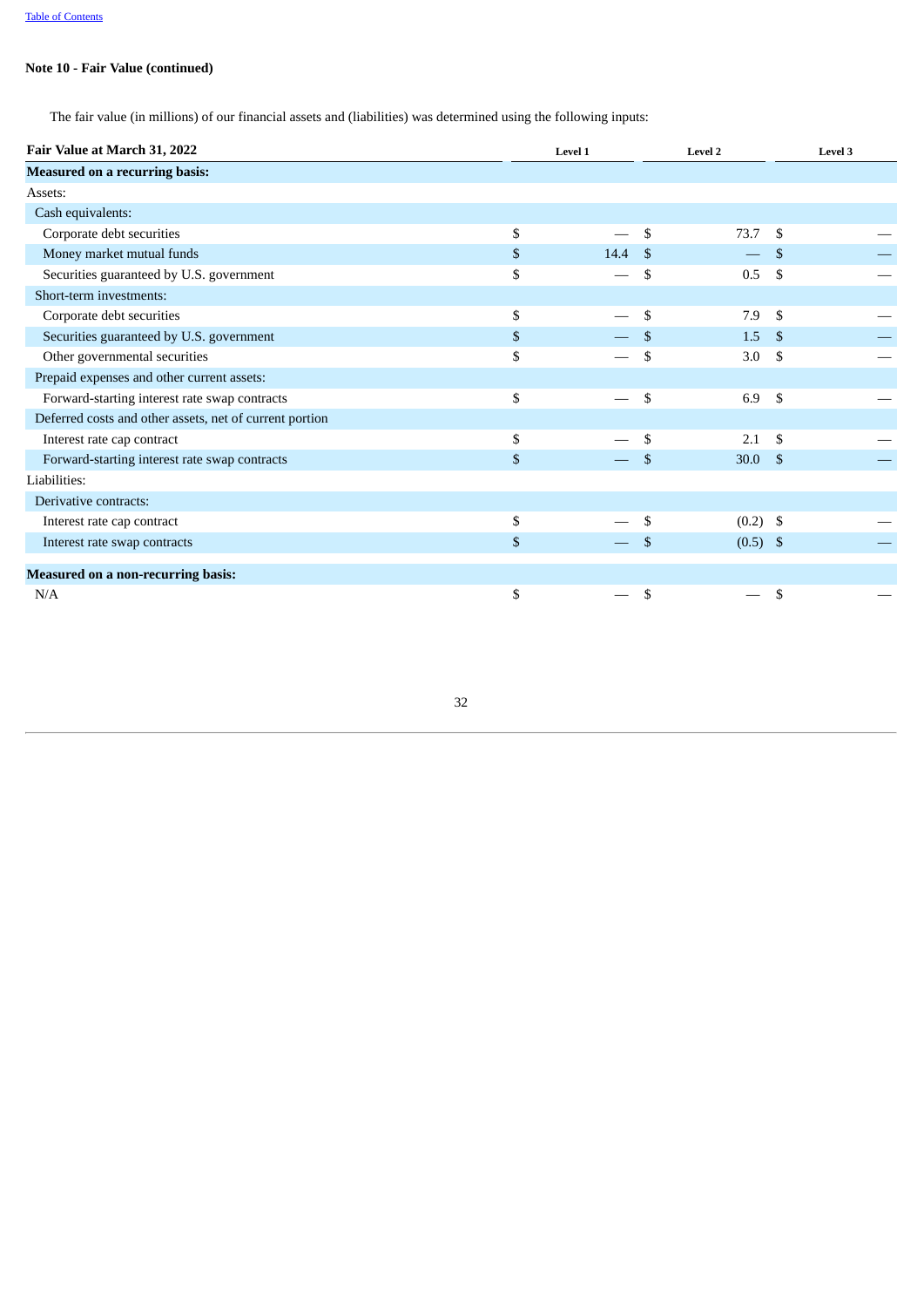**Note 10 - Fair Value (continued)**

The fair value (in millions) of our financial assets and (liabilities) was determined using the following inputs:

| Fair Value at March 31, 2022 | Level 1 | Level 2 | Level 3 |
|---|---|---|---|
| **Measured on a recurring basis:** | | | |
| Assets: | | | |
| Cash equivalents: | | | |
| Corporate debt securities | $ — | $ 73.7 | $ — |
| Money market mutual funds | $ 14.4 | $ — | $ — |
| Securities guaranteed by U.S. government | $ — | $ 0.5 | $ — |
| Short-term investments: | | | |
| Corporate debt securities | $ — | $ 7.9 | $ — |
| Securities guaranteed by U.S. government | $ — | $ 1.5 | $ — |
| Other governmental securities | $ — | $ 3.0 | $ — |
| Prepaid expenses and other current assets: | | | |
| Forward-starting interest rate swap contracts | $ — | $ 6.9 | $ — |
| Deferred costs and other assets, net of current portion | | | |
| Interest rate cap contract | $ — | $ 2.1 | $ — |
| Forward-starting interest rate swap contracts | $ — | $ 30.0 | $ — |
| Liabilities: | | | |
| Derivative contracts: | | | |
| Interest rate cap contract | $ — | $ (0.2) | $ — |
| Interest rate swap contracts | $ — | $ (0.5) | $ — |
| **Measured on a non-recurring basis:** | | | |
| N/A | $ — | $ — | $ — |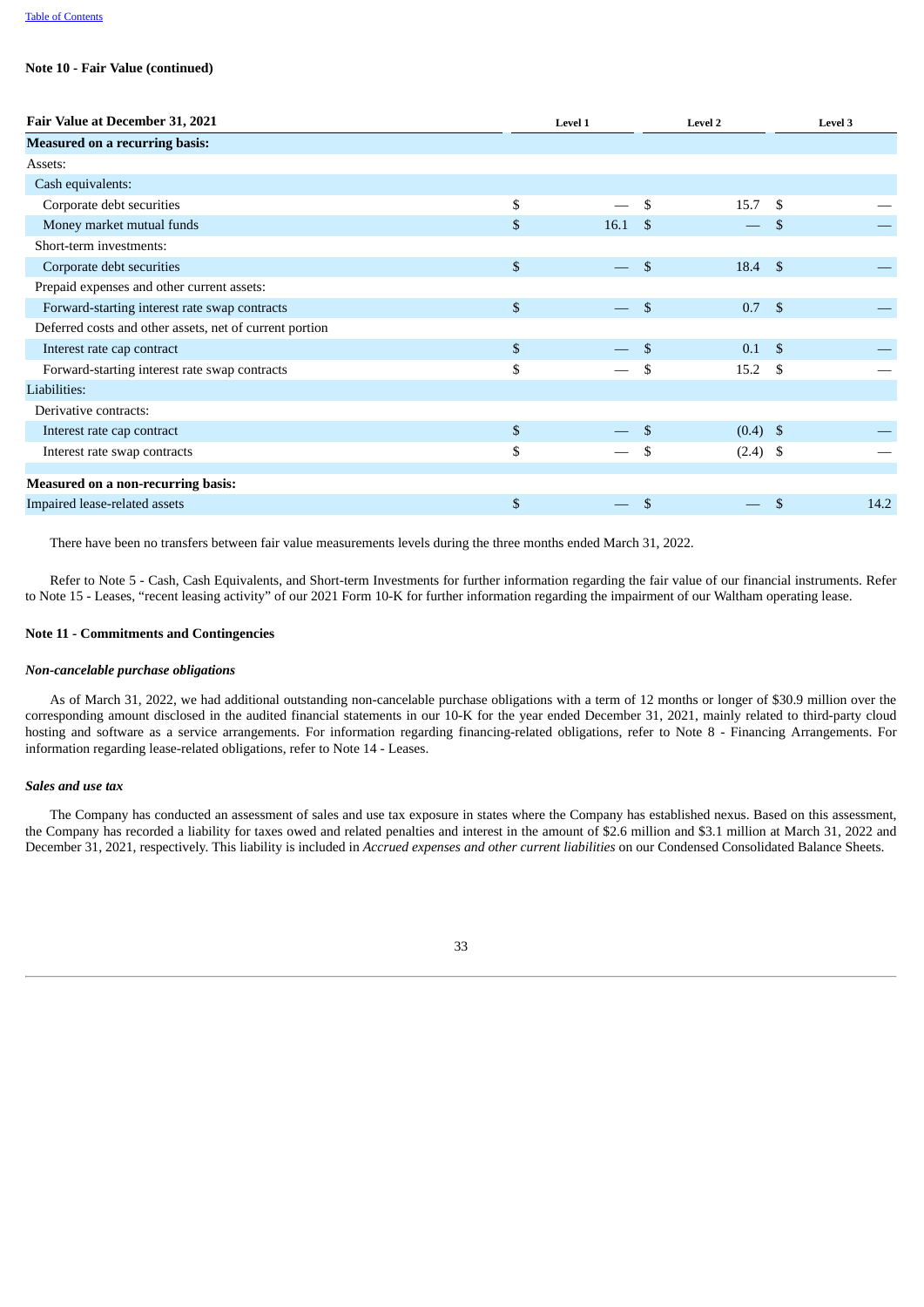**Note 10 - Fair Value (continued)**

| Fair Value at December 31, 2021 | Level 1 | Level 2 | Level 3 |
|---|---|---|---|
| **Measured on a recurring basis:** | | | |
| Assets: | | | |
| Cash equivalents: | | | |
| Corporate debt securities | $ — | $ 15.7 | $ — |
| Money market mutual funds | $ 16.1 | $ — | $ — |
| Short-term investments: | | | |
| Corporate debt securities | $ — | $ 18.4 | $ — |
| Prepaid expenses and other current assets: | | | |
| Forward-starting interest rate swap contracts | $ — | $ 0.7 | $ — |
| Deferred costs and other assets, net of current portion | | | |
| Interest rate cap contract | $ — | $ 0.1 | $ — |
| Forward-starting interest rate swap contracts | $ — | $ 15.2 | $ — |
| Liabilities: | | | |
| Derivative contracts: | | | |
| Interest rate cap contract | $ — | $ (0.4) | $ — |
| Interest rate swap contracts | $ — | $ (2.4) | $ — |
| **Measured on a non-recurring basis:** | | | |
| Impaired lease-related assets | $ — | $ — | $ 14.2 |

There have been no transfers between fair value measurements levels during the three months ended March 31, 2022.

Refer to Note 5 - Cash, Cash Equivalents, and Short-term Investments for further information regarding the fair value of our financial instruments. Refer to Note 15 - Leases, "recent leasing activity" of our 2021 Form 10-K for further information regarding the impairment of our Waltham operating lease.

**Note 11 - Commitments and Contingencies**

***Non-cancelable purchase obligations***

As of March 31, 2022, we had additional outstanding non-cancelable purchase obligations with a term of 12 months or longer of $30.9 million over the corresponding amount disclosed in the audited financial statements in our 10-K for the year ended December 31, 2021, mainly related to third-party cloud hosting and software as a service arrangements. For information regarding financing-related obligations, refer to Note 8 - Financing Arrangements. For information regarding lease-related obligations, refer to Note 14 - Leases.

***Sales and use tax***

The Company has conducted an assessment of sales and use tax exposure in states where the Company has established nexus. Based on this assessment, the Company has recorded a liability for taxes owed and related penalties and interest in the amount of $2.6 million and $3.1 million at March 31, 2022 and December 31, 2021, respectively. This liability is included in *Accrued expenses and other current liabilities* on our Condensed Consolidated Balance Sheets.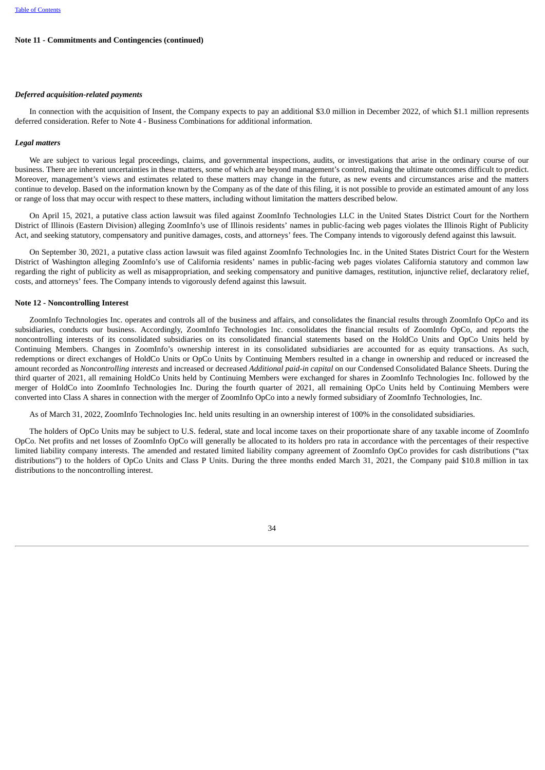## Note 11 - Commitments and Contingencies (continued)

### *Deferred acquisition-related payments*

In connection with the acquisition of Insent, the Company expects to pay an additional $3.0 million in December 2022, of which $1.1 million represents deferred consideration. Refer to Note 4 - Business Combinations for additional information.

### *Legal matters*

We are subject to various legal proceedings, claims, and governmental inspections, audits, or investigations that arise in the ordinary course of our business. There are inherent uncertainties in these matters, some of which are beyond management's control, making the ultimate outcomes difficult to predict. Moreover, management's views and estimates related to these matters may change in the future, as new events and circumstances arise and the matters continue to develop. Based on the information known by the Company as of the date of this filing, it is not possible to provide an estimated amount of any loss or range of loss that may occur with respect to these matters, including without limitation the matters described below.

On April 15, 2021, a putative class action lawsuit was filed against ZoomInfo Technologies LLC in the United States District Court for the Northern District of Illinois (Eastern Division) alleging ZoomInfo's use of Illinois residents' names in public-facing web pages violates the Illinois Right of Publicity Act, and seeking statutory, compensatory and punitive damages, costs, and attorneys' fees. The Company intends to vigorously defend against this lawsuit.

On September 30, 2021, a putative class action lawsuit was filed against ZoomInfo Technologies Inc. in the United States District Court for the Western District of Washington alleging ZoomInfo's use of California residents' names in public-facing web pages violates California statutory and common law regarding the right of publicity as well as misappropriation, and seeking compensatory and punitive damages, restitution, injunctive relief, declaratory relief, costs, and attorneys' fees. The Company intends to vigorously defend against this lawsuit.

## Note 12 - Noncontrolling Interest

ZoomInfo Technologies Inc. operates and controls all of the business and affairs, and consolidates the financial results through ZoomInfo OpCo and its subsidiaries, conducts our business. Accordingly, ZoomInfo Technologies Inc. consolidates the financial results of ZoomInfo OpCo, and reports the noncontrolling interests of its consolidated subsidiaries on its consolidated financial statements based on the HoldCo Units and OpCo Units held by Continuing Members. Changes in ZoomInfo's ownership interest in its consolidated subsidiaries are accounted for as equity transactions. As such, redemptions or direct exchanges of HoldCo Units or OpCo Units by Continuing Members resulted in a change in ownership and reduced or increased the amount recorded as *Noncontrolling interests* and increased or decreased *Additional paid-in capital* on our Condensed Consolidated Balance Sheets. During the third quarter of 2021, all remaining HoldCo Units held by Continuing Members were exchanged for shares in ZoomInfo Technologies Inc. followed by the merger of HoldCo into ZoomInfo Technologies Inc. During the fourth quarter of 2021, all remaining OpCo Units held by Continuing Members were converted into Class A shares in connection with the merger of ZoomInfo OpCo into a newly formed subsidiary of ZoomInfo Technologies, Inc.

As of March 31, 2022, ZoomInfo Technologies Inc. held units resulting in an ownership interest of 100% in the consolidated subsidiaries.

The holders of OpCo Units may be subject to U.S. federal, state and local income taxes on their proportionate share of any taxable income of ZoomInfo OpCo. Net profits and net losses of ZoomInfo OpCo will generally be allocated to its holders pro rata in accordance with the percentages of their respective limited liability company interests. The amended and restated limited liability company agreement of ZoomInfo OpCo provides for cash distributions ("tax distributions") to the holders of OpCo Units and Class P Units. During the three months ended March 31, 2021, the Company paid $10.8 million in tax distributions to the noncontrolling interest.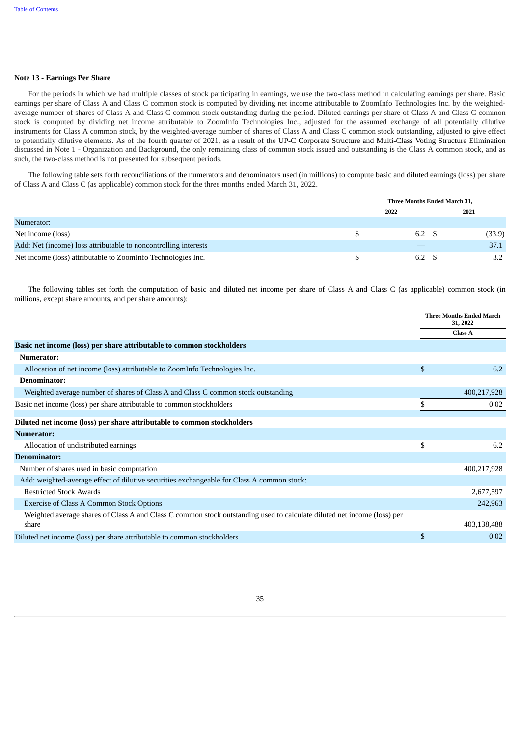### Note 13 - Earnings Per Share

For the periods in which we had multiple classes of stock participating in earnings, we use the two-class method in calculating earnings per share. Basic earnings per share of Class A and Class C common stock is computed by dividing net income attributable to ZoomInfo Technologies Inc. by the weighted-average number of shares of Class A and Class C common stock outstanding during the period. Diluted earnings per share of Class A and Class C common stock is computed by dividing net income attributable to ZoomInfo Technologies Inc., adjusted for the assumed exchange of all potentially dilutive instruments for Class A common stock, by the weighted-average number of shares of Class A and Class C common stock outstanding, adjusted to give effect to potentially dilutive elements. As of the fourth quarter of 2021, as a result of the UP-C Corporate Structure and Multi-Class Voting Structure Elimination discussed in Note 1 - Organization and Background, the only remaining class of common stock issued and outstanding is the Class A common stock, and as such, the two-class method is not presented for subsequent periods.

The following table sets forth reconciliations of the numerators and denominators used (in millions) to compute basic and diluted earnings (loss) per share of Class A and Class C (as applicable) common stock for the three months ended March 31, 2022.

| | Three Months Ended March 31, | |
|---|---|---|
| | 2022 | 2021 |
| Numerator: | | |
| Net income (loss) | $ 6.2 | $ (33.9) |
| Add: Net (income) loss attributable to noncontrolling interests | — | 37.1 |
| Net income (loss) attributable to ZoomInfo Technologies Inc. | $ 6.2 | $ 3.2 |

The following tables set forth the computation of basic and diluted net income per share of Class A and Class C (as applicable) common stock (in millions, except share amounts, and per share amounts):

| | Three Months Ended March 31, 2022 |
|---|---|
| | Class A |
| **Basic net income (loss) per share attributable to common stockholders** | |
| **Numerator:** | |
| Allocation of net income (loss) attributable to ZoomInfo Technologies Inc. | $ 6.2 |
| **Denominator:** | |
| Weighted average number of shares of Class A and Class C common stock outstanding | 400,217,928 |
| Basic net income (loss) per share attributable to common stockholders | $ 0.02 |
| **Diluted net income (loss) per share attributable to common stockholders** | |
| **Numerator:** | |
| Allocation of undistributed earnings | $ 6.2 |
| **Denominator:** | |
| Number of shares used in basic computation | 400,217,928 |
| Add: weighted-average effect of dilutive securities exchangeable for Class A common stock: | |
| Restricted Stock Awards | 2,677,597 |
| Exercise of Class A Common Stock Options | 242,963 |
| Weighted average shares of Class A and Class C common stock outstanding used to calculate diluted net income (loss) per share | 403,138,488 |
| Diluted net income (loss) per share attributable to common stockholders | $ 0.02 |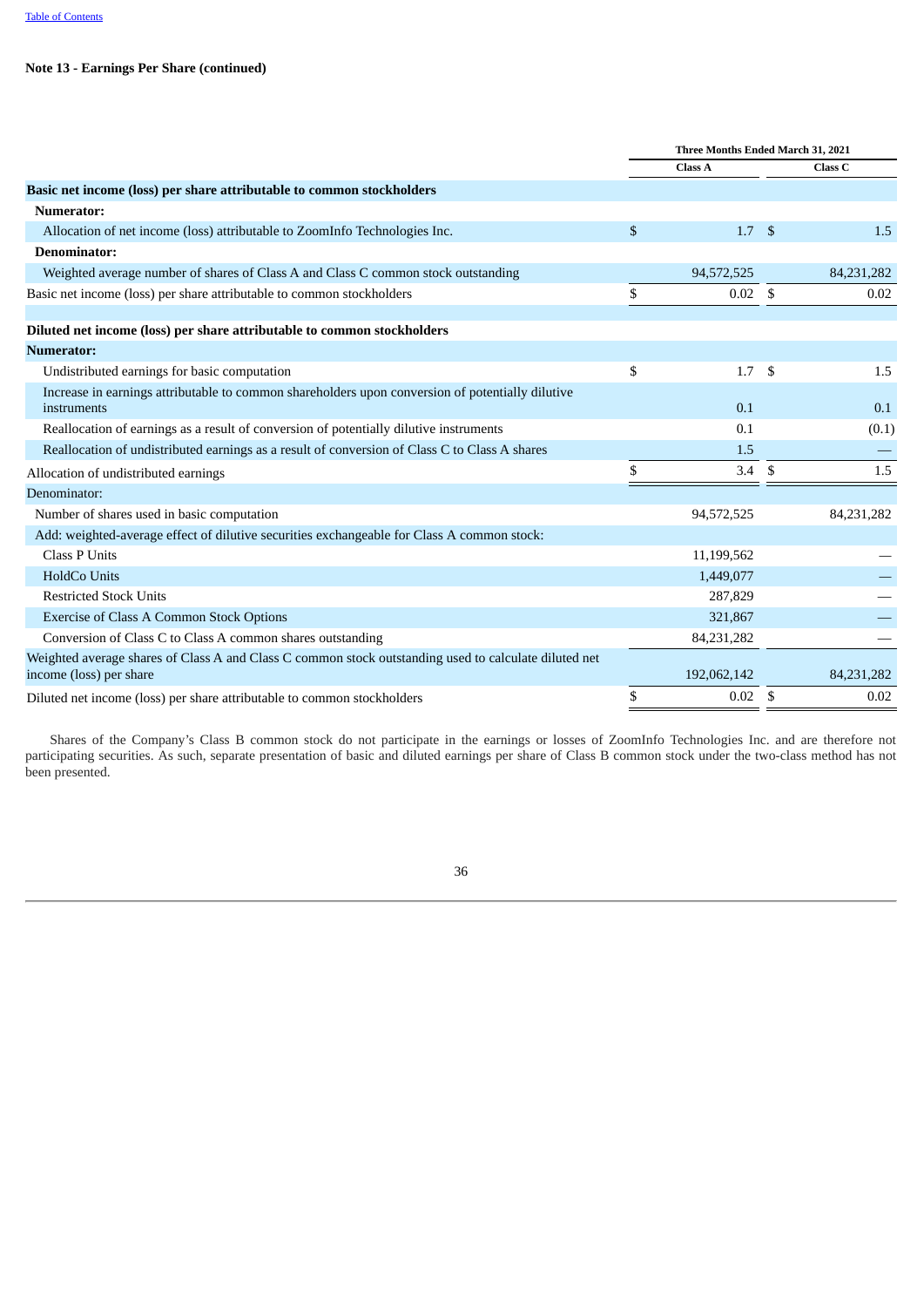**Note 13 - Earnings Per Share (continued)**

| | Three Months Ended March 31, 2021 | |
|---|---|---|
| | Class A | Class C |
| **Basic net income (loss) per share attributable to common stockholders** | | |
| **Numerator:** | | |
| Allocation of net income (loss) attributable to ZoomInfo Technologies Inc. | $ 1.7 | $ 1.5 |
| **Denominator:** | | |
| Weighted average number of shares of Class A and Class C common stock outstanding | 94,572,525 | 84,231,282 |
| Basic net income (loss) per share attributable to common stockholders | $ 0.02 | $ 0.02 |
| | | |
| **Diluted net income (loss) per share attributable to common stockholders** | | |
| **Numerator:** | | |
| Undistributed earnings for basic computation | $ 1.7 | $ 1.5 |
| Increase in earnings attributable to common shareholders upon conversion of potentially dilutive instruments | 0.1 | 0.1 |
| Reallocation of earnings as a result of conversion of potentially dilutive instruments | 0.1 | (0.1) |
| Reallocation of undistributed earnings as a result of conversion of Class C to Class A shares | 1.5 | — |
| Allocation of undistributed earnings | $ 3.4 | $ 1.5 |
| Denominator: | | |
| Number of shares used in basic computation | 94,572,525 | 84,231,282 |
| Add: weighted-average effect of dilutive securities exchangeable for Class A common stock: | | |
| Class P Units | 11,199,562 | — |
| HoldCo Units | 1,449,077 | — |
| Restricted Stock Units | 287,829 | — |
| Exercise of Class A Common Stock Options | 321,867 | — |
| Conversion of Class C to Class A common shares outstanding | 84,231,282 | — |
| Weighted average shares of Class A and Class C common stock outstanding used to calculate diluted net income (loss) per share | 192,062,142 | 84,231,282 |
| Diluted net income (loss) per share attributable to common stockholders | $ 0.02 | $ 0.02 |

Shares of the Company's Class B common stock do not participate in the earnings or losses of ZoomInfo Technologies Inc. and are therefore not participating securities. As such, separate presentation of basic and diluted earnings per share of Class B common stock under the two-class method has not been presented.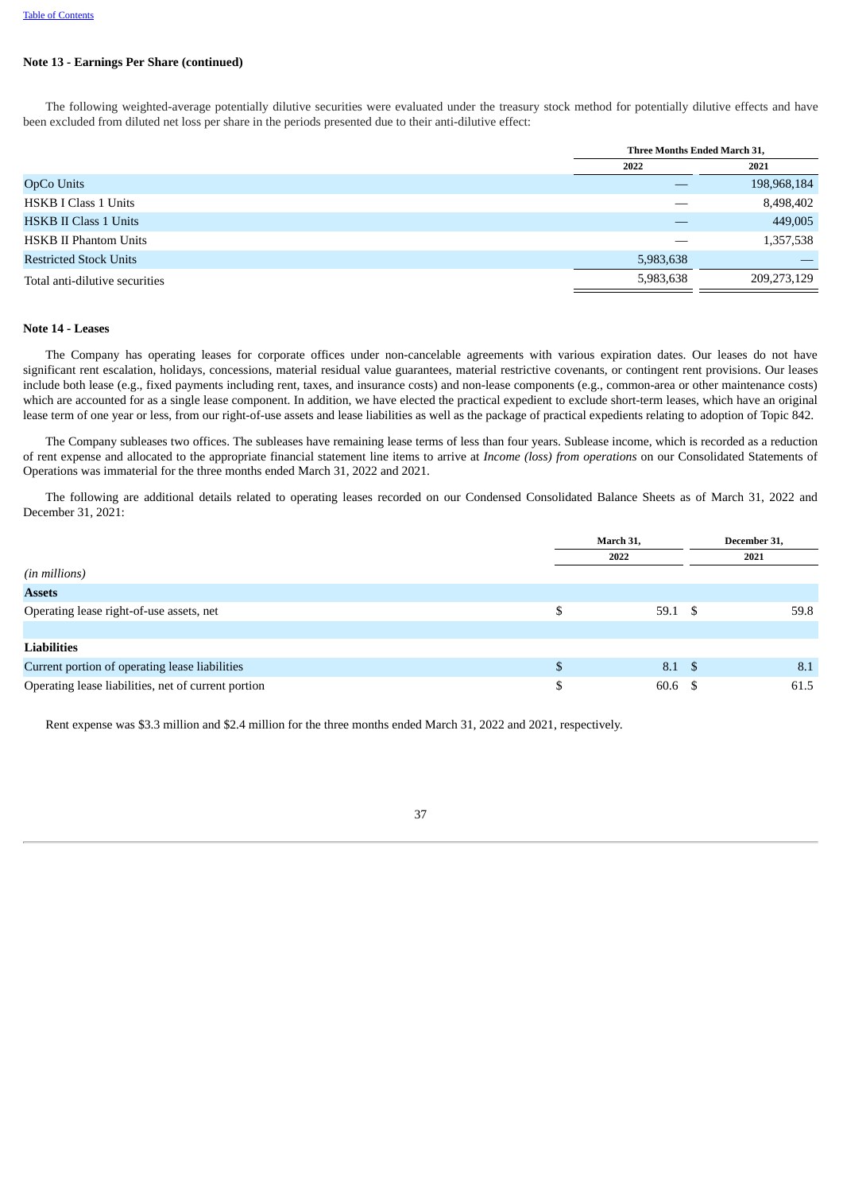**Note 13 - Earnings Per Share (continued)**

The following weighted-average potentially dilutive securities were evaluated under the treasury stock method for potentially dilutive effects and have been excluded from diluted net loss per share in the periods presented due to their anti-dilutive effect:

| | Three Months Ended March 31, | |
|---|---|---|
| | 2022 | 2021 |
| OpCo Units | — | 198,968,184 |
| HSKB I Class 1 Units | — | 8,498,402 |
| HSKB II Class 1 Units | — | 449,005 |
| HSKB II Phantom Units | — | 1,357,538 |
| Restricted Stock Units | 5,983,638 | — |
| Total anti-dilutive securities | 5,983,638 | 209,273,129 |

**Note 14 - Leases**

The Company has operating leases for corporate offices under non-cancelable agreements with various expiration dates. Our leases do not have significant rent escalation, holidays, concessions, material residual value guarantees, material restrictive covenants, or contingent rent provisions. Our leases include both lease (e.g., fixed payments including rent, taxes, and insurance costs) and non-lease components (e.g., common-area or other maintenance costs) which are accounted for as a single lease component. In addition, we have elected the practical expedient to exclude short-term leases, which have an original lease term of one year or less, from our right-of-use assets and lease liabilities as well as the package of practical expedients relating to adoption of Topic 842.

The Company subleases two offices. The subleases have remaining lease terms of less than four years. Sublease income, which is recorded as a reduction of rent expense and allocated to the appropriate financial statement line items to arrive at *Income (loss) from operations* on our Consolidated Statements of Operations was immaterial for the three months ended March 31, 2022 and 2021.

The following are additional details related to operating leases recorded on our Condensed Consolidated Balance Sheets as of March 31, 2022 and December 31, 2021:

| *(in millions)* | March 31, 2022 | December 31, 2021 |
|---|---|---|
| **Assets** | | |
| Operating lease right-of-use assets, net | $ 59.1 | $ 59.8 |
| | | |
| **Liabilities** | | |
| Current portion of operating lease liabilities | $ 8.1 | $ 8.1 |
| Operating lease liabilities, net of current portion | $ 60.6 | $ 61.5 |

Rent expense was $3.3 million and $2.4 million for the three months ended March 31, 2022 and 2021, respectively.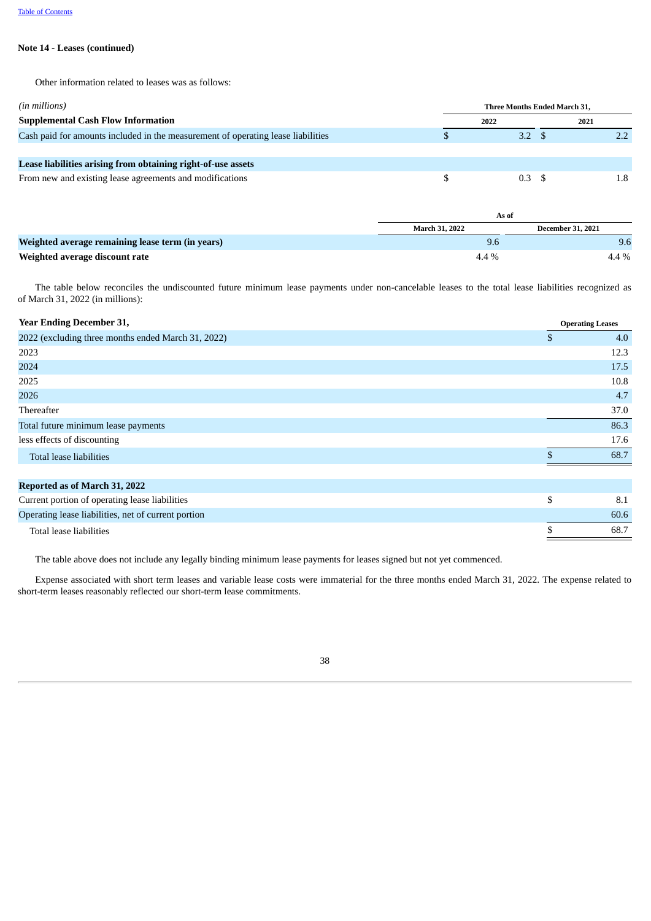**Note 14 - Leases (continued)**

Other information related to leases was as follows:

| *(in millions)* | Three Months Ended March 31, | |
|---|---|---|
| **Supplemental Cash Flow Information** | 2022 | 2021 |
| Cash paid for amounts included in the measurement of operating lease liabilities | $ 3.2 | $ 2.2 |
| | | |
| **Lease liabilities arising from obtaining right-of-use assets** | | |
| From new and existing lease agreements and modifications | $ 0.3 | $ 1.8 |

| | As of | |
|---|---|---|
| | March 31, 2022 | December 31, 2021 |
| **Weighted average remaining lease term (in years)** | 9.6 | 9.6 |
| **Weighted average discount rate** | 4.4 % | 4.4 % |

The table below reconciles the undiscounted future minimum lease payments under non-cancelable leases to the total lease liabilities recognized as of March 31, 2022 (in millions):

| **Year Ending December 31,** | Operating Leases |
|---|---|
| 2022 (excluding three months ended March 31, 2022) | $ 4.0 |
| 2023 | 12.3 |
| 2024 | 17.5 |
| 2025 | 10.8 |
| 2026 | 4.7 |
| Thereafter | 37.0 |
| Total future minimum lease payments | 86.3 |
| less effects of discounting | 17.6 |
| Total lease liabilities | $ 68.7 |
| | |
| **Reported as of March 31, 2022** | |
| Current portion of operating lease liabilities | $ 8.1 |
| Operating lease liabilities, net of current portion | 60.6 |
| Total lease liabilities | $ 68.7 |

The table above does not include any legally binding minimum lease payments for leases signed but not yet commenced.

Expense associated with short term leases and variable lease costs were immaterial for the three months ended March 31, 2022. The expense related to short-term leases reasonably reflected our short-term lease commitments.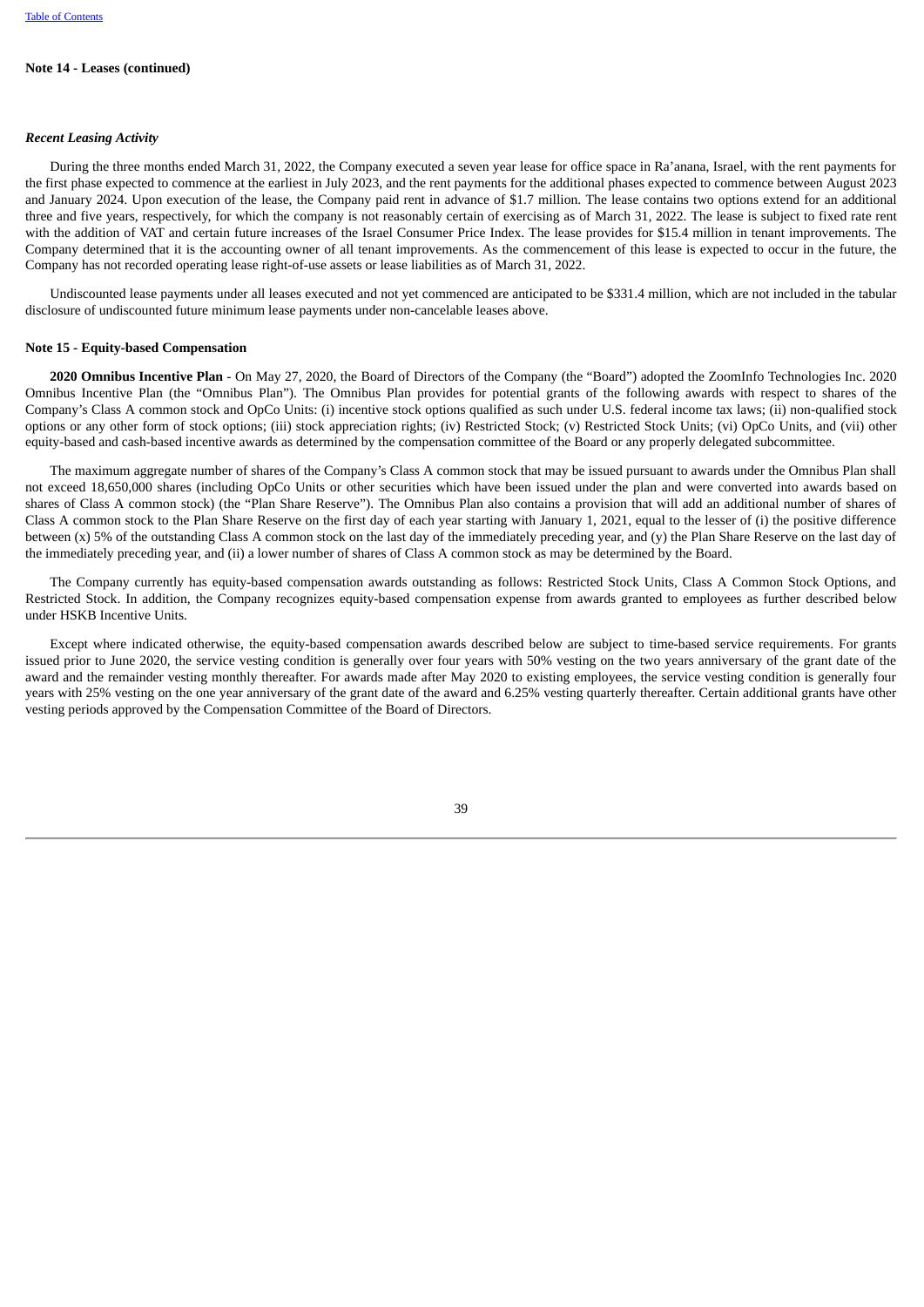**Note 14 - Leases (continued)**

***Recent Leasing Activity***

During the three months ended March 31, 2022, the Company executed a seven year lease for office space in Ra'anana, Israel, with the rent payments for the first phase expected to commence at the earliest in July 2023, and the rent payments for the additional phases expected to commence between August 2023 and January 2024. Upon execution of the lease, the Company paid rent in advance of $1.7 million. The lease contains two options extend for an additional three and five years, respectively, for which the company is not reasonably certain of exercising as of March 31, 2022. The lease is subject to fixed rate rent with the addition of VAT and certain future increases of the Israel Consumer Price Index. The lease provides for $15.4 million in tenant improvements. The Company determined that it is the accounting owner of all tenant improvements. As the commencement of this lease is expected to occur in the future, the Company has not recorded operating lease right-of-use assets or lease liabilities as of March 31, 2022.

Undiscounted lease payments under all leases executed and not yet commenced are anticipated to be $331.4 million, which are not included in the tabular disclosure of undiscounted future minimum lease payments under non-cancelable leases above.

**Note 15 - Equity-based Compensation**

**2020 Omnibus Incentive Plan** - On May 27, 2020, the Board of Directors of the Company (the "Board") adopted the ZoomInfo Technologies Inc. 2020 Omnibus Incentive Plan (the "Omnibus Plan"). The Omnibus Plan provides for potential grants of the following awards with respect to shares of the Company's Class A common stock and OpCo Units: (i) incentive stock options qualified as such under U.S. federal income tax laws; (ii) non-qualified stock options or any other form of stock options; (iii) stock appreciation rights; (iv) Restricted Stock; (v) Restricted Stock Units; (vi) OpCo Units, and (vii) other equity-based and cash-based incentive awards as determined by the compensation committee of the Board or any properly delegated subcommittee.

The maximum aggregate number of shares of the Company's Class A common stock that may be issued pursuant to awards under the Omnibus Plan shall not exceed 18,650,000 shares (including OpCo Units or other securities which have been issued under the plan and were converted into awards based on shares of Class A common stock) (the "Plan Share Reserve"). The Omnibus Plan also contains a provision that will add an additional number of shares of Class A common stock to the Plan Share Reserve on the first day of each year starting with January 1, 2021, equal to the lesser of (i) the positive difference between (x) 5% of the outstanding Class A common stock on the last day of the immediately preceding year, and (y) the Plan Share Reserve on the last day of the immediately preceding year, and (ii) a lower number of shares of Class A common stock as may be determined by the Board.

The Company currently has equity-based compensation awards outstanding as follows: Restricted Stock Units, Class A Common Stock Options, and Restricted Stock. In addition, the Company recognizes equity-based compensation expense from awards granted to employees as further described below under HSKB Incentive Units.

Except where indicated otherwise, the equity-based compensation awards described below are subject to time-based service requirements. For grants issued prior to June 2020, the service vesting condition is generally over four years with 50% vesting on the two years anniversary of the grant date of the award and the remainder vesting monthly thereafter. For awards made after May 2020 to existing employees, the service vesting condition is generally four years with 25% vesting on the one year anniversary of the grant date of the award and 6.25% vesting quarterly thereafter. Certain additional grants have other vesting periods approved by the Compensation Committee of the Board of Directors.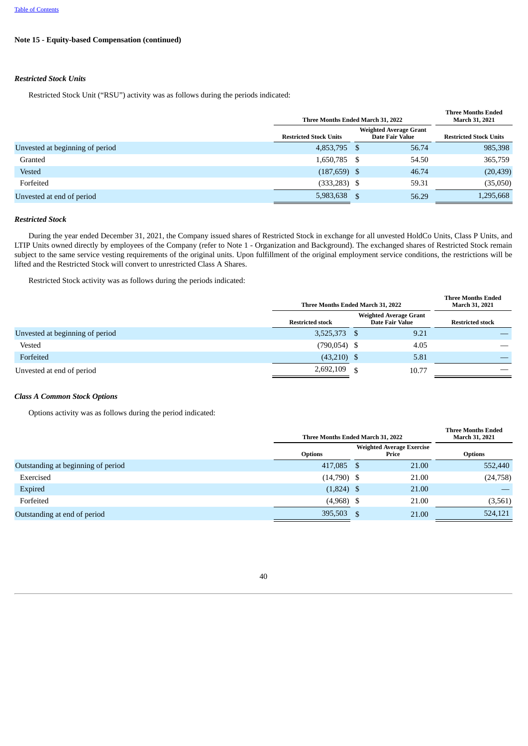Table of Contents

**Note 15 - Equity-based Compensation (continued)**

***Restricted Stock Units***

Restricted Stock Unit ("RSU") activity was as follows during the periods indicated:

| | Three Months Ended March 31, 2022 | | Three Months Ended March 31, 2021 |
|---|---|---|---|
| | Restricted Stock Units | Weighted Average Grant Date Fair Value | Restricted Stock Units |
| Unvested at beginning of period | 4,853,795 | $ 56.74 | 985,398 |
| Granted | 1,650,785 | $ 54.50 | 365,759 |
| Vested | (187,659) | $ 46.74 | (20,439) |
| Forfeited | (333,283) | $ 59.31 | (35,050) |
| Unvested at end of period | 5,983,638 | $ 56.29 | 1,295,668 |

***Restricted Stock***

During the year ended December 31, 2021, the Company issued shares of Restricted Stock in exchange for all unvested HoldCo Units, Class P Units, and LTIP Units owned directly by employees of the Company (refer to Note 1 - Organization and Background). The exchanged shares of Restricted Stock remain subject to the same service vesting requirements of the original units. Upon fulfillment of the original employment service conditions, the restrictions will be lifted and the Restricted Stock will convert to unrestricted Class A Shares.

Restricted Stock activity was as follows during the periods indicated:

| | Three Months Ended March 31, 2022 | | Three Months Ended March 31, 2021 |
|---|---|---|---|
| | Restricted stock | Weighted Average Grant Date Fair Value | Restricted stock |
| Unvested at beginning of period | 3,525,373 | $ 9.21 | — |
| Vested | (790,054) | $ 4.05 | — |
| Forfeited | (43,210) | $ 5.81 | — |
| Unvested at end of period | 2,692,109 | $ 10.77 | — |

***Class A Common Stock Options***

Options activity was as follows during the period indicated:

| | Three Months Ended March 31, 2022 | | Three Months Ended March 31, 2021 |
|---|---|---|---|
| | Options | Weighted Average Exercise Price | Options |
| Outstanding at beginning of period | 417,085 | $ 21.00 | 552,440 |
| Exercised | (14,790) | $ 21.00 | (24,758) |
| Expired | (1,824) | $ 21.00 | — |
| Forfeited | (4,968) | $ 21.00 | (3,561) |
| Outstanding at end of period | 395,503 | $ 21.00 | 524,121 |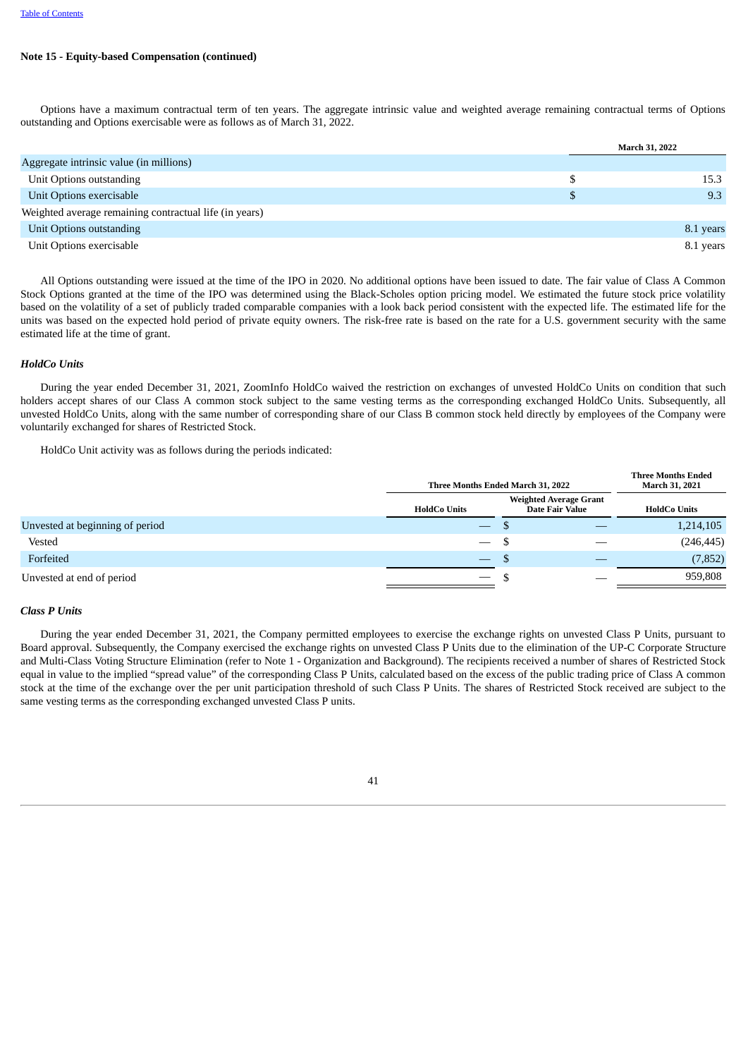**Note 15 - Equity-based Compensation (continued)**

Options have a maximum contractual term of ten years. The aggregate intrinsic value and weighted average remaining contractual terms of Options outstanding and Options exercisable were as follows as of March 31, 2022.

| | March 31, 2022 |
|---|---|
| Aggregate intrinsic value (in millions) | |
| Unit Options outstanding | $ 15.3 |
| Unit Options exercisable | $ 9.3 |
| Weighted average remaining contractual life (in years) | |
| Unit Options outstanding | 8.1 years |
| Unit Options exercisable | 8.1 years |

All Options outstanding were issued at the time of the IPO in 2020. No additional options have been issued to date. The fair value of Class A Common Stock Options granted at the time of the IPO was determined using the Black-Scholes option pricing model. We estimated the future stock price volatility based on the volatility of a set of publicly traded comparable companies with a look back period consistent with the expected life. The estimated life for the units was based on the expected hold period of private equity owners. The risk-free rate is based on the rate for a U.S. government security with the same estimated life at the time of grant.

***HoldCo Units***

During the year ended December 31, 2021, ZoomInfo HoldCo waived the restriction on exchanges of unvested HoldCo Units on condition that such holders accept shares of our Class A common stock subject to the same vesting terms as the corresponding exchanged HoldCo Units. Subsequently, all unvested HoldCo Units, along with the same number of corresponding share of our Class B common stock held directly by employees of the Company were voluntarily exchanged for shares of Restricted Stock.

HoldCo Unit activity was as follows during the periods indicated:

| | Three Months Ended March 31, 2022 | | Three Months Ended March 31, 2021 |
|---|---|---|---|
| | HoldCo Units | Weighted Average Grant Date Fair Value | HoldCo Units |
| Unvested at beginning of period | — | $ — | 1,214,105 |
| Vested | — | $ — | (246,445) |
| Forfeited | — | $ — | (7,852) |
| Unvested at end of period | — | $ — | 959,808 |

***Class P Units***

During the year ended December 31, 2021, the Company permitted employees to exercise the exchange rights on unvested Class P Units, pursuant to Board approval. Subsequently, the Company exercised the exchange rights on unvested Class P Units due to the elimination of the UP-C Corporate Structure and Multi-Class Voting Structure Elimination (refer to Note 1 - Organization and Background). The recipients received a number of shares of Restricted Stock equal in value to the implied "spread value" of the corresponding Class P Units, calculated based on the excess of the public trading price of Class A common stock at the time of the exchange over the per unit participation threshold of such Class P Units. The shares of Restricted Stock received are subject to the same vesting terms as the corresponding exchanged unvested Class P units.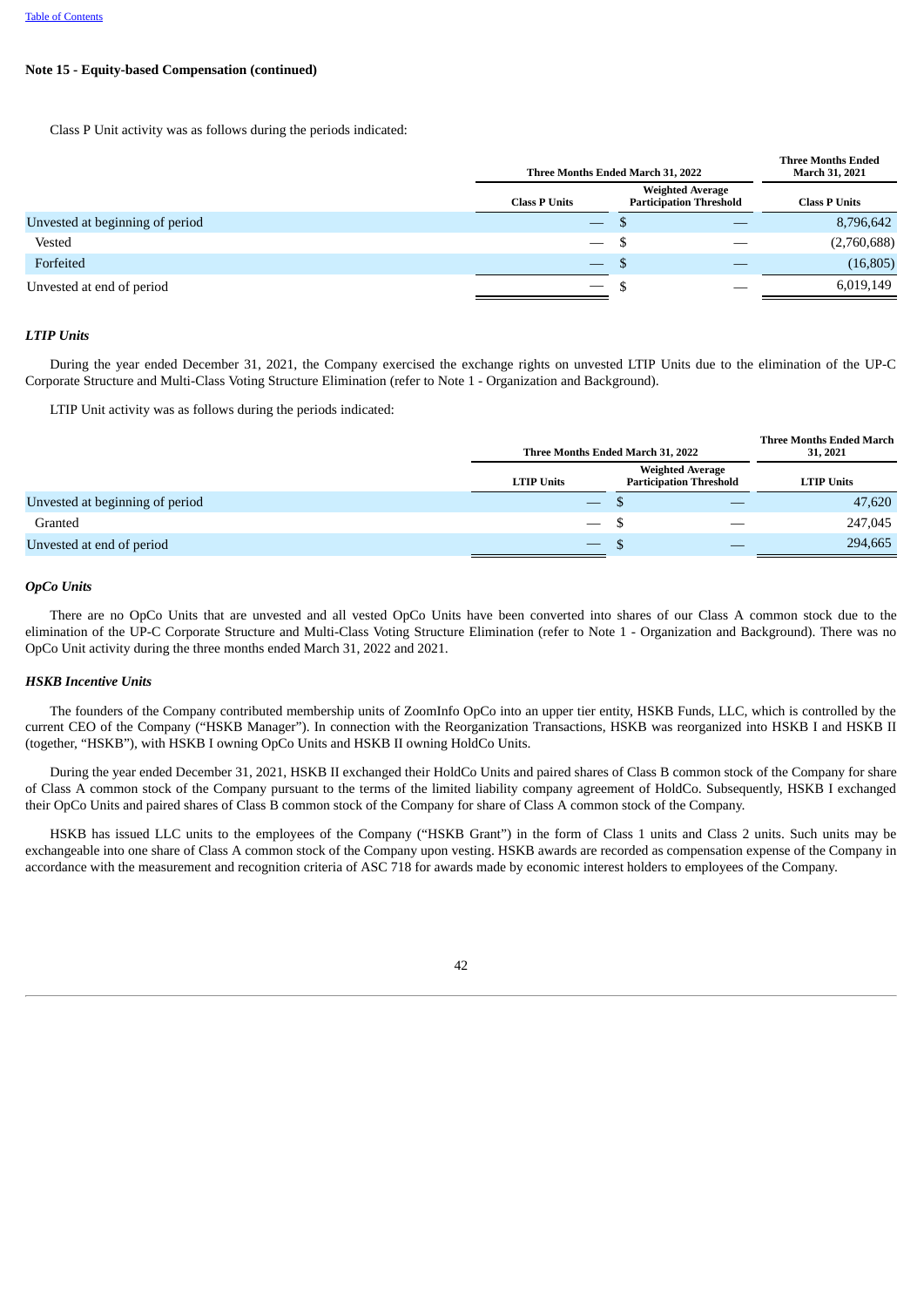[Table of Contents](#)

**Note 15 - Equity-based Compensation (continued)**

Class P Unit activity was as follows during the periods indicated:

| | Three Months Ended March 31, 2022 | | Three Months Ended March 31, 2021 |
|---|---|---|---|
| | Class P Units | Weighted Average Participation Threshold | Class P Units |
| Unvested at beginning of period | — | $ — | 8,796,642 |
| Vested | — | $ — | (2,760,688) |
| Forfeited | — | $ — | (16,805) |
| Unvested at end of period | — | $ — | 6,019,149 |

### *LTIP Units*

During the year ended December 31, 2021, the Company exercised the exchange rights on unvested LTIP Units due to the elimination of the UP-C Corporate Structure and Multi-Class Voting Structure Elimination (refer to Note 1 - Organization and Background).

LTIP Unit activity was as follows during the periods indicated:

| | Three Months Ended March 31, 2022 | | Three Months Ended March 31, 2021 |
|---|---|---|---|
| | LTIP Units | Weighted Average Participation Threshold | LTIP Units |
| Unvested at beginning of period | — | $ — | 47,620 |
| Granted | — | $ — | 247,045 |
| Unvested at end of period | — | $ — | 294,665 |

### *OpCo Units*

There are no OpCo Units that are unvested and all vested OpCo Units have been converted into shares of our Class A common stock due to the elimination of the UP-C Corporate Structure and Multi-Class Voting Structure Elimination (refer to Note 1 - Organization and Background). There was no OpCo Unit activity during the three months ended March 31, 2022 and 2021.

### *HSKB Incentive Units*

The founders of the Company contributed membership units of ZoomInfo OpCo into an upper tier entity, HSKB Funds, LLC, which is controlled by the current CEO of the Company ("HSKB Manager"). In connection with the Reorganization Transactions, HSKB was reorganized into HSKB I and HSKB II (together, "HSKB"), with HSKB I owning OpCo Units and HSKB II owning HoldCo Units.

During the year ended December 31, 2021, HSKB II exchanged their HoldCo Units and paired shares of Class B common stock of the Company for share of Class A common stock of the Company pursuant to the terms of the limited liability company agreement of HoldCo. Subsequently, HSKB I exchanged their OpCo Units and paired shares of Class B common stock of the Company for share of Class A common stock of the Company.

HSKB has issued LLC units to the employees of the Company ("HSKB Grant") in the form of Class 1 units and Class 2 units. Such units may be exchangeable into one share of Class A common stock of the Company upon vesting. HSKB awards are recorded as compensation expense of the Company in accordance with the measurement and recognition criteria of ASC 718 for awards made by economic interest holders to employees of the Company.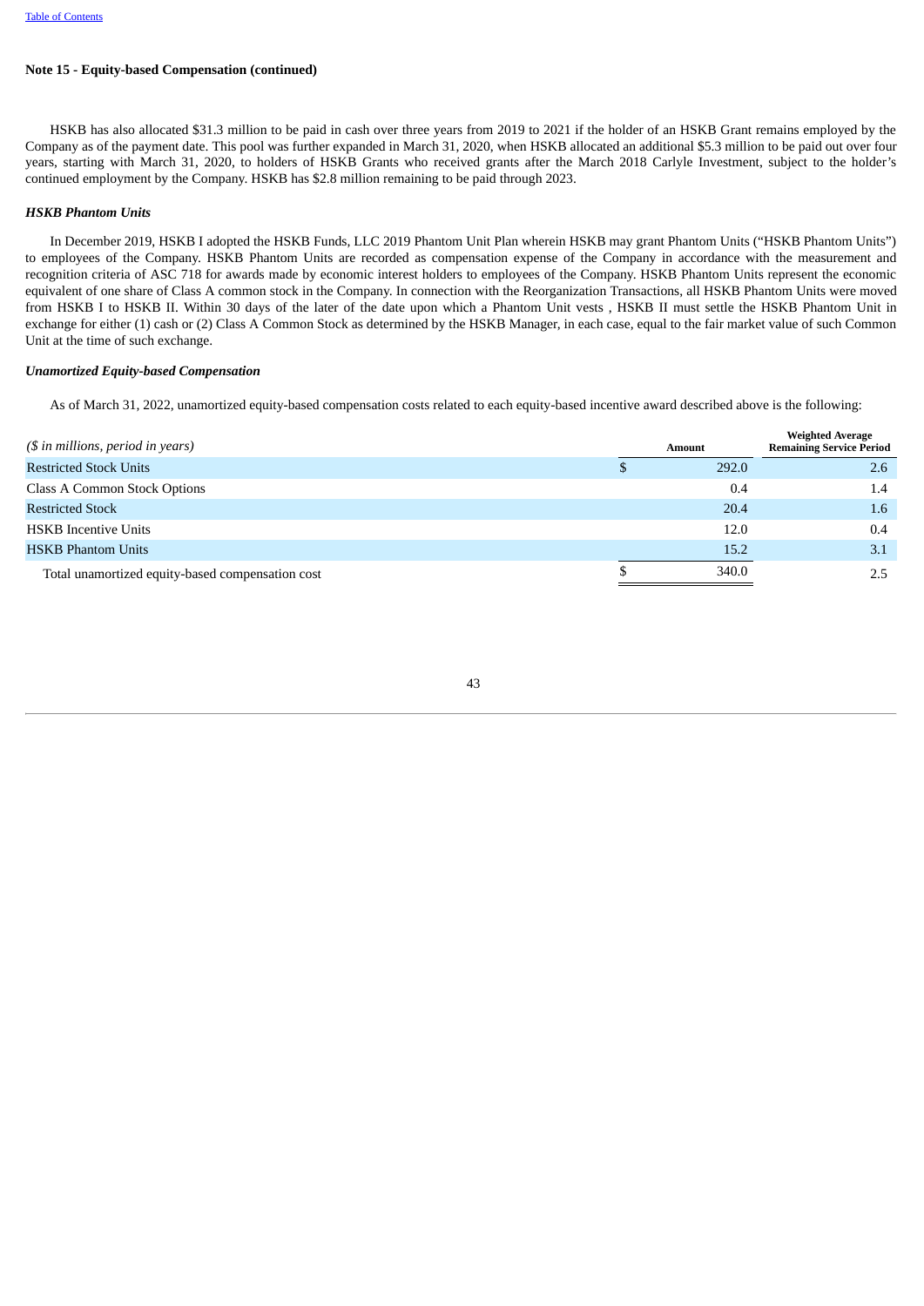**Note 15 - Equity-based Compensation (continued)**

HSKB has also allocated $31.3 million to be paid in cash over three years from 2019 to 2021 if the holder of an HSKB Grant remains employed by the Company as of the payment date. This pool was further expanded in March 31, 2020, when HSKB allocated an additional $5.3 million to be paid out over four years, starting with March 31, 2020, to holders of HSKB Grants who received grants after the March 2018 Carlyle Investment, subject to the holder's continued employment by the Company. HSKB has $2.8 million remaining to be paid through 2023.

***HSKB Phantom Units***

In December 2019, HSKB I adopted the HSKB Funds, LLC 2019 Phantom Unit Plan wherein HSKB may grant Phantom Units ("HSKB Phantom Units") to employees of the Company. HSKB Phantom Units are recorded as compensation expense of the Company in accordance with the measurement and recognition criteria of ASC 718 for awards made by economic interest holders to employees of the Company. HSKB Phantom Units represent the economic equivalent of one share of Class A common stock in the Company. In connection with the Reorganization Transactions, all HSKB Phantom Units were moved from HSKB I to HSKB II. Within 30 days of the later of the date upon which a Phantom Unit vests , HSKB II must settle the HSKB Phantom Unit in exchange for either (1) cash or (2) Class A Common Stock as determined by the HSKB Manager, in each case, equal to the fair market value of such Common Unit at the time of such exchange.

***Unamortized Equity-based Compensation***

As of March 31, 2022, unamortized equity-based compensation costs related to each equity-based incentive award described above is the following:

| *($ in millions, period in years)* | Amount | Weighted Average Remaining Service Period |
|---|---|---|
| Restricted Stock Units | $ 292.0 | 2.6 |
| Class A Common Stock Options | 0.4 | 1.4 |
| Restricted Stock | 20.4 | 1.6 |
| HSKB Incentive Units | 12.0 | 0.4 |
| HSKB Phantom Units | 15.2 | 3.1 |
| Total unamortized equity-based compensation cost | $ 340.0 | 2.5 |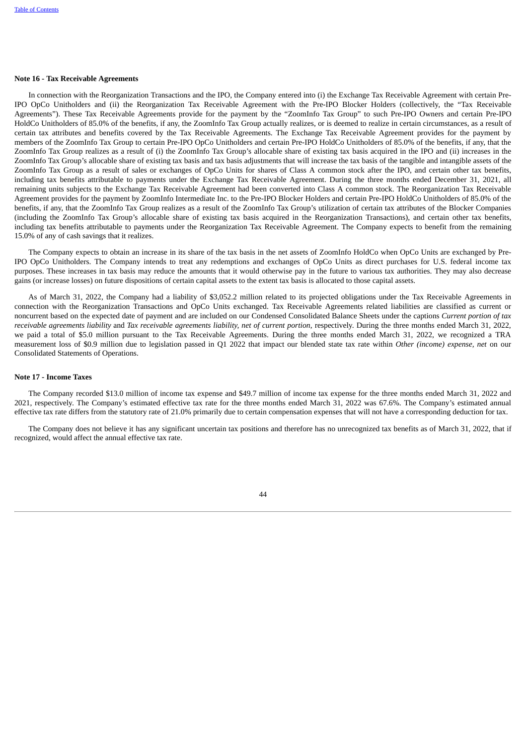**Note 16 - Tax Receivable Agreements**

In connection with the Reorganization Transactions and the IPO, the Company entered into (i) the Exchange Tax Receivable Agreement with certain Pre-IPO OpCo Unitholders and (ii) the Reorganization Tax Receivable Agreement with the Pre-IPO Blocker Holders (collectively, the "Tax Receivable Agreements"). These Tax Receivable Agreements provide for the payment by the "ZoomInfo Tax Group" to such Pre-IPO Owners and certain Pre-IPO HoldCo Unitholders of 85.0% of the benefits, if any, the ZoomInfo Tax Group actually realizes, or is deemed to realize in certain circumstances, as a result of certain tax attributes and benefits covered by the Tax Receivable Agreements. The Exchange Tax Receivable Agreement provides for the payment by members of the ZoomInfo Tax Group to certain Pre-IPO OpCo Unitholders and certain Pre-IPO HoldCo Unitholders of 85.0% of the benefits, if any, that the ZoomInfo Tax Group realizes as a result of (i) the ZoomInfo Tax Group's allocable share of existing tax basis acquired in the IPO and (ii) increases in the ZoomInfo Tax Group's allocable share of existing tax basis and tax basis adjustments that will increase the tax basis of the tangible and intangible assets of the ZoomInfo Tax Group as a result of sales or exchanges of OpCo Units for shares of Class A common stock after the IPO, and certain other tax benefits, including tax benefits attributable to payments under the Exchange Tax Receivable Agreement. During the three months ended December 31, 2021, all remaining units subjects to the Exchange Tax Receivable Agreement had been converted into Class A common stock. The Reorganization Tax Receivable Agreement provides for the payment by ZoomInfo Intermediate Inc. to the Pre-IPO Blocker Holders and certain Pre-IPO HoldCo Unitholders of 85.0% of the benefits, if any, that the ZoomInfo Tax Group realizes as a result of the ZoomInfo Tax Group's utilization of certain tax attributes of the Blocker Companies (including the ZoomInfo Tax Group's allocable share of existing tax basis acquired in the Reorganization Transactions), and certain other tax benefits, including tax benefits attributable to payments under the Reorganization Tax Receivable Agreement. The Company expects to benefit from the remaining 15.0% of any of cash savings that it realizes.

The Company expects to obtain an increase in its share of the tax basis in the net assets of ZoomInfo HoldCo when OpCo Units are exchanged by Pre-IPO OpCo Unitholders. The Company intends to treat any redemptions and exchanges of OpCo Units as direct purchases for U.S. federal income tax purposes. These increases in tax basis may reduce the amounts that it would otherwise pay in the future to various tax authorities. They may also decrease gains (or increase losses) on future dispositions of certain capital assets to the extent tax basis is allocated to those capital assets.

As of March 31, 2022, the Company had a liability of $3,052.2 million related to its projected obligations under the Tax Receivable Agreements in connection with the Reorganization Transactions and OpCo Units exchanged. Tax Receivable Agreements related liabilities are classified as current or noncurrent based on the expected date of payment and are included on our Condensed Consolidated Balance Sheets under the captions *Current portion of tax receivable agreements liability* and *Tax receivable agreements liability, net of current portion*, respectively. During the three months ended March 31, 2022, we paid a total of $5.0 million pursuant to the Tax Receivable Agreements. During the three months ended March 31, 2022, we recognized a TRA measurement loss of $0.9 million due to legislation passed in Q1 2022 that impact our blended state tax rate within *Other (income) expense, net* on our Consolidated Statements of Operations.

**Note 17 - Income Taxes**

The Company recorded $13.0 million of income tax expense and $49.7 million of income tax expense for the three months ended March 31, 2022 and 2021, respectively. The Company's estimated effective tax rate for the three months ended March 31, 2022 was 67.6%. The Company's estimated annual effective tax rate differs from the statutory rate of 21.0% primarily due to certain compensation expenses that will not have a corresponding deduction for tax.

The Company does not believe it has any significant uncertain tax positions and therefore has no unrecognized tax benefits as of March 31, 2022, that if recognized, would affect the annual effective tax rate.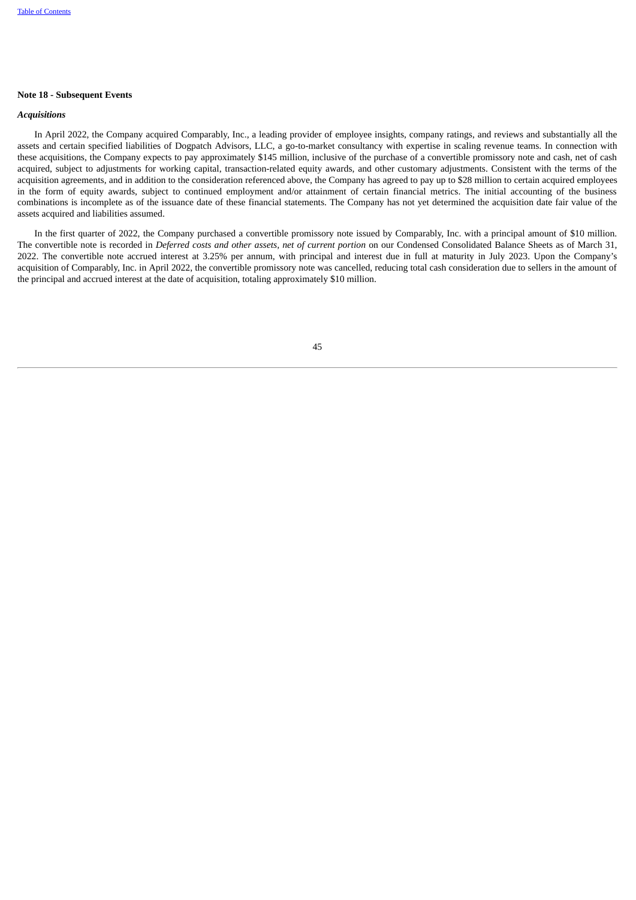**Note 18 - Subsequent Events**

***Acquisitions***

In April 2022, the Company acquired Comparably, Inc., a leading provider of employee insights, company ratings, and reviews and substantially all the assets and certain specified liabilities of Dogpatch Advisors, LLC, a go-to-market consultancy with expertise in scaling revenue teams. In connection with these acquisitions, the Company expects to pay approximately $145 million, inclusive of the purchase of a convertible promissory note and cash, net of cash acquired, subject to adjustments for working capital, transaction-related equity awards, and other customary adjustments. Consistent with the terms of the acquisition agreements, and in addition to the consideration referenced above, the Company has agreed to pay up to $28 million to certain acquired employees in the form of equity awards, subject to continued employment and/or attainment of certain financial metrics. The initial accounting of the business combinations is incomplete as of the issuance date of these financial statements. The Company has not yet determined the acquisition date fair value of the assets acquired and liabilities assumed.

In the first quarter of 2022, the Company purchased a convertible promissory note issued by Comparably, Inc. with a principal amount of $10 million. The convertible note is recorded in *Deferred costs and other assets, net of current portion* on our Condensed Consolidated Balance Sheets as of March 31, 2022. The convertible note accrued interest at 3.25% per annum, with principal and interest due in full at maturity in July 2023. Upon the Company's acquisition of Comparably, Inc. in April 2022, the convertible promissory note was cancelled, reducing total cash consideration due to sellers in the amount of the principal and accrued interest at the date of acquisition, totaling approximately $10 million.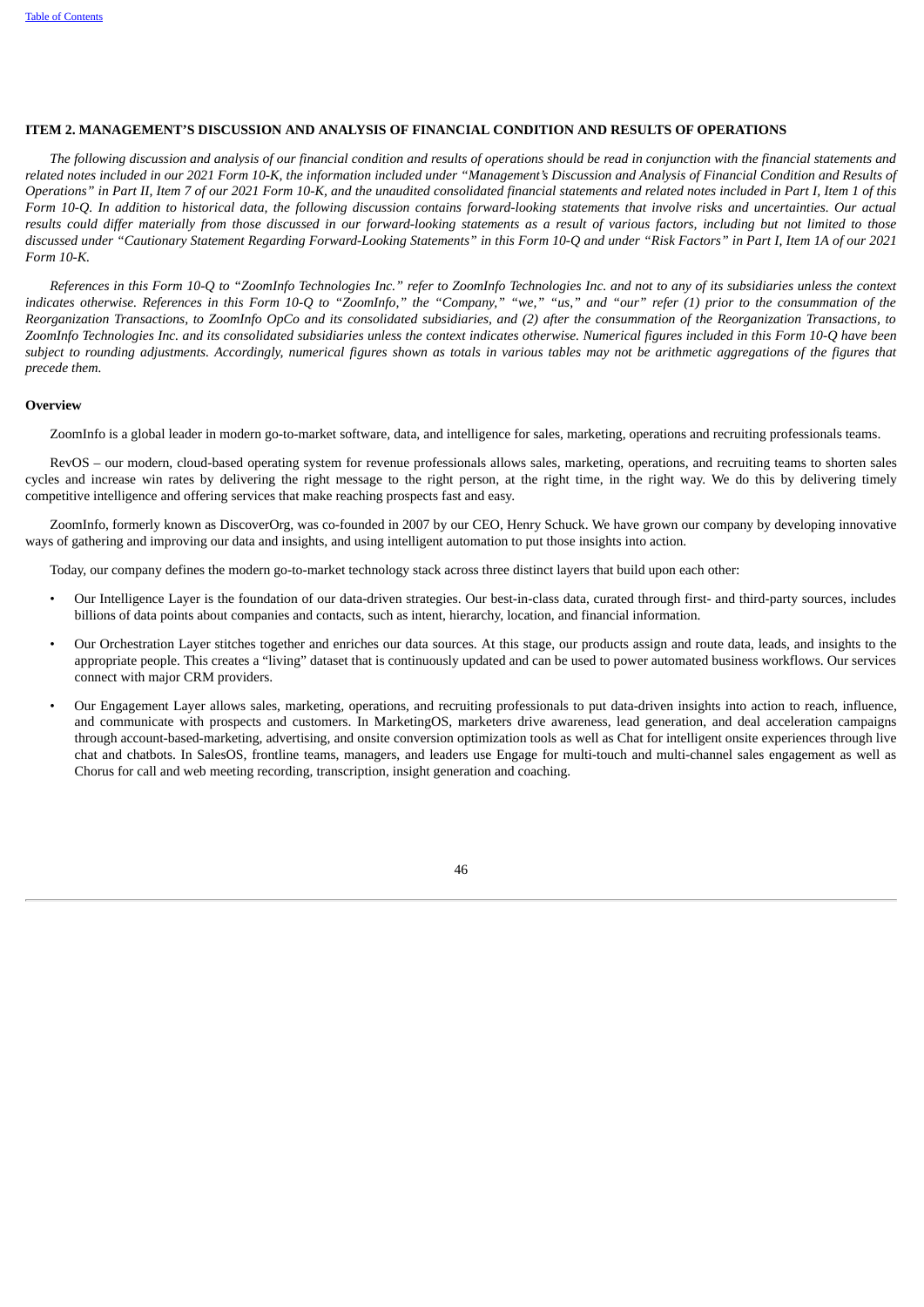## ITEM 2. MANAGEMENT'S DISCUSSION AND ANALYSIS OF FINANCIAL CONDITION AND RESULTS OF OPERATIONS

*The following discussion and analysis of our financial condition and results of operations should be read in conjunction with the financial statements and related notes included in our 2021 Form 10-K, the information included under "Management's Discussion and Analysis of Financial Condition and Results of Operations" in Part II, Item 7 of our 2021 Form 10-K, and the unaudited consolidated financial statements and related notes included in Part I, Item 1 of this Form 10-Q. In addition to historical data, the following discussion contains forward-looking statements that involve risks and uncertainties. Our actual results could differ materially from those discussed in our forward-looking statements as a result of various factors, including but not limited to those discussed under "Cautionary Statement Regarding Forward-Looking Statements" in this Form 10-Q and under "Risk Factors" in Part I, Item 1A of our 2021 Form 10-K.*

*References in this Form 10-Q to "ZoomInfo Technologies Inc." refer to ZoomInfo Technologies Inc. and not to any of its subsidiaries unless the context indicates otherwise. References in this Form 10-Q to "ZoomInfo," the "Company," "we," "us," and "our" refer (1) prior to the consummation of the Reorganization Transactions, to ZoomInfo OpCo and its consolidated subsidiaries, and (2) after the consummation of the Reorganization Transactions, to ZoomInfo Technologies Inc. and its consolidated subsidiaries unless the context indicates otherwise. Numerical figures included in this Form 10-Q have been subject to rounding adjustments. Accordingly, numerical figures shown as totals in various tables may not be arithmetic aggregations of the figures that precede them.*

### Overview

ZoomInfo is a global leader in modern go-to-market software, data, and intelligence for sales, marketing, operations and recruiting professionals teams.

RevOS – our modern, cloud-based operating system for revenue professionals allows sales, marketing, operations, and recruiting teams to shorten sales cycles and increase win rates by delivering the right message to the right person, at the right time, in the right way. We do this by delivering timely competitive intelligence and offering services that make reaching prospects fast and easy.

ZoomInfo, formerly known as DiscoverOrg, was co-founded in 2007 by our CEO, Henry Schuck. We have grown our company by developing innovative ways of gathering and improving our data and insights, and using intelligent automation to put those insights into action.

Today, our company defines the modern go-to-market technology stack across three distinct layers that build upon each other:

- Our Intelligence Layer is the foundation of our data-driven strategies. Our best-in-class data, curated through first- and third-party sources, includes billions of data points about companies and contacts, such as intent, hierarchy, location, and financial information.
- Our Orchestration Layer stitches together and enriches our data sources. At this stage, our products assign and route data, leads, and insights to the appropriate people. This creates a "living" dataset that is continuously updated and can be used to power automated business workflows. Our services connect with major CRM providers.
- Our Engagement Layer allows sales, marketing, operations, and recruiting professionals to put data-driven insights into action to reach, influence, and communicate with prospects and customers. In MarketingOS, marketers drive awareness, lead generation, and deal acceleration campaigns through account-based-marketing, advertising, and onsite conversion optimization tools as well as Chat for intelligent onsite experiences through live chat and chatbots. In SalesOS, frontline teams, managers, and leaders use Engage for multi-touch and multi-channel sales engagement as well as Chorus for call and web meeting recording, transcription, insight generation and coaching.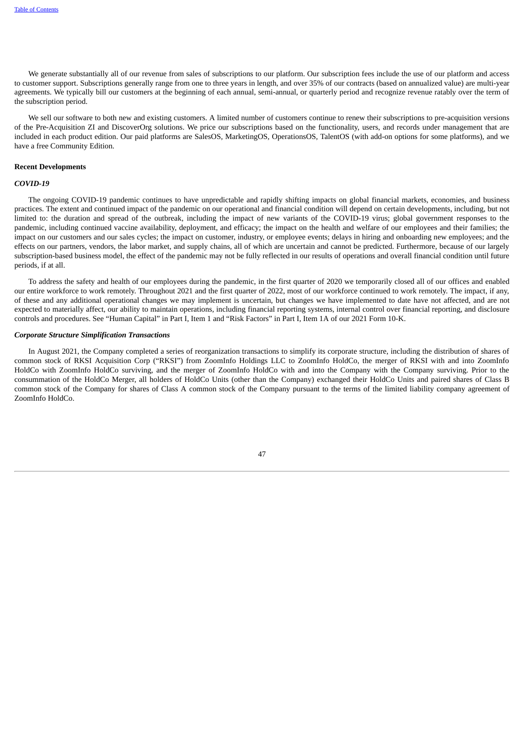We generate substantially all of our revenue from sales of subscriptions to our platform. Our subscription fees include the use of our platform and access to customer support. Subscriptions generally range from one to three years in length, and over 35% of our contracts (based on annualized value) are multi-year agreements. We typically bill our customers at the beginning of each annual, semi-annual, or quarterly period and recognize revenue ratably over the term of the subscription period.

We sell our software to both new and existing customers. A limited number of customers continue to renew their subscriptions to pre-acquisition versions of the Pre-Acquisition ZI and DiscoverOrg solutions. We price our subscriptions based on the functionality, users, and records under management that are included in each product edition. Our paid platforms are SalesOS, MarketingOS, OperationsOS, TalentOS (with add-on options for some platforms), and we have a free Community Edition.

**Recent Developments**

***COVID-19***

The ongoing COVID-19 pandemic continues to have unpredictable and rapidly shifting impacts on global financial markets, economies, and business practices. The extent and continued impact of the pandemic on our operational and financial condition will depend on certain developments, including, but not limited to: the duration and spread of the outbreak, including the impact of new variants of the COVID-19 virus; global government responses to the pandemic, including continued vaccine availability, deployment, and efficacy; the impact on the health and welfare of our employees and their families; the impact on our customers and our sales cycles; the impact on customer, industry, or employee events; delays in hiring and onboarding new employees; and the effects on our partners, vendors, the labor market, and supply chains, all of which are uncertain and cannot be predicted. Furthermore, because of our largely subscription-based business model, the effect of the pandemic may not be fully reflected in our results of operations and overall financial condition until future periods, if at all.

To address the safety and health of our employees during the pandemic, in the first quarter of 2020 we temporarily closed all of our offices and enabled our entire workforce to work remotely. Throughout 2021 and the first quarter of 2022, most of our workforce continued to work remotely. The impact, if any, of these and any additional operational changes we may implement is uncertain, but changes we have implemented to date have not affected, and are not expected to materially affect, our ability to maintain operations, including financial reporting systems, internal control over financial reporting, and disclosure controls and procedures. See "Human Capital" in Part I, Item 1 and "Risk Factors" in Part I, Item 1A of our 2021 Form 10-K.

***Corporate Structure Simplification Transactions***

In August 2021, the Company completed a series of reorganization transactions to simplify its corporate structure, including the distribution of shares of common stock of RKSI Acquisition Corp ("RKSI") from ZoomInfo Holdings LLC to ZoomInfo HoldCo, the merger of RKSI with and into ZoomInfo HoldCo with ZoomInfo HoldCo surviving, and the merger of ZoomInfo HoldCo with and into the Company with the Company surviving. Prior to the consummation of the HoldCo Merger, all holders of HoldCo Units (other than the Company) exchanged their HoldCo Units and paired shares of Class B common stock of the Company for shares of Class A common stock of the Company pursuant to the terms of the limited liability company agreement of ZoomInfo HoldCo.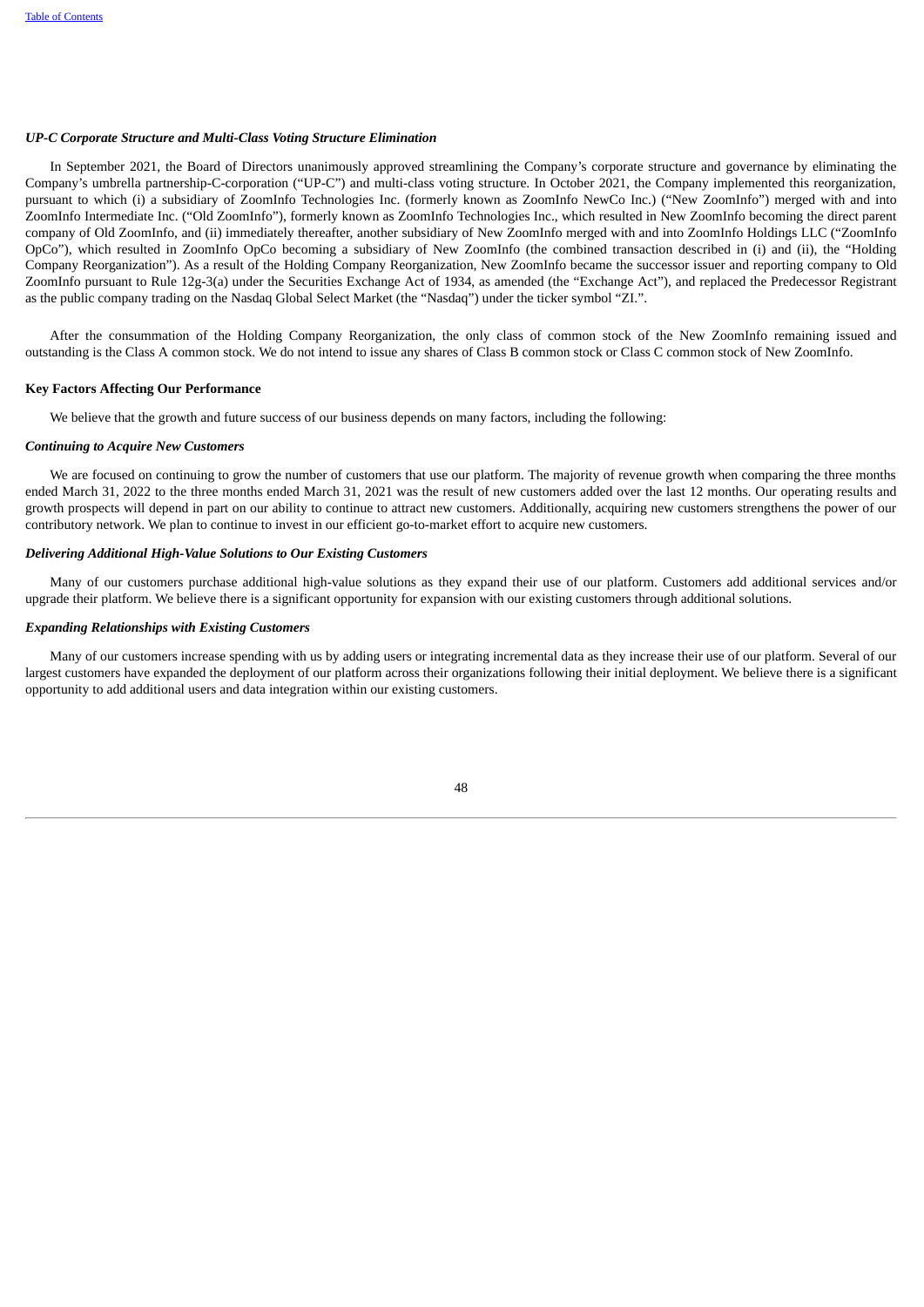***UP-C Corporate Structure and Multi-Class Voting Structure Elimination***

In September 2021, the Board of Directors unanimously approved streamlining the Company's corporate structure and governance by eliminating the Company's umbrella partnership-C-corporation ("UP-C") and multi-class voting structure. In October 2021, the Company implemented this reorganization, pursuant to which (i) a subsidiary of ZoomInfo Technologies Inc. (formerly known as ZoomInfo NewCo Inc.) ("New ZoomInfo") merged with and into ZoomInfo Intermediate Inc. ("Old ZoomInfo"), formerly known as ZoomInfo Technologies Inc., which resulted in New ZoomInfo becoming the direct parent company of Old ZoomInfo, and (ii) immediately thereafter, another subsidiary of New ZoomInfo merged with and into ZoomInfo Holdings LLC ("ZoomInfo OpCo"), which resulted in ZoomInfo OpCo becoming a subsidiary of New ZoomInfo (the combined transaction described in (i) and (ii), the "Holding Company Reorganization"). As a result of the Holding Company Reorganization, New ZoomInfo became the successor issuer and reporting company to Old ZoomInfo pursuant to Rule 12g-3(a) under the Securities Exchange Act of 1934, as amended (the "Exchange Act"), and replaced the Predecessor Registrant as the public company trading on the Nasdaq Global Select Market (the "Nasdaq") under the ticker symbol "ZI.".

After the consummation of the Holding Company Reorganization, the only class of common stock of the New ZoomInfo remaining issued and outstanding is the Class A common stock. We do not intend to issue any shares of Class B common stock or Class C common stock of New ZoomInfo.

**Key Factors Affecting Our Performance**

We believe that the growth and future success of our business depends on many factors, including the following:

***Continuing to Acquire New Customers***

We are focused on continuing to grow the number of customers that use our platform. The majority of revenue growth when comparing the three months ended March 31, 2022 to the three months ended March 31, 2021 was the result of new customers added over the last 12 months. Our operating results and growth prospects will depend in part on our ability to continue to attract new customers. Additionally, acquiring new customers strengthens the power of our contributory network. We plan to continue to invest in our efficient go-to-market effort to acquire new customers.

***Delivering Additional High-Value Solutions to Our Existing Customers***

Many of our customers purchase additional high-value solutions as they expand their use of our platform. Customers add additional services and/or upgrade their platform. We believe there is a significant opportunity for expansion with our existing customers through additional solutions.

***Expanding Relationships with Existing Customers***

Many of our customers increase spending with us by adding users or integrating incremental data as they increase their use of our platform. Several of our largest customers have expanded the deployment of our platform across their organizations following their initial deployment. We believe there is a significant opportunity to add additional users and data integration within our existing customers.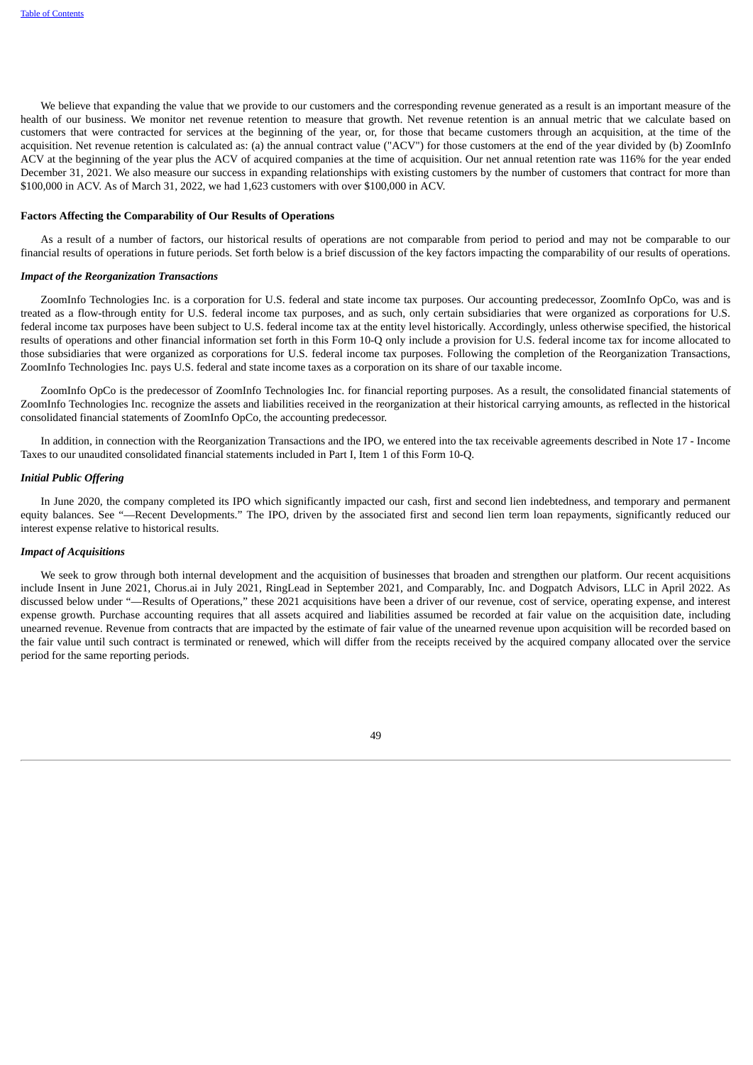We believe that expanding the value that we provide to our customers and the corresponding revenue generated as a result is an important measure of the health of our business. We monitor net revenue retention to measure that growth. Net revenue retention is an annual metric that we calculate based on customers that were contracted for services at the beginning of the year, or, for those that became customers through an acquisition, at the time of the acquisition. Net revenue retention is calculated as: (a) the annual contract value ("ACV") for those customers at the end of the year divided by (b) ZoomInfo ACV at the beginning of the year plus the ACV of acquired companies at the time of acquisition. Our net annual retention rate was 116% for the year ended December 31, 2021. We also measure our success in expanding relationships with existing customers by the number of customers that contract for more than $100,000 in ACV. As of March 31, 2022, we had 1,623 customers with over $100,000 in ACV.

**Factors Affecting the Comparability of Our Results of Operations**

As a result of a number of factors, our historical results of operations are not comparable from period to period and may not be comparable to our financial results of operations in future periods. Set forth below is a brief discussion of the key factors impacting the comparability of our results of operations.

***Impact of the Reorganization Transactions***

ZoomInfo Technologies Inc. is a corporation for U.S. federal and state income tax purposes. Our accounting predecessor, ZoomInfo OpCo, was and is treated as a flow-through entity for U.S. federal income tax purposes, and as such, only certain subsidiaries that were organized as corporations for U.S. federal income tax purposes have been subject to U.S. federal income tax at the entity level historically. Accordingly, unless otherwise specified, the historical results of operations and other financial information set forth in this Form 10-Q only include a provision for U.S. federal income tax for income allocated to those subsidiaries that were organized as corporations for U.S. federal income tax purposes. Following the completion of the Reorganization Transactions, ZoomInfo Technologies Inc. pays U.S. federal and state income taxes as a corporation on its share of our taxable income.

ZoomInfo OpCo is the predecessor of ZoomInfo Technologies Inc. for financial reporting purposes. As a result, the consolidated financial statements of ZoomInfo Technologies Inc. recognize the assets and liabilities received in the reorganization at their historical carrying amounts, as reflected in the historical consolidated financial statements of ZoomInfo OpCo, the accounting predecessor.

In addition, in connection with the Reorganization Transactions and the IPO, we entered into the tax receivable agreements described in Note 17 - Income Taxes to our unaudited consolidated financial statements included in Part I, Item 1 of this Form 10-Q.

***Initial Public Offering***

In June 2020, the company completed its IPO which significantly impacted our cash, first and second lien indebtedness, and temporary and permanent equity balances. See "—Recent Developments." The IPO, driven by the associated first and second lien term loan repayments, significantly reduced our interest expense relative to historical results.

***Impact of Acquisitions***

We seek to grow through both internal development and the acquisition of businesses that broaden and strengthen our platform. Our recent acquisitions include Insent in June 2021, Chorus.ai in July 2021, RingLead in September 2021, and Comparably, Inc. and Dogpatch Advisors, LLC in April 2022. As discussed below under "—Results of Operations," these 2021 acquisitions have been a driver of our revenue, cost of service, operating expense, and interest expense growth. Purchase accounting requires that all assets acquired and liabilities assumed be recorded at fair value on the acquisition date, including unearned revenue. Revenue from contracts that are impacted by the estimate of fair value of the unearned revenue upon acquisition will be recorded based on the fair value until such contract is terminated or renewed, which will differ from the receipts received by the acquired company allocated over the service period for the same reporting periods.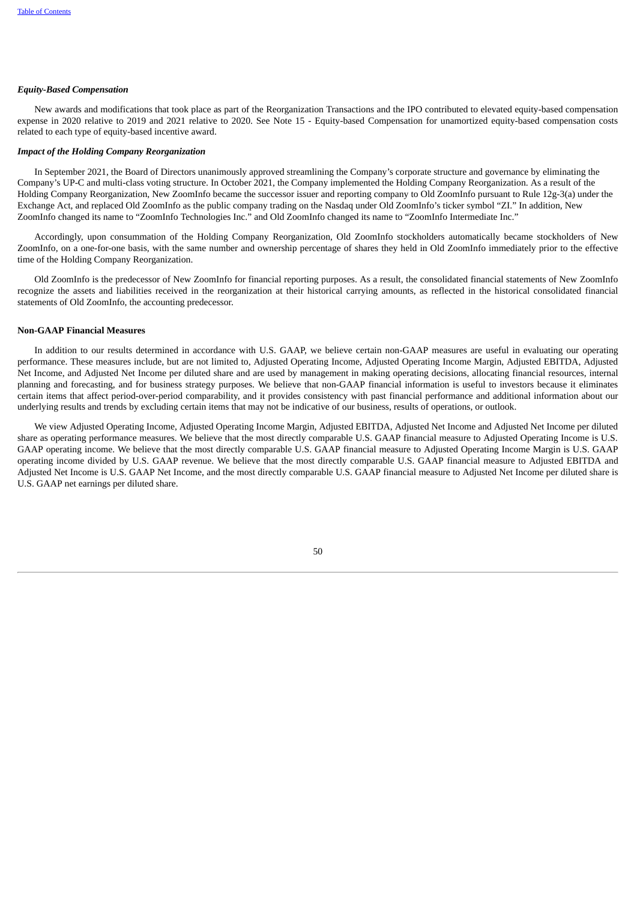### *Equity-Based Compensation*

New awards and modifications that took place as part of the Reorganization Transactions and the IPO contributed to elevated equity-based compensation expense in 2020 relative to 2019 and 2021 relative to 2020. See Note 15 - Equity-based Compensation for unamortized equity-based compensation costs related to each type of equity-based incentive award.

### *Impact of the Holding Company Reorganization*

In September 2021, the Board of Directors unanimously approved streamlining the Company's corporate structure and governance by eliminating the Company's UP-C and multi-class voting structure. In October 2021, the Company implemented the Holding Company Reorganization. As a result of the Holding Company Reorganization, New ZoomInfo became the successor issuer and reporting company to Old ZoomInfo pursuant to Rule 12g-3(a) under the Exchange Act, and replaced Old ZoomInfo as the public company trading on the Nasdaq under Old ZoomInfo's ticker symbol "ZI." In addition, New ZoomInfo changed its name to "ZoomInfo Technologies Inc." and Old ZoomInfo changed its name to "ZoomInfo Intermediate Inc."

Accordingly, upon consummation of the Holding Company Reorganization, Old ZoomInfo stockholders automatically became stockholders of New ZoomInfo, on a one-for-one basis, with the same number and ownership percentage of shares they held in Old ZoomInfo immediately prior to the effective time of the Holding Company Reorganization.

Old ZoomInfo is the predecessor of New ZoomInfo for financial reporting purposes. As a result, the consolidated financial statements of New ZoomInfo recognize the assets and liabilities received in the reorganization at their historical carrying amounts, as reflected in the historical consolidated financial statements of Old ZoomInfo, the accounting predecessor.

### **Non-GAAP Financial Measures**

In addition to our results determined in accordance with U.S. GAAP, we believe certain non-GAAP measures are useful in evaluating our operating performance. These measures include, but are not limited to, Adjusted Operating Income, Adjusted Operating Income Margin, Adjusted EBITDA, Adjusted Net Income, and Adjusted Net Income per diluted share and are used by management in making operating decisions, allocating financial resources, internal planning and forecasting, and for business strategy purposes. We believe that non-GAAP financial information is useful to investors because it eliminates certain items that affect period-over-period comparability, and it provides consistency with past financial performance and additional information about our underlying results and trends by excluding certain items that may not be indicative of our business, results of operations, or outlook.

We view Adjusted Operating Income, Adjusted Operating Income Margin, Adjusted EBITDA, Adjusted Net Income and Adjusted Net Income per diluted share as operating performance measures. We believe that the most directly comparable U.S. GAAP financial measure to Adjusted Operating Income is U.S. GAAP operating income. We believe that the most directly comparable U.S. GAAP financial measure to Adjusted Operating Income Margin is U.S. GAAP operating income divided by U.S. GAAP revenue. We believe that the most directly comparable U.S. GAAP financial measure to Adjusted EBITDA and Adjusted Net Income is U.S. GAAP Net Income, and the most directly comparable U.S. GAAP financial measure to Adjusted Net Income per diluted share is U.S. GAAP net earnings per diluted share.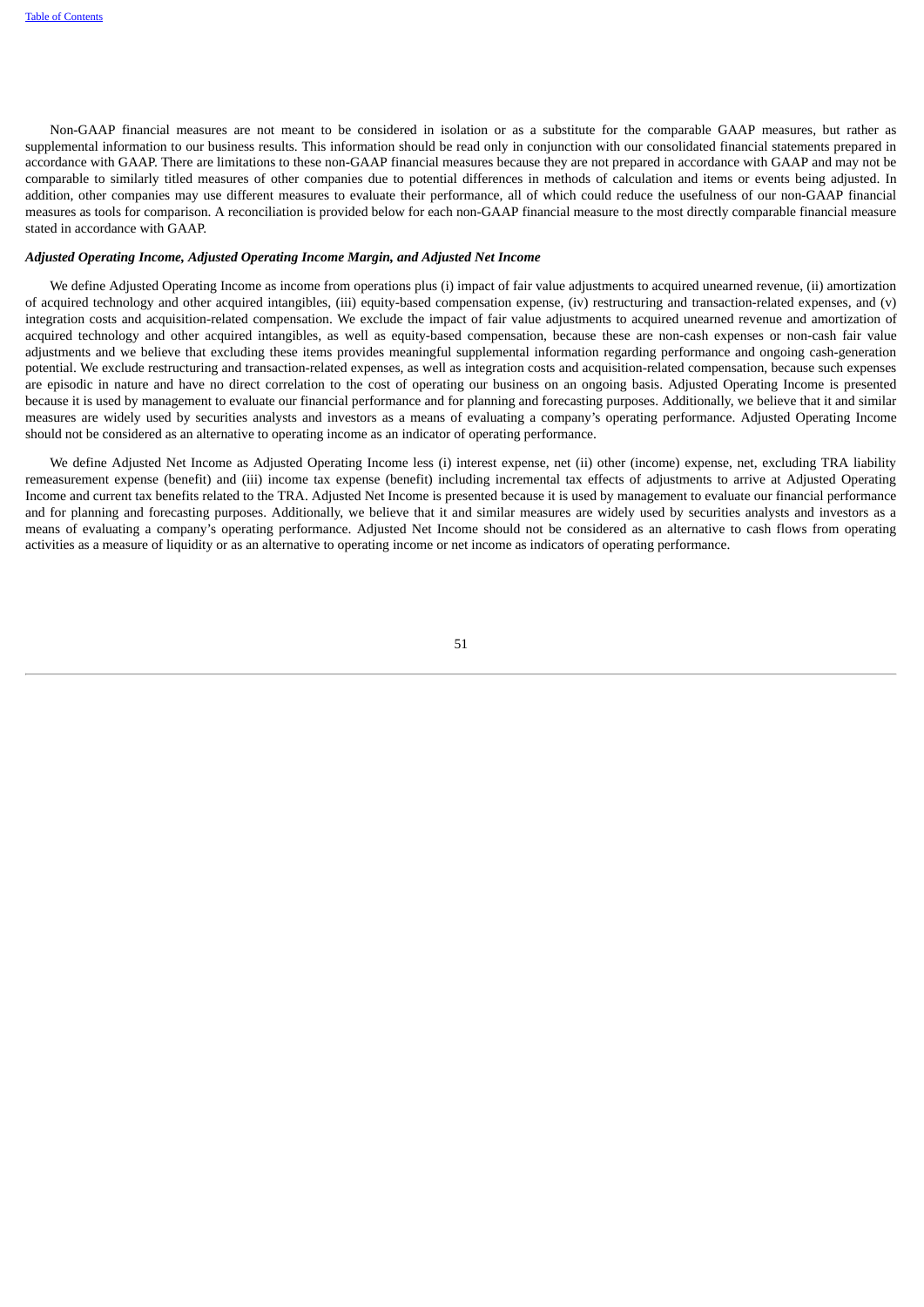Non-GAAP financial measures are not meant to be considered in isolation or as a substitute for the comparable GAAP measures, but rather as supplemental information to our business results. This information should be read only in conjunction with our consolidated financial statements prepared in accordance with GAAP. There are limitations to these non-GAAP financial measures because they are not prepared in accordance with GAAP and may not be comparable to similarly titled measures of other companies due to potential differences in methods of calculation and items or events being adjusted. In addition, other companies may use different measures to evaluate their performance, all of which could reduce the usefulness of our non-GAAP financial measures as tools for comparison. A reconciliation is provided below for each non-GAAP financial measure to the most directly comparable financial measure stated in accordance with GAAP.

***Adjusted Operating Income, Adjusted Operating Income Margin, and Adjusted Net Income***

We define Adjusted Operating Income as income from operations plus (i) impact of fair value adjustments to acquired unearned revenue, (ii) amortization of acquired technology and other acquired intangibles, (iii) equity-based compensation expense, (iv) restructuring and transaction-related expenses, and (v) integration costs and acquisition-related compensation. We exclude the impact of fair value adjustments to acquired unearned revenue and amortization of acquired technology and other acquired intangibles, as well as equity-based compensation, because these are non-cash expenses or non-cash fair value adjustments and we believe that excluding these items provides meaningful supplemental information regarding performance and ongoing cash-generation potential. We exclude restructuring and transaction-related expenses, as well as integration costs and acquisition-related compensation, because such expenses are episodic in nature and have no direct correlation to the cost of operating our business on an ongoing basis. Adjusted Operating Income is presented because it is used by management to evaluate our financial performance and for planning and forecasting purposes. Additionally, we believe that it and similar measures are widely used by securities analysts and investors as a means of evaluating a company's operating performance. Adjusted Operating Income should not be considered as an alternative to operating income as an indicator of operating performance.

We define Adjusted Net Income as Adjusted Operating Income less (i) interest expense, net (ii) other (income) expense, net, excluding TRA liability remeasurement expense (benefit) and (iii) income tax expense (benefit) including incremental tax effects of adjustments to arrive at Adjusted Operating Income and current tax benefits related to the TRA. Adjusted Net Income is presented because it is used by management to evaluate our financial performance and for planning and forecasting purposes. Additionally, we believe that it and similar measures are widely used by securities analysts and investors as a means of evaluating a company's operating performance. Adjusted Net Income should not be considered as an alternative to cash flows from operating activities as a measure of liquidity or as an alternative to operating income or net income as indicators of operating performance.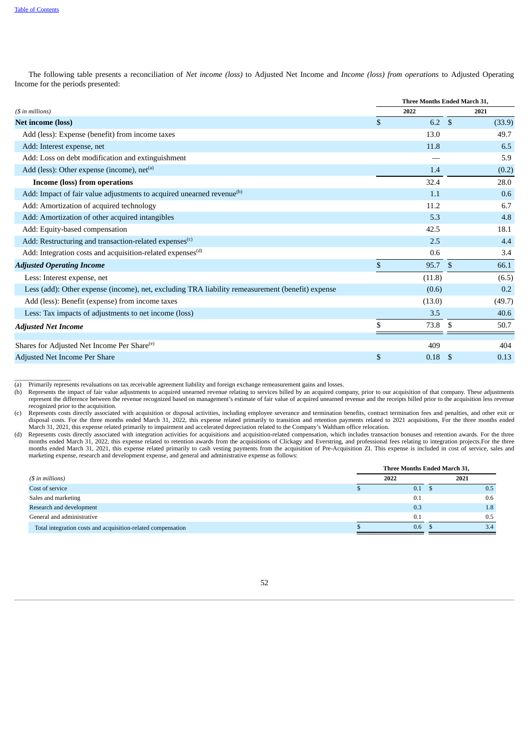The following table presents a reconciliation of *Net income (loss)* to Adjusted Net Income and *Income (loss) from operations* to Adjusted Operating Income for the periods presented:

| *($ in millions)* | Three Months Ended March 31, 2022 | Three Months Ended March 31, 2021 |
|---|---|---|
| **Net income (loss)** | $ 6.2 | $ (33.9) |
| Add (less): Expense (benefit) from income taxes | 13.0 | 49.7 |
| Add: Interest expense, net | 11.8 | 6.5 |
| Add: Loss on debt modification and extinguishment | — | 5.9 |
| Add (less): Other expense (income), net[(a)] | 1.4 | (0.2) |
| **Income (loss) from operations** | 32.4 | 28.0 |
| Add: Impact of fair value adjustments to acquired unearned revenue[(b)] | 1.1 | 0.6 |
| Add: Amortization of acquired technology | 11.2 | 6.7 |
| Add: Amortization of other acquired intangibles | 5.3 | 4.8 |
| Add: Equity-based compensation | 42.5 | 18.1 |
| Add: Restructuring and transaction-related expenses[(c)] | 2.5 | 4.4 |
| Add: Integration costs and acquisition-related expenses[(d)] | 0.6 | 3.4 |
| ***Adjusted Operating Income*** | $ 95.7 | $ 66.1 |
| Less: Interest expense, net | (11.8) | (6.5) |
| Less (add): Other expense (income), net, excluding TRA liability remeasurement (benefit) expense | (0.6) | 0.2 |
| Add (less): Benefit (expense) from income taxes | (13.0) | (49.7) |
| Less: Tax impacts of adjustments to net income (loss) | 3.5 | 40.6 |
| ***Adjusted Net Income*** | $ 73.8 | $ 50.7 |
| | | |
| Shares for Adjusted Net Income Per Share[(e)] | 409 | 404 |
| Adjusted Net Income Per Share | $ 0.18 | $ 0.13 |

(a) Primarily represents revaluations on tax receivable agreement liability and foreign exchange remeasurement gains and losses.

(b) Represents the impact of fair value adjustments to acquired unearned revenue relating to services billed by an acquired company, prior to our acquisition of that company. These adjustments represent the difference between the revenue recognized based on management's estimate of fair value of acquired unearned revenue and the receipts billed prior to the acquisition less revenue recognized prior to the acquisition.

(c) Represents costs directly associated with acquisition or disposal activities, including employee severance and termination benefits, contract termination fees and penalties, and other exit or disposal costs. For the three months ended March 31, 2022, this expense related primarily to transition and retention payments related to 2021 acquisitions, For the three months ended March 31, 2021, this expense related primarily to impairment and accelerated depreciation related to the Company's Waltham office relocation.

(d) Represents costs directly associated with integration activities for acquisitions and acquisition-related compensation, which includes transaction bonuses and retention awards. For the three months ended March 31, 2022, this expense related to retention awards from the acquisitions of Clickagy and Everstring, and professional fees relating to integration projects.For the three months ended March 31, 2021, this expense related primarily to cash vesting payments from the acquisition of Pre-Acquisition ZI. This expense is included in cost of service, sales and marketing expense, research and development expense, and general and administrative expense as follows:

| *($ in millions)* | Three Months Ended March 31, 2022 | Three Months Ended March 31, 2021 |
|---|---|---|
| Cost of service | $ 0.1 | $ 0.5 |
| Sales and marketing | 0.1 | 0.6 |
| Research and development | 0.3 | 1.8 |
| General and administrative | 0.1 | 0.5 |
| Total integration costs and acquisition-related compensation | $ 0.6 | $ 3.4 |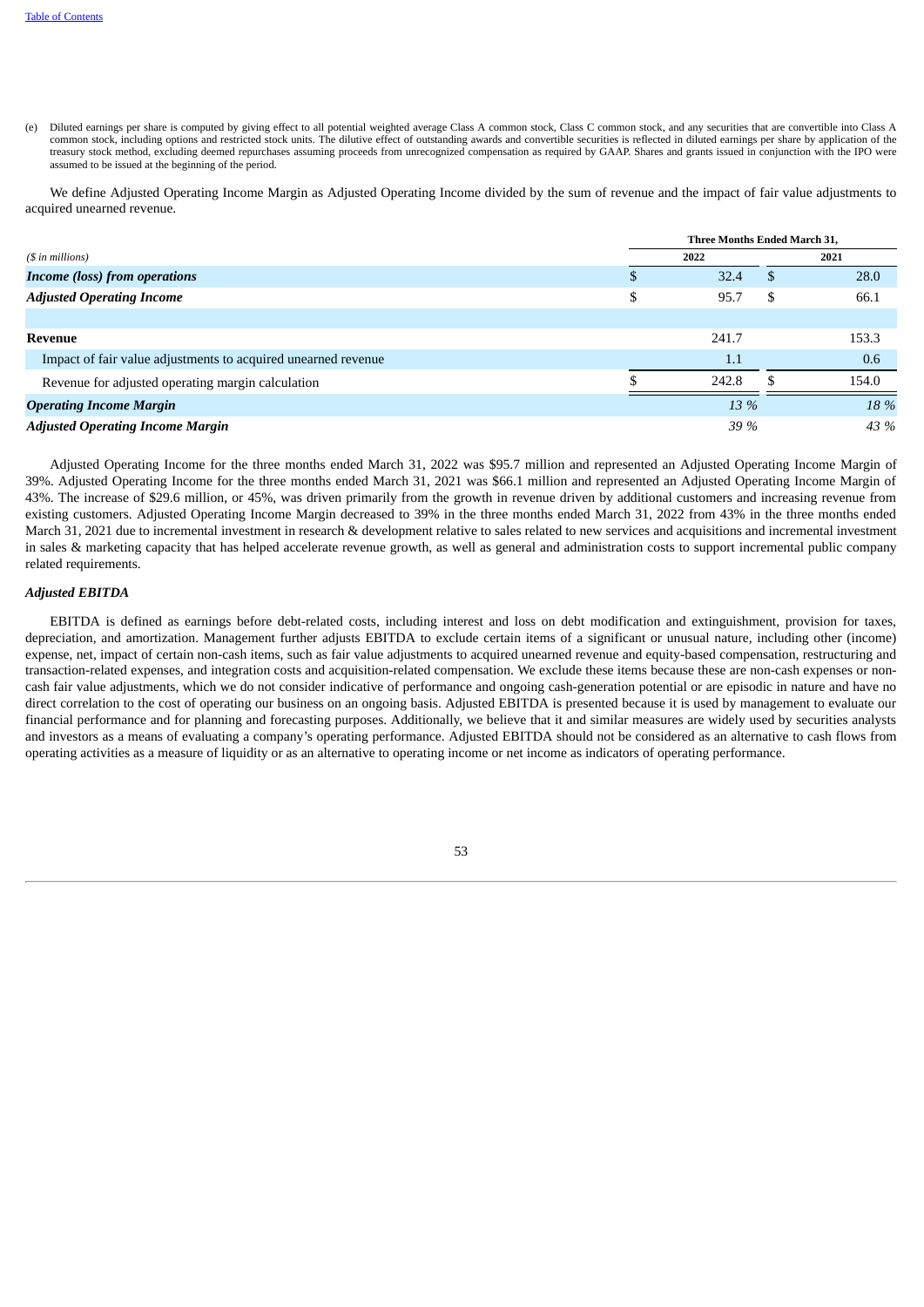(e) Diluted earnings per share is computed by giving effect to all potential weighted average Class A common stock, Class C common stock, and any securities that are convertible into Class A common stock, including options and restricted stock units. The dilutive effect of outstanding awards and convertible securities is reflected in diluted earnings per share by application of the treasury stock method, excluding deemed repurchases assuming proceeds from unrecognized compensation as required by GAAP. Shares and grants issued in conjunction with the IPO were assumed to be issued at the beginning of the period.

We define Adjusted Operating Income Margin as Adjusted Operating Income divided by the sum of revenue and the impact of fair value adjustments to acquired unearned revenue.

| | Three Months Ended March 31, | |
|---|---|---|
| *($ in millions)* | 2022 | 2021 |
| ***Income (loss) from operations*** | $ 32.4 | $ 28.0 |
| ***Adjusted Operating Income*** | $ 95.7 | $ 66.1 |
| | | |
| **Revenue** | 241.7 | 153.3 |
| Impact of fair value adjustments to acquired unearned revenue | 1.1 | 0.6 |
| Revenue for adjusted operating margin calculation | $ 242.8 | $ 154.0 |
| ***Operating Income Margin*** | *13 %* | *18 %* |
| ***Adjusted Operating Income Margin*** | *39 %* | *43 %* |

Adjusted Operating Income for the three months ended March 31, 2022 was $95.7 million and represented an Adjusted Operating Income Margin of 39%. Adjusted Operating Income for the three months ended March 31, 2021 was $66.1 million and represented an Adjusted Operating Income Margin of 43%. The increase of $29.6 million, or 45%, was driven primarily from the growth in revenue driven by additional customers and increasing revenue from existing customers. Adjusted Operating Income Margin decreased to 39% in the three months ended March 31, 2022 from 43% in the three months ended March 31, 2021 due to incremental investment in research & development relative to sales related to new services and acquisitions and incremental investment in sales & marketing capacity that has helped accelerate revenue growth, as well as general and administration costs to support incremental public company related requirements.

***Adjusted EBITDA***

EBITDA is defined as earnings before debt-related costs, including interest and loss on debt modification and extinguishment, provision for taxes, depreciation, and amortization. Management further adjusts EBITDA to exclude certain items of a significant or unusual nature, including other (income) expense, net, impact of certain non-cash items, such as fair value adjustments to acquired unearned revenue and equity-based compensation, restructuring and transaction-related expenses, and integration costs and acquisition-related compensation. We exclude these items because these are non-cash expenses or non-cash fair value adjustments, which we do not consider indicative of performance and ongoing cash-generation potential or are episodic in nature and have no direct correlation to the cost of operating our business on an ongoing basis. Adjusted EBITDA is presented because it is used by management to evaluate our financial performance and for planning and forecasting purposes. Additionally, we believe that it and similar measures are widely used by securities analysts and investors as a means of evaluating a company's operating performance. Adjusted EBITDA should not be considered as an alternative to cash flows from operating activities as a measure of liquidity or as an alternative to operating income or net income as indicators of operating performance.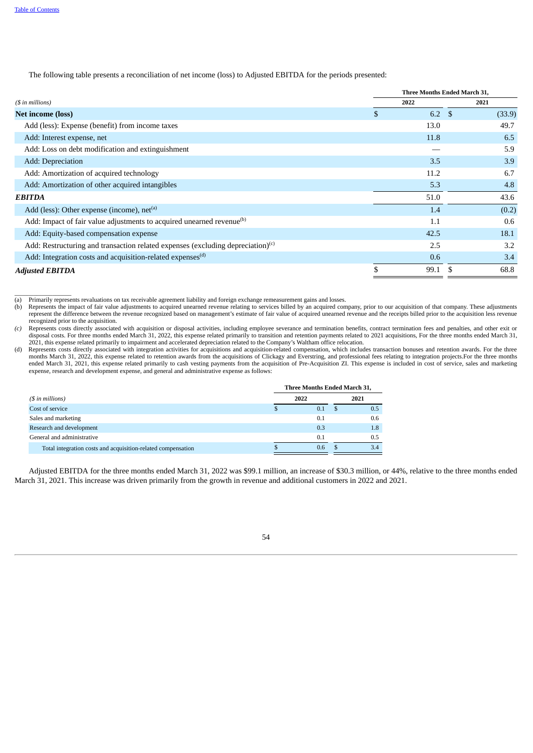The following table presents a reconciliation of net income (loss) to Adjusted EBITDA for the periods presented:

| *($ in millions)* | Three Months Ended March 31, 2022 | Three Months Ended March 31, 2021 |
|---|---|---|
| **Net income (loss)** | $ 6.2 | $ (33.9) |
| Add (less): Expense (benefit) from income taxes | 13.0 | 49.7 |
| Add: Interest expense, net | 11.8 | 6.5 |
| Add: Loss on debt modification and extinguishment | — | 5.9 |
| Add: Depreciation | 3.5 | 3.9 |
| Add: Amortization of acquired technology | 11.2 | 6.7 |
| Add: Amortization of other acquired intangibles | 5.3 | 4.8 |
| ***EBITDA*** | 51.0 | 43.6 |
| Add (less): Other expense (income), net[(a)] | 1.4 | (0.2) |
| Add: Impact of fair value adjustments to acquired unearned revenue[(b)] | 1.1 | 0.6 |
| Add: Equity-based compensation expense | 42.5 | 18.1 |
| Add: Restructuring and transaction related expenses (excluding depreciation)[(c)] | 2.5 | 3.2 |
| Add: Integration costs and acquisition-related expenses[(d)] | 0.6 | 3.4 |
| ***Adjusted EBITDA*** | $ 99.1 | $ 68.8 |

(a) Primarily represents revaluations on tax receivable agreement liability and foreign exchange remeasurement gains and losses.

(b) Represents the impact of fair value adjustments to acquired unearned revenue relating to services billed by an acquired company, prior to our acquisition of that company. These adjustments represent the difference between the revenue recognized based on management's estimate of fair value of acquired unearned revenue and the receipts billed prior to the acquisition less revenue recognized prior to the acquisition.

*(c)* Represents costs directly associated with acquisition or disposal activities, including employee severance and termination benefits, contract termination fees and penalties, and other exit or disposal costs. For three months ended March 31, 2022, this expense related primarily to transition and retention payments related to 2021 acquisitions, For the three months ended March 31, 2021, this expense related primarily to impairment and accelerated depreciation related to the Company's Waltham office relocation.

(d) Represents costs directly associated with integration activities for acquisitions and acquisition-related compensation, which includes transaction bonuses and retention awards. For the three months March 31, 2022, this expense related to retention awards from the acquisitions of Clickagy and Everstring, and professional fees relating to integration projects.For the three months ended March 31, 2021, this expense related primarily to cash vesting payments from the acquisition of Pre-Acquisition ZI. This expense is included in cost of service, sales and marketing expense, research and development expense, and general and administrative expense as follows:

| *($ in millions)* | Three Months Ended March 31, 2022 | Three Months Ended March 31, 2021 |
|---|---|---|
| Cost of service | $ 0.1 | $ 0.5 |
| Sales and marketing | 0.1 | 0.6 |
| Research and development | 0.3 | 1.8 |
| General and administrative | 0.1 | 0.5 |
| Total integration costs and acquisition-related compensation | $ 0.6 | $ 3.4 |

Adjusted EBITDA for the three months ended March 31, 2022 was $99.1 million, an increase of $30.3 million, or 44%, relative to the three months ended March 31, 2021. This increase was driven primarily from the growth in revenue and additional customers in 2022 and 2021.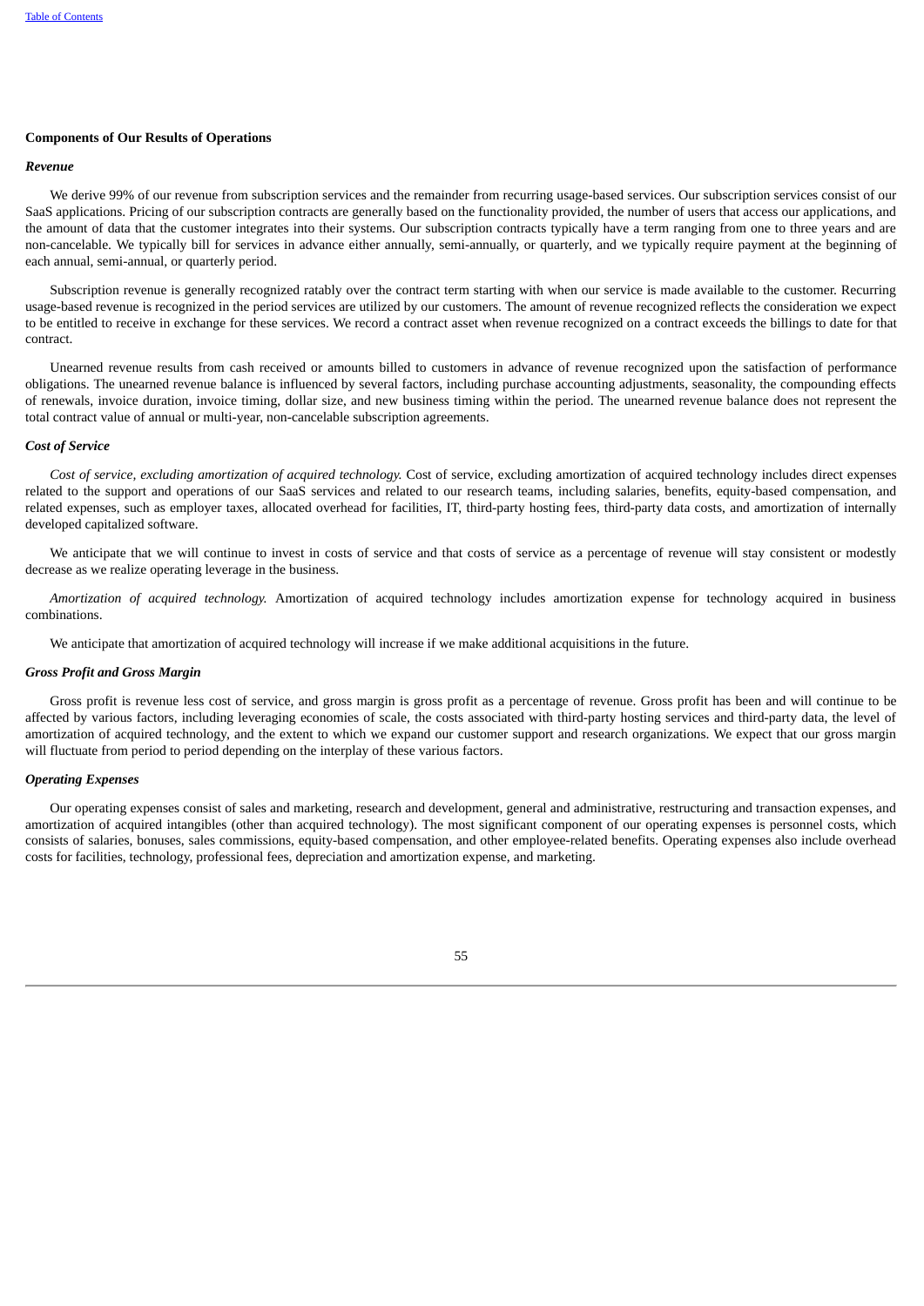**Components of Our Results of Operations**

***Revenue***

We derive 99% of our revenue from subscription services and the remainder from recurring usage-based services. Our subscription services consist of our SaaS applications. Pricing of our subscription contracts are generally based on the functionality provided, the number of users that access our applications, and the amount of data that the customer integrates into their systems. Our subscription contracts typically have a term ranging from one to three years and are non-cancelable. We typically bill for services in advance either annually, semi-annually, or quarterly, and we typically require payment at the beginning of each annual, semi-annual, or quarterly period.

Subscription revenue is generally recognized ratably over the contract term starting with when our service is made available to the customer. Recurring usage-based revenue is recognized in the period services are utilized by our customers. The amount of revenue recognized reflects the consideration we expect to be entitled to receive in exchange for these services. We record a contract asset when revenue recognized on a contract exceeds the billings to date for that contract.

Unearned revenue results from cash received or amounts billed to customers in advance of revenue recognized upon the satisfaction of performance obligations. The unearned revenue balance is influenced by several factors, including purchase accounting adjustments, seasonality, the compounding effects of renewals, invoice duration, invoice timing, dollar size, and new business timing within the period. The unearned revenue balance does not represent the total contract value of annual or multi-year, non-cancelable subscription agreements.

***Cost of Service***

*Cost of service, excluding amortization of acquired technology.* Cost of service, excluding amortization of acquired technology includes direct expenses related to the support and operations of our SaaS services and related to our research teams, including salaries, benefits, equity-based compensation, and related expenses, such as employer taxes, allocated overhead for facilities, IT, third-party hosting fees, third-party data costs, and amortization of internally developed capitalized software.

We anticipate that we will continue to invest in costs of service and that costs of service as a percentage of revenue will stay consistent or modestly decrease as we realize operating leverage in the business.

*Amortization of acquired technology.* Amortization of acquired technology includes amortization expense for technology acquired in business combinations.

We anticipate that amortization of acquired technology will increase if we make additional acquisitions in the future.

***Gross Profit and Gross Margin***

Gross profit is revenue less cost of service, and gross margin is gross profit as a percentage of revenue. Gross profit has been and will continue to be affected by various factors, including leveraging economies of scale, the costs associated with third-party hosting services and third-party data, the level of amortization of acquired technology, and the extent to which we expand our customer support and research organizations. We expect that our gross margin will fluctuate from period to period depending on the interplay of these various factors.

***Operating Expenses***

Our operating expenses consist of sales and marketing, research and development, general and administrative, restructuring and transaction expenses, and amortization of acquired intangibles (other than acquired technology). The most significant component of our operating expenses is personnel costs, which consists of salaries, bonuses, sales commissions, equity-based compensation, and other employee-related benefits. Operating expenses also include overhead costs for facilities, technology, professional fees, depreciation and amortization expense, and marketing.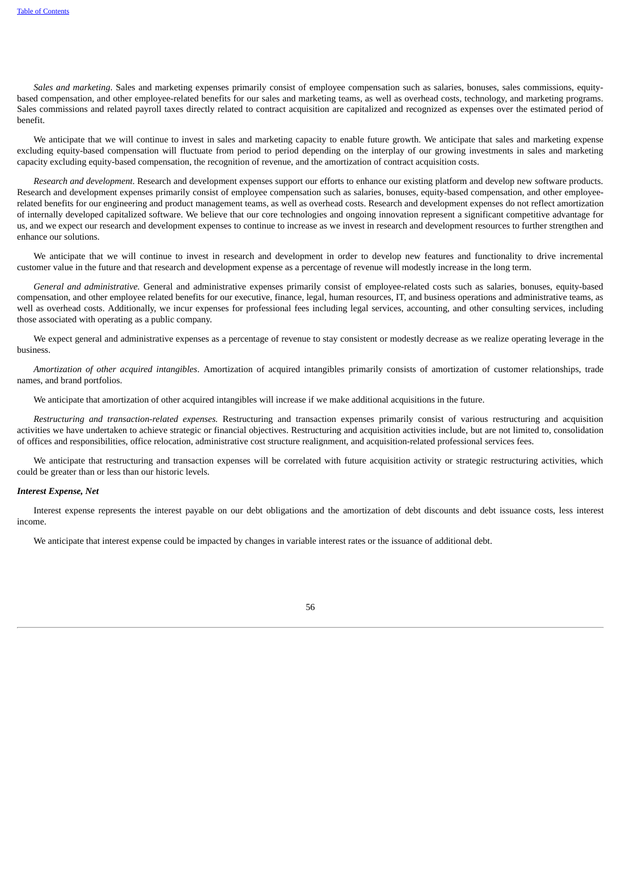*Sales and marketing.* Sales and marketing expenses primarily consist of employee compensation such as salaries, bonuses, sales commissions, equity-based compensation, and other employee-related benefits for our sales and marketing teams, as well as overhead costs, technology, and marketing programs. Sales commissions and related payroll taxes directly related to contract acquisition are capitalized and recognized as expenses over the estimated period of benefit.

We anticipate that we will continue to invest in sales and marketing capacity to enable future growth. We anticipate that sales and marketing expense excluding equity-based compensation will fluctuate from period to period depending on the interplay of our growing investments in sales and marketing capacity excluding equity-based compensation, the recognition of revenue, and the amortization of contract acquisition costs.

*Research and development.* Research and development expenses support our efforts to enhance our existing platform and develop new software products. Research and development expenses primarily consist of employee compensation such as salaries, bonuses, equity-based compensation, and other employee-related benefits for our engineering and product management teams, as well as overhead costs. Research and development expenses do not reflect amortization of internally developed capitalized software. We believe that our core technologies and ongoing innovation represent a significant competitive advantage for us, and we expect our research and development expenses to continue to increase as we invest in research and development resources to further strengthen and enhance our solutions.

We anticipate that we will continue to invest in research and development in order to develop new features and functionality to drive incremental customer value in the future and that research and development expense as a percentage of revenue will modestly increase in the long term.

*General and administrative.* General and administrative expenses primarily consist of employee-related costs such as salaries, bonuses, equity-based compensation, and other employee related benefits for our executive, finance, legal, human resources, IT, and business operations and administrative teams, as well as overhead costs. Additionally, we incur expenses for professional fees including legal services, accounting, and other consulting services, including those associated with operating as a public company.

We expect general and administrative expenses as a percentage of revenue to stay consistent or modestly decrease as we realize operating leverage in the business.

*Amortization of other acquired intangibles*. Amortization of acquired intangibles primarily consists of amortization of customer relationships, trade names, and brand portfolios.

We anticipate that amortization of other acquired intangibles will increase if we make additional acquisitions in the future.

*Restructuring and transaction-related expenses.* Restructuring and transaction expenses primarily consist of various restructuring and acquisition activities we have undertaken to achieve strategic or financial objectives. Restructuring and acquisition activities include, but are not limited to, consolidation of offices and responsibilities, office relocation, administrative cost structure realignment, and acquisition-related professional services fees.

We anticipate that restructuring and transaction expenses will be correlated with future acquisition activity or strategic restructuring activities, which could be greater than or less than our historic levels.

***Interest Expense, Net***

Interest expense represents the interest payable on our debt obligations and the amortization of debt discounts and debt issuance costs, less interest income.

We anticipate that interest expense could be impacted by changes in variable interest rates or the issuance of additional debt.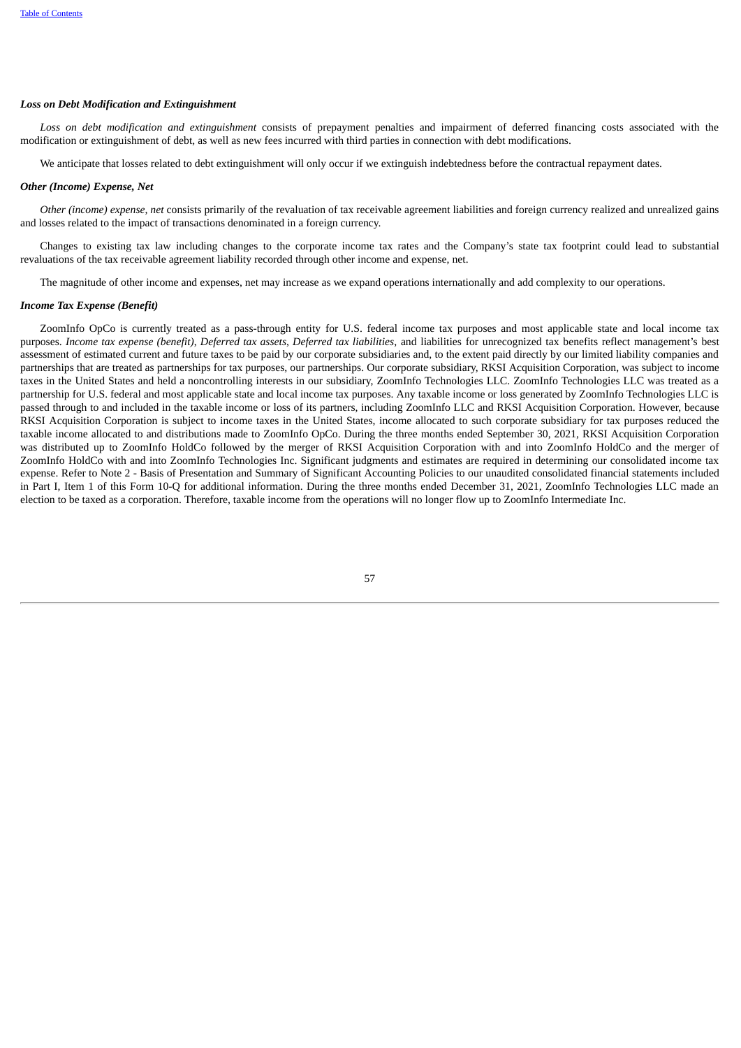***Loss on Debt Modification and Extinguishment***

*Loss on debt modification and extinguishment* consists of prepayment penalties and impairment of deferred financing costs associated with the modification or extinguishment of debt, as well as new fees incurred with third parties in connection with debt modifications.

We anticipate that losses related to debt extinguishment will only occur if we extinguish indebtedness before the contractual repayment dates.

***Other (Income) Expense, Net***

*Other (income) expense, net* consists primarily of the revaluation of tax receivable agreement liabilities and foreign currency realized and unrealized gains and losses related to the impact of transactions denominated in a foreign currency.

Changes to existing tax law including changes to the corporate income tax rates and the Company's state tax footprint could lead to substantial revaluations of the tax receivable agreement liability recorded through other income and expense, net.

The magnitude of other income and expenses, net may increase as we expand operations internationally and add complexity to our operations.

***Income Tax Expense (Benefit)***

ZoomInfo OpCo is currently treated as a pass-through entity for U.S. federal income tax purposes and most applicable state and local income tax purposes. *Income tax expense (benefit)*, *Deferred tax assets*, *Deferred tax liabilities*, and liabilities for unrecognized tax benefits reflect management's best assessment of estimated current and future taxes to be paid by our corporate subsidiaries and, to the extent paid directly by our limited liability companies and partnerships that are treated as partnerships for tax purposes, our partnerships. Our corporate subsidiary, RKSI Acquisition Corporation, was subject to income taxes in the United States and held a noncontrolling interests in our subsidiary, ZoomInfo Technologies LLC. ZoomInfo Technologies LLC was treated as a partnership for U.S. federal and most applicable state and local income tax purposes. Any taxable income or loss generated by ZoomInfo Technologies LLC is passed through to and included in the taxable income or loss of its partners, including ZoomInfo LLC and RKSI Acquisition Corporation. However, because RKSI Acquisition Corporation is subject to income taxes in the United States, income allocated to such corporate subsidiary for tax purposes reduced the taxable income allocated to and distributions made to ZoomInfo OpCo. During the three months ended September 30, 2021, RKSI Acquisition Corporation was distributed up to ZoomInfo HoldCo followed by the merger of RKSI Acquisition Corporation with and into ZoomInfo HoldCo and the merger of ZoomInfo HoldCo with and into ZoomInfo Technologies Inc. Significant judgments and estimates are required in determining our consolidated income tax expense. Refer to Note 2 - Basis of Presentation and Summary of Significant Accounting Policies to our unaudited consolidated financial statements included in Part I, Item 1 of this Form 10-Q for additional information. During the three months ended December 31, 2021, ZoomInfo Technologies LLC made an election to be taxed as a corporation. Therefore, taxable income from the operations will no longer flow up to ZoomInfo Intermediate Inc.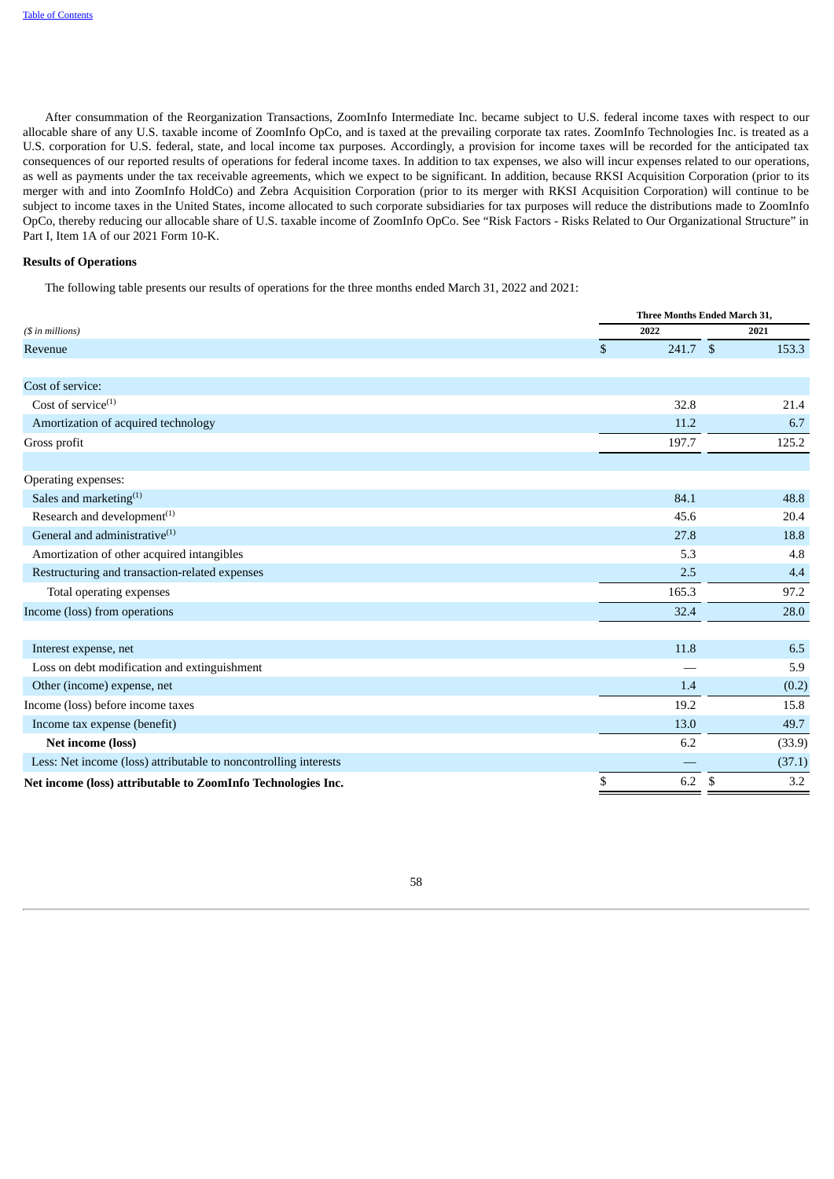After consummation of the Reorganization Transactions, ZoomInfo Intermediate Inc. became subject to U.S. federal income taxes with respect to our allocable share of any U.S. taxable income of ZoomInfo OpCo, and is taxed at the prevailing corporate tax rates. ZoomInfo Technologies Inc. is treated as a U.S. corporation for U.S. federal, state, and local income tax purposes. Accordingly, a provision for income taxes will be recorded for the anticipated tax consequences of our reported results of operations for federal income taxes. In addition to tax expenses, we also will incur expenses related to our operations, as well as payments under the tax receivable agreements, which we expect to be significant. In addition, because RKSI Acquisition Corporation (prior to its merger with and into ZoomInfo HoldCo) and Zebra Acquisition Corporation (prior to its merger with RKSI Acquisition Corporation) will continue to be subject to income taxes in the United States, income allocated to such corporate subsidiaries for tax purposes will reduce the distributions made to ZoomInfo OpCo, thereby reducing our allocable share of U.S. taxable income of ZoomInfo OpCo. See "Risk Factors - Risks Related to Our Organizational Structure" in Part I, Item 1A of our 2021 Form 10-K.

**Results of Operations**

The following table presents our results of operations for the three months ended March 31, 2022 and 2021:

| *($ in millions)* | Three Months Ended March 31, 2022 | Three Months Ended March 31, 2021 |
|---|---|---|
| Revenue | $ 241.7 | $ 153.3 |
| | | |
| Cost of service: | | |
| Cost of service[(1)] | 32.8 | 21.4 |
| Amortization of acquired technology | 11.2 | 6.7 |
| Gross profit | 197.7 | 125.2 |
| | | |
| Operating expenses: | | |
| Sales and marketing[(1)] | 84.1 | 48.8 |
| Research and development[(1)] | 45.6 | 20.4 |
| General and administrative[(1)] | 27.8 | 18.8 |
| Amortization of other acquired intangibles | 5.3 | 4.8 |
| Restructuring and transaction-related expenses | 2.5 | 4.4 |
| Total operating expenses | 165.3 | 97.2 |
| Income (loss) from operations | 32.4 | 28.0 |
| | | |
| Interest expense, net | 11.8 | 6.5 |
| Loss on debt modification and extinguishment | — | 5.9 |
| Other (income) expense, net | 1.4 | (0.2) |
| Income (loss) before income taxes | 19.2 | 15.8 |
| Income tax expense (benefit) | 13.0 | 49.7 |
| **Net income (loss)** | 6.2 | (33.9) |
| Less: Net income (loss) attributable to noncontrolling interests | — | (37.1) |
| **Net income (loss) attributable to ZoomInfo Technologies Inc.** | $ 6.2 | $ 3.2 |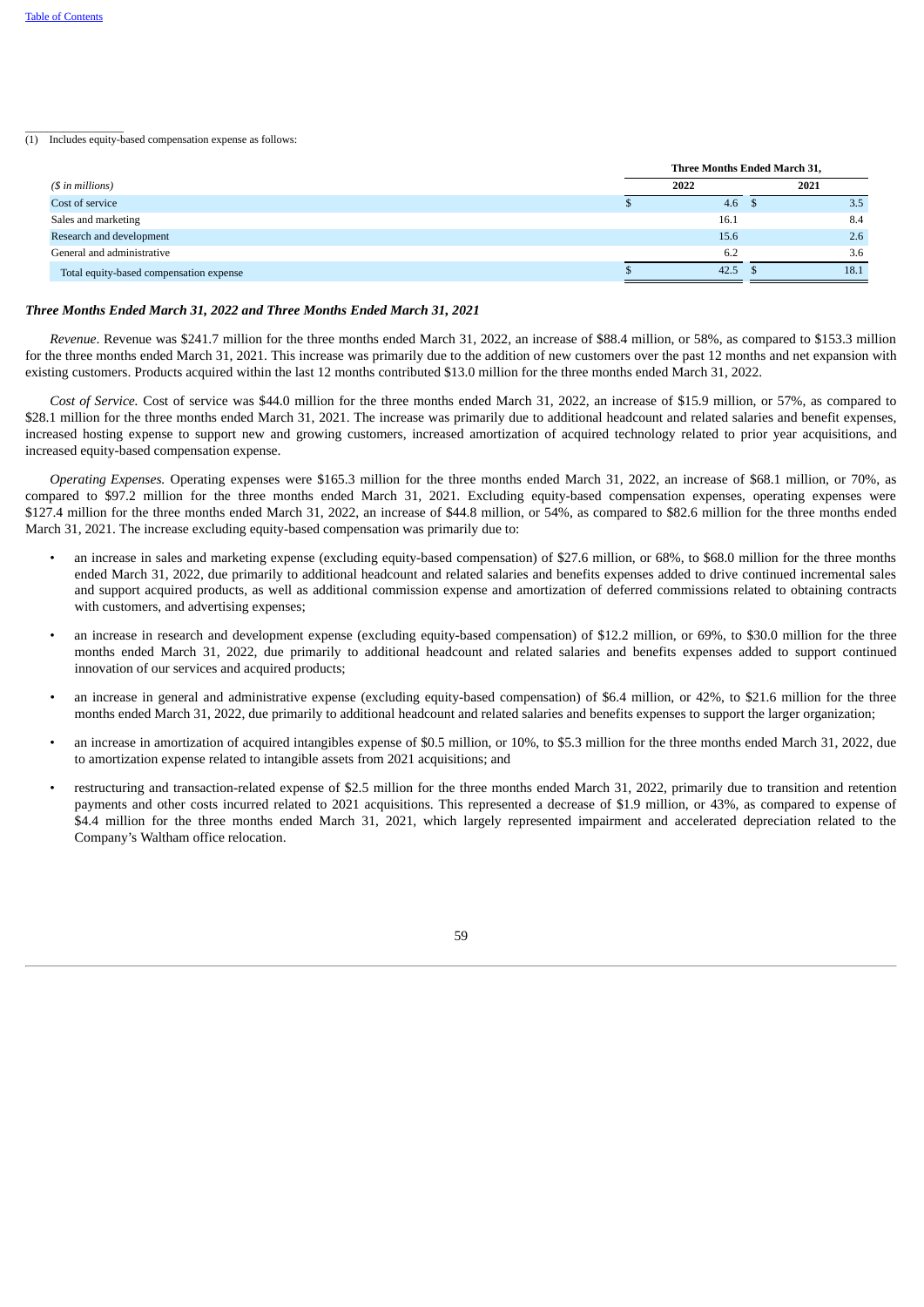(1) Includes equity-based compensation expense as follows:

| ($ in millions) | Three Months Ended March 31, 2022 | 2021 |
|---|---|---|
| Cost of service | $ 4.6 | $ 3.5 |
| Sales and marketing | 16.1 | 8.4 |
| Research and development | 15.6 | 2.6 |
| General and administrative | 6.2 | 3.6 |
| Total equity-based compensation expense | $ 42.5 | $ 18.1 |

### *Three Months Ended March 31, 2022 and Three Months Ended March 31, 2021*

*Revenue*. Revenue was $241.7 million for the three months ended March 31, 2022, an increase of $88.4 million, or 58%, as compared to $153.3 million for the three months ended March 31, 2021. This increase was primarily due to the addition of new customers over the past 12 months and net expansion with existing customers. Products acquired within the last 12 months contributed $13.0 million for the three months ended March 31, 2022.

*Cost of Service.* Cost of service was $44.0 million for the three months ended March 31, 2022, an increase of $15.9 million, or 57%, as compared to $28.1 million for the three months ended March 31, 2021. The increase was primarily due to additional headcount and related salaries and benefit expenses, increased hosting expense to support new and growing customers, increased amortization of acquired technology related to prior year acquisitions, and increased equity-based compensation expense.

*Operating Expenses.* Operating expenses were $165.3 million for the three months ended March 31, 2022, an increase of $68.1 million, or 70%, as compared to $97.2 million for the three months ended March 31, 2021. Excluding equity-based compensation expenses, operating expenses were $127.4 million for the three months ended March 31, 2022, an increase of $44.8 million, or 54%, as compared to $82.6 million for the three months ended March 31, 2021. The increase excluding equity-based compensation was primarily due to:

- an increase in sales and marketing expense (excluding equity-based compensation) of $27.6 million, or 68%, to $68.0 million for the three months ended March 31, 2022, due primarily to additional headcount and related salaries and benefits expenses added to drive continued incremental sales and support acquired products, as well as additional commission expense and amortization of deferred commissions related to obtaining contracts with customers, and advertising expenses;

- an increase in research and development expense (excluding equity-based compensation) of $12.2 million, or 69%, to $30.0 million for the three months ended March 31, 2022, due primarily to additional headcount and related salaries and benefits expenses added to support continued innovation of our services and acquired products;

- an increase in general and administrative expense (excluding equity-based compensation) of $6.4 million, or 42%, to $21.6 million for the three months ended March 31, 2022, due primarily to additional headcount and related salaries and benefits expenses to support the larger organization;

- an increase in amortization of acquired intangibles expense of $0.5 million, or 10%, to $5.3 million for the three months ended March 31, 2022, due to amortization expense related to intangible assets from 2021 acquisitions; and

- restructuring and transaction-related expense of $2.5 million for the three months ended March 31, 2022, primarily due to transition and retention payments and other costs incurred related to 2021 acquisitions. This represented a decrease of $1.9 million, or 43%, as compared to expense of $4.4 million for the three months ended March 31, 2021, which largely represented impairment and accelerated depreciation related to the Company's Waltham office relocation.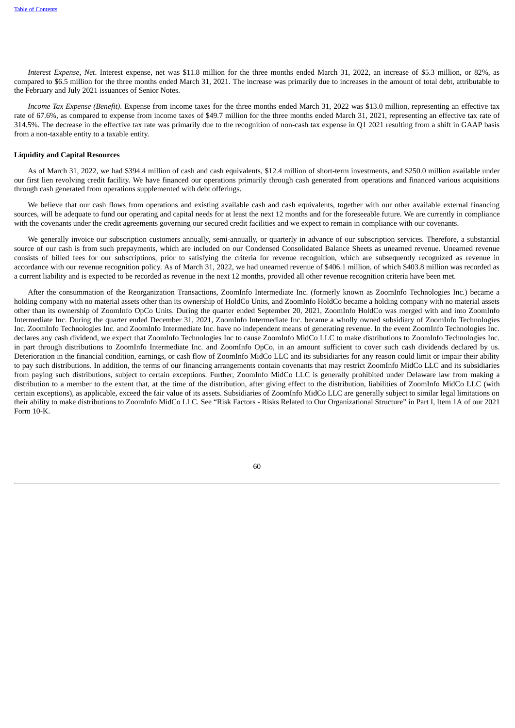*Interest Expense, Net*. Interest expense, net was $11.8 million for the three months ended March 31, 2022, an increase of $5.3 million, or 82%, as compared to $6.5 million for the three months ended March 31, 2021. The increase was primarily due to increases in the amount of total debt, attributable to the February and July 2021 issuances of Senior Notes.

*Income Tax Expense (Benefit)*. Expense from income taxes for the three months ended March 31, 2022 was $13.0 million, representing an effective tax rate of 67.6%, as compared to expense from income taxes of $49.7 million for the three months ended March 31, 2021, representing an effective tax rate of 314.5%. The decrease in the effective tax rate was primarily due to the recognition of non-cash tax expense in Q1 2021 resulting from a shift in GAAP basis from a non-taxable entity to a taxable entity.

**Liquidity and Capital Resources**

As of March 31, 2022, we had $394.4 million of cash and cash equivalents, $12.4 million of short-term investments, and $250.0 million available under our first lien revolving credit facility. We have financed our operations primarily through cash generated from operations and financed various acquisitions through cash generated from operations supplemented with debt offerings.

We believe that our cash flows from operations and existing available cash and cash equivalents, together with our other available external financing sources, will be adequate to fund our operating and capital needs for at least the next 12 months and for the foreseeable future. We are currently in compliance with the covenants under the credit agreements governing our secured credit facilities and we expect to remain in compliance with our covenants.

We generally invoice our subscription customers annually, semi-annually, or quarterly in advance of our subscription services. Therefore, a substantial source of our cash is from such prepayments, which are included on our Condensed Consolidated Balance Sheets as unearned revenue. Unearned revenue consists of billed fees for our subscriptions, prior to satisfying the criteria for revenue recognition, which are subsequently recognized as revenue in accordance with our revenue recognition policy. As of March 31, 2022, we had unearned revenue of $406.1 million, of which $403.8 million was recorded as a current liability and is expected to be recorded as revenue in the next 12 months, provided all other revenue recognition criteria have been met.

After the consummation of the Reorganization Transactions, ZoomInfo Intermediate Inc. (formerly known as ZoomInfo Technologies Inc.) became a holding company with no material assets other than its ownership of HoldCo Units, and ZoomInfo HoldCo became a holding company with no material assets other than its ownership of ZoomInfo OpCo Units. During the quarter ended September 20, 2021, ZoomInfo HoldCo was merged with and into ZoomInfo Intermediate Inc. During the quarter ended December 31, 2021, ZoomInfo Intermediate Inc. became a wholly owned subsidiary of ZoomInfo Technologies Inc. ZoomInfo Technologies Inc. and ZoomInfo Intermediate Inc. have no independent means of generating revenue. In the event ZoomInfo Technologies Inc. declares any cash dividend, we expect that ZoomInfo Technologies Inc to cause ZoomInfo MidCo LLC to make distributions to ZoomInfo Technologies Inc. in part through distributions to ZoomInfo Intermediate Inc. and ZoomInfo OpCo, in an amount sufficient to cover such cash dividends declared by us. Deterioration in the financial condition, earnings, or cash flow of ZoomInfo MidCo LLC and its subsidiaries for any reason could limit or impair their ability to pay such distributions. In addition, the terms of our financing arrangements contain covenants that may restrict ZoomInfo MidCo LLC and its subsidiaries from paying such distributions, subject to certain exceptions. Further, ZoomInfo MidCo LLC is generally prohibited under Delaware law from making a distribution to a member to the extent that, at the time of the distribution, after giving effect to the distribution, liabilities of ZoomInfo MidCo LLC (with certain exceptions), as applicable, exceed the fair value of its assets. Subsidiaries of ZoomInfo MidCo LLC are generally subject to similar legal limitations on their ability to make distributions to ZoomInfo MidCo LLC. See "Risk Factors - Risks Related to Our Organizational Structure" in Part I, Item 1A of our 2021 Form 10-K.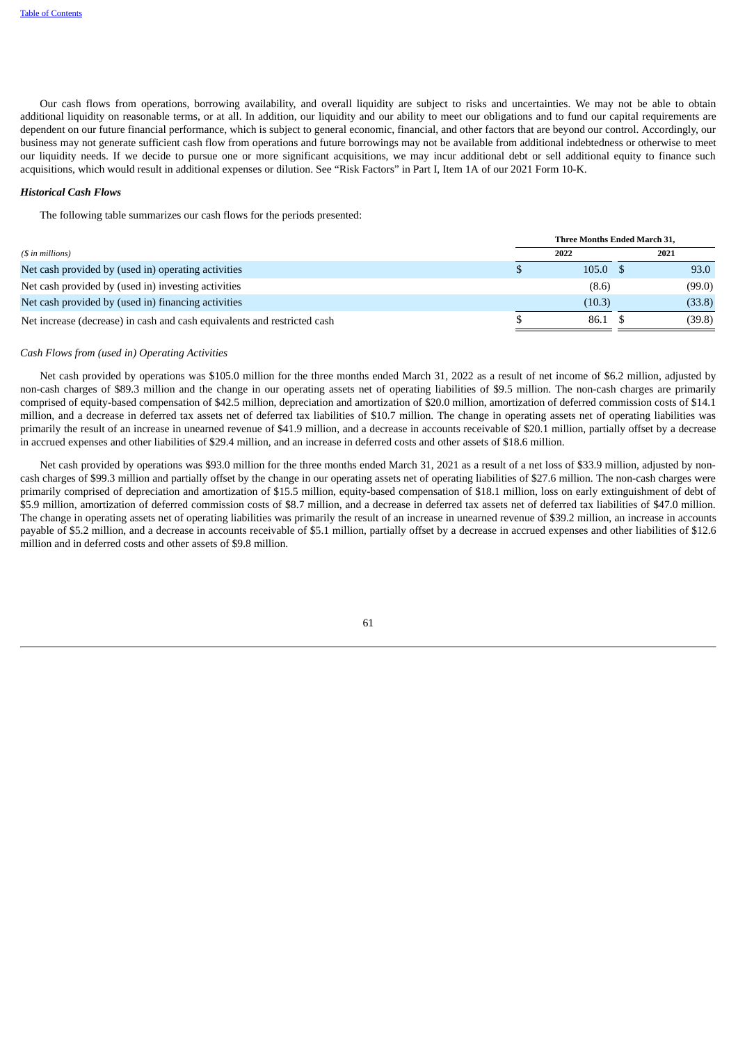Our cash flows from operations, borrowing availability, and overall liquidity are subject to risks and uncertainties. We may not be able to obtain additional liquidity on reasonable terms, or at all. In addition, our liquidity and our ability to meet our obligations and to fund our capital requirements are dependent on our future financial performance, which is subject to general economic, financial, and other factors that are beyond our control. Accordingly, our business may not generate sufficient cash flow from operations and future borrowings may not be available from additional indebtedness or otherwise to meet our liquidity needs. If we decide to pursue one or more significant acquisitions, we may incur additional debt or sell additional equity to finance such acquisitions, which would result in additional expenses or dilution. See "Risk Factors" in Part I, Item 1A of our 2021 Form 10-K.

***Historical Cash Flows***

The following table summarizes our cash flows for the periods presented:

| *($ in millions)* | Three Months Ended March 31, 2022 | Three Months Ended March 31, 2021 |
|---|---|---|
| Net cash provided by (used in) operating activities | $ 105.0 | $ 93.0 |
| Net cash provided by (used in) investing activities | (8.6) | (99.0) |
| Net cash provided by (used in) financing activities | (10.3) | (33.8) |
| Net increase (decrease) in cash and cash equivalents and restricted cash | $ 86.1 | $ (39.8) |

*Cash Flows from (used in) Operating Activities*

Net cash provided by operations was $105.0 million for the three months ended March 31, 2022 as a result of net income of $6.2 million, adjusted by non-cash charges of $89.3 million and the change in our operating assets net of operating liabilities of $9.5 million. The non-cash charges are primarily comprised of equity-based compensation of $42.5 million, depreciation and amortization of $20.0 million, amortization of deferred commission costs of $14.1 million, and a decrease in deferred tax assets net of deferred tax liabilities of $10.7 million. The change in operating assets net of operating liabilities was primarily the result of an increase in unearned revenue of $41.9 million, and a decrease in accounts receivable of $20.1 million, partially offset by a decrease in accrued expenses and other liabilities of $29.4 million, and an increase in deferred costs and other assets of $18.6 million.

Net cash provided by operations was $93.0 million for the three months ended March 31, 2021 as a result of a net loss of $33.9 million, adjusted by non-cash charges of $99.3 million and partially offset by the change in our operating assets net of operating liabilities of $27.6 million. The non-cash charges were primarily comprised of depreciation and amortization of $15.5 million, equity-based compensation of $18.1 million, loss on early extinguishment of debt of $5.9 million, amortization of deferred commission costs of $8.7 million, and a decrease in deferred tax assets net of deferred tax liabilities of $47.0 million. The change in operating assets net of operating liabilities was primarily the result of an increase in unearned revenue of $39.2 million, an increase in accounts payable of $5.2 million, and a decrease in accounts receivable of $5.1 million, partially offset by a decrease in accrued expenses and other liabilities of $12.6 million and in deferred costs and other assets of $9.8 million.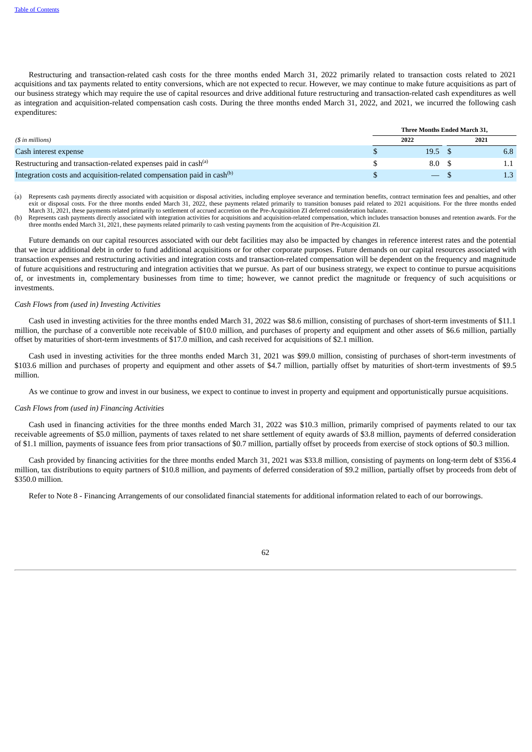Restructuring and transaction-related cash costs for the three months ended March 31, 2022 primarily related to transaction costs related to 2021 acquisitions and tax payments related to entity conversions, which are not expected to recur. However, we may continue to make future acquisitions as part of our business strategy which may require the use of capital resources and drive additional future restructuring and transaction-related cash expenditures as well as integration and acquisition-related compensation cash costs. During the three months ended March 31, 2022, and 2021, we incurred the following cash expenditures:

| | Three Months Ended March 31, | |
|---|---|---|
| *($ in millions)* | 2022 | 2021 |
| Cash interest expense | $ 19.5 | $ 6.8 |
| Restructuring and transaction-related expenses paid in cash[(a)] | $ 8.0 | $ 1.1 |
| Integration costs and acquisition-related compensation paid in cash[(b)] | $ — | $ 1.3 |

(a) Represents cash payments directly associated with acquisition or disposal activities, including employee severance and termination benefits, contract termination fees and penalties, and other exit or disposal costs. For the three months ended March 31, 2022, these payments related primarily to transition bonuses paid related to 2021 acquisitions. For the three months ended March 31, 2021, these payments related primarily to settlement of accrued accretion on the Pre-Acquisition ZI deferred consideration balance.

(b) Represents cash payments directly associated with integration activities for acquisitions and acquisition-related compensation, which includes transaction bonuses and retention awards. For the three months ended March 31, 2021, these payments related primarily to cash vesting payments from the acquisition of Pre-Acquisition ZI.

Future demands on our capital resources associated with our debt facilities may also be impacted by changes in reference interest rates and the potential that we incur additional debt in order to fund additional acquisitions or for other corporate purposes. Future demands on our capital resources associated with transaction expenses and restructuring activities and integration costs and transaction-related compensation will be dependent on the frequency and magnitude of future acquisitions and restructuring and integration activities that we pursue. As part of our business strategy, we expect to continue to pursue acquisitions of, or investments in, complementary businesses from time to time; however, we cannot predict the magnitude or frequency of such acquisitions or investments.

*Cash Flows from (used in) Investing Activities*

Cash used in investing activities for the three months ended March 31, 2022 was $8.6 million, consisting of purchases of short-term investments of $11.1 million, the purchase of a convertible note receivable of $10.0 million, and purchases of property and equipment and other assets of $6.6 million, partially offset by maturities of short-term investments of $17.0 million, and cash received for acquisitions of $2.1 million.

Cash used in investing activities for the three months ended March 31, 2021 was $99.0 million, consisting of purchases of short-term investments of $103.6 million and purchases of property and equipment and other assets of $4.7 million, partially offset by maturities of short-term investments of $9.5 million.

As we continue to grow and invest in our business, we expect to continue to invest in property and equipment and opportunistically pursue acquisitions.

*Cash Flows from (used in) Financing Activities*

Cash used in financing activities for the three months ended March 31, 2022 was $10.3 million, primarily comprised of payments related to our tax receivable agreements of $5.0 million, payments of taxes related to net share settlement of equity awards of $3.8 million, payments of deferred consideration of $1.1 million, payments of issuance fees from prior transactions of $0.7 million, partially offset by proceeds from exercise of stock options of $0.3 million.

Cash provided by financing activities for the three months ended March 31, 2021 was $33.8 million, consisting of payments on long-term debt of $356.4 million, tax distributions to equity partners of $10.8 million, and payments of deferred consideration of $9.2 million, partially offset by proceeds from debt of $350.0 million.

Refer to Note 8 - Financing Arrangements of our consolidated financial statements for additional information related to each of our borrowings.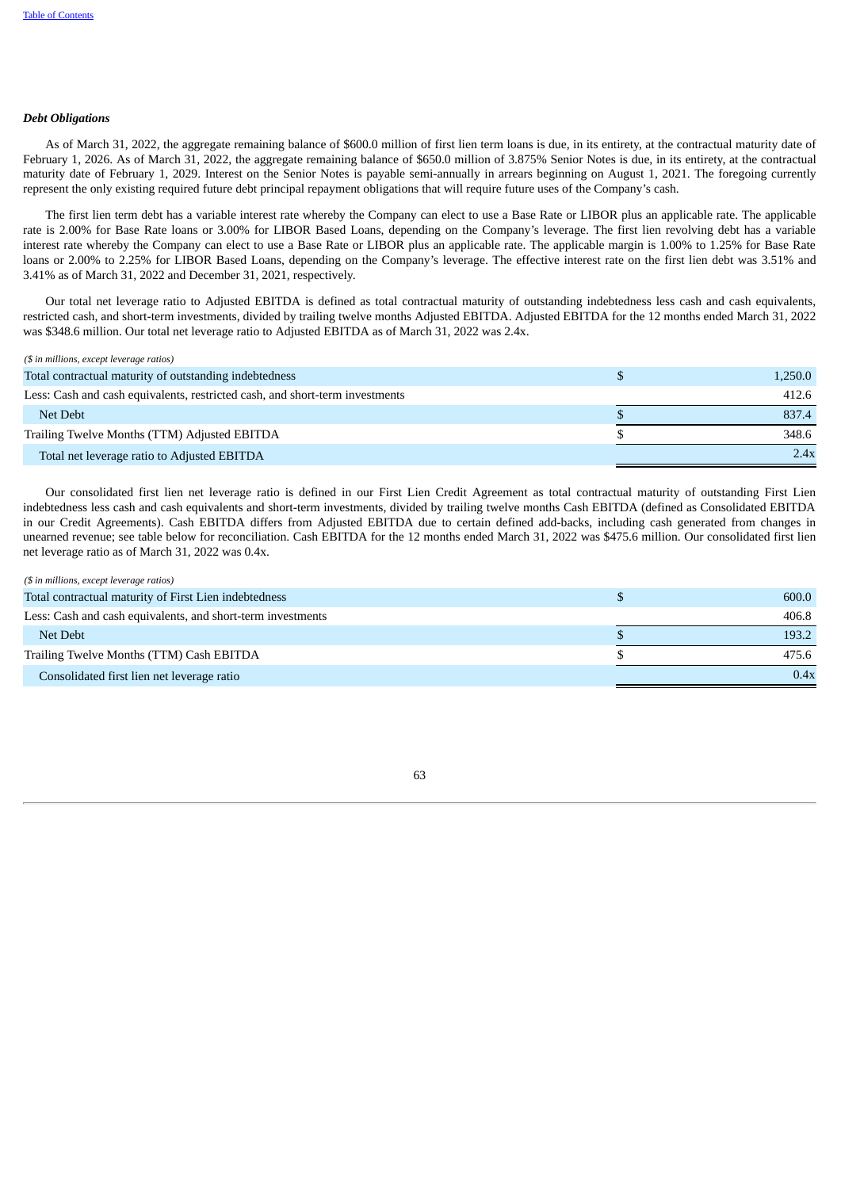***Debt Obligations***

As of March 31, 2022, the aggregate remaining balance of $600.0 million of first lien term loans is due, in its entirety, at the contractual maturity date of February 1, 2026. As of March 31, 2022, the aggregate remaining balance of $650.0 million of 3.875% Senior Notes is due, in its entirety, at the contractual maturity date of February 1, 2029. Interest on the Senior Notes is payable semi-annually in arrears beginning on August 1, 2021. The foregoing currently represent the only existing required future debt principal repayment obligations that will require future uses of the Company's cash.

The first lien term debt has a variable interest rate whereby the Company can elect to use a Base Rate or LIBOR plus an applicable rate. The applicable rate is 2.00% for Base Rate loans or 3.00% for LIBOR Based Loans, depending on the Company's leverage. The first lien revolving debt has a variable interest rate whereby the Company can elect to use a Base Rate or LIBOR plus an applicable rate. The applicable margin is 1.00% to 1.25% for Base Rate loans or 2.00% to 2.25% for LIBOR Based Loans, depending on the Company's leverage. The effective interest rate on the first lien debt was 3.51% and 3.41% as of March 31, 2022 and December 31, 2021, respectively.

Our total net leverage ratio to Adjusted EBITDA is defined as total contractual maturity of outstanding indebtedness less cash and cash equivalents, restricted cash, and short-term investments, divided by trailing twelve months Adjusted EBITDA. Adjusted EBITDA for the 12 months ended March 31, 2022 was $348.6 million. Our total net leverage ratio to Adjusted EBITDA as of March 31, 2022 was 2.4x.

*($ in millions, except leverage ratios)*

| | | |
|---|---|---|
| Total contractual maturity of outstanding indebtedness | $ | 1,250.0 |
| Less: Cash and cash equivalents, restricted cash, and short-term investments | | 412.6 |
| Net Debt | $ | 837.4 |
| Trailing Twelve Months (TTM) Adjusted EBITDA | $ | 348.6 |
| Total net leverage ratio to Adjusted EBITDA | | 2.4x |

Our consolidated first lien net leverage ratio is defined in our First Lien Credit Agreement as total contractual maturity of outstanding First Lien indebtedness less cash and cash equivalents and short-term investments, divided by trailing twelve months Cash EBITDA (defined as Consolidated EBITDA in our Credit Agreements). Cash EBITDA differs from Adjusted EBITDA due to certain defined add-backs, including cash generated from changes in unearned revenue; see table below for reconciliation. Cash EBITDA for the 12 months ended March 31, 2022 was $475.6 million. Our consolidated first lien net leverage ratio as of March 31, 2022 was 0.4x.

*($ in millions, except leverage ratios)*

| | | |
|---|---|---|
| Total contractual maturity of First Lien indebtedness | $ | 600.0 |
| Less: Cash and cash equivalents, and short-term investments | | 406.8 |
| Net Debt | $ | 193.2 |
| Trailing Twelve Months (TTM) Cash EBITDA | $ | 475.6 |
| Consolidated first lien net leverage ratio | | 0.4x |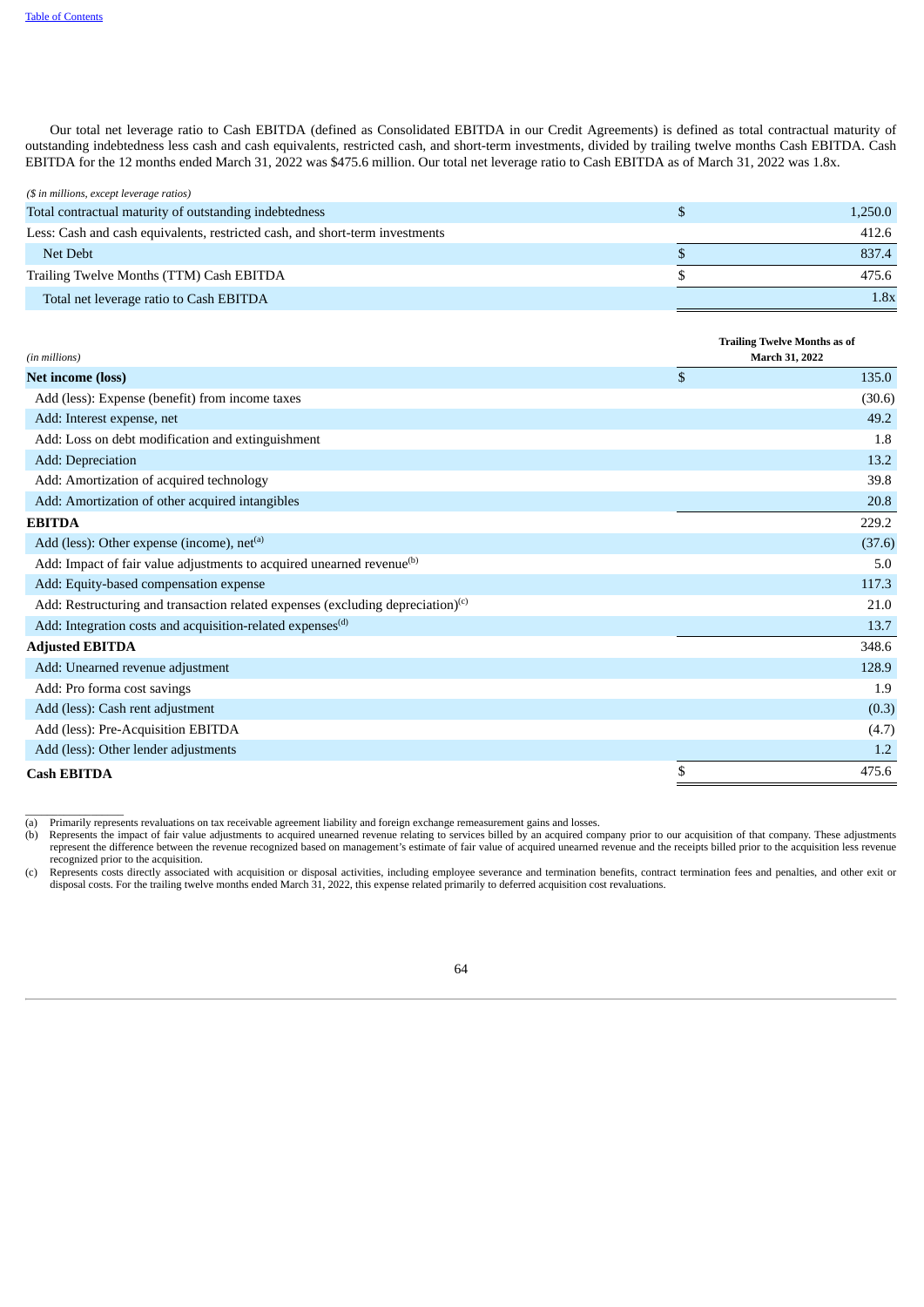Our total net leverage ratio to Cash EBITDA (defined as Consolidated EBITDA in our Credit Agreements) is defined as total contractual maturity of outstanding indebtedness less cash and cash equivalents, restricted cash, and short-term investments, divided by trailing twelve months Cash EBITDA. Cash EBITDA for the 12 months ended March 31, 2022 was $475.6 million. Our total net leverage ratio to Cash EBITDA as of March 31, 2022 was 1.8x.

| *($ in millions, except leverage ratios)* | | |
|---|---|---|
| Total contractual maturity of outstanding indebtedness | $ | 1,250.0 |
| Less: Cash and cash equivalents, restricted cash, and short-term investments | | 412.6 |
| Net Debt | $ | 837.4 |
| Trailing Twelve Months (TTM) Cash EBITDA | $ | 475.6 |
| Total net leverage ratio to Cash EBITDA | | 1.8x |

| *(in millions)* | | **Trailing Twelve Months as of March 31, 2022** |
|---|---|---|
| **Net income (loss)** | $ | 135.0 |
| Add (less): Expense (benefit) from income taxes | | (30.6) |
| Add: Interest expense, net | | 49.2 |
| Add: Loss on debt modification and extinguishment | | 1.8 |
| Add: Depreciation | | 13.2 |
| Add: Amortization of acquired technology | | 39.8 |
| Add: Amortization of other acquired intangibles | | 20.8 |
| **EBITDA** | | 229.2 |
| Add (less): Other expense (income), net[(a)] | | (37.6) |
| Add: Impact of fair value adjustments to acquired unearned revenue[(b)] | | 5.0 |
| Add: Equity-based compensation expense | | 117.3 |
| Add: Restructuring and transaction related expenses (excluding depreciation)[(c)] | | 21.0 |
| Add: Integration costs and acquisition-related expenses[(d)] | | 13.7 |
| **Adjusted EBITDA** | | 348.6 |
| Add: Unearned revenue adjustment | | 128.9 |
| Add: Pro forma cost savings | | 1.9 |
| Add (less): Cash rent adjustment | | (0.3) |
| Add (less): Pre-Acquisition EBITDA | | (4.7) |
| Add (less): Other lender adjustments | | 1.2 |
| **Cash EBITDA** | $ | 475.6 |

(a) Primarily represents revaluations on tax receivable agreement liability and foreign exchange remeasurement gains and losses.

(b) Represents the impact of fair value adjustments to acquired unearned revenue relating to services billed by an acquired company prior to our acquisition of that company. These adjustments represent the difference between the revenue recognized based on management's estimate of fair value of acquired unearned revenue and the receipts billed prior to the acquisition less revenue recognized prior to the acquisition.

(c) Represents costs directly associated with acquisition or disposal activities, including employee severance and termination benefits, contract termination fees and penalties, and other exit or disposal costs. For the trailing twelve months ended March 31, 2022, this expense related primarily to deferred acquisition cost revaluations.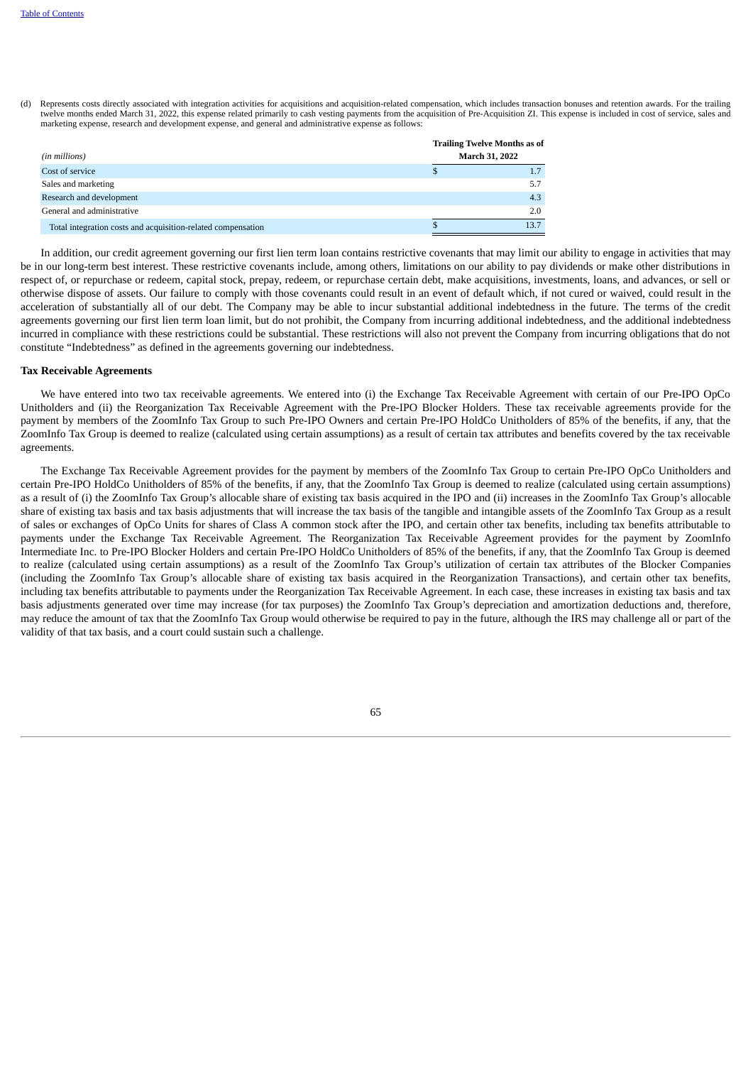(d) Represents costs directly associated with integration activities for acquisitions and acquisition-related compensation, which includes transaction bonuses and retention awards. For the trailing twelve months ended March 31, 2022, this expense related primarily to cash vesting payments from the acquisition of Pre-Acquisition ZI. This expense is included in cost of service, sales and marketing expense, research and development expense, and general and administrative expense as follows:

| *(in millions)* | Trailing Twelve Months as of March 31, 2022 |
|---|---|
| Cost of service | $ 1.7 |
| Sales and marketing | 5.7 |
| Research and development | 4.3 |
| General and administrative | 2.0 |
| Total integration costs and acquisition-related compensation | $ 13.7 |

In addition, our credit agreement governing our first lien term loan contains restrictive covenants that may limit our ability to engage in activities that may be in our long-term best interest. These restrictive covenants include, among others, limitations on our ability to pay dividends or make other distributions in respect of, or repurchase or redeem, capital stock, prepay, redeem, or repurchase certain debt, make acquisitions, investments, loans, and advances, or sell or otherwise dispose of assets. Our failure to comply with those covenants could result in an event of default which, if not cured or waived, could result in the acceleration of substantially all of our debt. The Company may be able to incur substantial additional indebtedness in the future. The terms of the credit agreements governing our first lien term loan limit, but do not prohibit, the Company from incurring additional indebtedness, and the additional indebtedness incurred in compliance with these restrictions could be substantial. These restrictions will also not prevent the Company from incurring obligations that do not constitute "Indebtedness" as defined in the agreements governing our indebtedness.

**Tax Receivable Agreements**

We have entered into two tax receivable agreements. We entered into (i) the Exchange Tax Receivable Agreement with certain of our Pre-IPO OpCo Unitholders and (ii) the Reorganization Tax Receivable Agreement with the Pre-IPO Blocker Holders. These tax receivable agreements provide for the payment by members of the ZoomInfo Tax Group to such Pre-IPO Owners and certain Pre-IPO HoldCo Unitholders of 85% of the benefits, if any, that the ZoomInfo Tax Group is deemed to realize (calculated using certain assumptions) as a result of certain tax attributes and benefits covered by the tax receivable agreements.

The Exchange Tax Receivable Agreement provides for the payment by members of the ZoomInfo Tax Group to certain Pre-IPO OpCo Unitholders and certain Pre-IPO HoldCo Unitholders of 85% of the benefits, if any, that the ZoomInfo Tax Group is deemed to realize (calculated using certain assumptions) as a result of (i) the ZoomInfo Tax Group's allocable share of existing tax basis acquired in the IPO and (ii) increases in the ZoomInfo Tax Group's allocable share of existing tax basis and tax basis adjustments that will increase the tax basis of the tangible and intangible assets of the ZoomInfo Tax Group as a result of sales or exchanges of OpCo Units for shares of Class A common stock after the IPO, and certain other tax benefits, including tax benefits attributable to payments under the Exchange Tax Receivable Agreement. The Reorganization Tax Receivable Agreement provides for the payment by ZoomInfo Intermediate Inc. to Pre-IPO Blocker Holders and certain Pre-IPO HoldCo Unitholders of 85% of the benefits, if any, that the ZoomInfo Tax Group is deemed to realize (calculated using certain assumptions) as a result of the ZoomInfo Tax Group's utilization of certain tax attributes of the Blocker Companies (including the ZoomInfo Tax Group's allocable share of existing tax basis acquired in the Reorganization Transactions), and certain other tax benefits, including tax benefits attributable to payments under the Reorganization Tax Receivable Agreement. In each case, these increases in existing tax basis and tax basis adjustments generated over time may increase (for tax purposes) the ZoomInfo Tax Group's depreciation and amortization deductions and, therefore, may reduce the amount of tax that the ZoomInfo Tax Group would otherwise be required to pay in the future, although the IRS may challenge all or part of the validity of that tax basis, and a court could sustain such a challenge.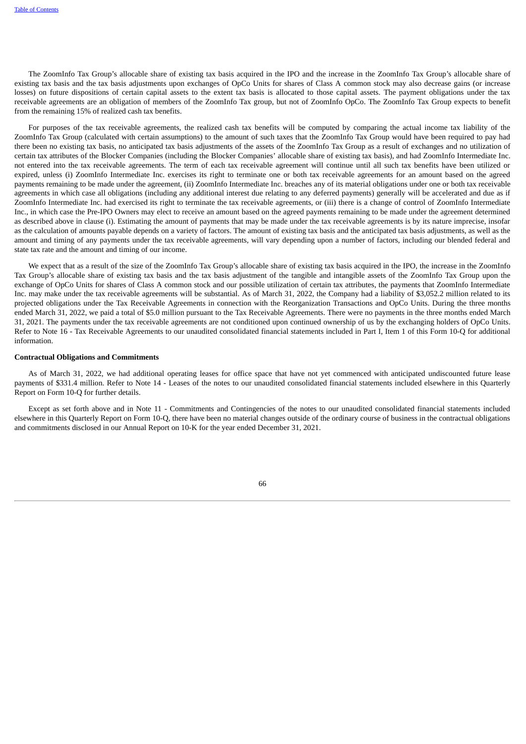The ZoomInfo Tax Group's allocable share of existing tax basis acquired in the IPO and the increase in the ZoomInfo Tax Group's allocable share of existing tax basis and the tax basis adjustments upon exchanges of OpCo Units for shares of Class A common stock may also decrease gains (or increase losses) on future dispositions of certain capital assets to the extent tax basis is allocated to those capital assets. The payment obligations under the tax receivable agreements are an obligation of members of the ZoomInfo Tax group, but not of ZoomInfo OpCo. The ZoomInfo Tax Group expects to benefit from the remaining 15% of realized cash tax benefits.

For purposes of the tax receivable agreements, the realized cash tax benefits will be computed by comparing the actual income tax liability of the ZoomInfo Tax Group (calculated with certain assumptions) to the amount of such taxes that the ZoomInfo Tax Group would have been required to pay had there been no existing tax basis, no anticipated tax basis adjustments of the assets of the ZoomInfo Tax Group as a result of exchanges and no utilization of certain tax attributes of the Blocker Companies (including the Blocker Companies' allocable share of existing tax basis), and had ZoomInfo Intermediate Inc. not entered into the tax receivable agreements. The term of each tax receivable agreement will continue until all such tax benefits have been utilized or expired, unless (i) ZoomInfo Intermediate Inc. exercises its right to terminate one or both tax receivable agreements for an amount based on the agreed payments remaining to be made under the agreement, (ii) ZoomInfo Intermediate Inc. breaches any of its material obligations under one or both tax receivable agreements in which case all obligations (including any additional interest due relating to any deferred payments) generally will be accelerated and due as if ZoomInfo Intermediate Inc. had exercised its right to terminate the tax receivable agreements, or (iii) there is a change of control of ZoomInfo Intermediate Inc., in which case the Pre-IPO Owners may elect to receive an amount based on the agreed payments remaining to be made under the agreement determined as described above in clause (i). Estimating the amount of payments that may be made under the tax receivable agreements is by its nature imprecise, insofar as the calculation of amounts payable depends on a variety of factors. The amount of existing tax basis and the anticipated tax basis adjustments, as well as the amount and timing of any payments under the tax receivable agreements, will vary depending upon a number of factors, including our blended federal and state tax rate and the amount and timing of our income.

We expect that as a result of the size of the ZoomInfo Tax Group's allocable share of existing tax basis acquired in the IPO, the increase in the ZoomInfo Tax Group's allocable share of existing tax basis and the tax basis adjustment of the tangible and intangible assets of the ZoomInfo Tax Group upon the exchange of OpCo Units for shares of Class A common stock and our possible utilization of certain tax attributes, the payments that ZoomInfo Intermediate Inc. may make under the tax receivable agreements will be substantial. As of March 31, 2022, the Company had a liability of $3,052.2 million related to its projected obligations under the Tax Receivable Agreements in connection with the Reorganization Transactions and OpCo Units. During the three months ended March 31, 2022, we paid a total of $5.0 million pursuant to the Tax Receivable Agreements. There were no payments in the three months ended March 31, 2021. The payments under the tax receivable agreements are not conditioned upon continued ownership of us by the exchanging holders of OpCo Units. Refer to Note 16 - Tax Receivable Agreements to our unaudited consolidated financial statements included in Part I, Item 1 of this Form 10-Q for additional information.

**Contractual Obligations and Commitments**

As of March 31, 2022, we had additional operating leases for office space that have not yet commenced with anticipated undiscounted future lease payments of $331.4 million. Refer to Note 14 - Leases of the notes to our unaudited consolidated financial statements included elsewhere in this Quarterly Report on Form 10-Q for further details.

Except as set forth above and in Note 11 - Commitments and Contingencies of the notes to our unaudited consolidated financial statements included elsewhere in this Quarterly Report on Form 10-Q, there have been no material changes outside of the ordinary course of business in the contractual obligations and commitments disclosed in our Annual Report on 10-K for the year ended December 31, 2021.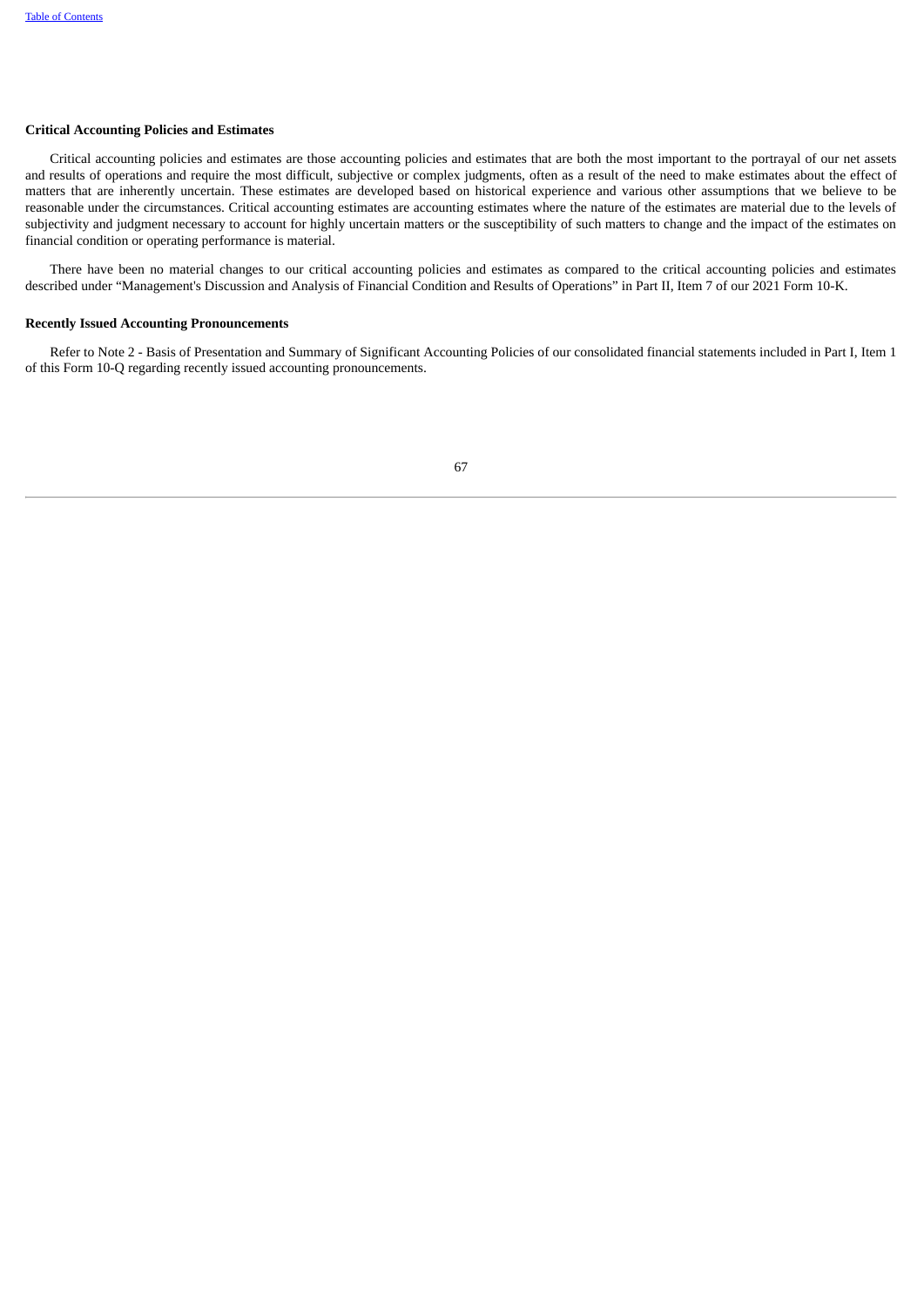**Critical Accounting Policies and Estimates**

Critical accounting policies and estimates are those accounting policies and estimates that are both the most important to the portrayal of our net assets and results of operations and require the most difficult, subjective or complex judgments, often as a result of the need to make estimates about the effect of matters that are inherently uncertain. These estimates are developed based on historical experience and various other assumptions that we believe to be reasonable under the circumstances. Critical accounting estimates are accounting estimates where the nature of the estimates are material due to the levels of subjectivity and judgment necessary to account for highly uncertain matters or the susceptibility of such matters to change and the impact of the estimates on financial condition or operating performance is material.

There have been no material changes to our critical accounting policies and estimates as compared to the critical accounting policies and estimates described under "Management's Discussion and Analysis of Financial Condition and Results of Operations" in Part II, Item 7 of our 2021 Form 10-K.

**Recently Issued Accounting Pronouncements**

Refer to Note 2 - Basis of Presentation and Summary of Significant Accounting Policies of our consolidated financial statements included in Part I, Item 1 of this Form 10-Q regarding recently issued accounting pronouncements.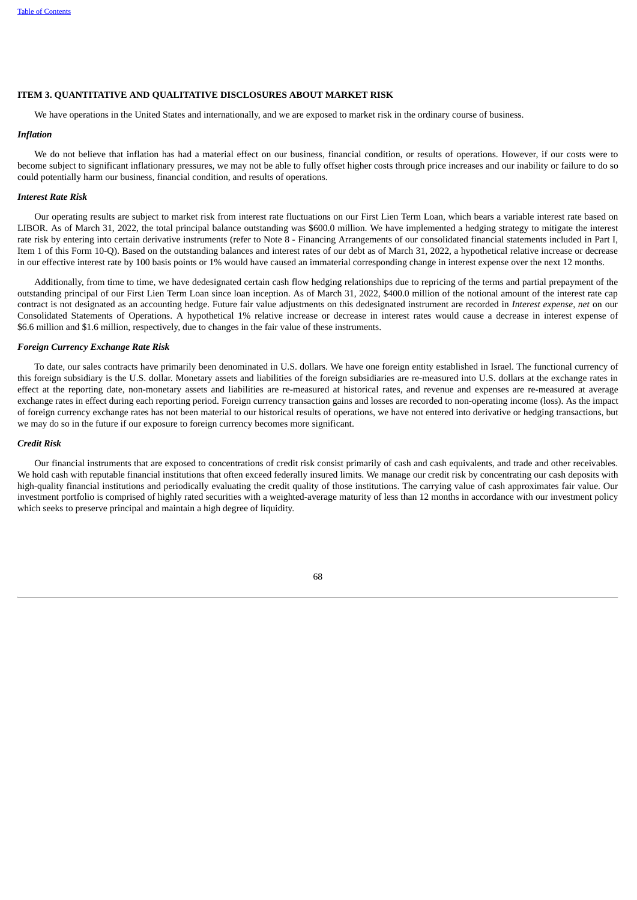### ITEM 3. QUANTITATIVE AND QUALITATIVE DISCLOSURES ABOUT MARKET RISK

We have operations in the United States and internationally, and we are exposed to market risk in the ordinary course of business.

***Inflation***

We do not believe that inflation has had a material effect on our business, financial condition, or results of operations. However, if our costs were to become subject to significant inflationary pressures, we may not be able to fully offset higher costs through price increases and our inability or failure to do so could potentially harm our business, financial condition, and results of operations.

***Interest Rate Risk***

Our operating results are subject to market risk from interest rate fluctuations on our First Lien Term Loan, which bears a variable interest rate based on LIBOR. As of March 31, 2022, the total principal balance outstanding was $600.0 million. We have implemented a hedging strategy to mitigate the interest rate risk by entering into certain derivative instruments (refer to Note 8 - Financing Arrangements of our consolidated financial statements included in Part I, Item 1 of this Form 10-Q). Based on the outstanding balances and interest rates of our debt as of March 31, 2022, a hypothetical relative increase or decrease in our effective interest rate by 100 basis points or 1% would have caused an immaterial corresponding change in interest expense over the next 12 months.

Additionally, from time to time, we have dedesignated certain cash flow hedging relationships due to repricing of the terms and partial prepayment of the outstanding principal of our First Lien Term Loan since loan inception. As of March 31, 2022, $400.0 million of the notional amount of the interest rate cap contract is not designated as an accounting hedge. Future fair value adjustments on this dedesignated instrument are recorded in *Interest expense, net* on our Consolidated Statements of Operations. A hypothetical 1% relative increase or decrease in interest rates would cause a decrease in interest expense of $6.6 million and $1.6 million, respectively, due to changes in the fair value of these instruments.

***Foreign Currency Exchange Rate Risk***

To date, our sales contracts have primarily been denominated in U.S. dollars. We have one foreign entity established in Israel. The functional currency of this foreign subsidiary is the U.S. dollar. Monetary assets and liabilities of the foreign subsidiaries are re-measured into U.S. dollars at the exchange rates in effect at the reporting date, non-monetary assets and liabilities are re-measured at historical rates, and revenue and expenses are re-measured at average exchange rates in effect during each reporting period. Foreign currency transaction gains and losses are recorded to non-operating income (loss). As the impact of foreign currency exchange rates has not been material to our historical results of operations, we have not entered into derivative or hedging transactions, but we may do so in the future if our exposure to foreign currency becomes more significant.

***Credit Risk***

Our financial instruments that are exposed to concentrations of credit risk consist primarily of cash and cash equivalents, and trade and other receivables. We hold cash with reputable financial institutions that often exceed federally insured limits. We manage our credit risk by concentrating our cash deposits with high-quality financial institutions and periodically evaluating the credit quality of those institutions. The carrying value of cash approximates fair value. Our investment portfolio is comprised of highly rated securities with a weighted-average maturity of less than 12 months in accordance with our investment policy which seeks to preserve principal and maintain a high degree of liquidity.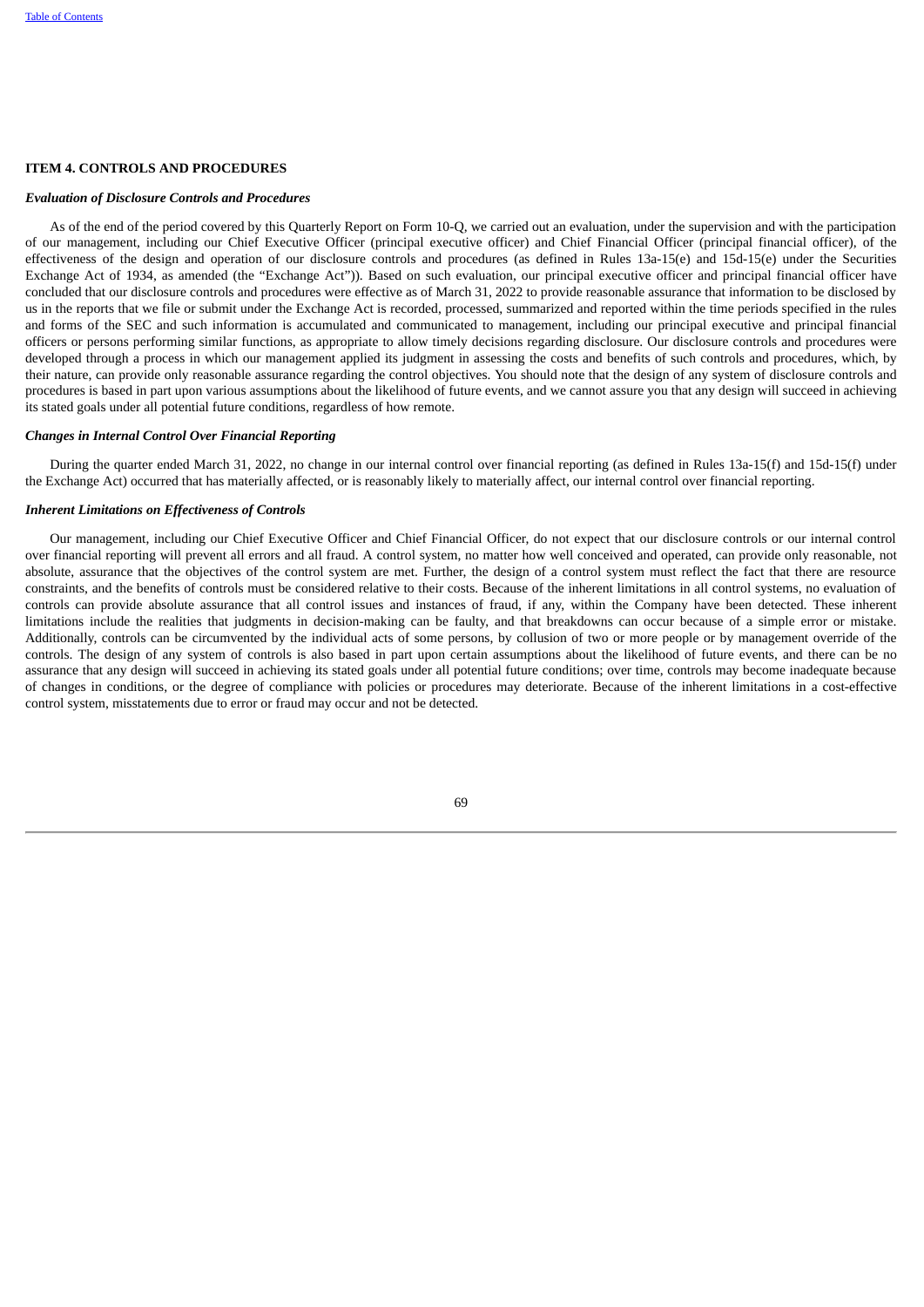## ITEM 4. CONTROLS AND PROCEDURES

### *Evaluation of Disclosure Controls and Procedures*

As of the end of the period covered by this Quarterly Report on Form 10-Q, we carried out an evaluation, under the supervision and with the participation of our management, including our Chief Executive Officer (principal executive officer) and Chief Financial Officer (principal financial officer), of the effectiveness of the design and operation of our disclosure controls and procedures (as defined in Rules 13a-15(e) and 15d-15(e) under the Securities Exchange Act of 1934, as amended (the "Exchange Act")). Based on such evaluation, our principal executive officer and principal financial officer have concluded that our disclosure controls and procedures were effective as of March 31, 2022 to provide reasonable assurance that information to be disclosed by us in the reports that we file or submit under the Exchange Act is recorded, processed, summarized and reported within the time periods specified in the rules and forms of the SEC and such information is accumulated and communicated to management, including our principal executive and principal financial officers or persons performing similar functions, as appropriate to allow timely decisions regarding disclosure. Our disclosure controls and procedures were developed through a process in which our management applied its judgment in assessing the costs and benefits of such controls and procedures, which, by their nature, can provide only reasonable assurance regarding the control objectives. You should note that the design of any system of disclosure controls and procedures is based in part upon various assumptions about the likelihood of future events, and we cannot assure you that any design will succeed in achieving its stated goals under all potential future conditions, regardless of how remote.

### *Changes in Internal Control Over Financial Reporting*

During the quarter ended March 31, 2022, no change in our internal control over financial reporting (as defined in Rules 13a-15(f) and 15d-15(f) under the Exchange Act) occurred that has materially affected, or is reasonably likely to materially affect, our internal control over financial reporting.

### *Inherent Limitations on Effectiveness of Controls*

Our management, including our Chief Executive Officer and Chief Financial Officer, do not expect that our disclosure controls or our internal control over financial reporting will prevent all errors and all fraud. A control system, no matter how well conceived and operated, can provide only reasonable, not absolute, assurance that the objectives of the control system are met. Further, the design of a control system must reflect the fact that there are resource constraints, and the benefits of controls must be considered relative to their costs. Because of the inherent limitations in all control systems, no evaluation of controls can provide absolute assurance that all control issues and instances of fraud, if any, within the Company have been detected. These inherent limitations include the realities that judgments in decision-making can be faulty, and that breakdowns can occur because of a simple error or mistake. Additionally, controls can be circumvented by the individual acts of some persons, by collusion of two or more people or by management override of the controls. The design of any system of controls is also based in part upon certain assumptions about the likelihood of future events, and there can be no assurance that any design will succeed in achieving its stated goals under all potential future conditions; over time, controls may become inadequate because of changes in conditions, or the degree of compliance with policies or procedures may deteriorate. Because of the inherent limitations in a cost-effective control system, misstatements due to error or fraud may occur and not be detected.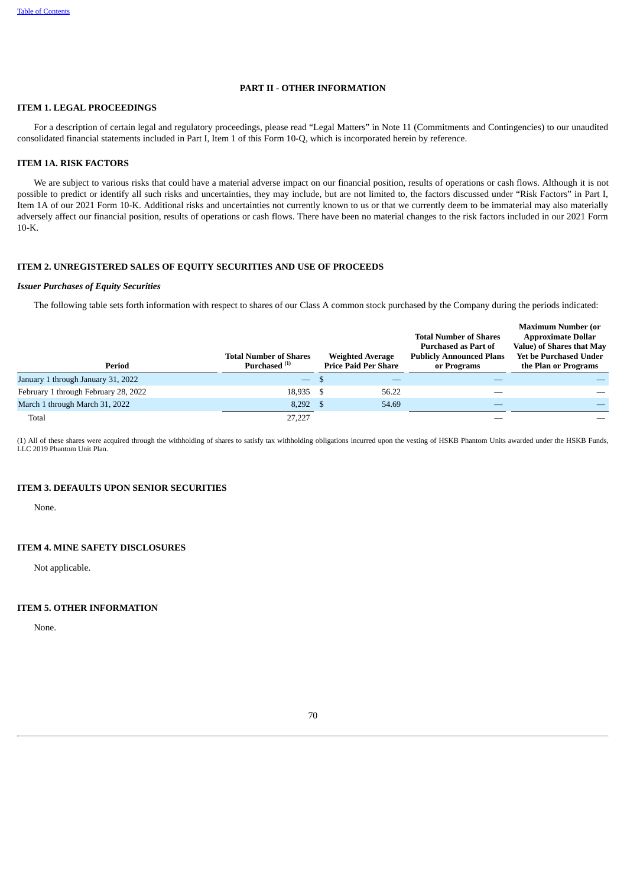## PART II - OTHER INFORMATION

### ITEM 1. LEGAL PROCEEDINGS

For a description of certain legal and regulatory proceedings, please read "Legal Matters" in Note 11 (Commitments and Contingencies) to our unaudited consolidated financial statements included in Part I, Item 1 of this Form 10-Q, which is incorporated herein by reference.

### ITEM 1A. RISK FACTORS

We are subject to various risks that could have a material adverse impact on our financial position, results of operations or cash flows. Although it is not possible to predict or identify all such risks and uncertainties, they may include, but are not limited to, the factors discussed under "Risk Factors" in Part I, Item 1A of our 2021 Form 10-K. Additional risks and uncertainties not currently known to us or that we currently deem to be immaterial may also materially adversely affect our financial position, results of operations or cash flows. There have been no material changes to the risk factors included in our 2021 Form 10-K.

### ITEM 2. UNREGISTERED SALES OF EQUITY SECURITIES AND USE OF PROCEEDS

***Issuer Purchases of Equity Securities***

The following table sets forth information with respect to shares of our Class A common stock purchased by the Company during the periods indicated:

| Period | Total Number of Shares Purchased [(1)] | Weighted Average Price Paid Per Share | Total Number of Shares Purchased as Part of Publicly Announced Plans or Programs | Maximum Number (or Approximate Dollar Value) of Shares that May Yet be Purchased Under the Plan or Programs |
|---|---|---|---|---|
| January 1 through January 31, 2022 | — | $ — | — | — |
| February 1 through February 28, 2022 | 18,935 | $ 56.22 | — | — |
| March 1 through March 31, 2022 | 8,292 | $ 54.69 | — | — |
| Total | 27,227 | | — | — |

(1) All of these shares were acquired through the withholding of shares to satisfy tax withholding obligations incurred upon the vesting of HSKB Phantom Units awarded under the HSKB Funds, LLC 2019 Phantom Unit Plan.

### ITEM 3. DEFAULTS UPON SENIOR SECURITIES

None.

### ITEM 4. MINE SAFETY DISCLOSURES

Not applicable.

### ITEM 5. OTHER INFORMATION

None.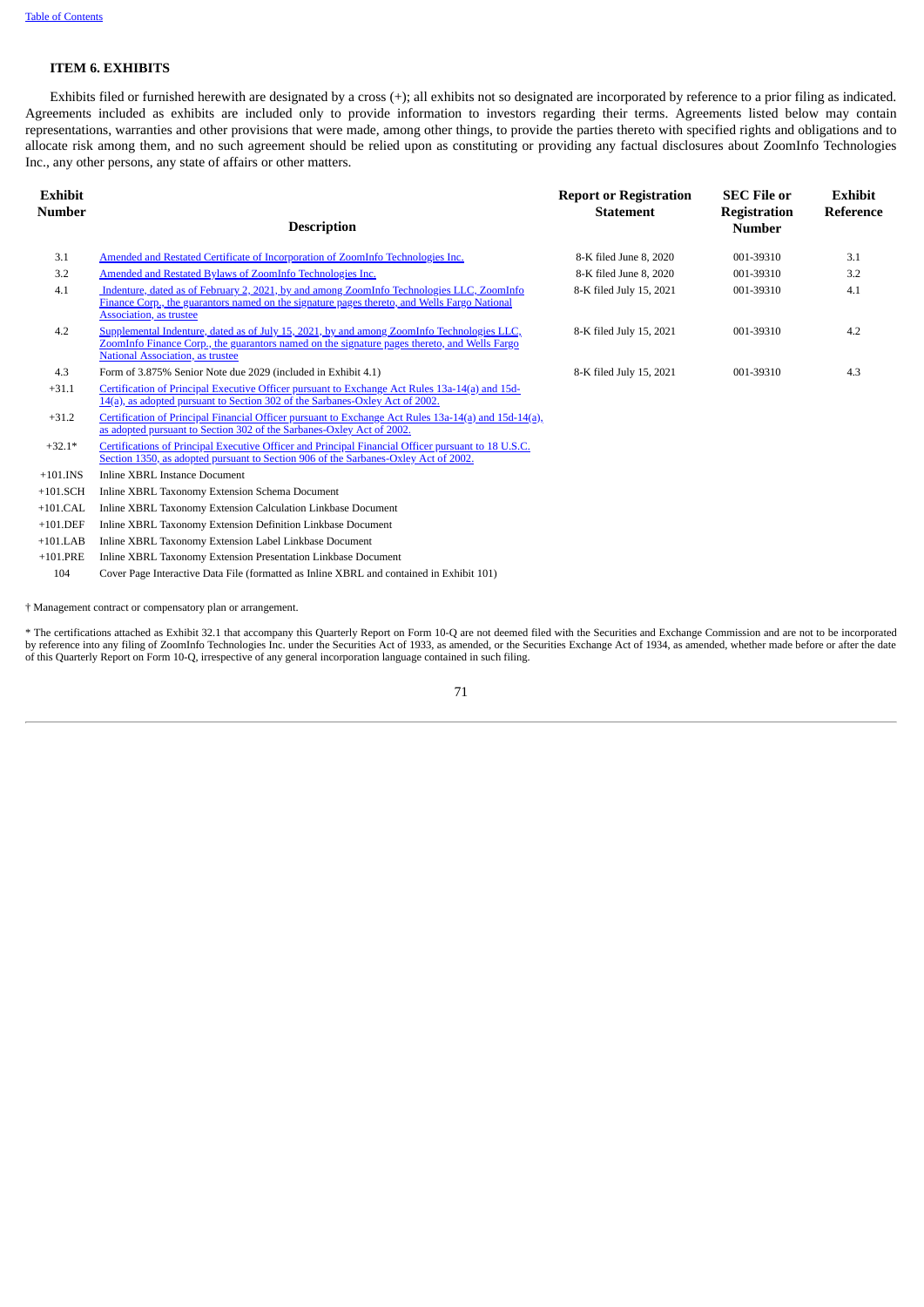## ITEM 6. EXHIBITS

Exhibits filed or furnished herewith are designated by a cross (+); all exhibits not so designated are incorporated by reference to a prior filing as indicated. Agreements included as exhibits are included only to provide information to investors regarding their terms. Agreements listed below may contain representations, warranties and other provisions that were made, among other things, to provide the parties thereto with specified rights and obligations and to allocate risk among them, and no such agreement should be relied upon as constituting or providing any factual disclosures about ZoomInfo Technologies Inc., any other persons, any state of affairs or other matters.

| Exhibit Number | Description | Report or Registration Statement | SEC File or Registration Number | Exhibit Reference |
|---|---|---|---|---|
| 3.1 | Amended and Restated Certificate of Incorporation of ZoomInfo Technologies Inc. | 8-K filed June 8, 2020 | 001-39310 | 3.1 |
| 3.2 | Amended and Restated Bylaws of ZoomInfo Technologies Inc. | 8-K filed June 8, 2020 | 001-39310 | 3.2 |
| 4.1 | Indenture, dated as of February 2, 2021, by and among ZoomInfo Technologies LLC, ZoomInfo Finance Corp., the guarantors named on the signature pages thereto, and Wells Fargo National Association, as trustee | 8-K filed July 15, 2021 | 001-39310 | 4.1 |
| 4.2 | Supplemental Indenture, dated as of July 15, 2021, by and among ZoomInfo Technologies LLC, ZoomInfo Finance Corp., the guarantors named on the signature pages thereto, and Wells Fargo National Association, as trustee | 8-K filed July 15, 2021 | 001-39310 | 4.2 |
| 4.3 | Form of 3.875% Senior Note due 2029 (included in Exhibit 4.1) | 8-K filed July 15, 2021 | 001-39310 | 4.3 |
| +31.1 | Certification of Principal Executive Officer pursuant to Exchange Act Rules 13a-14(a) and 15d-14(a), as adopted pursuant to Section 302 of the Sarbanes-Oxley Act of 2002. | | | |
| +31.2 | Certification of Principal Financial Officer pursuant to Exchange Act Rules 13a-14(a) and 15d-14(a), as adopted pursuant to Section 302 of the Sarbanes-Oxley Act of 2002. | | | |
| +32.1* | Certifications of Principal Executive Officer and Principal Financial Officer pursuant to 18 U.S.C. Section 1350, as adopted pursuant to Section 906 of the Sarbanes-Oxley Act of 2002. | | | |
| +101.INS | Inline XBRL Instance Document | | | |
| +101.SCH | Inline XBRL Taxonomy Extension Schema Document | | | |
| +101.CAL | Inline XBRL Taxonomy Extension Calculation Linkbase Document | | | |
| +101.DEF | Inline XBRL Taxonomy Extension Definition Linkbase Document | | | |
| +101.LAB | Inline XBRL Taxonomy Extension Label Linkbase Document | | | |
| +101.PRE | Inline XBRL Taxonomy Extension Presentation Linkbase Document | | | |
| 104 | Cover Page Interactive Data File (formatted as Inline XBRL and contained in Exhibit 101) | | | |

† Management contract or compensatory plan or arrangement.

* The certifications attached as Exhibit 32.1 that accompany this Quarterly Report on Form 10-Q are not deemed filed with the Securities and Exchange Commission and are not to be incorporated by reference into any filing of ZoomInfo Technologies Inc. under the Securities Act of 1933, as amended, or the Securities Exchange Act of 1934, as amended, whether made before or after the date of this Quarterly Report on Form 10-Q, irrespective of any general incorporation language contained in such filing.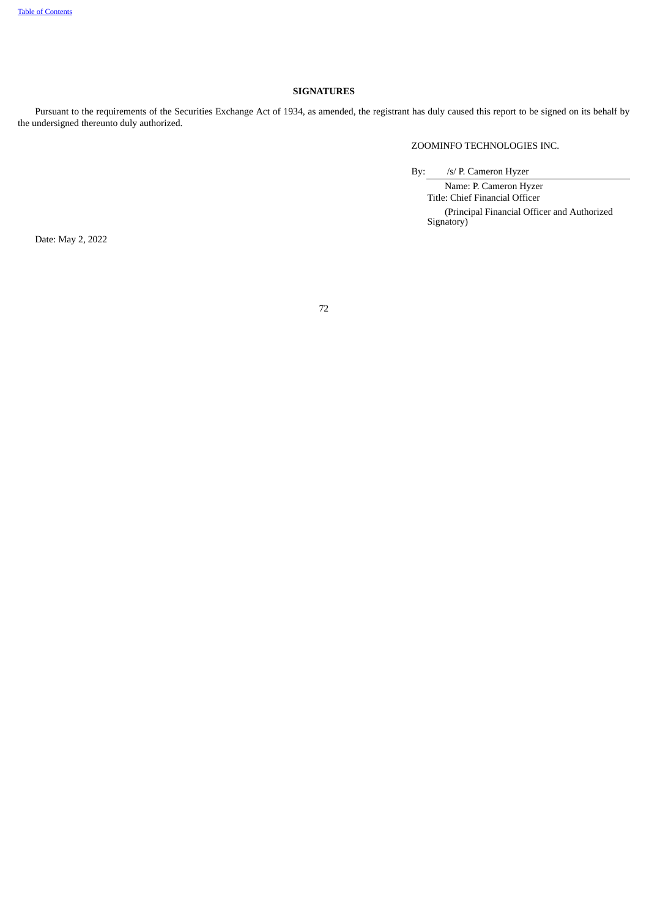## SIGNATURES

Pursuant to the requirements of the Securities Exchange Act of 1934, as amended, the registrant has duly caused this report to be signed on its behalf by the undersigned thereunto duly authorized.

ZOOMINFO TECHNOLOGIES INC.

By: /s/ P. Cameron Hyzer

Name: P. Cameron Hyzer
Title: Chief Financial Officer
(Principal Financial Officer and Authorized Signatory)

Date: May 2, 2022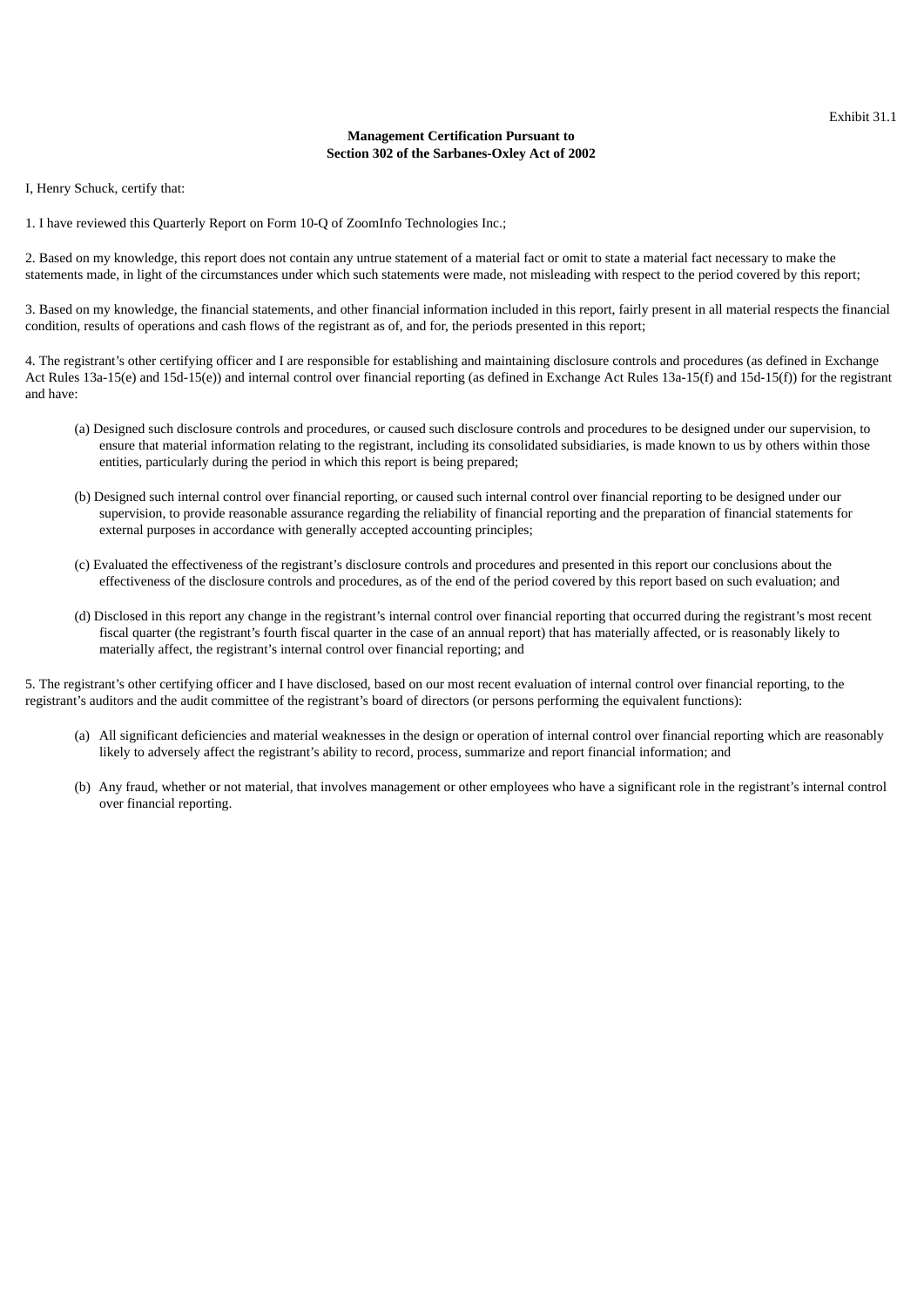Exhibit 31.1

**Management Certification Pursuant to**
**Section 302 of the Sarbanes-Oxley Act of 2002**

I, Henry Schuck, certify that:

1. I have reviewed this Quarterly Report on Form 10-Q of ZoomInfo Technologies Inc.;

2. Based on my knowledge, this report does not contain any untrue statement of a material fact or omit to state a material fact necessary to make the statements made, in light of the circumstances under which such statements were made, not misleading with respect to the period covered by this report;

3. Based on my knowledge, the financial statements, and other financial information included in this report, fairly present in all material respects the financial condition, results of operations and cash flows of the registrant as of, and for, the periods presented in this report;

4. The registrant's other certifying officer and I are responsible for establishing and maintaining disclosure controls and procedures (as defined in Exchange Act Rules 13a-15(e) and 15d-15(e)) and internal control over financial reporting (as defined in Exchange Act Rules 13a-15(f) and 15d-15(f)) for the registrant and have:

(a) Designed such disclosure controls and procedures, or caused such disclosure controls and procedures to be designed under our supervision, to ensure that material information relating to the registrant, including its consolidated subsidiaries, is made known to us by others within those entities, particularly during the period in which this report is being prepared;

(b) Designed such internal control over financial reporting, or caused such internal control over financial reporting to be designed under our supervision, to provide reasonable assurance regarding the reliability of financial reporting and the preparation of financial statements for external purposes in accordance with generally accepted accounting principles;

(c) Evaluated the effectiveness of the registrant's disclosure controls and procedures and presented in this report our conclusions about the effectiveness of the disclosure controls and procedures, as of the end of the period covered by this report based on such evaluation; and

(d) Disclosed in this report any change in the registrant's internal control over financial reporting that occurred during the registrant's most recent fiscal quarter (the registrant's fourth fiscal quarter in the case of an annual report) that has materially affected, or is reasonably likely to materially affect, the registrant's internal control over financial reporting; and

5. The registrant's other certifying officer and I have disclosed, based on our most recent evaluation of internal control over financial reporting, to the registrant's auditors and the audit committee of the registrant's board of directors (or persons performing the equivalent functions):

(a) All significant deficiencies and material weaknesses in the design or operation of internal control over financial reporting which are reasonably likely to adversely affect the registrant's ability to record, process, summarize and report financial information; and

(b) Any fraud, whether or not material, that involves management or other employees who have a significant role in the registrant's internal control over financial reporting.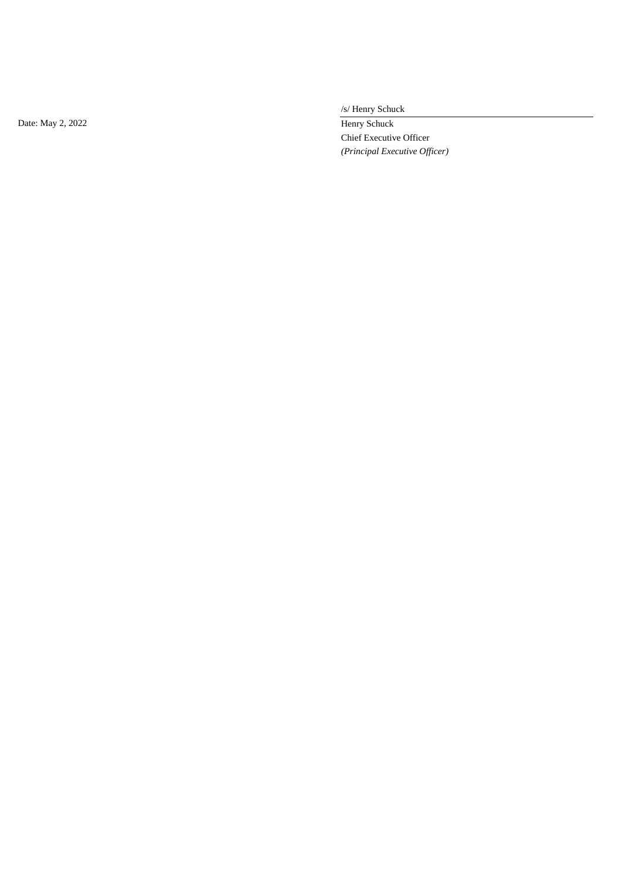Date: May 2, 2022

/s/ Henry Schuck

Henry Schuck
Chief Executive Officer
*(Principal Executive Officer)*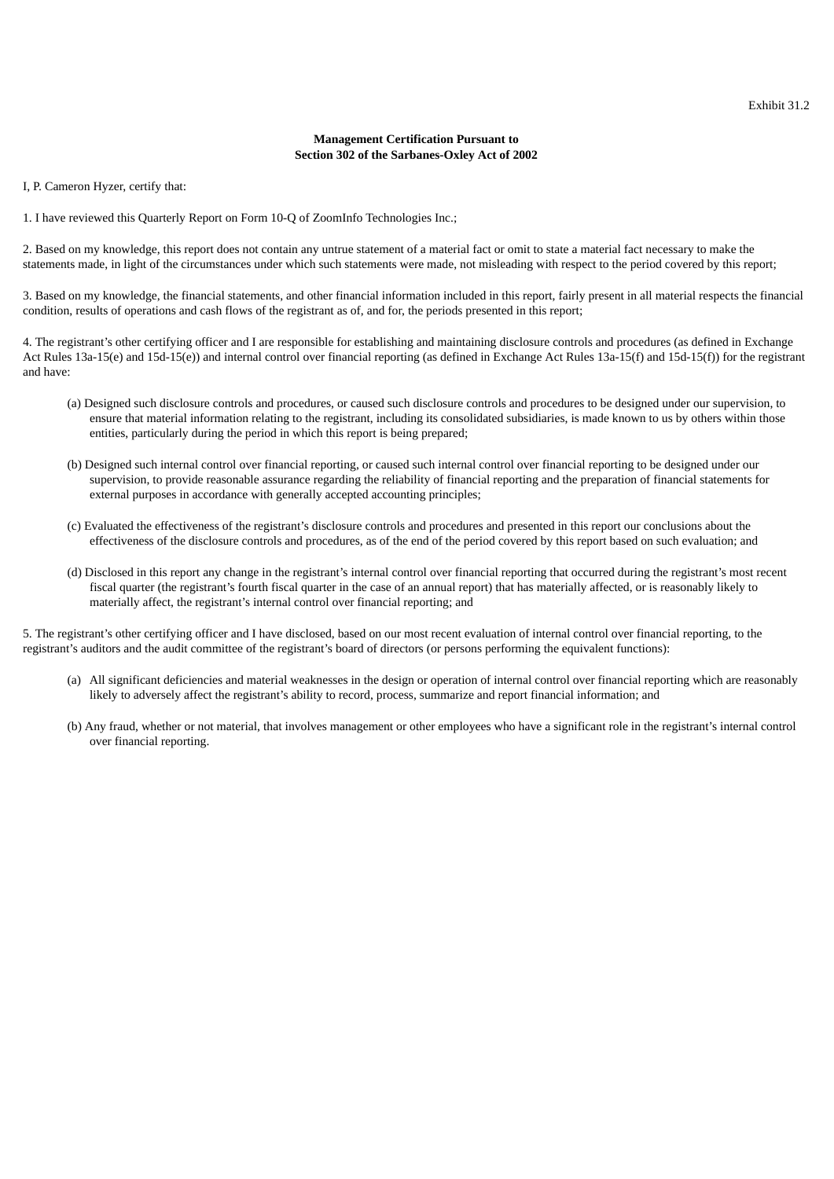Exhibit 31.2

**Management Certification Pursuant to**
**Section 302 of the Sarbanes-Oxley Act of 2002**

I, P. Cameron Hyzer, certify that:

1. I have reviewed this Quarterly Report on Form 10-Q of ZoomInfo Technologies Inc.;

2. Based on my knowledge, this report does not contain any untrue statement of a material fact or omit to state a material fact necessary to make the statements made, in light of the circumstances under which such statements were made, not misleading with respect to the period covered by this report;

3. Based on my knowledge, the financial statements, and other financial information included in this report, fairly present in all material respects the financial condition, results of operations and cash flows of the registrant as of, and for, the periods presented in this report;

4. The registrant's other certifying officer and I are responsible for establishing and maintaining disclosure controls and procedures (as defined in Exchange Act Rules 13a-15(e) and 15d-15(e)) and internal control over financial reporting (as defined in Exchange Act Rules 13a-15(f) and 15d-15(f)) for the registrant and have:

(a) Designed such disclosure controls and procedures, or caused such disclosure controls and procedures to be designed under our supervision, to ensure that material information relating to the registrant, including its consolidated subsidiaries, is made known to us by others within those entities, particularly during the period in which this report is being prepared;

(b) Designed such internal control over financial reporting, or caused such internal control over financial reporting to be designed under our supervision, to provide reasonable assurance regarding the reliability of financial reporting and the preparation of financial statements for external purposes in accordance with generally accepted accounting principles;

(c) Evaluated the effectiveness of the registrant's disclosure controls and procedures and presented in this report our conclusions about the effectiveness of the disclosure controls and procedures, as of the end of the period covered by this report based on such evaluation; and

(d) Disclosed in this report any change in the registrant's internal control over financial reporting that occurred during the registrant's most recent fiscal quarter (the registrant's fourth fiscal quarter in the case of an annual report) that has materially affected, or is reasonably likely to materially affect, the registrant's internal control over financial reporting; and

5. The registrant's other certifying officer and I have disclosed, based on our most recent evaluation of internal control over financial reporting, to the registrant's auditors and the audit committee of the registrant's board of directors (or persons performing the equivalent functions):

(a) All significant deficiencies and material weaknesses in the design or operation of internal control over financial reporting which are reasonably likely to adversely affect the registrant's ability to record, process, summarize and report financial information; and

(b) Any fraud, whether or not material, that involves management or other employees who have a significant role in the registrant's internal control over financial reporting.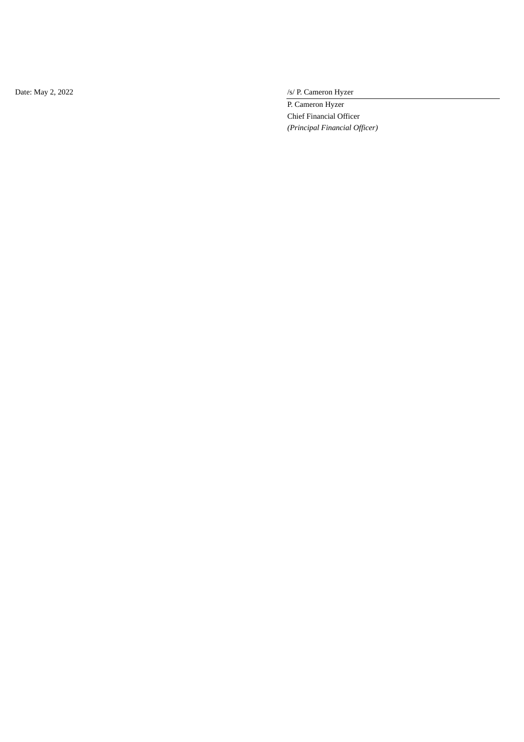Date: May 2, 2022

/s/ P. Cameron Hyzer

P. Cameron Hyzer
Chief Financial Officer
*(Principal Financial Officer)*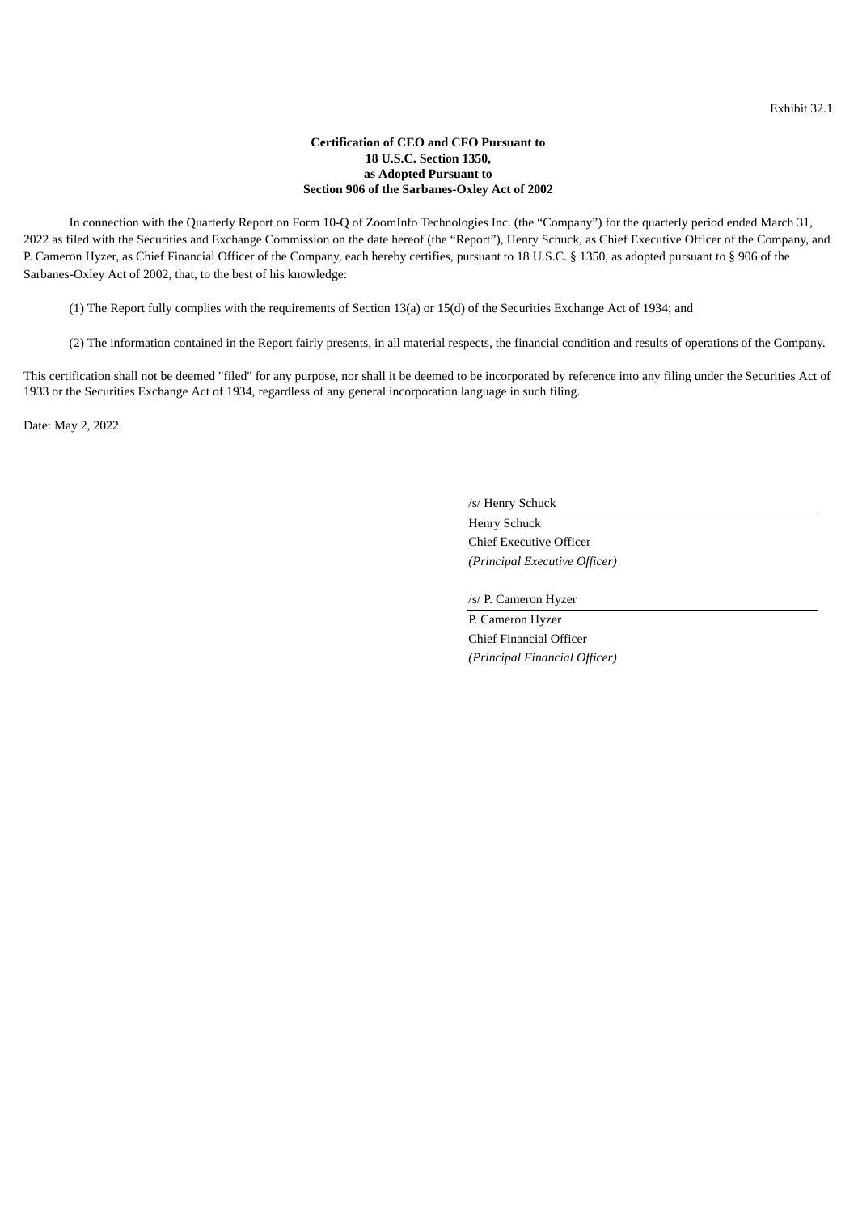Exhibit 32.1

**Certification of CEO and CFO Pursuant to**
**18 U.S.C. Section 1350,**
**as Adopted Pursuant to**
**Section 906 of the Sarbanes-Oxley Act of 2002**

In connection with the Quarterly Report on Form 10-Q of ZoomInfo Technologies Inc. (the “Company”) for the quarterly period ended March 31, 2022 as filed with the Securities and Exchange Commission on the date hereof (the “Report”), Henry Schuck, as Chief Executive Officer of the Company, and P. Cameron Hyzer, as Chief Financial Officer of the Company, each hereby certifies, pursuant to 18 U.S.C. § 1350, as adopted pursuant to § 906 of the Sarbanes-Oxley Act of 2002, that, to the best of his knowledge:

(1) The Report fully complies with the requirements of Section 13(a) or 15(d) of the Securities Exchange Act of 1934; and

(2) The information contained in the Report fairly presents, in all material respects, the financial condition and results of operations of the Company.

This certification shall not be deemed "filed" for any purpose, nor shall it be deemed to be incorporated by reference into any filing under the Securities Act of 1933 or the Securities Exchange Act of 1934, regardless of any general incorporation language in such filing.

Date: May 2, 2022

/s/ Henry Schuck

Henry Schuck
Chief Executive Officer
*(Principal Executive Officer)*

/s/ P. Cameron Hyzer

P. Cameron Hyzer
Chief Financial Officer
*(Principal Financial Officer)*